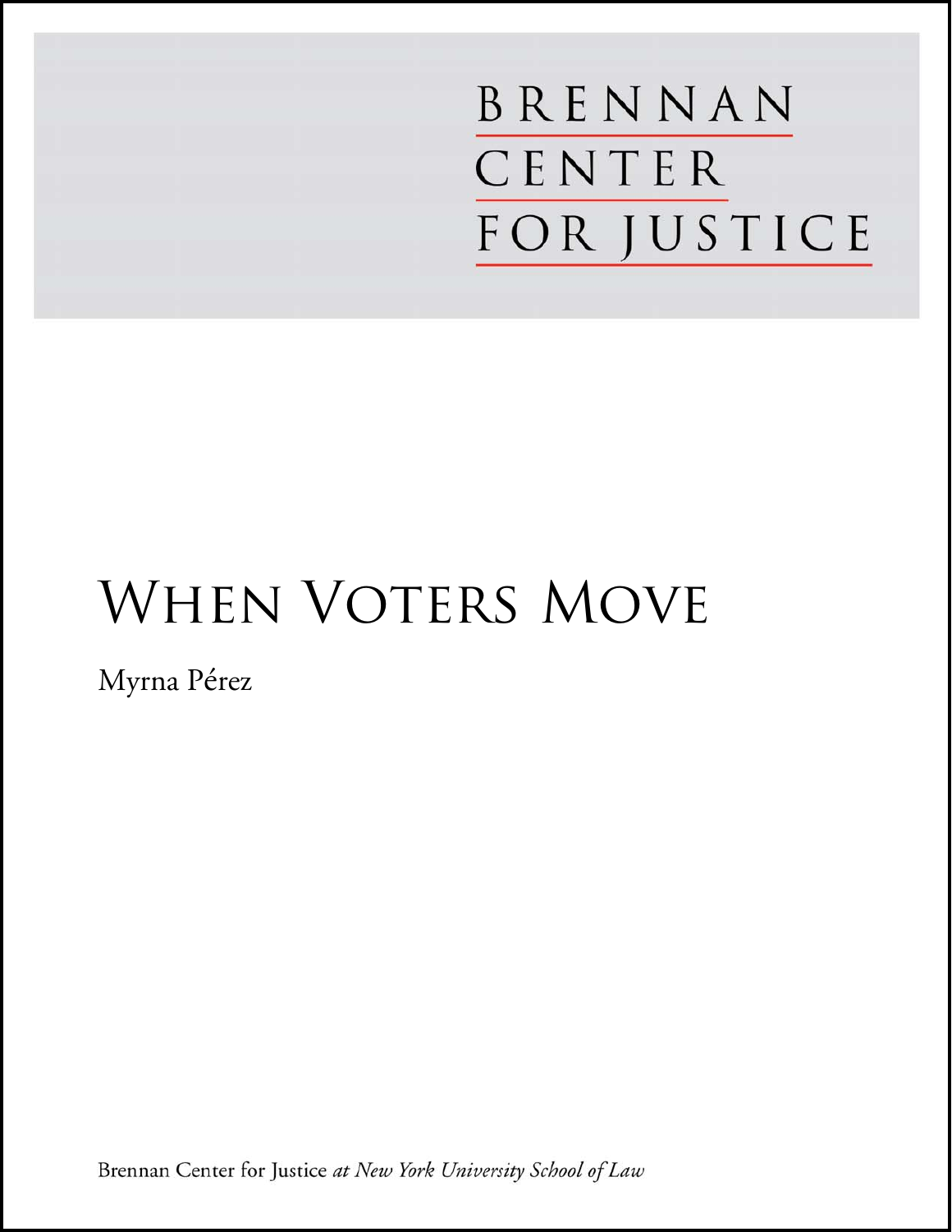BRENNAN CENTER FOR JUSTICE

# When Voters Move

Myrna Pérez

Brennan Center for Justice *at New York University School of Law*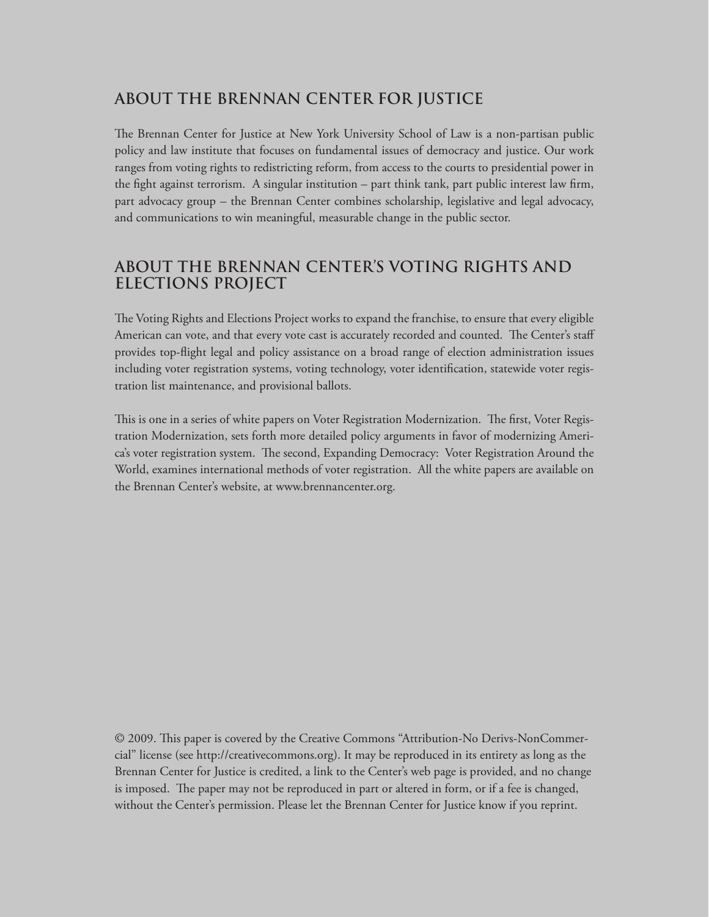## ABOUT THE BRENNAN CENTER FOR JUSTICE

The Brennan Center for Justice at New York University School of Law is a non-partisan public policy and law institute that focuses on fundamental issues of democracy and justice. Our work ranges from voting rights to redistricting reform, from access to the courts to presidential power in the fight against terrorism. A singular institution – part think tank, part public interest law firm, part advocacy group – the Brennan Center combines scholarship, legislative and legal advocacy, and communications to win meaningful, measurable change in the public sector.

## ABOUT THE BRENNAN CENTER'S VOTING RIGHTS AND ELECTIONS PROJECT

The Voting Rights and Elections Project works to expand the franchise, to ensure that every eligible American can vote, and that every vote cast is accurately recorded and counted. The Center's staff provides top-flight legal and policy assistance on a broad range of election administration issues including voter registration systems, voting technology, voter identification, statewide voter registration list maintenance, and provisional ballots.

This is one in a series of white papers on Voter Registration Modernization. The first, Voter Registration Modernization, sets forth more detailed policy arguments in favor of modernizing America's voter registration system. The second, Expanding Democracy: Voter Registration Around the World, examines international methods of voter registration. All the white papers are available on the Brennan Center's website, at www.brennancenter.org.

© 2009. This paper is covered by the Creative Commons "Attribution-No Derivs-NonCommercial" license (see http://creativecommons.org). It may be reproduced in its entirety as long as the Brennan Center for Justice is credited, a link to the Center's web page is provided, and no change is imposed. The paper may not be reproduced in part or altered in form, or if a fee is changed, without the Center's permission. Please let the Brennan Center for Justice know if you reprint.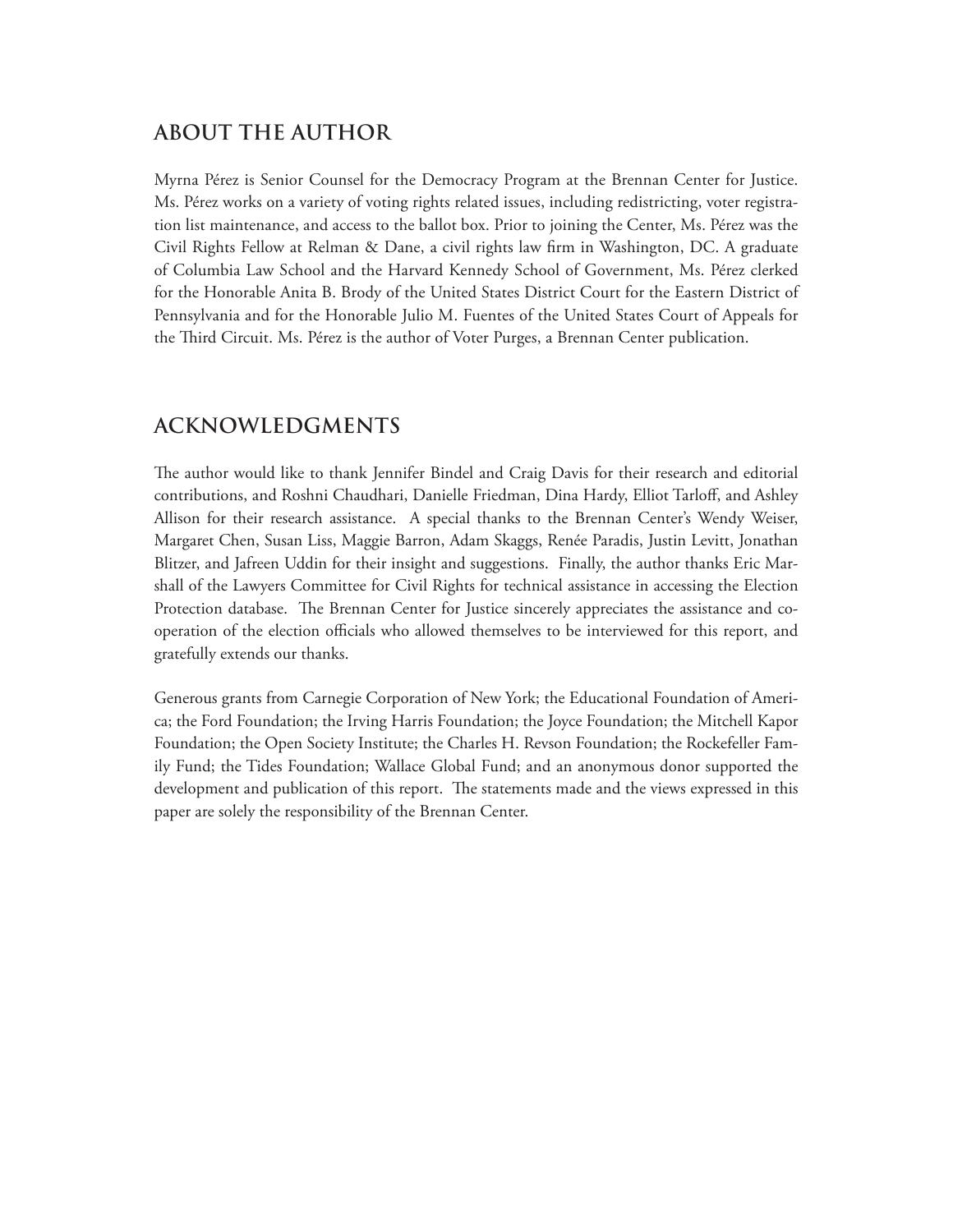## ABOUT THE AUTHOR

Myrna Pérez is Senior Counsel for the Democracy Program at the Brennan Center for Justice. Ms. Pérez works on a variety of voting rights related issues, including redistricting, voter registration list maintenance, and access to the ballot box. Prior to joining the Center, Ms. Pérez was the Civil Rights Fellow at Relman & Dane, a civil rights law firm in Washington, DC. A graduate of Columbia Law School and the Harvard Kennedy School of Government, Ms. Pérez clerked for the Honorable Anita B. Brody of the United States District Court for the Eastern District of Pennsylvania and for the Honorable Julio M. Fuentes of the United States Court of Appeals for the Third Circuit. Ms. Pérez is the author of Voter Purges, a Brennan Center publication.

## ACKNOWLEDGMENTS

The author would like to thank Jennifer Bindel and Craig Davis for their research and editorial contributions, and Roshni Chaudhari, Danielle Friedman, Dina Hardy, Elliot Tarloff, and Ashley Allison for their research assistance. A special thanks to the Brennan Center's Wendy Weiser, Margaret Chen, Susan Liss, Maggie Barron, Adam Skaggs, Renée Paradis, Justin Levitt, Jonathan Blitzer, and Jafreen Uddin for their insight and suggestions. Finally, the author thanks Eric Marshall of the Lawyers Committee for Civil Rights for technical assistance in accessing the Election Protection database. The Brennan Center for Justice sincerely appreciates the assistance and cooperation of the election officials who allowed themselves to be interviewed for this report, and gratefully extends our thanks.

Generous grants from Carnegie Corporation of New York; the Educational Foundation of America; the Ford Foundation; the Irving Harris Foundation; the Joyce Foundation; the Mitchell Kapor Foundation; the Open Society Institute; the Charles H. Revson Foundation; the Rockefeller Family Fund; the Tides Foundation; Wallace Global Fund; and an anonymous donor supported the development and publication of this report. The statements made and the views expressed in this paper are solely the responsibility of the Brennan Center.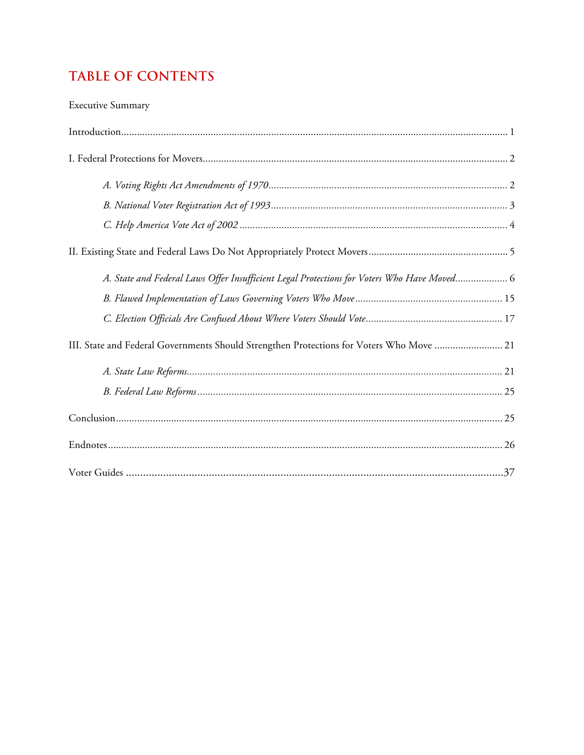# TABLE OF CONTENTS

Executive Summary

Introduction ..... 1

I. Federal Protections for Movers ..... 2

*A. Voting Rights Act Amendments of 1970* ..... 2

*B. National Voter Registration Act of 1993* ..... 3

*C. Help America Vote Act of 2002* ..... 4

II. Existing State and Federal Laws Do Not Appropriately Protect Movers ..... 5

*A. State and Federal Laws Offer Insufficient Legal Protections for Voters Who Have Moved* ..... 6

*B. Flawed Implementation of Laws Governing Voters Who Move* ..... 15

*C. Election Officials Are Confused About Where Voters Should Vote* ..... 17

III. State and Federal Governments Should Strengthen Protections for Voters Who Move ..... 21

*A. State Law Reforms* ..... 21

*B. Federal Law Reforms* ..... 25

Conclusion ..... 25

Endnotes ..... 26

Voter Guides ..... 37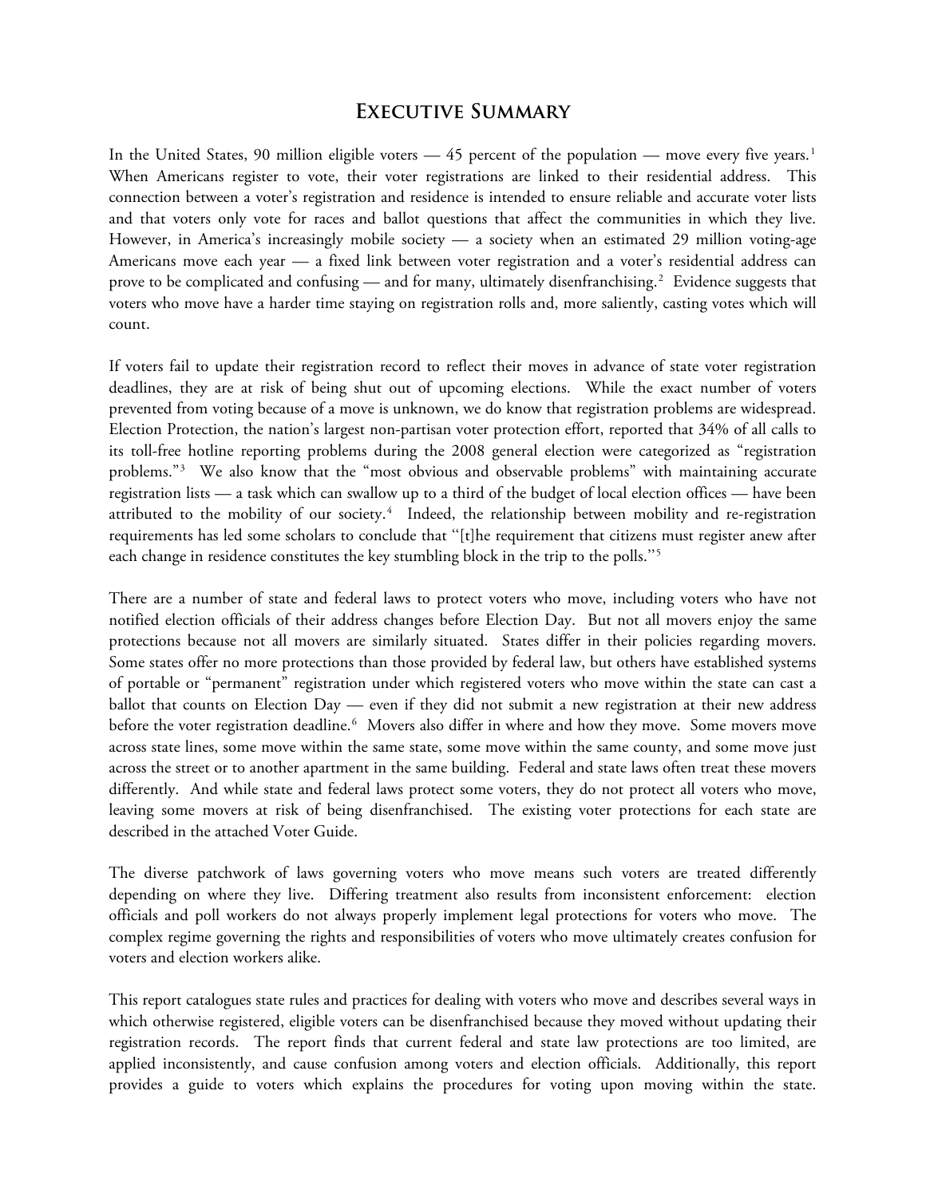## Executive Summary

In the United States, 90 million eligible voters — 45 percent of the population — move every five years.[1] When Americans register to vote, their voter registrations are linked to their residential address. This connection between a voter's registration and residence is intended to ensure reliable and accurate voter lists and that voters only vote for races and ballot questions that affect the communities in which they live. However, in America's increasingly mobile society — a society when an estimated 29 million voting-age Americans move each year — a fixed link between voter registration and a voter's residential address can prove to be complicated and confusing — and for many, ultimately disenfranchising.[2] Evidence suggests that voters who move have a harder time staying on registration rolls and, more saliently, casting votes which will count.

If voters fail to update their registration record to reflect their moves in advance of state voter registration deadlines, they are at risk of being shut out of upcoming elections. While the exact number of voters prevented from voting because of a move is unknown, we do know that registration problems are widespread. Election Protection, the nation's largest non-partisan voter protection effort, reported that 34% of all calls to its toll-free hotline reporting problems during the 2008 general election were categorized as "registration problems."[3] We also know that the "most obvious and observable problems" with maintaining accurate registration lists — a task which can swallow up to a third of the budget of local election offices — have been attributed to the mobility of our society.[4] Indeed, the relationship between mobility and re-registration requirements has led some scholars to conclude that "[t]he requirement that citizens must register anew after each change in residence constitutes the key stumbling block in the trip to the polls."[5]

There are a number of state and federal laws to protect voters who move, including voters who have not notified election officials of their address changes before Election Day. But not all movers enjoy the same protections because not all movers are similarly situated. States differ in their policies regarding movers. Some states offer no more protections than those provided by federal law, but others have established systems of portable or "permanent" registration under which registered voters who move within the state can cast a ballot that counts on Election Day — even if they did not submit a new registration at their new address before the voter registration deadline.[6] Movers also differ in where and how they move. Some movers move across state lines, some move within the same state, some move within the same county, and some move just across the street or to another apartment in the same building. Federal and state laws often treat these movers differently. And while state and federal laws protect some voters, they do not protect all voters who move, leaving some movers at risk of being disenfranchised. The existing voter protections for each state are described in the attached Voter Guide.

The diverse patchwork of laws governing voters who move means such voters are treated differently depending on where they live. Differing treatment also results from inconsistent enforcement: election officials and poll workers do not always properly implement legal protections for voters who move. The complex regime governing the rights and responsibilities of voters who move ultimately creates confusion for voters and election workers alike.

This report catalogues state rules and practices for dealing with voters who move and describes several ways in which otherwise registered, eligible voters can be disenfranchised because they moved without updating their registration records. The report finds that current federal and state law protections are too limited, are applied inconsistently, and cause confusion among voters and election officials. Additionally, this report provides a guide to voters which explains the procedures for voting upon moving within the state.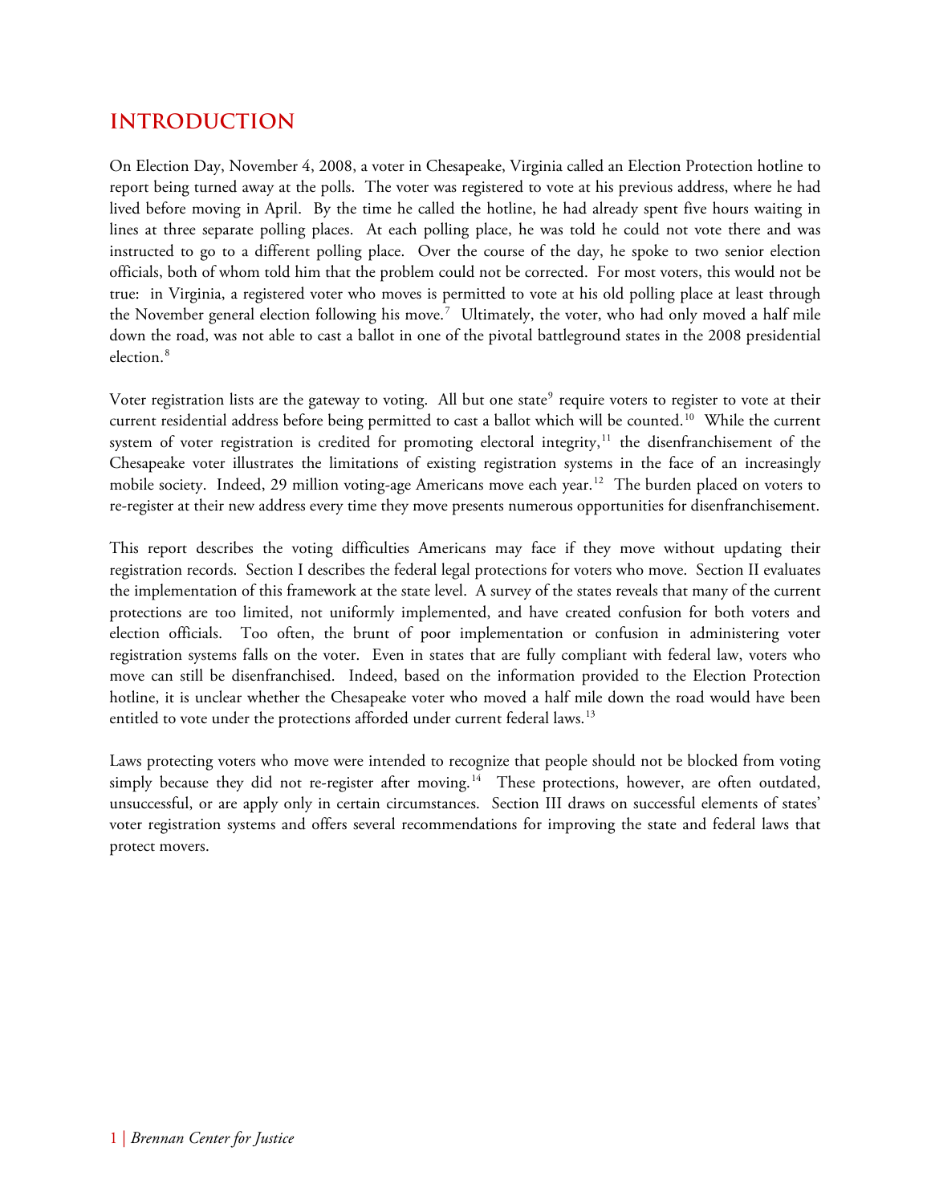## INTRODUCTION

On Election Day, November 4, 2008, a voter in Chesapeake, Virginia called an Election Protection hotline to report being turned away at the polls. The voter was registered to vote at his previous address, where he had lived before moving in April. By the time he called the hotline, he had already spent five hours waiting in lines at three separate polling places. At each polling place, he was told he could not vote there and was instructed to go to a different polling place. Over the course of the day, he spoke to two senior election officials, both of whom told him that the problem could not be corrected. For most voters, this would not be true: in Virginia, a registered voter who moves is permitted to vote at his old polling place at least through the November general election following his move.[7] Ultimately, the voter, who had only moved a half mile down the road, was not able to cast a ballot in one of the pivotal battleground states in the 2008 presidential election.[8]

Voter registration lists are the gateway to voting. All but one state[9] require voters to register to vote at their current residential address before being permitted to cast a ballot which will be counted.[10] While the current system of voter registration is credited for promoting electoral integrity,[11] the disenfranchisement of the Chesapeake voter illustrates the limitations of existing registration systems in the face of an increasingly mobile society. Indeed, 29 million voting-age Americans move each year.[12] The burden placed on voters to re-register at their new address every time they move presents numerous opportunities for disenfranchisement.

This report describes the voting difficulties Americans may face if they move without updating their registration records. Section I describes the federal legal protections for voters who move. Section II evaluates the implementation of this framework at the state level. A survey of the states reveals that many of the current protections are too limited, not uniformly implemented, and have created confusion for both voters and election officials. Too often, the brunt of poor implementation or confusion in administering voter registration systems falls on the voter. Even in states that are fully compliant with federal law, voters who move can still be disenfranchised. Indeed, based on the information provided to the Election Protection hotline, it is unclear whether the Chesapeake voter who moved a half mile down the road would have been entitled to vote under the protections afforded under current federal laws.[13]

Laws protecting voters who move were intended to recognize that people should not be blocked from voting simply because they did not re-register after moving.[14] These protections, however, are often outdated, unsuccessful, or are apply only in certain circumstances. Section III draws on successful elements of states' voter registration systems and offers several recommendations for improving the state and federal laws that protect movers.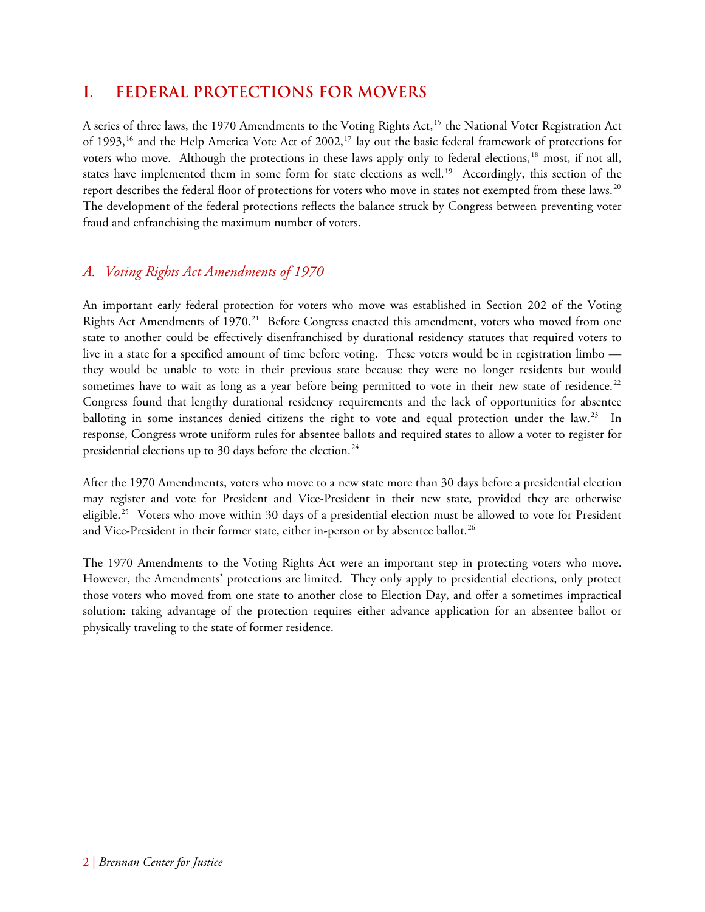# I. FEDERAL PROTECTIONS FOR MOVERS

A series of three laws, the 1970 Amendments to the Voting Rights Act,[15] the National Voter Registration Act of 1993,[16] and the Help America Vote Act of 2002,[17] lay out the basic federal framework of protections for voters who move. Although the protections in these laws apply only to federal elections,[18] most, if not all, states have implemented them in some form for state elections as well.[19] Accordingly, this section of the report describes the federal floor of protections for voters who move in states not exempted from these laws.[20] The development of the federal protections reflects the balance struck by Congress between preventing voter fraud and enfranchising the maximum number of voters.

## *A. Voting Rights Act Amendments of 1970*

An important early federal protection for voters who move was established in Section 202 of the Voting Rights Act Amendments of 1970.[21] Before Congress enacted this amendment, voters who moved from one state to another could be effectively disenfranchised by durational residency statutes that required voters to live in a state for a specified amount of time before voting. These voters would be in registration limbo — they would be unable to vote in their previous state because they were no longer residents but would sometimes have to wait as long as a year before being permitted to vote in their new state of residence.[22] Congress found that lengthy durational residency requirements and the lack of opportunities for absentee balloting in some instances denied citizens the right to vote and equal protection under the law.[23] In response, Congress wrote uniform rules for absentee ballots and required states to allow a voter to register for presidential elections up to 30 days before the election.[24]

After the 1970 Amendments, voters who move to a new state more than 30 days before a presidential election may register and vote for President and Vice-President in their new state, provided they are otherwise eligible.[25] Voters who move within 30 days of a presidential election must be allowed to vote for President and Vice-President in their former state, either in-person or by absentee ballot.[26]

The 1970 Amendments to the Voting Rights Act were an important step in protecting voters who move. However, the Amendments' protections are limited. They only apply to presidential elections, only protect those voters who moved from one state to another close to Election Day, and offer a sometimes impractical solution: taking advantage of the protection requires either advance application for an absentee ballot or physically traveling to the state of former residence.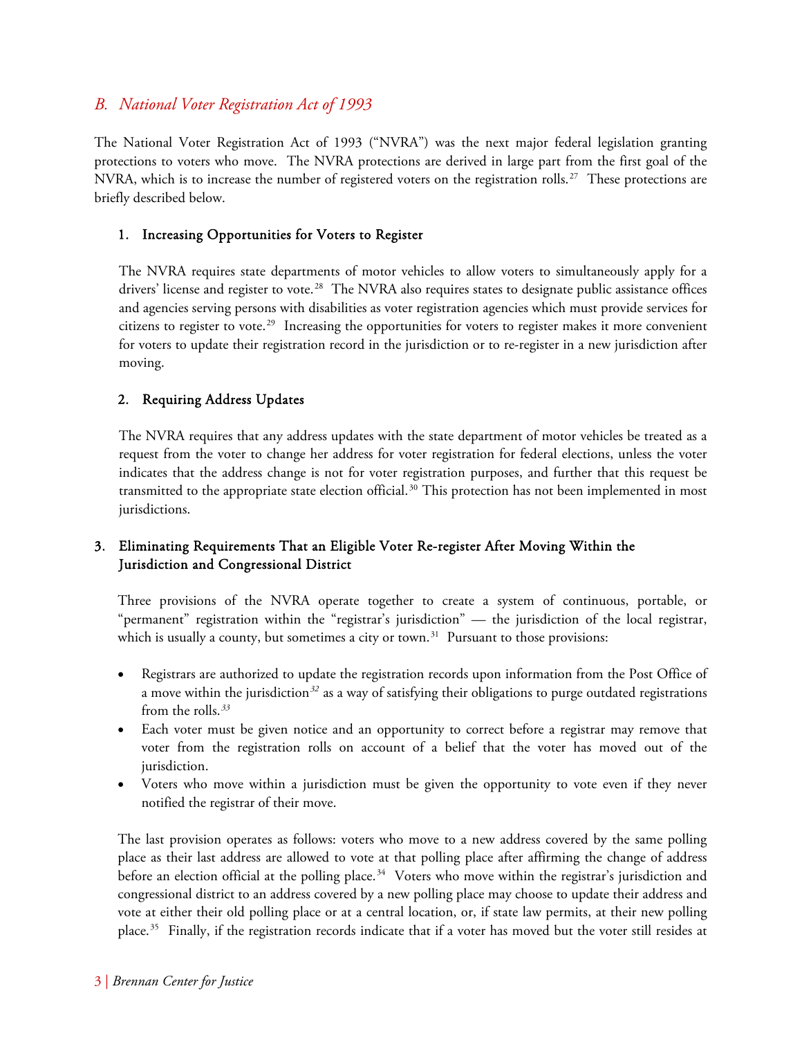## *B. National Voter Registration Act of 1993*

The National Voter Registration Act of 1993 ("NVRA") was the next major federal legislation granting protections to voters who move. The NVRA protections are derived in large part from the first goal of the NVRA, which is to increase the number of registered voters on the registration rolls.[27] These protections are briefly described below.

### 1. Increasing Opportunities for Voters to Register

The NVRA requires state departments of motor vehicles to allow voters to simultaneously apply for a drivers' license and register to vote.[28] The NVRA also requires states to designate public assistance offices and agencies serving persons with disabilities as voter registration agencies which must provide services for citizens to register to vote.[29] Increasing the opportunities for voters to register makes it more convenient for voters to update their registration record in the jurisdiction or to re-register in a new jurisdiction after moving.

### 2. Requiring Address Updates

The NVRA requires that any address updates with the state department of motor vehicles be treated as a request from the voter to change her address for voter registration for federal elections, unless the voter indicates that the address change is not for voter registration purposes, and further that this request be transmitted to the appropriate state election official.[30] This protection has not been implemented in most jurisdictions.

### 3. Eliminating Requirements That an Eligible Voter Re-register After Moving Within the Jurisdiction and Congressional District

Three provisions of the NVRA operate together to create a system of continuous, portable, or "permanent" registration within the "registrar's jurisdiction" — the jurisdiction of the local registrar, which is usually a county, but sometimes a city or town.[31] Pursuant to those provisions:

- Registrars are authorized to update the registration records upon information from the Post Office of a move within the jurisdiction[32] as a way of satisfying their obligations to purge outdated registrations from the rolls.[33]
- Each voter must be given notice and an opportunity to correct before a registrar may remove that voter from the registration rolls on account of a belief that the voter has moved out of the jurisdiction.
- Voters who move within a jurisdiction must be given the opportunity to vote even if they never notified the registrar of their move.

The last provision operates as follows: voters who move to a new address covered by the same polling place as their last address are allowed to vote at that polling place after affirming the change of address before an election official at the polling place.[34] Voters who move within the registrar's jurisdiction and congressional district to an address covered by a new polling place may choose to update their address and vote at either their old polling place or at a central location, or, if state law permits, at their new polling place.[35] Finally, if the registration records indicate that if a voter has moved but the voter still resides at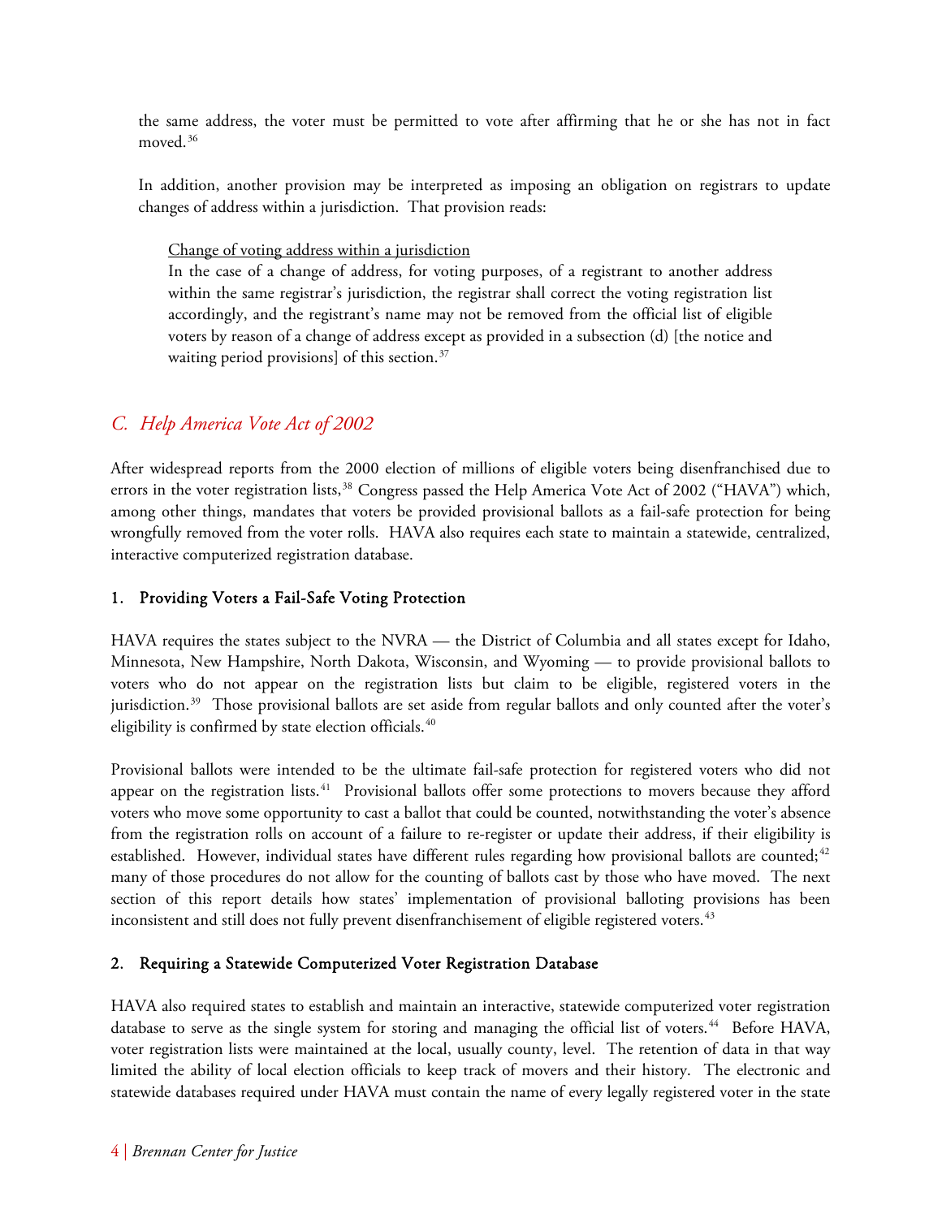the same address, the voter must be permitted to vote after affirming that he or she has not in fact moved.[36]

In addition, another provision may be interpreted as imposing an obligation on registrars to update changes of address within a jurisdiction. That provision reads:

> Change of voting address within a jurisdiction
> In the case of a change of address, for voting purposes, of a registrant to another address within the same registrar's jurisdiction, the registrar shall correct the voting registration list accordingly, and the registrant's name may not be removed from the official list of eligible voters by reason of a change of address except as provided in a subsection (d) [the notice and waiting period provisions] of this section.[37]

## *C. Help America Vote Act of 2002*

After widespread reports from the 2000 election of millions of eligible voters being disenfranchised due to errors in the voter registration lists,[38] Congress passed the Help America Vote Act of 2002 ("HAVA") which, among other things, mandates that voters be provided provisional ballots as a fail-safe protection for being wrongfully removed from the voter rolls. HAVA also requires each state to maintain a statewide, centralized, interactive computerized registration database.

### 1. Providing Voters a Fail-Safe Voting Protection

HAVA requires the states subject to the NVRA — the District of Columbia and all states except for Idaho, Minnesota, New Hampshire, North Dakota, Wisconsin, and Wyoming — to provide provisional ballots to voters who do not appear on the registration lists but claim to be eligible, registered voters in the jurisdiction.[39] Those provisional ballots are set aside from regular ballots and only counted after the voter's eligibility is confirmed by state election officials.[40]

Provisional ballots were intended to be the ultimate fail-safe protection for registered voters who did not appear on the registration lists.[41] Provisional ballots offer some protections to movers because they afford voters who move some opportunity to cast a ballot that could be counted, notwithstanding the voter's absence from the registration rolls on account of a failure to re-register or update their address, if their eligibility is established. However, individual states have different rules regarding how provisional ballots are counted;[42] many of those procedures do not allow for the counting of ballots cast by those who have moved. The next section of this report details how states' implementation of provisional balloting provisions has been inconsistent and still does not fully prevent disenfranchisement of eligible registered voters.[43]

### 2. Requiring a Statewide Computerized Voter Registration Database

HAVA also required states to establish and maintain an interactive, statewide computerized voter registration database to serve as the single system for storing and managing the official list of voters.[44] Before HAVA, voter registration lists were maintained at the local, usually county, level. The retention of data in that way limited the ability of local election officials to keep track of movers and their history. The electronic and statewide databases required under HAVA must contain the name of every legally registered voter in the state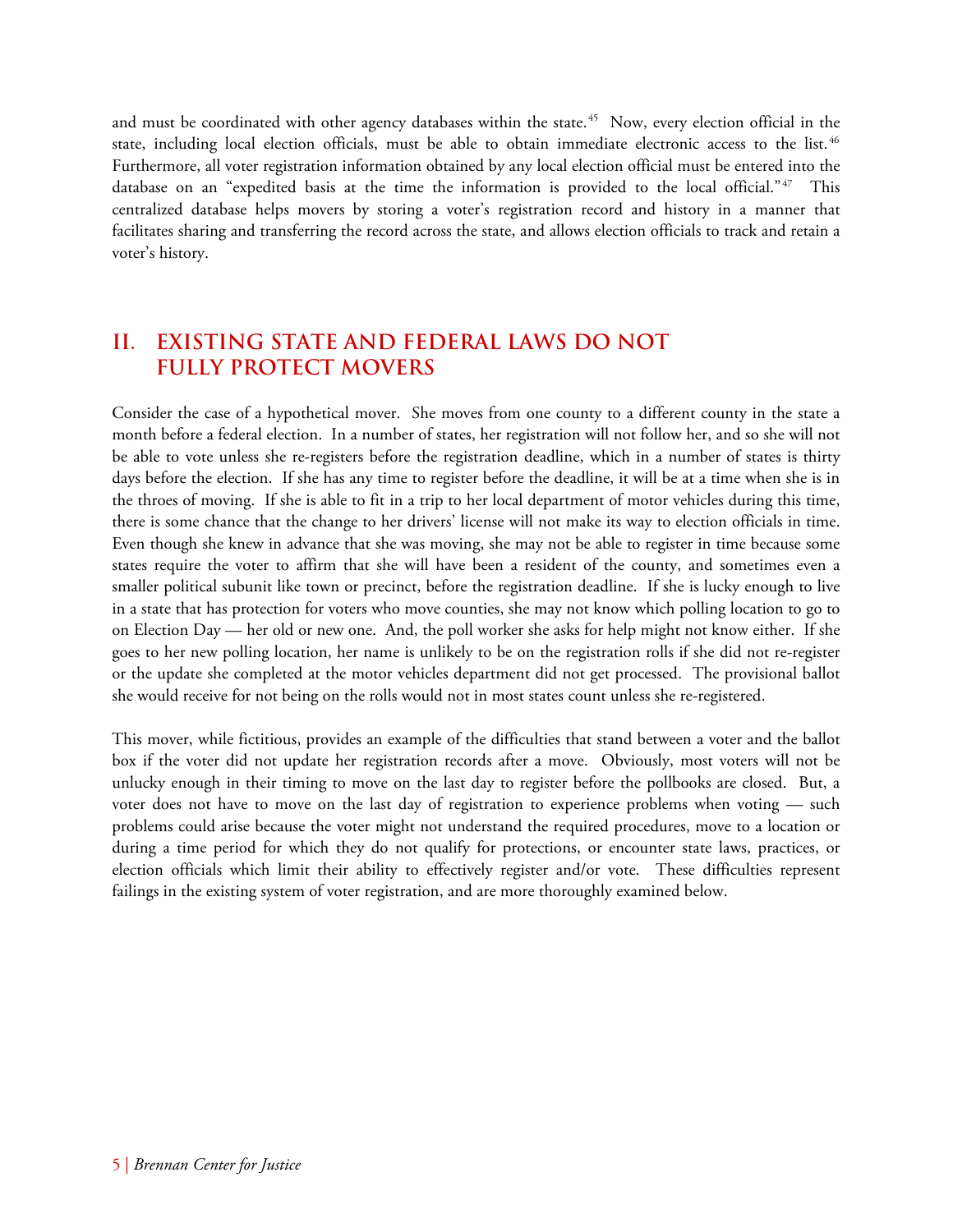and must be coordinated with other agency databases within the state.[45] Now, every election official in the state, including local election officials, must be able to obtain immediate electronic access to the list.[46] Furthermore, all voter registration information obtained by any local election official must be entered into the database on an "expedited basis at the time the information is provided to the local official."[47] This centralized database helps movers by storing a voter's registration record and history in a manner that facilitates sharing and transferring the record across the state, and allows election officials to track and retain a voter's history.

## II. EXISTING STATE AND FEDERAL LAWS DO NOT FULLY PROTECT MOVERS

Consider the case of a hypothetical mover. She moves from one county to a different county in the state a month before a federal election. In a number of states, her registration will not follow her, and so she will not be able to vote unless she re-registers before the registration deadline, which in a number of states is thirty days before the election. If she has any time to register before the deadline, it will be at a time when she is in the throes of moving. If she is able to fit in a trip to her local department of motor vehicles during this time, there is some chance that the change to her drivers' license will not make its way to election officials in time. Even though she knew in advance that she was moving, she may not be able to register in time because some states require the voter to affirm that she will have been a resident of the county, and sometimes even a smaller political subunit like town or precinct, before the registration deadline. If she is lucky enough to live in a state that has protection for voters who move counties, she may not know which polling location to go to on Election Day — her old or new one. And, the poll worker she asks for help might not know either. If she goes to her new polling location, her name is unlikely to be on the registration rolls if she did not re-register or the update she completed at the motor vehicles department did not get processed. The provisional ballot she would receive for not being on the rolls would not in most states count unless she re-registered.

This mover, while fictitious, provides an example of the difficulties that stand between a voter and the ballot box if the voter did not update her registration records after a move. Obviously, most voters will not be unlucky enough in their timing to move on the last day to register before the pollbooks are closed. But, a voter does not have to move on the last day of registration to experience problems when voting — such problems could arise because the voter might not understand the required procedures, move to a location or during a time period for which they do not qualify for protections, or encounter state laws, practices, or election officials which limit their ability to effectively register and/or vote. These difficulties represent failings in the existing system of voter registration, and are more thoroughly examined below.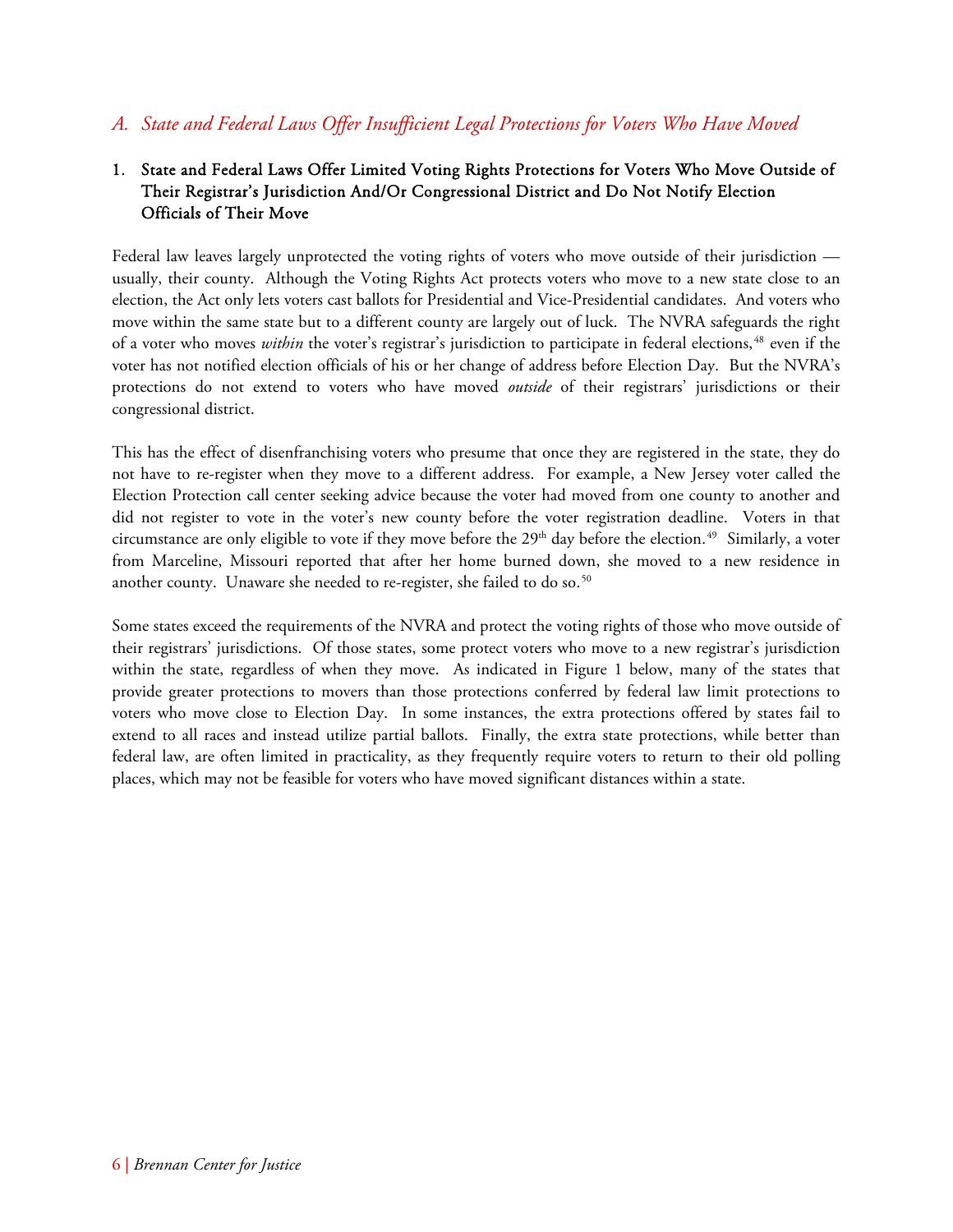## *A. State and Federal Laws Offer Insufficient Legal Protections for Voters Who Have Moved*

### 1. State and Federal Laws Offer Limited Voting Rights Protections for Voters Who Move Outside of Their Registrar's Jurisdiction And/Or Congressional District and Do Not Notify Election Officials of Their Move

Federal law leaves largely unprotected the voting rights of voters who move outside of their jurisdiction — usually, their county. Although the Voting Rights Act protects voters who move to a new state close to an election, the Act only lets voters cast ballots for Presidential and Vice-Presidential candidates. And voters who move within the same state but to a different county are largely out of luck. The NVRA safeguards the right of a voter who moves *within* the voter's registrar's jurisdiction to participate in federal elections,[48] even if the voter has not notified election officials of his or her change of address before Election Day. But the NVRA's protections do not extend to voters who have moved *outside* of their registrars' jurisdictions or their congressional district.

This has the effect of disenfranchising voters who presume that once they are registered in the state, they do not have to re-register when they move to a different address. For example, a New Jersey voter called the Election Protection call center seeking advice because the voter had moved from one county to another and did not register to vote in the voter's new county before the voter registration deadline. Voters in that circumstance are only eligible to vote if they move before the 29th day before the election.[49] Similarly, a voter from Marceline, Missouri reported that after her home burned down, she moved to a new residence in another county. Unaware she needed to re-register, she failed to do so.[50]

Some states exceed the requirements of the NVRA and protect the voting rights of those who move outside of their registrars' jurisdictions. Of those states, some protect voters who move to a new registrar's jurisdiction within the state, regardless of when they move. As indicated in Figure 1 below, many of the states that provide greater protections to movers than those protections conferred by federal law limit protections to voters who move close to Election Day. In some instances, the extra protections offered by states fail to extend to all races and instead utilize partial ballots. Finally, the extra state protections, while better than federal law, are often limited in practicality, as they frequently require voters to return to their old polling places, which may not be feasible for voters who have moved significant distances within a state.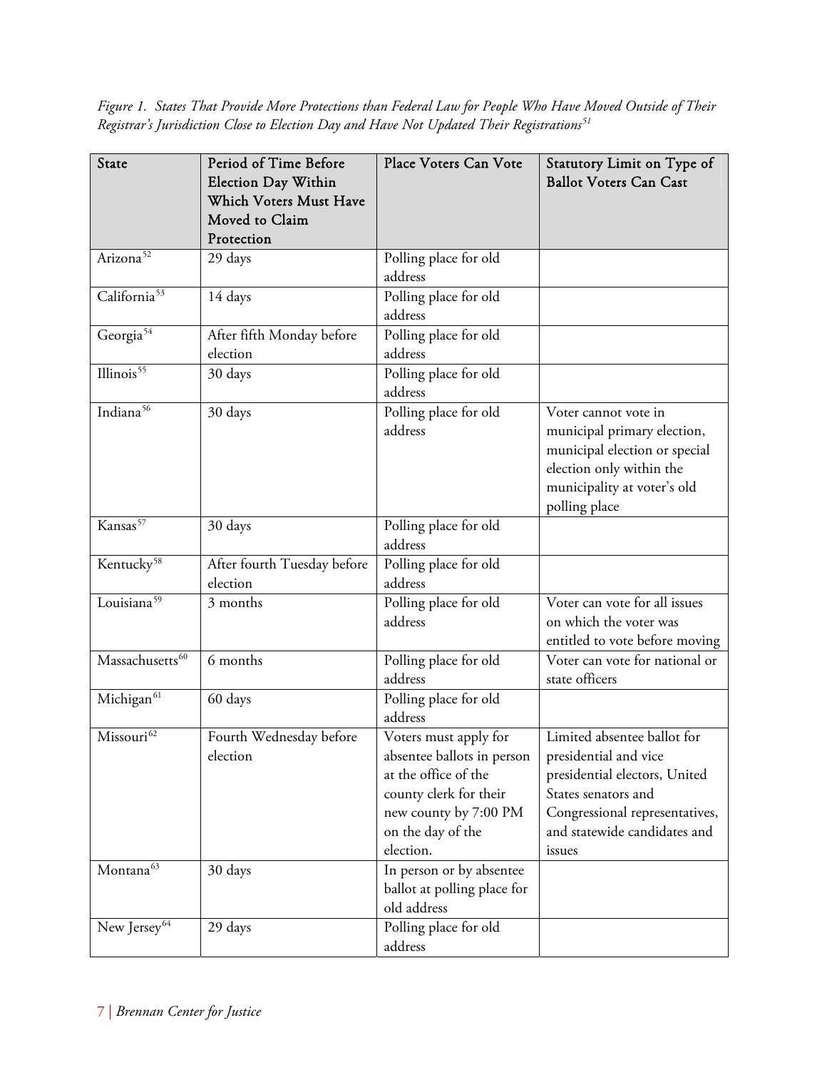*Figure 1. States That Provide More Protections than Federal Law for People Who Have Moved Outside of Their Registrar's Jurisdiction Close to Election Day and Have Not Updated Their Registrations*[51]

| State | Period of Time Before Election Day Within Which Voters Must Have Moved to Claim Protection | Place Voters Can Vote | Statutory Limit on Type of Ballot Voters Can Cast |
|---|---|---|---|
| Arizona[52] | 29 days | Polling place for old address | |
| California[53] | 14 days | Polling place for old address | |
| Georgia[54] | After fifth Monday before election | Polling place for old address | |
| Illinois[55] | 30 days | Polling place for old address | |
| Indiana[56] | 30 days | Polling place for old address | Voter cannot vote in municipal primary election, municipal election or special election only within the municipality at voter's old polling place |
| Kansas[57] | 30 days | Polling place for old address | |
| Kentucky[58] | After fourth Tuesday before election | Polling place for old address | |
| Louisiana[59] | 3 months | Polling place for old address | Voter can vote for all issues on which the voter was entitled to vote before moving |
| Massachusetts[60] | 6 months | Polling place for old address | Voter can vote for national or state officers |
| Michigan[61] | 60 days | Polling place for old address | |
| Missouri[62] | Fourth Wednesday before election | Voters must apply for absentee ballots in person at the office of the county clerk for their new county by 7:00 PM on the day of the election. | Limited absentee ballot for presidential and vice presidential electors, United States senators and Congressional representatives, and statewide candidates and issues |
| Montana[63] | 30 days | In person or by absentee ballot at polling place for old address | |
| New Jersey[64] | 29 days | Polling place for old address | |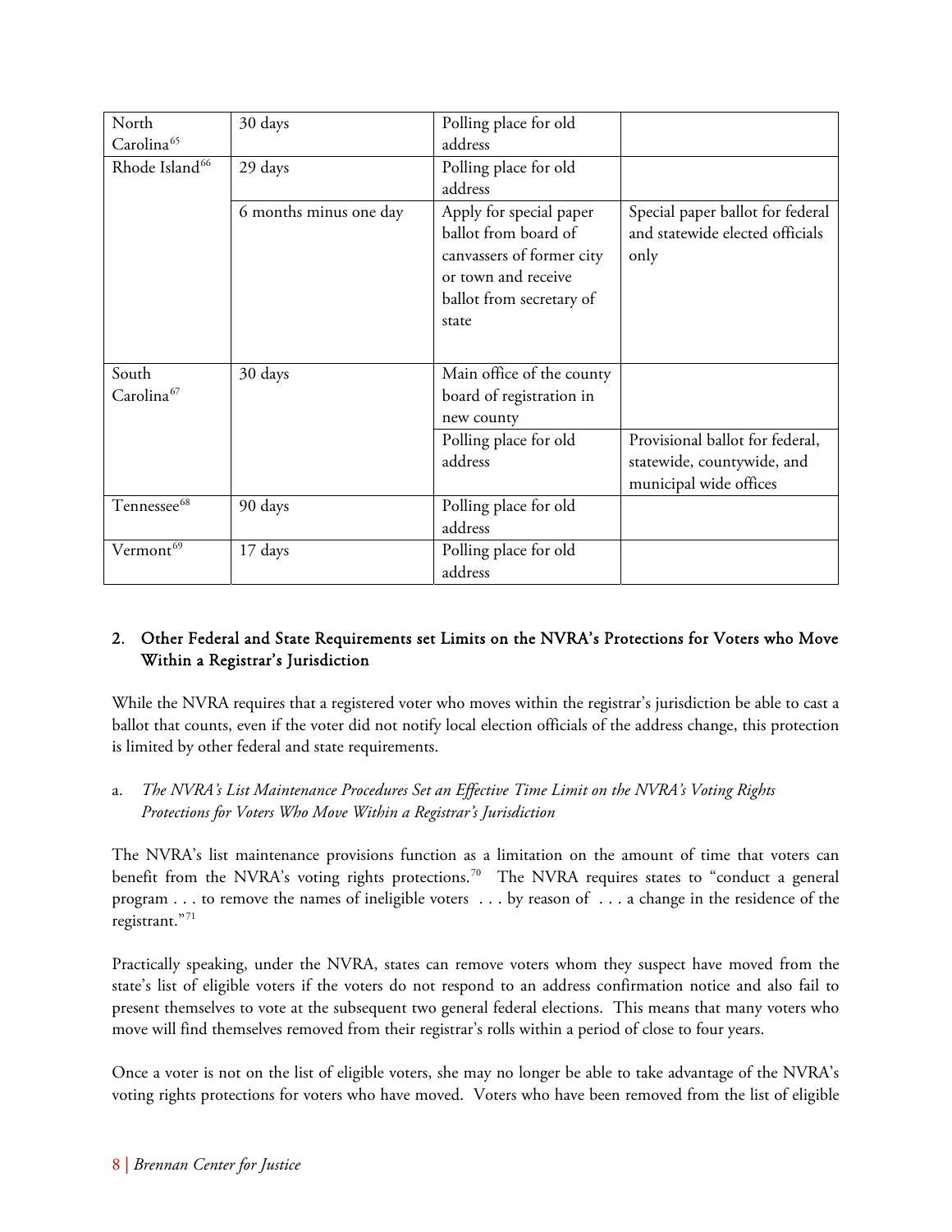| North Carolina[65] | 30 days | Polling place for old address | |
| --- | --- | --- | --- |
| Rhode Island[66] | 29 days | Polling place for old address | |
| | 6 months minus one day | Apply for special paper ballot from board of canvassers of former city or town and receive ballot from secretary of state | Special paper ballot for federal and statewide elected officials only |
| South Carolina[67] | 30 days | Main office of the county board of registration in new county | |
| | | Polling place for old address | Provisional ballot for federal, statewide, countywide, and municipal wide offices |
| Tennessee[68] | 90 days | Polling place for old address | |
| Vermont[69] | 17 days | Polling place for old address | |

## 2. Other Federal and State Requirements set Limits on the NVRA's Protections for Voters who Move Within a Registrar's Jurisdiction

While the NVRA requires that a registered voter who moves within the registrar's jurisdiction be able to cast a ballot that counts, even if the voter did not notify local election officials of the address change, this protection is limited by other federal and state requirements.

### a. *The NVRA's List Maintenance Procedures Set an Effective Time Limit on the NVRA's Voting Rights Protections for Voters Who Move Within a Registrar's Jurisdiction*

The NVRA's list maintenance provisions function as a limitation on the amount of time that voters can benefit from the NVRA's voting rights protections.[70] The NVRA requires states to "conduct a general program . . . to remove the names of ineligible voters . . . by reason of . . . a change in the residence of the registrant."[71]

Practically speaking, under the NVRA, states can remove voters whom they suspect have moved from the state's list of eligible voters if the voters do not respond to an address confirmation notice and also fail to present themselves to vote at the subsequent two general federal elections. This means that many voters who move will find themselves removed from their registrar's rolls within a period of close to four years.

Once a voter is not on the list of eligible voters, she may no longer be able to take advantage of the NVRA's voting rights protections for voters who have moved. Voters who have been removed from the list of eligible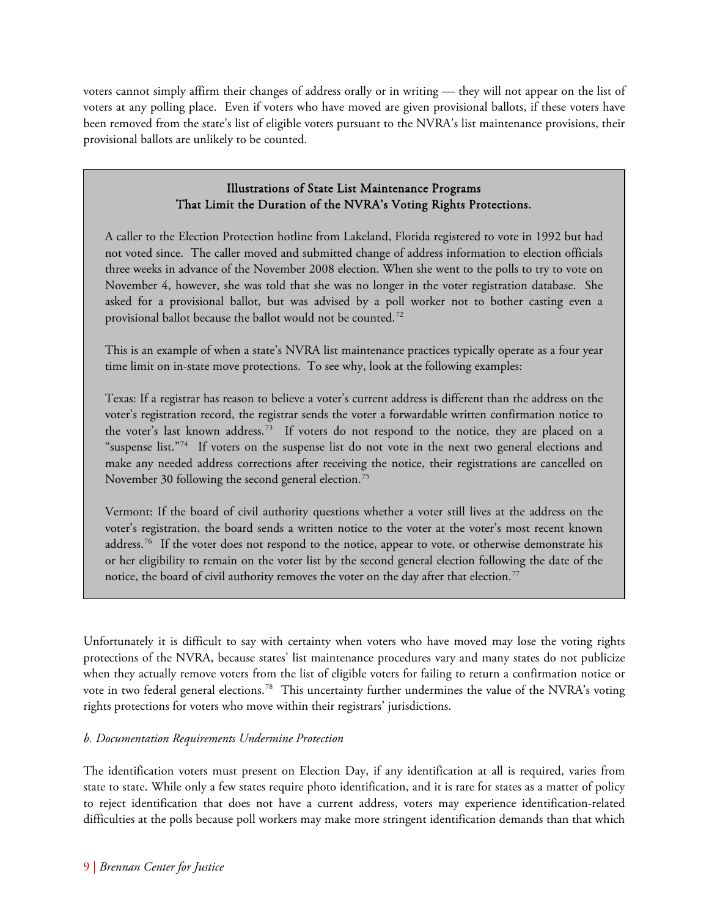voters cannot simply affirm their changes of address orally or in writing — they will not appear on the list of voters at any polling place. Even if voters who have moved are given provisional ballots, if these voters have been removed from the state's list of eligible voters pursuant to the NVRA's list maintenance provisions, their provisional ballots are unlikely to be counted.

> **Illustrations of State List Maintenance Programs That Limit the Duration of the NVRA's Voting Rights Protections.**
>
> A caller to the Election Protection hotline from Lakeland, Florida registered to vote in 1992 but had not voted since. The caller moved and submitted change of address information to election officials three weeks in advance of the November 2008 election. When she went to the polls to try to vote on November 4, however, she was told that she was no longer in the voter registration database. She asked for a provisional ballot, but was advised by a poll worker not to bother casting even a provisional ballot because the ballot would not be counted.[72]
>
> This is an example of when a state's NVRA list maintenance practices typically operate as a four year time limit on in-state move protections. To see why, look at the following examples:
>
> Texas: If a registrar has reason to believe a voter's current address is different than the address on the voter's registration record, the registrar sends the voter a forwardable written confirmation notice to the voter's last known address.[73] If voters do not respond to the notice, they are placed on a "suspense list."[74] If voters on the suspense list do not vote in the next two general elections and make any needed address corrections after receiving the notice, their registrations are cancelled on November 30 following the second general election.[75]
>
> Vermont: If the board of civil authority questions whether a voter still lives at the address on the voter's registration, the board sends a written notice to the voter at the voter's most recent known address.[76] If the voter does not respond to the notice, appear to vote, or otherwise demonstrate his or her eligibility to remain on the voter list by the second general election following the date of the notice, the board of civil authority removes the voter on the day after that election.[77]

Unfortunately it is difficult to say with certainty when voters who have moved may lose the voting rights protections of the NVRA, because states' list maintenance procedures vary and many states do not publicize when they actually remove voters from the list of eligible voters for failing to return a confirmation notice or vote in two federal general elections.[78] This uncertainty further undermines the value of the NVRA's voting rights protections for voters who move within their registrars' jurisdictions.

*b. Documentation Requirements Undermine Protection*

The identification voters must present on Election Day, if any identification at all is required, varies from state to state. While only a few states require photo identification, and it is rare for states as a matter of policy to reject identification that does not have a current address, voters may experience identification-related difficulties at the polls because poll workers may make more stringent identification demands than that which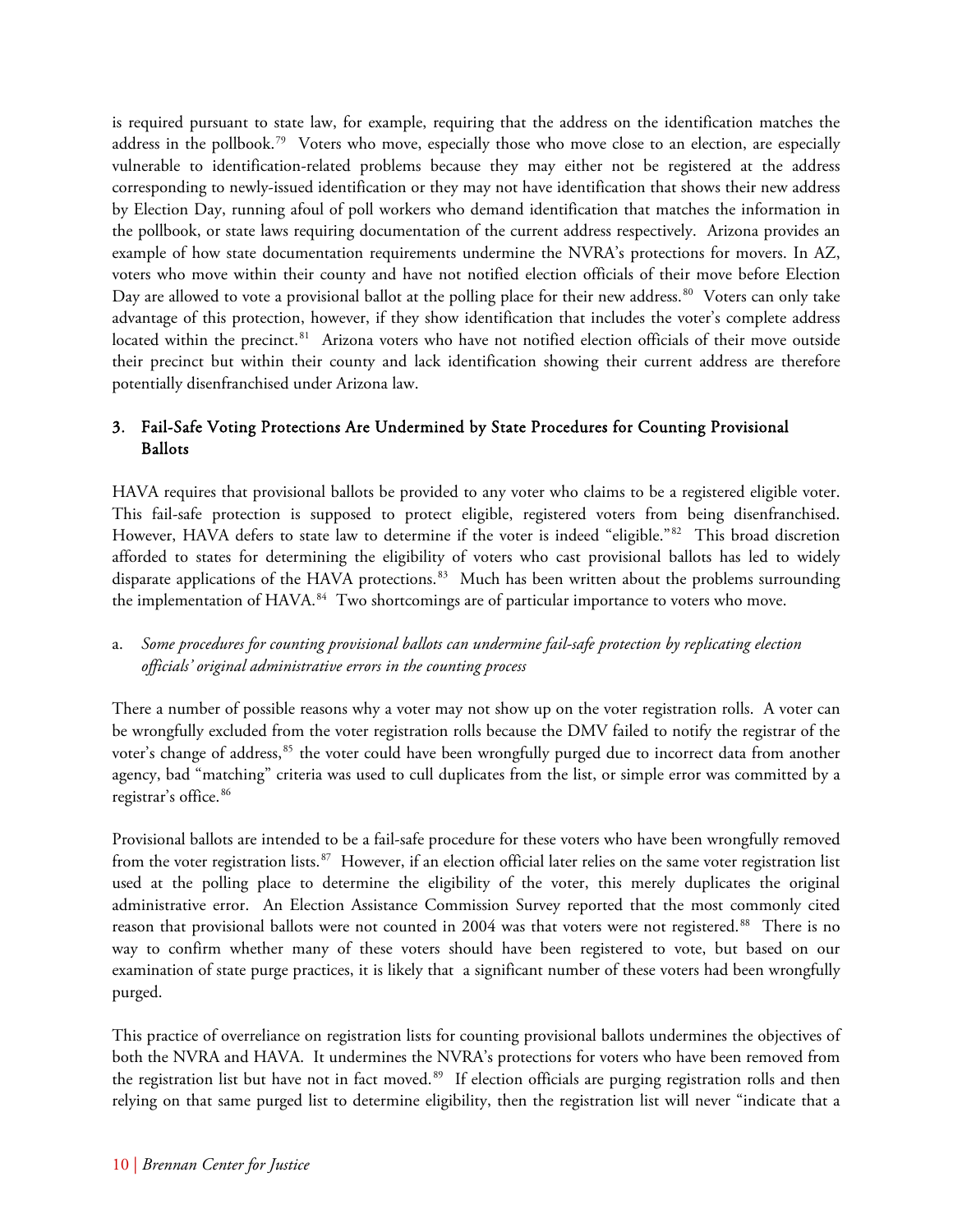is required pursuant to state law, for example, requiring that the address on the identification matches the address in the pollbook.[79] Voters who move, especially those who move close to an election, are especially vulnerable to identification-related problems because they may either not be registered at the address corresponding to newly-issued identification or they may not have identification that shows their new address by Election Day, running afoul of poll workers who demand identification that matches the information in the pollbook, or state laws requiring documentation of the current address respectively. Arizona provides an example of how state documentation requirements undermine the NVRA's protections for movers. In AZ, voters who move within their county and have not notified election officials of their move before Election Day are allowed to vote a provisional ballot at the polling place for their new address.[80] Voters can only take advantage of this protection, however, if they show identification that includes the voter's complete address located within the precinct.[81] Arizona voters who have not notified election officials of their move outside their precinct but within their county and lack identification showing their current address are therefore potentially disenfranchised under Arizona law.

### 3. Fail-Safe Voting Protections Are Undermined by State Procedures for Counting Provisional Ballots

HAVA requires that provisional ballots be provided to any voter who claims to be a registered eligible voter. This fail-safe protection is supposed to protect eligible, registered voters from being disenfranchised. However, HAVA defers to state law to determine if the voter is indeed "eligible."[82] This broad discretion afforded to states for determining the eligibility of voters who cast provisional ballots has led to widely disparate applications of the HAVA protections.[83] Much has been written about the problems surrounding the implementation of HAVA.[84] Two shortcomings are of particular importance to voters who move.

a. *Some procedures for counting provisional ballots can undermine fail-safe protection by replicating election officials' original administrative errors in the counting process*

There a number of possible reasons why a voter may not show up on the voter registration rolls. A voter can be wrongfully excluded from the voter registration rolls because the DMV failed to notify the registrar of the voter's change of address,[85] the voter could have been wrongfully purged due to incorrect data from another agency, bad "matching" criteria was used to cull duplicates from the list, or simple error was committed by a registrar's office.[86]

Provisional ballots are intended to be a fail-safe procedure for these voters who have been wrongfully removed from the voter registration lists.[87] However, if an election official later relies on the same voter registration list used at the polling place to determine the eligibility of the voter, this merely duplicates the original administrative error. An Election Assistance Commission Survey reported that the most commonly cited reason that provisional ballots were not counted in 2004 was that voters were not registered.[88] There is no way to confirm whether many of these voters should have been registered to vote, but based on our examination of state purge practices, it is likely that a significant number of these voters had been wrongfully purged.

This practice of overreliance on registration lists for counting provisional ballots undermines the objectives of both the NVRA and HAVA. It undermines the NVRA's protections for voters who have been removed from the registration list but have not in fact moved.[89] If election officials are purging registration rolls and then relying on that same purged list to determine eligibility, then the registration list will never "indicate that a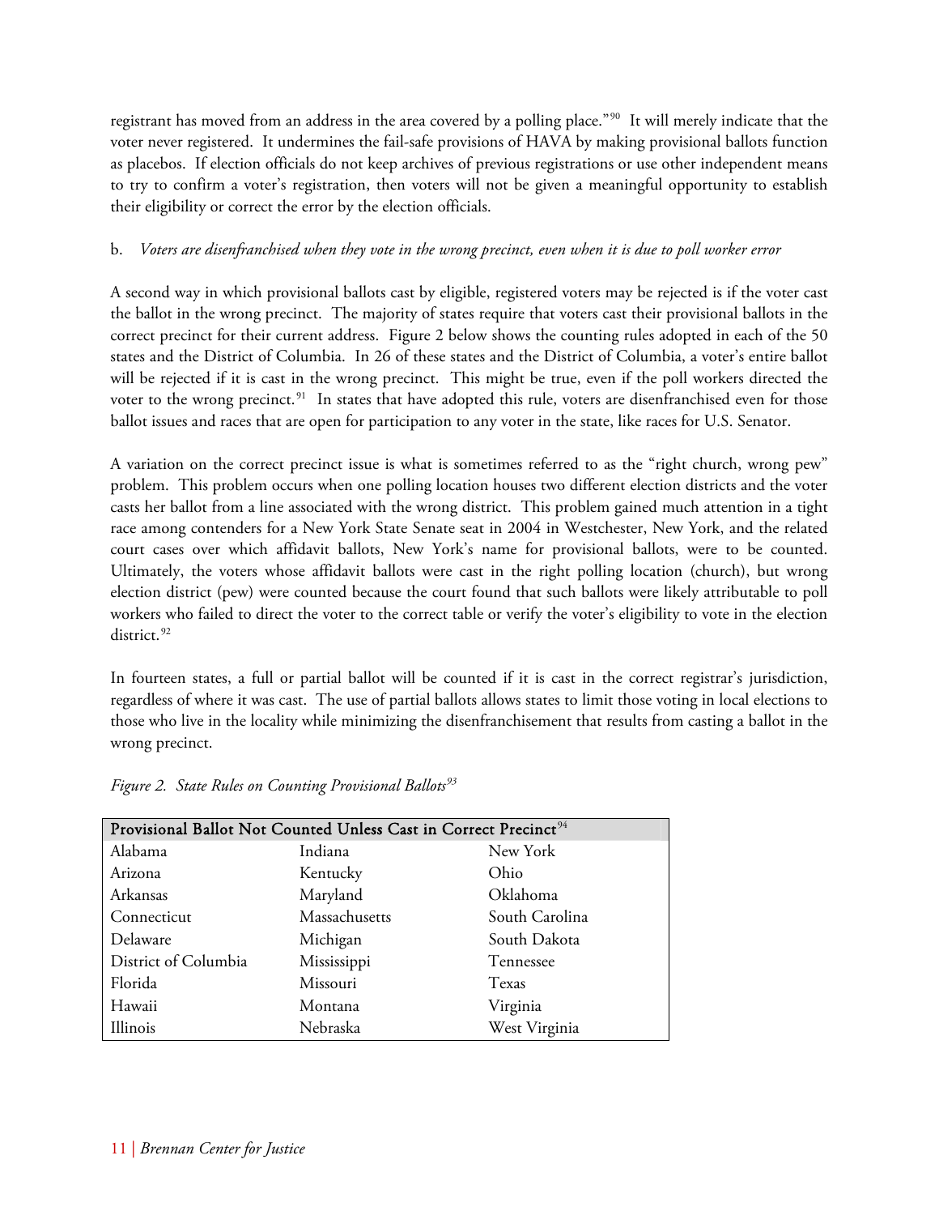registrant has moved from an address in the area covered by a polling place."[90] It will merely indicate that the voter never registered. It undermines the fail-safe provisions of HAVA by making provisional ballots function as placebos. If election officials do not keep archives of previous registrations or use other independent means to try to confirm a voter's registration, then voters will not be given a meaningful opportunity to establish their eligibility or correct the error by the election officials.

b. *Voters are disenfranchised when they vote in the wrong precinct, even when it is due to poll worker error*

A second way in which provisional ballots cast by eligible, registered voters may be rejected is if the voter cast the ballot in the wrong precinct. The majority of states require that voters cast their provisional ballots in the correct precinct for their current address. Figure 2 below shows the counting rules adopted in each of the 50 states and the District of Columbia. In 26 of these states and the District of Columbia, a voter's entire ballot will be rejected if it is cast in the wrong precinct. This might be true, even if the poll workers directed the voter to the wrong precinct.[91] In states that have adopted this rule, voters are disenfranchised even for those ballot issues and races that are open for participation to any voter in the state, like races for U.S. Senator.

A variation on the correct precinct issue is what is sometimes referred to as the "right church, wrong pew" problem. This problem occurs when one polling location houses two different election districts and the voter casts her ballot from a line associated with the wrong district. This problem gained much attention in a tight race among contenders for a New York State Senate seat in 2004 in Westchester, New York, and the related court cases over which affidavit ballots, New York's name for provisional ballots, were to be counted. Ultimately, the voters whose affidavit ballots were cast in the right polling location (church), but wrong election district (pew) were counted because the court found that such ballots were likely attributable to poll workers who failed to direct the voter to the correct table or verify the voter's eligibility to vote in the election district.[92]

In fourteen states, a full or partial ballot will be counted if it is cast in the correct registrar's jurisdiction, regardless of where it was cast. The use of partial ballots allows states to limit those voting in local elections to those who live in the locality while minimizing the disenfranchisement that results from casting a ballot in the wrong precinct.

*Figure 2. State Rules on Counting Provisional Ballots*[93]

| Provisional Ballot Not Counted Unless Cast in Correct Precinct[94] | | |
|---|---|---|
| Alabama | Indiana | New York |
| Arizona | Kentucky | Ohio |
| Arkansas | Maryland | Oklahoma |
| Connecticut | Massachusetts | South Carolina |
| Delaware | Michigan | South Dakota |
| District of Columbia | Mississippi | Tennessee |
| Florida | Missouri | Texas |
| Hawaii | Montana | Virginia |
| Illinois | Nebraska | West Virginia |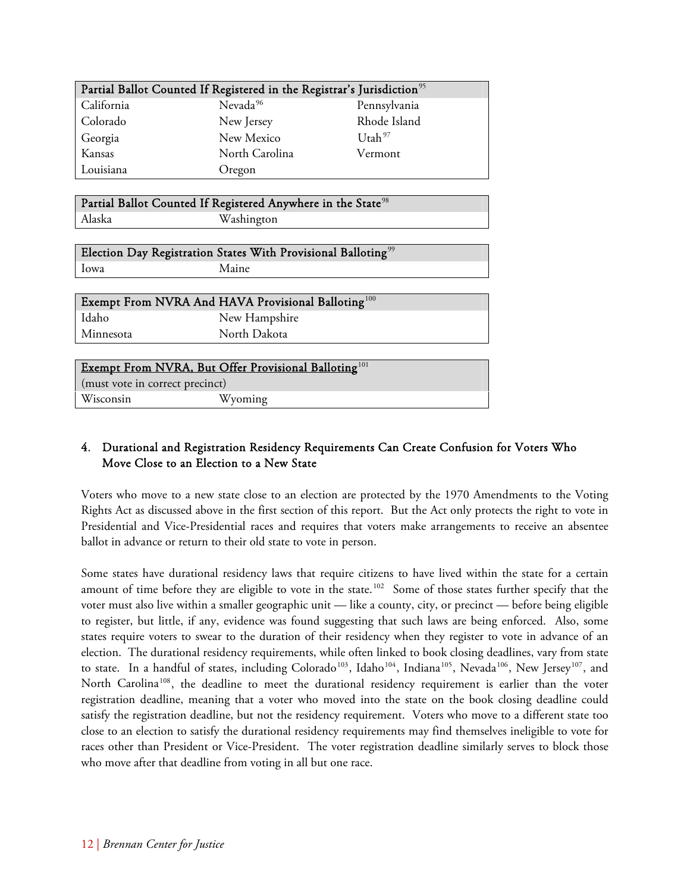| Partial Ballot Counted If Registered in the Registrar's Jurisdiction[95] | | |
|---|---|---|
| California | Nevada[96] | Pennsylvania |
| Colorado | New Jersey | Rhode Island |
| Georgia | New Mexico | Utah[97] |
| Kansas | North Carolina | Vermont |
| Louisiana | Oregon | |

| Partial Ballot Counted If Registered Anywhere in the State[98] | |
|---|---|
| Alaska | Washington |

| Election Day Registration States With Provisional Balloting[99] | |
|---|---|
| Iowa | Maine |

| Exempt From NVRA And HAVA Provisional Balloting[100] | |
|---|---|
| Idaho | New Hampshire |
| Minnesota | North Dakota |

| Exempt From NVRA, But Offer Provisional Balloting[101] (must vote in correct precinct) | |
|---|---|
| Wisconsin | Wyoming |

### 4. Durational and Registration Residency Requirements Can Create Confusion for Voters Who Move Close to an Election to a New State

Voters who move to a new state close to an election are protected by the 1970 Amendments to the Voting Rights Act as discussed above in the first section of this report. But the Act only protects the right to vote in Presidential and Vice-Presidential races and requires that voters make arrangements to receive an absentee ballot in advance or return to their old state to vote in person.

Some states have durational residency laws that require citizens to have lived within the state for a certain amount of time before they are eligible to vote in the state.[102] Some of those states further specify that the voter must also live within a smaller geographic unit — like a county, city, or precinct — before being eligible to register, but little, if any, evidence was found suggesting that such laws are being enforced. Also, some states require voters to swear to the duration of their residency when they register to vote in advance of an election. The durational residency requirements, while often linked to book closing deadlines, vary from state to state. In a handful of states, including Colorado[103], Idaho[104], Indiana[105], Nevada[106], New Jersey[107], and North Carolina[108], the deadline to meet the durational residency requirement is earlier than the voter registration deadline, meaning that a voter who moved into the state on the book closing deadline could satisfy the registration deadline, but not the residency requirement. Voters who move to a different state too close to an election to satisfy the durational residency requirements may find themselves ineligible to vote for races other than President or Vice-President. The voter registration deadline similarly serves to block those who move after that deadline from voting in all but one race.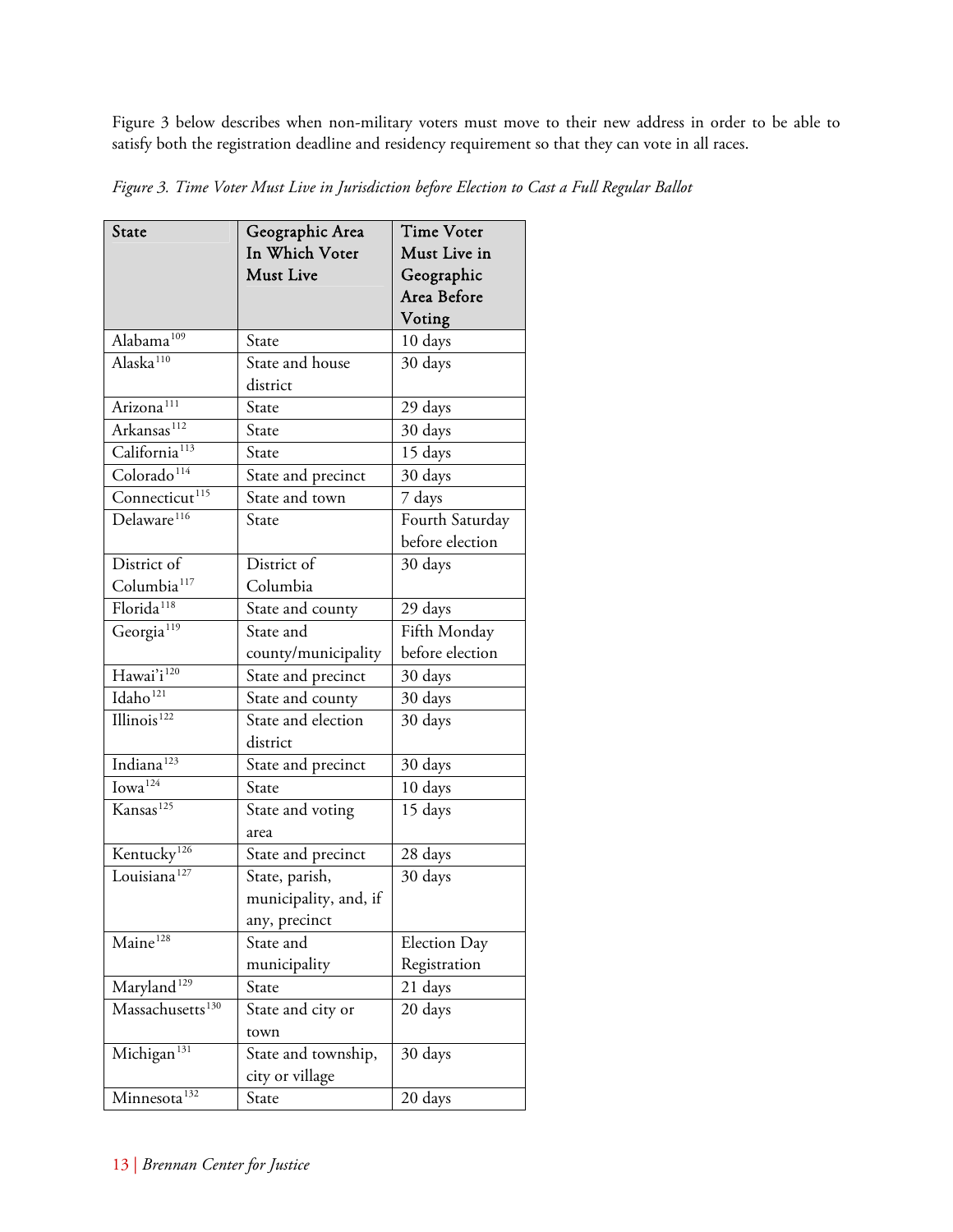Figure 3 below describes when non-military voters must move to their new address in order to be able to satisfy both the registration deadline and residency requirement so that they can vote in all races.

*Figure 3. Time Voter Must Live in Jurisdiction before Election to Cast a Full Regular Ballot*

| State | Geographic Area In Which Voter Must Live | Time Voter Must Live in Geographic Area Before Voting |
|---|---|---|
| Alabama[109] | State | 10 days |
| Alaska[110] | State and house district | 30 days |
| Arizona[111] | State | 29 days |
| Arkansas[112] | State | 30 days |
| California[113] | State | 15 days |
| Colorado[114] | State and precinct | 30 days |
| Connecticut[115] | State and town | 7 days |
| Delaware[116] | State | Fourth Saturday before election |
| District of Columbia[117] | District of Columbia | 30 days |
| Florida[118] | State and county | 29 days |
| Georgia[119] | State and county/municipality | Fifth Monday before election |
| Hawai'i[120] | State and precinct | 30 days |
| Idaho[121] | State and county | 30 days |
| Illinois[122] | State and election district | 30 days |
| Indiana[123] | State and precinct | 30 days |
| Iowa[124] | State | 10 days |
| Kansas[125] | State and voting area | 15 days |
| Kentucky[126] | State and precinct | 28 days |
| Louisiana[127] | State, parish, municipality, and, if any, precinct | 30 days |
| Maine[128] | State and municipality | Election Day Registration |
| Maryland[129] | State | 21 days |
| Massachusetts[130] | State and city or town | 20 days |
| Michigan[131] | State and township, city or village | 30 days |
| Minnesota[132] | State | 20 days |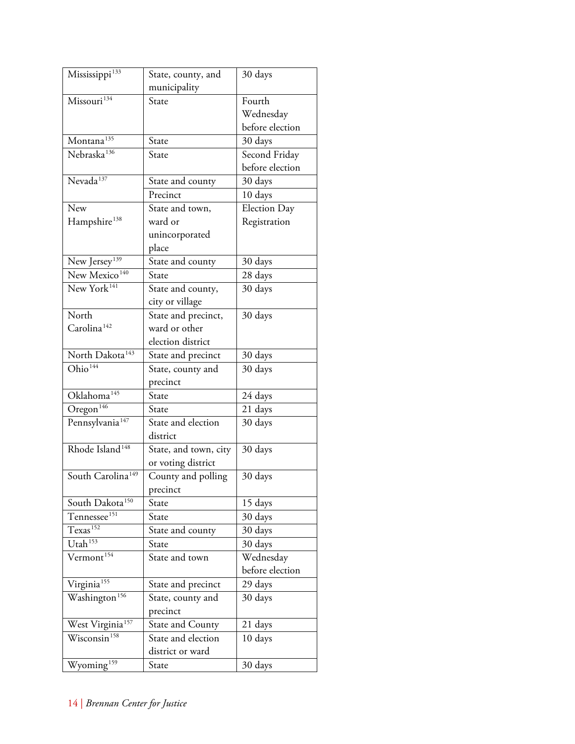| | | |
|---|---|---|
| Mississippi[133] | State, county, and municipality | 30 days |
| Missouri[134] | State | Fourth Wednesday before election |
| Montana[135] | State | 30 days |
| Nebraska[136] | State | Second Friday before election |
| Nevada[137] | State and county | 30 days |
| | Precinct | 10 days |
| New Hampshire[138] | State and town, ward or unincorporated place | Election Day Registration |
| New Jersey[139] | State and county | 30 days |
| New Mexico[140] | State | 28 days |
| New York[141] | State and county, city or village | 30 days |
| North Carolina[142] | State and precinct, ward or other election district | 30 days |
| North Dakota[143] | State and precinct | 30 days |
| Ohio[144] | State, county and precinct | 30 days |
| Oklahoma[145] | State | 24 days |
| Oregon[146] | State | 21 days |
| Pennsylvania[147] | State and election district | 30 days |
| Rhode Island[148] | State, and town, city or voting district | 30 days |
| South Carolina[149] | County and polling precinct | 30 days |
| South Dakota[150] | State | 15 days |
| Tennessee[151] | State | 30 days |
| Texas[152] | State and county | 30 days |
| Utah[153] | State | 30 days |
| Vermont[154] | State and town | Wednesday before election |
| Virginia[155] | State and precinct | 29 days |
| Washington[156] | State, county and precinct | 30 days |
| West Virginia[157] | State and County | 21 days |
| Wisconsin[158] | State and election district or ward | 10 days |
| Wyoming[159] | State | 30 days |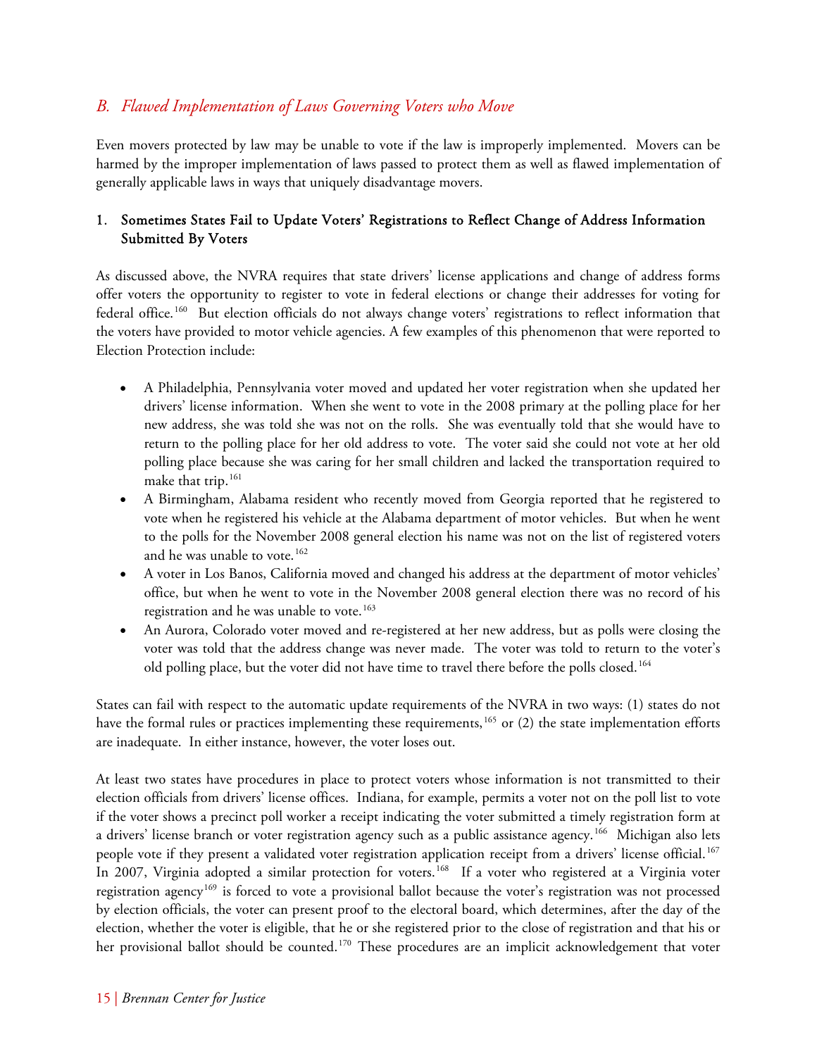## *B. Flawed Implementation of Laws Governing Voters who Move*

Even movers protected by law may be unable to vote if the law is improperly implemented. Movers can be harmed by the improper implementation of laws passed to protect them as well as flawed implementation of generally applicable laws in ways that uniquely disadvantage movers.

### 1. Sometimes States Fail to Update Voters' Registrations to Reflect Change of Address Information Submitted By Voters

As discussed above, the NVRA requires that state drivers' license applications and change of address forms offer voters the opportunity to register to vote in federal elections or change their addresses for voting for federal office.[160] But election officials do not always change voters' registrations to reflect information that the voters have provided to motor vehicle agencies. A few examples of this phenomenon that were reported to Election Protection include:

- A Philadelphia, Pennsylvania voter moved and updated her voter registration when she updated her drivers' license information. When she went to vote in the 2008 primary at the polling place for her new address, she was told she was not on the rolls. She was eventually told that she would have to return to the polling place for her old address to vote. The voter said she could not vote at her old polling place because she was caring for her small children and lacked the transportation required to make that trip.[161]
- A Birmingham, Alabama resident who recently moved from Georgia reported that he registered to vote when he registered his vehicle at the Alabama department of motor vehicles. But when he went to the polls for the November 2008 general election his name was not on the list of registered voters and he was unable to vote.[162]
- A voter in Los Banos, California moved and changed his address at the department of motor vehicles' office, but when he went to vote in the November 2008 general election there was no record of his registration and he was unable to vote.[163]
- An Aurora, Colorado voter moved and re-registered at her new address, but as polls were closing the voter was told that the address change was never made. The voter was told to return to the voter's old polling place, but the voter did not have time to travel there before the polls closed.[164]

States can fail with respect to the automatic update requirements of the NVRA in two ways: (1) states do not have the formal rules or practices implementing these requirements,[165] or (2) the state implementation efforts are inadequate. In either instance, however, the voter loses out.

At least two states have procedures in place to protect voters whose information is not transmitted to their election officials from drivers' license offices. Indiana, for example, permits a voter not on the poll list to vote if the voter shows a precinct poll worker a receipt indicating the voter submitted a timely registration form at a drivers' license branch or voter registration agency such as a public assistance agency.[166] Michigan also lets people vote if they present a validated voter registration application receipt from a drivers' license official.[167] In 2007, Virginia adopted a similar protection for voters.[168] If a voter who registered at a Virginia voter registration agency[169] is forced to vote a provisional ballot because the voter's registration was not processed by election officials, the voter can present proof to the electoral board, which determines, after the day of the election, whether the voter is eligible, that he or she registered prior to the close of registration and that his or her provisional ballot should be counted.[170] These procedures are an implicit acknowledgement that voter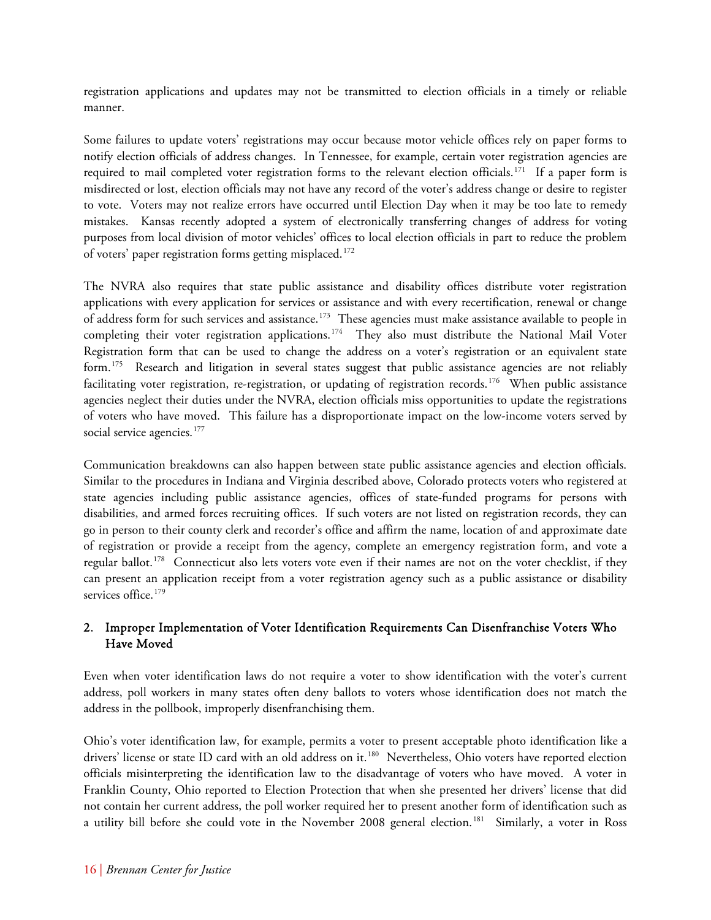registration applications and updates may not be transmitted to election officials in a timely or reliable manner.

Some failures to update voters' registrations may occur because motor vehicle offices rely on paper forms to notify election officials of address changes. In Tennessee, for example, certain voter registration agencies are required to mail completed voter registration forms to the relevant election officials.[171] If a paper form is misdirected or lost, election officials may not have any record of the voter's address change or desire to register to vote. Voters may not realize errors have occurred until Election Day when it may be too late to remedy mistakes. Kansas recently adopted a system of electronically transferring changes of address for voting purposes from local division of motor vehicles' offices to local election officials in part to reduce the problem of voters' paper registration forms getting misplaced.[172]

The NVRA also requires that state public assistance and disability offices distribute voter registration applications with every application for services or assistance and with every recertification, renewal or change of address form for such services and assistance.[173] These agencies must make assistance available to people in completing their voter registration applications.[174] They also must distribute the National Mail Voter Registration form that can be used to change the address on a voter's registration or an equivalent state form.[175] Research and litigation in several states suggest that public assistance agencies are not reliably facilitating voter registration, re-registration, or updating of registration records.[176] When public assistance agencies neglect their duties under the NVRA, election officials miss opportunities to update the registrations of voters who have moved. This failure has a disproportionate impact on the low-income voters served by social service agencies.[177]

Communication breakdowns can also happen between state public assistance agencies and election officials. Similar to the procedures in Indiana and Virginia described above, Colorado protects voters who registered at state agencies including public assistance agencies, offices of state-funded programs for persons with disabilities, and armed forces recruiting offices. If such voters are not listed on registration records, they can go in person to their county clerk and recorder's office and affirm the name, location of and approximate date of registration or provide a receipt from the agency, complete an emergency registration form, and vote a regular ballot.[178] Connecticut also lets voters vote even if their names are not on the voter checklist, if they can present an application receipt from a voter registration agency such as a public assistance or disability services office.[179]

### 2. Improper Implementation of Voter Identification Requirements Can Disenfranchise Voters Who Have Moved

Even when voter identification laws do not require a voter to show identification with the voter's current address, poll workers in many states often deny ballots to voters whose identification does not match the address in the pollbook, improperly disenfranchising them.

Ohio's voter identification law, for example, permits a voter to present acceptable photo identification like a drivers' license or state ID card with an old address on it.[180] Nevertheless, Ohio voters have reported election officials misinterpreting the identification law to the disadvantage of voters who have moved. A voter in Franklin County, Ohio reported to Election Protection that when she presented her drivers' license that did not contain her current address, the poll worker required her to present another form of identification such as a utility bill before she could vote in the November 2008 general election.[181] Similarly, a voter in Ross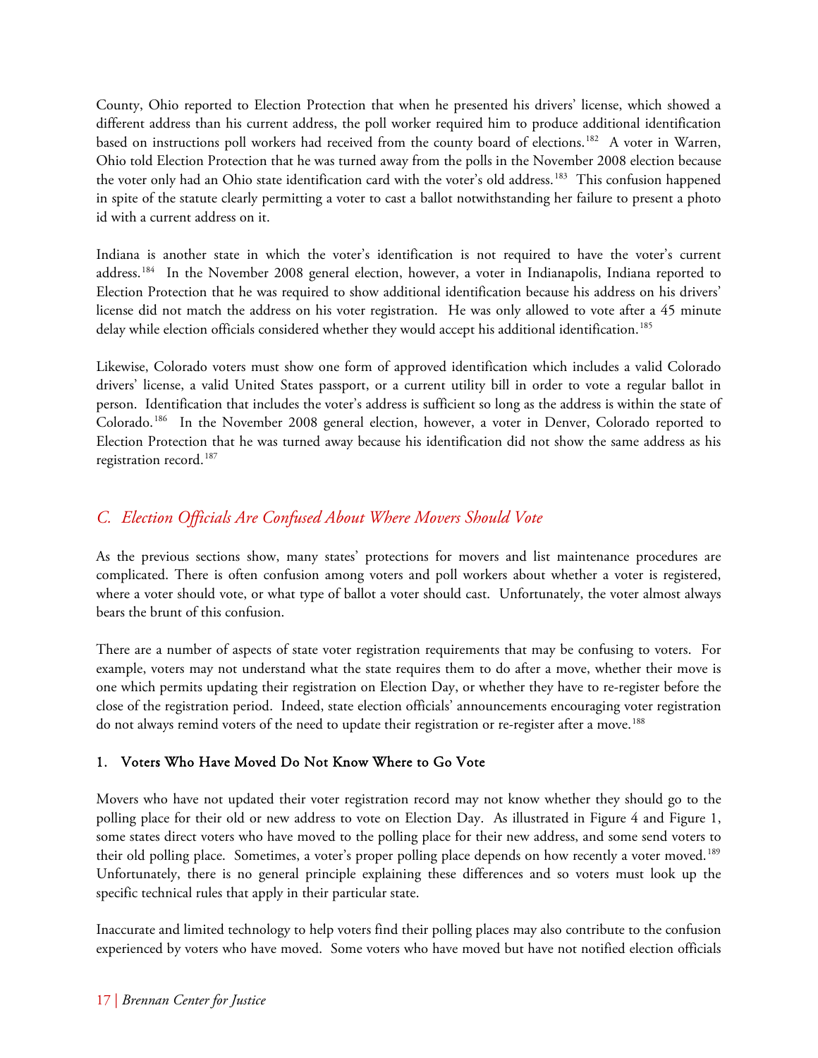County, Ohio reported to Election Protection that when he presented his drivers' license, which showed a different address than his current address, the poll worker required him to produce additional identification based on instructions poll workers had received from the county board of elections.[182] A voter in Warren, Ohio told Election Protection that he was turned away from the polls in the November 2008 election because the voter only had an Ohio state identification card with the voter's old address.[183] This confusion happened in spite of the statute clearly permitting a voter to cast a ballot notwithstanding her failure to present a photo id with a current address on it.

Indiana is another state in which the voter's identification is not required to have the voter's current address.[184] In the November 2008 general election, however, a voter in Indianapolis, Indiana reported to Election Protection that he was required to show additional identification because his address on his drivers' license did not match the address on his voter registration. He was only allowed to vote after a 45 minute delay while election officials considered whether they would accept his additional identification.[185]

Likewise, Colorado voters must show one form of approved identification which includes a valid Colorado drivers' license, a valid United States passport, or a current utility bill in order to vote a regular ballot in person. Identification that includes the voter's address is sufficient so long as the address is within the state of Colorado.[186] In the November 2008 general election, however, a voter in Denver, Colorado reported to Election Protection that he was turned away because his identification did not show the same address as his registration record.[187]

## *C. Election Officials Are Confused About Where Movers Should Vote*

As the previous sections show, many states' protections for movers and list maintenance procedures are complicated. There is often confusion among voters and poll workers about whether a voter is registered, where a voter should vote, or what type of ballot a voter should cast. Unfortunately, the voter almost always bears the brunt of this confusion.

There are a number of aspects of state voter registration requirements that may be confusing to voters. For example, voters may not understand what the state requires them to do after a move, whether their move is one which permits updating their registration on Election Day, or whether they have to re-register before the close of the registration period. Indeed, state election officials' announcements encouraging voter registration do not always remind voters of the need to update their registration or re-register after a move.[188]

### 1. Voters Who Have Moved Do Not Know Where to Go Vote

Movers who have not updated their voter registration record may not know whether they should go to the polling place for their old or new address to vote on Election Day. As illustrated in Figure 4 and Figure 1, some states direct voters who have moved to the polling place for their new address, and some send voters to their old polling place. Sometimes, a voter's proper polling place depends on how recently a voter moved.[189] Unfortunately, there is no general principle explaining these differences and so voters must look up the specific technical rules that apply in their particular state.

Inaccurate and limited technology to help voters find their polling places may also contribute to the confusion experienced by voters who have moved. Some voters who have moved but have not notified election officials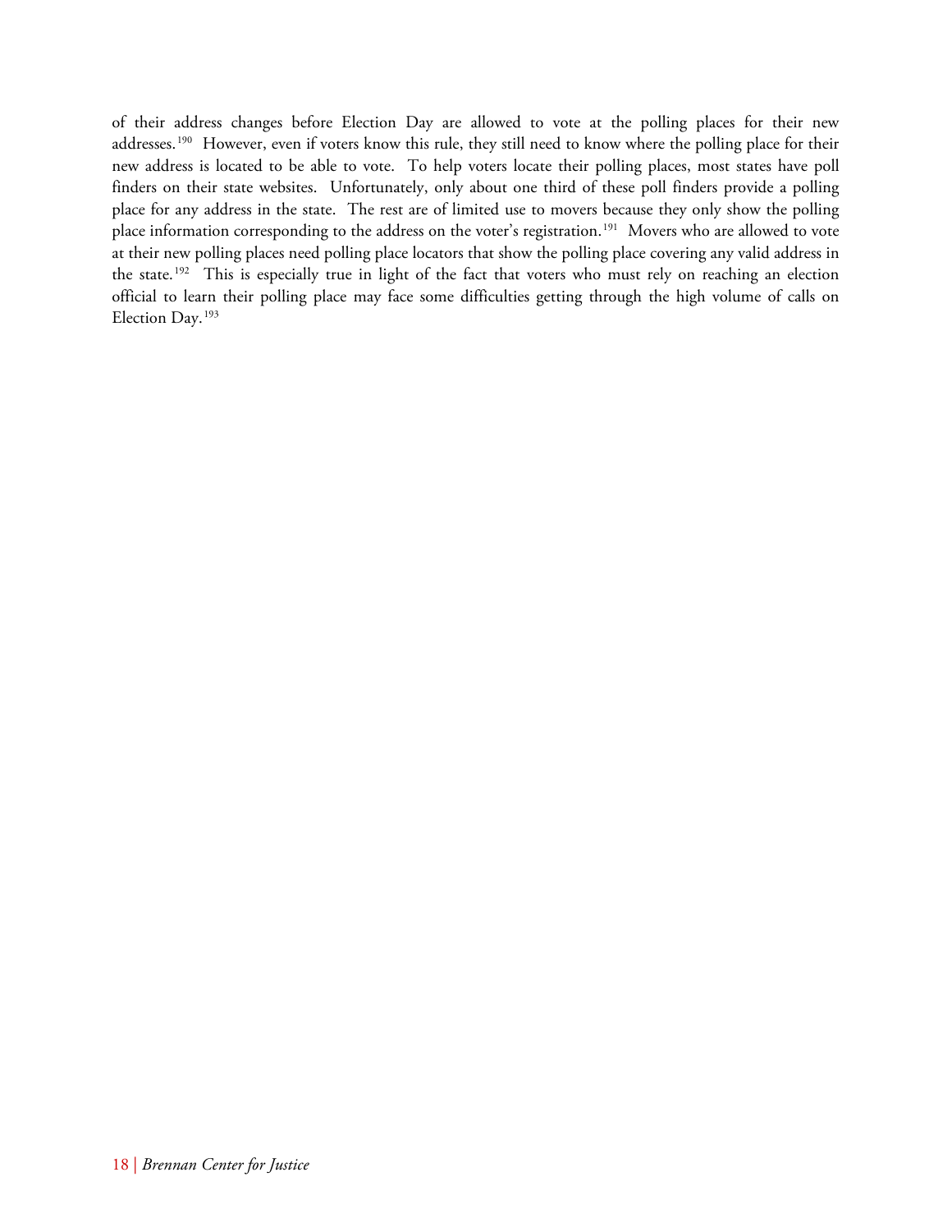of their address changes before Election Day are allowed to vote at the polling places for their new addresses.[190] However, even if voters know this rule, they still need to know where the polling place for their new address is located to be able to vote. To help voters locate their polling places, most states have poll finders on their state websites. Unfortunately, only about one third of these poll finders provide a polling place for any address in the state. The rest are of limited use to movers because they only show the polling place information corresponding to the address on the voter's registration.[191] Movers who are allowed to vote at their new polling places need polling place locators that show the polling place covering any valid address in the state.[192] This is especially true in light of the fact that voters who must rely on reaching an election official to learn their polling place may face some difficulties getting through the high volume of calls on Election Day.[193]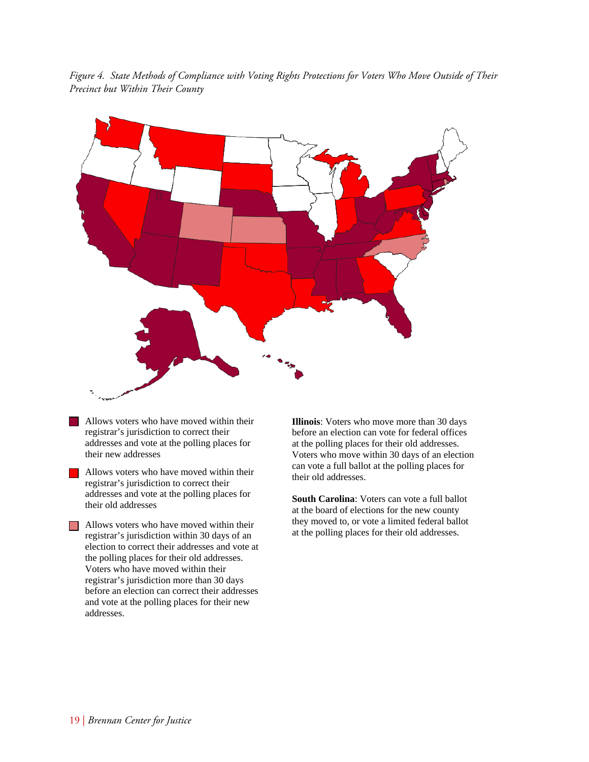*Figure 4. State Methods of Compliance with Voting Rights Protections for Voters Who Move Outside of Their Precinct but Within Their County*

- Allows voters who have moved within their registrar's jurisdiction to correct their addresses and vote at the polling places for their new addresses
- Allows voters who have moved within their registrar's jurisdiction to correct their addresses and vote at the polling places for their old addresses
- Allows voters who have moved within their registrar's jurisdiction within 30 days of an election to correct their addresses and vote at the polling places for their old addresses. Voters who have moved within their registrar's jurisdiction more than 30 days before an election can correct their addresses and vote at the polling places for their new addresses.

**Illinois**: Voters who move more than 30 days before an election can vote for federal offices at the polling places for their old addresses. Voters who move within 30 days of an election can vote a full ballot at the polling places for their old addresses.

**South Carolina**: Voters can vote a full ballot at the board of elections for the new county they moved to, or vote a limited federal ballot at the polling places for their old addresses.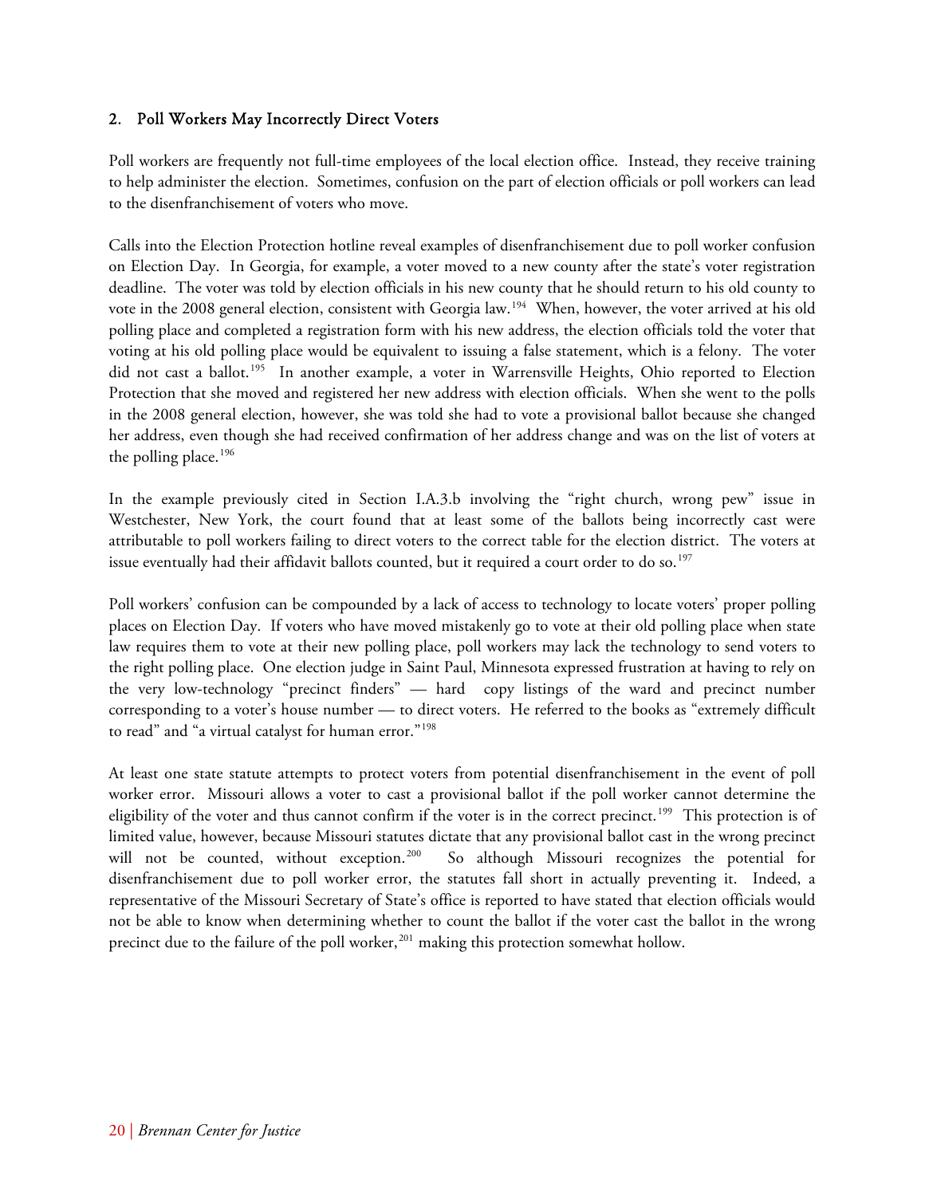### 2. Poll Workers May Incorrectly Direct Voters

Poll workers are frequently not full-time employees of the local election office. Instead, they receive training to help administer the election. Sometimes, confusion on the part of election officials or poll workers can lead to the disenfranchisement of voters who move.

Calls into the Election Protection hotline reveal examples of disenfranchisement due to poll worker confusion on Election Day. In Georgia, for example, a voter moved to a new county after the state's voter registration deadline. The voter was told by election officials in his new county that he should return to his old county to vote in the 2008 general election, consistent with Georgia law.[194] When, however, the voter arrived at his old polling place and completed a registration form with his new address, the election officials told the voter that voting at his old polling place would be equivalent to issuing a false statement, which is a felony. The voter did not cast a ballot.[195] In another example, a voter in Warrensville Heights, Ohio reported to Election Protection that she moved and registered her new address with election officials. When she went to the polls in the 2008 general election, however, she was told she had to vote a provisional ballot because she changed her address, even though she had received confirmation of her address change and was on the list of voters at the polling place.[196]

In the example previously cited in Section I.A.3.b involving the "right church, wrong pew" issue in Westchester, New York, the court found that at least some of the ballots being incorrectly cast were attributable to poll workers failing to direct voters to the correct table for the election district. The voters at issue eventually had their affidavit ballots counted, but it required a court order to do so.[197]

Poll workers' confusion can be compounded by a lack of access to technology to locate voters' proper polling places on Election Day. If voters who have moved mistakenly go to vote at their old polling place when state law requires them to vote at their new polling place, poll workers may lack the technology to send voters to the right polling place. One election judge in Saint Paul, Minnesota expressed frustration at having to rely on the very low-technology "precinct finders" — hard copy listings of the ward and precinct number corresponding to a voter's house number — to direct voters. He referred to the books as "extremely difficult to read" and "a virtual catalyst for human error."[198]

At least one state statute attempts to protect voters from potential disenfranchisement in the event of poll worker error. Missouri allows a voter to cast a provisional ballot if the poll worker cannot determine the eligibility of the voter and thus cannot confirm if the voter is in the correct precinct.[199] This protection is of limited value, however, because Missouri statutes dictate that any provisional ballot cast in the wrong precinct will not be counted, without exception.[200] So although Missouri recognizes the potential for disenfranchisement due to poll worker error, the statutes fall short in actually preventing it. Indeed, a representative of the Missouri Secretary of State's office is reported to have stated that election officials would not be able to know when determining whether to count the ballot if the voter cast the ballot in the wrong precinct due to the failure of the poll worker,[201] making this protection somewhat hollow.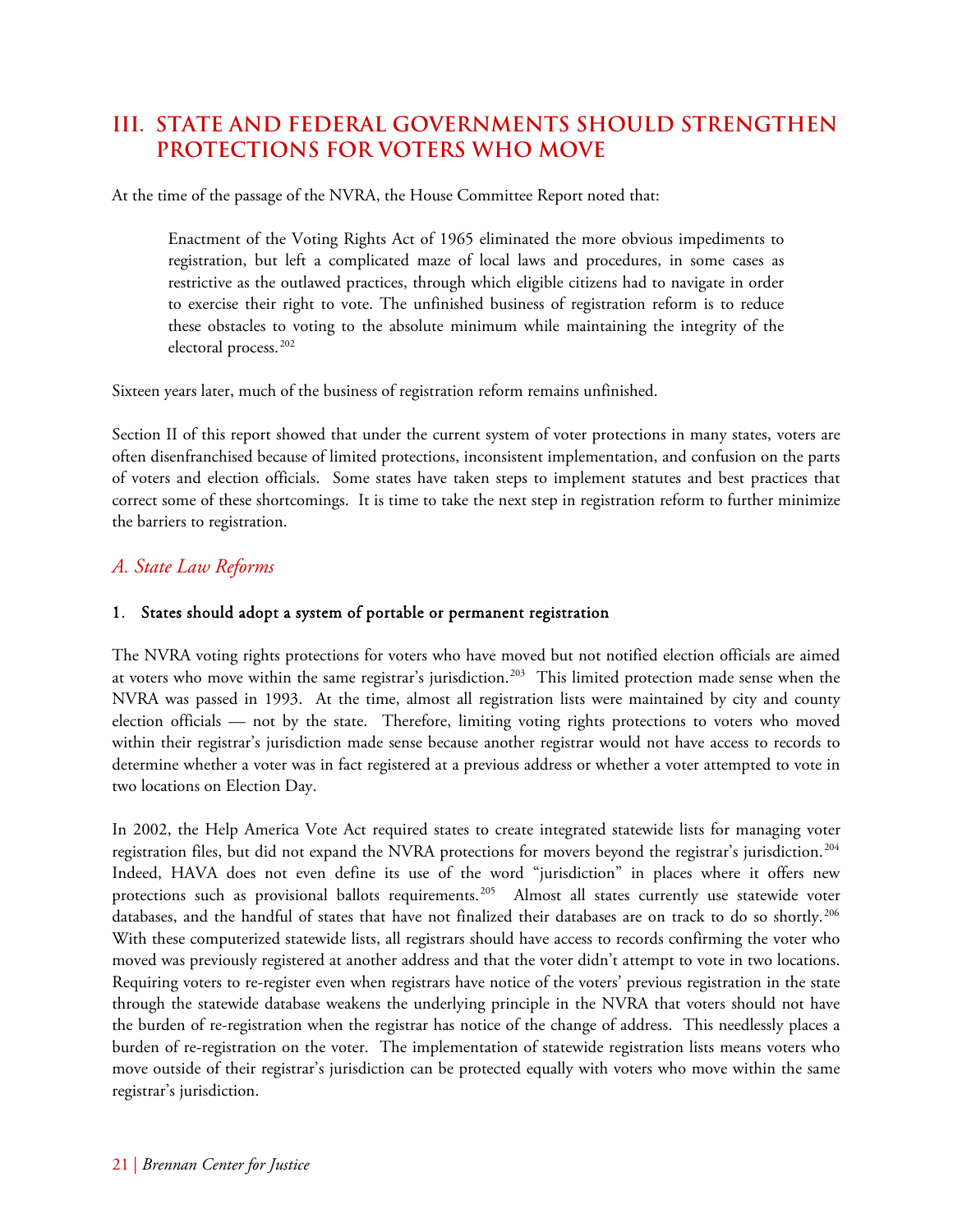## III. STATE AND FEDERAL GOVERNMENTS SHOULD STRENGTHEN PROTECTIONS FOR VOTERS WHO MOVE

At the time of the passage of the NVRA, the House Committee Report noted that:

> Enactment of the Voting Rights Act of 1965 eliminated the more obvious impediments to registration, but left a complicated maze of local laws and procedures, in some cases as restrictive as the outlawed practices, through which eligible citizens had to navigate in order to exercise their right to vote. The unfinished business of registration reform is to reduce these obstacles to voting to the absolute minimum while maintaining the integrity of the electoral process.[202]

Sixteen years later, much of the business of registration reform remains unfinished.

Section II of this report showed that under the current system of voter protections in many states, voters are often disenfranchised because of limited protections, inconsistent implementation, and confusion on the parts of voters and election officials. Some states have taken steps to implement statutes and best practices that correct some of these shortcomings. It is time to take the next step in registration reform to further minimize the barriers to registration.

### *A. State Law Reforms*

#### 1. States should adopt a system of portable or permanent registration

The NVRA voting rights protections for voters who have moved but not notified election officials are aimed at voters who move within the same registrar's jurisdiction.[203] This limited protection made sense when the NVRA was passed in 1993. At the time, almost all registration lists were maintained by city and county election officials — not by the state. Therefore, limiting voting rights protections to voters who moved within their registrar's jurisdiction made sense because another registrar would not have access to records to determine whether a voter was in fact registered at a previous address or whether a voter attempted to vote in two locations on Election Day.

In 2002, the Help America Vote Act required states to create integrated statewide lists for managing voter registration files, but did not expand the NVRA protections for movers beyond the registrar's jurisdiction.[204] Indeed, HAVA does not even define its use of the word "jurisdiction" in places where it offers new protections such as provisional ballots requirements.[205] Almost all states currently use statewide voter databases, and the handful of states that have not finalized their databases are on track to do so shortly.[206] With these computerized statewide lists, all registrars should have access to records confirming the voter who moved was previously registered at another address and that the voter didn't attempt to vote in two locations. Requiring voters to re-register even when registrars have notice of the voters' previous registration in the state through the statewide database weakens the underlying principle in the NVRA that voters should not have the burden of re-registration when the registrar has notice of the change of address. This needlessly places a burden of re-registration on the voter. The implementation of statewide registration lists means voters who move outside of their registrar's jurisdiction can be protected equally with voters who move within the same registrar's jurisdiction.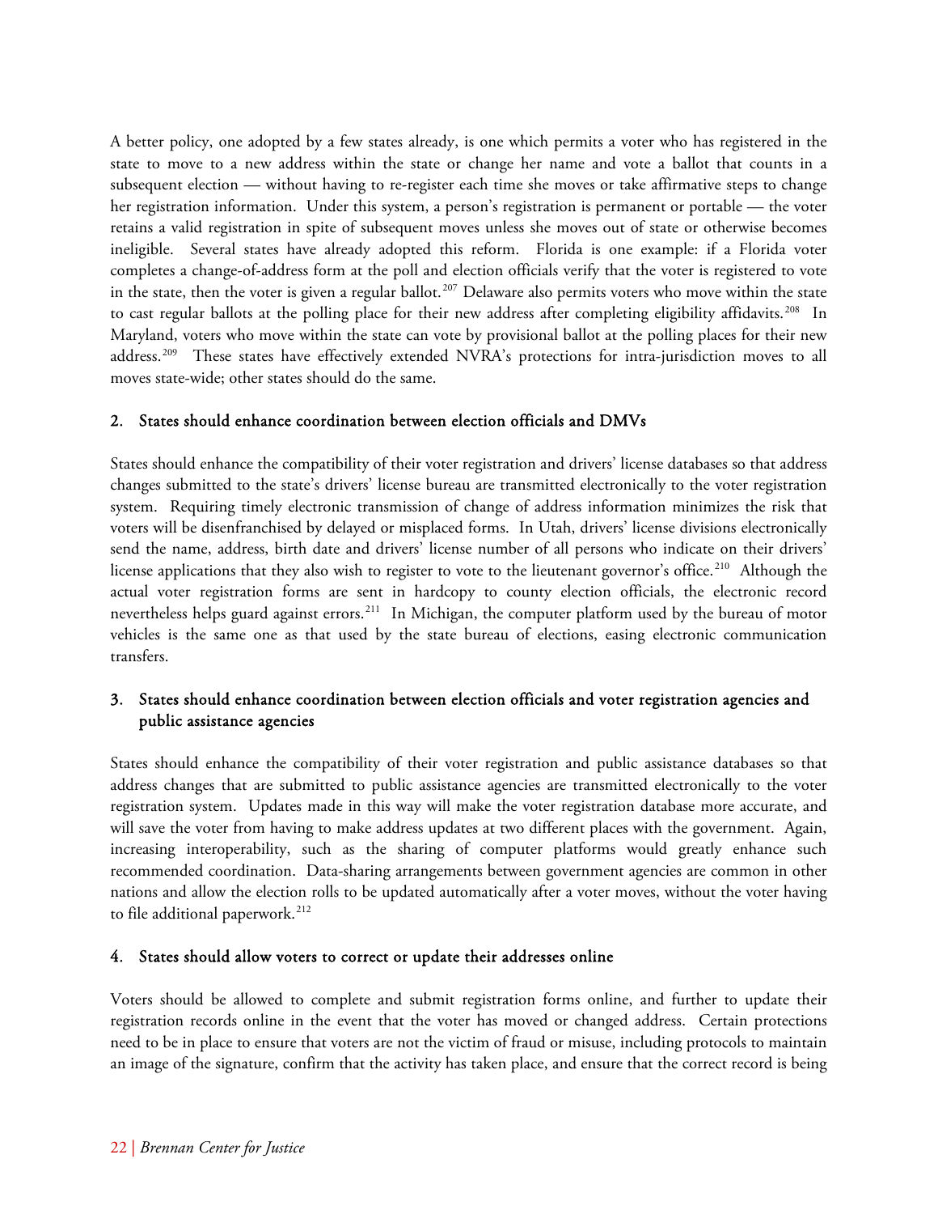A better policy, one adopted by a few states already, is one which permits a voter who has registered in the state to move to a new address within the state or change her name and vote a ballot that counts in a subsequent election — without having to re-register each time she moves or take affirmative steps to change her registration information. Under this system, a person's registration is permanent or portable — the voter retains a valid registration in spite of subsequent moves unless she moves out of state or otherwise becomes ineligible. Several states have already adopted this reform. Florida is one example: if a Florida voter completes a change-of-address form at the poll and election officials verify that the voter is registered to vote in the state, then the voter is given a regular ballot.[207] Delaware also permits voters who move within the state to cast regular ballots at the polling place for their new address after completing eligibility affidavits.[208] In Maryland, voters who move within the state can vote by provisional ballot at the polling places for their new address.[209] These states have effectively extended NVRA's protections for intra-jurisdiction moves to all moves state-wide; other states should do the same.

### 2. States should enhance coordination between election officials and DMVs

States should enhance the compatibility of their voter registration and drivers' license databases so that address changes submitted to the state's drivers' license bureau are transmitted electronically to the voter registration system. Requiring timely electronic transmission of change of address information minimizes the risk that voters will be disenfranchised by delayed or misplaced forms. In Utah, drivers' license divisions electronically send the name, address, birth date and drivers' license number of all persons who indicate on their drivers' license applications that they also wish to register to vote to the lieutenant governor's office.[210] Although the actual voter registration forms are sent in hardcopy to county election officials, the electronic record nevertheless helps guard against errors.[211] In Michigan, the computer platform used by the bureau of motor vehicles is the same one as that used by the state bureau of elections, easing electronic communication transfers.

### 3. States should enhance coordination between election officials and voter registration agencies and public assistance agencies

States should enhance the compatibility of their voter registration and public assistance databases so that address changes that are submitted to public assistance agencies are transmitted electronically to the voter registration system. Updates made in this way will make the voter registration database more accurate, and will save the voter from having to make address updates at two different places with the government. Again, increasing interoperability, such as the sharing of computer platforms would greatly enhance such recommended coordination. Data-sharing arrangements between government agencies are common in other nations and allow the election rolls to be updated automatically after a voter moves, without the voter having to file additional paperwork.[212]

### 4. States should allow voters to correct or update their addresses online

Voters should be allowed to complete and submit registration forms online, and further to update their registration records online in the event that the voter has moved or changed address. Certain protections need to be in place to ensure that voters are not the victim of fraud or misuse, including protocols to maintain an image of the signature, confirm that the activity has taken place, and ensure that the correct record is being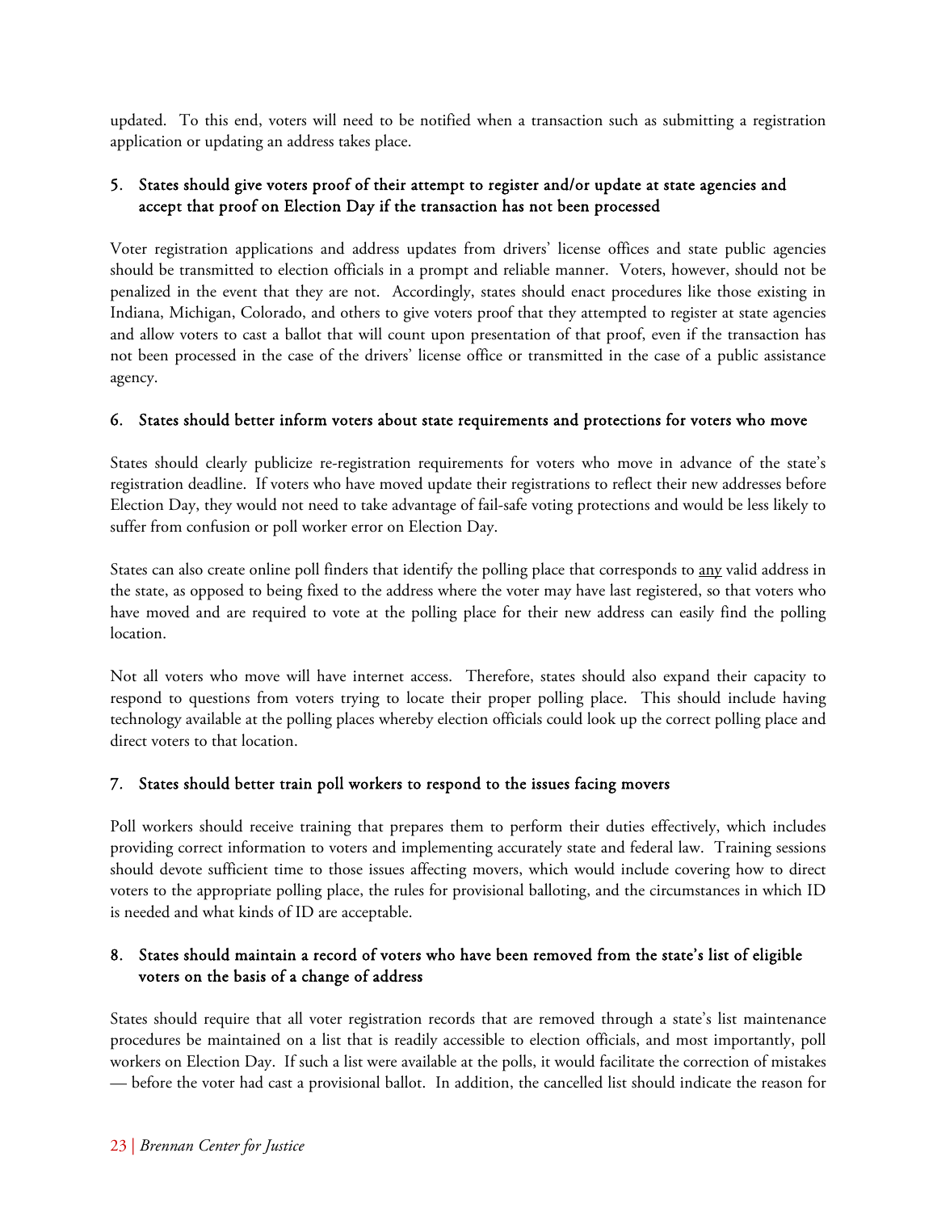updated. To this end, voters will need to be notified when a transaction such as submitting a registration application or updating an address takes place.

### 5. States should give voters proof of their attempt to register and/or update at state agencies and accept that proof on Election Day if the transaction has not been processed

Voter registration applications and address updates from drivers' license offices and state public agencies should be transmitted to election officials in a prompt and reliable manner. Voters, however, should not be penalized in the event that they are not. Accordingly, states should enact procedures like those existing in Indiana, Michigan, Colorado, and others to give voters proof that they attempted to register at state agencies and allow voters to cast a ballot that will count upon presentation of that proof, even if the transaction has not been processed in the case of the drivers' license office or transmitted in the case of a public assistance agency.

### 6. States should better inform voters about state requirements and protections for voters who move

States should clearly publicize re-registration requirements for voters who move in advance of the state's registration deadline. If voters who have moved update their registrations to reflect their new addresses before Election Day, they would not need to take advantage of fail-safe voting protections and would be less likely to suffer from confusion or poll worker error on Election Day.

States can also create online poll finders that identify the polling place that corresponds to <u>any</u> valid address in the state, as opposed to being fixed to the address where the voter may have last registered, so that voters who have moved and are required to vote at the polling place for their new address can easily find the polling location.

Not all voters who move will have internet access. Therefore, states should also expand their capacity to respond to questions from voters trying to locate their proper polling place. This should include having technology available at the polling places whereby election officials could look up the correct polling place and direct voters to that location.

### 7. States should better train poll workers to respond to the issues facing movers

Poll workers should receive training that prepares them to perform their duties effectively, which includes providing correct information to voters and implementing accurately state and federal law. Training sessions should devote sufficient time to those issues affecting movers, which would include covering how to direct voters to the appropriate polling place, the rules for provisional balloting, and the circumstances in which ID is needed and what kinds of ID are acceptable.

### 8. States should maintain a record of voters who have been removed from the state's list of eligible voters on the basis of a change of address

States should require that all voter registration records that are removed through a state's list maintenance procedures be maintained on a list that is readily accessible to election officials, and most importantly, poll workers on Election Day. If such a list were available at the polls, it would facilitate the correction of mistakes — before the voter had cast a provisional ballot. In addition, the cancelled list should indicate the reason for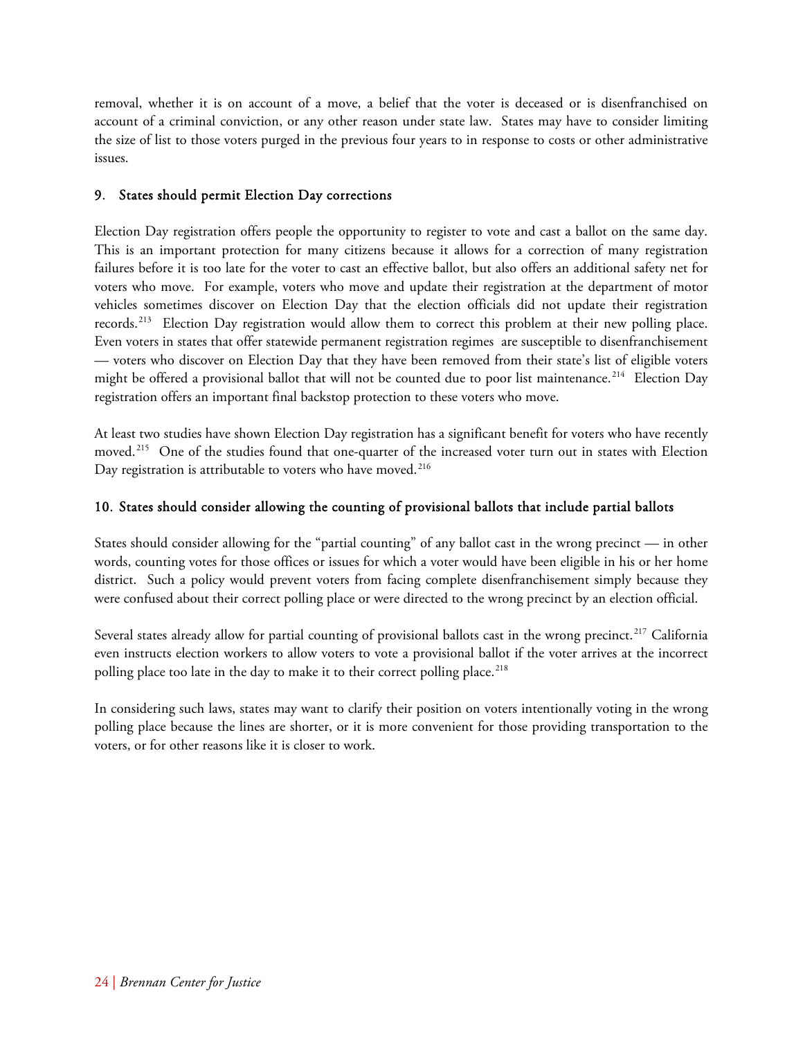removal, whether it is on account of a move, a belief that the voter is deceased or is disenfranchised on account of a criminal conviction, or any other reason under state law. States may have to consider limiting the size of list to those voters purged in the previous four years to in response to costs or other administrative issues.

### 9. States should permit Election Day corrections

Election Day registration offers people the opportunity to register to vote and cast a ballot on the same day. This is an important protection for many citizens because it allows for a correction of many registration failures before it is too late for the voter to cast an effective ballot, but also offers an additional safety net for voters who move. For example, voters who move and update their registration at the department of motor vehicles sometimes discover on Election Day that the election officials did not update their registration records.[213] Election Day registration would allow them to correct this problem at their new polling place. Even voters in states that offer statewide permanent registration regimes are susceptible to disenfranchisement — voters who discover on Election Day that they have been removed from their state's list of eligible voters might be offered a provisional ballot that will not be counted due to poor list maintenance.[214] Election Day registration offers an important final backstop protection to these voters who move.

At least two studies have shown Election Day registration has a significant benefit for voters who have recently moved.[215] One of the studies found that one-quarter of the increased voter turn out in states with Election Day registration is attributable to voters who have moved.[216]

### 10. States should consider allowing the counting of provisional ballots that include partial ballots

States should consider allowing for the "partial counting" of any ballot cast in the wrong precinct — in other words, counting votes for those offices or issues for which a voter would have been eligible in his or her home district. Such a policy would prevent voters from facing complete disenfranchisement simply because they were confused about their correct polling place or were directed to the wrong precinct by an election official.

Several states already allow for partial counting of provisional ballots cast in the wrong precinct.[217] California even instructs election workers to allow voters to vote a provisional ballot if the voter arrives at the incorrect polling place too late in the day to make it to their correct polling place.[218]

In considering such laws, states may want to clarify their position on voters intentionally voting in the wrong polling place because the lines are shorter, or it is more convenient for those providing transportation to the voters, or for other reasons like it is closer to work.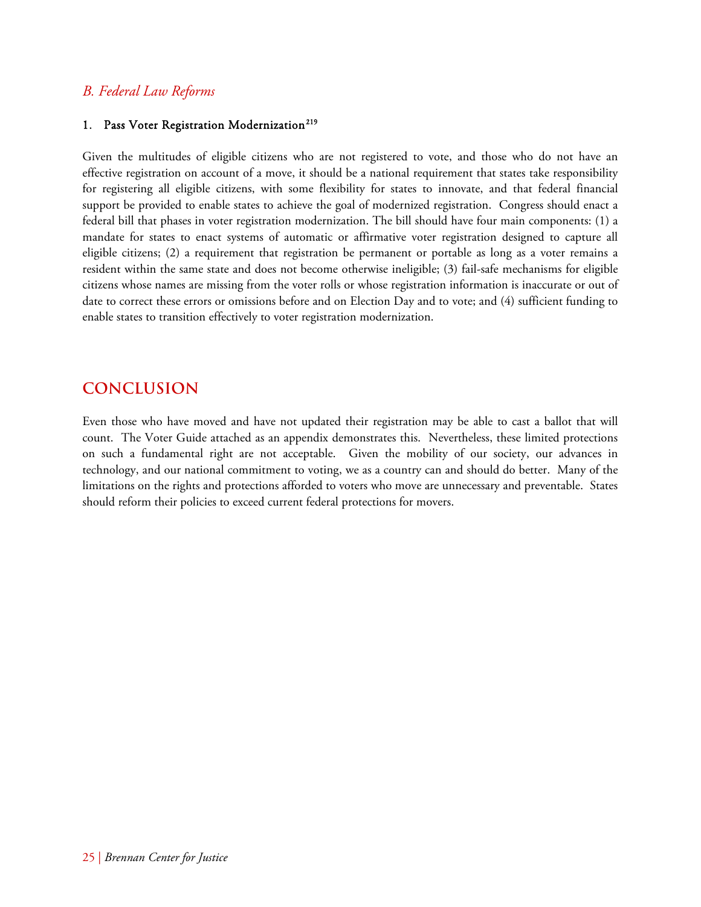## *B. Federal Law Reforms*

### 1. Pass Voter Registration Modernization[219]

Given the multitudes of eligible citizens who are not registered to vote, and those who do not have an effective registration on account of a move, it should be a national requirement that states take responsibility for registering all eligible citizens, with some flexibility for states to innovate, and that federal financial support be provided to enable states to achieve the goal of modernized registration. Congress should enact a federal bill that phases in voter registration modernization. The bill should have four main components: (1) a mandate for states to enact systems of automatic or affirmative voter registration designed to capture all eligible citizens; (2) a requirement that registration be permanent or portable as long as a voter remains a resident within the same state and does not become otherwise ineligible; (3) fail-safe mechanisms for eligible citizens whose names are missing from the voter rolls or whose registration information is inaccurate or out of date to correct these errors or omissions before and on Election Day and to vote; and (4) sufficient funding to enable states to transition effectively to voter registration modernization.

# CONCLUSION

Even those who have moved and have not updated their registration may be able to cast a ballot that will count. The Voter Guide attached as an appendix demonstrates this. Nevertheless, these limited protections on such a fundamental right are not acceptable. Given the mobility of our society, our advances in technology, and our national commitment to voting, we as a country can and should do better. Many of the limitations on the rights and protections afforded to voters who move are unnecessary and preventable. States should reform their policies to exceed current federal protections for movers.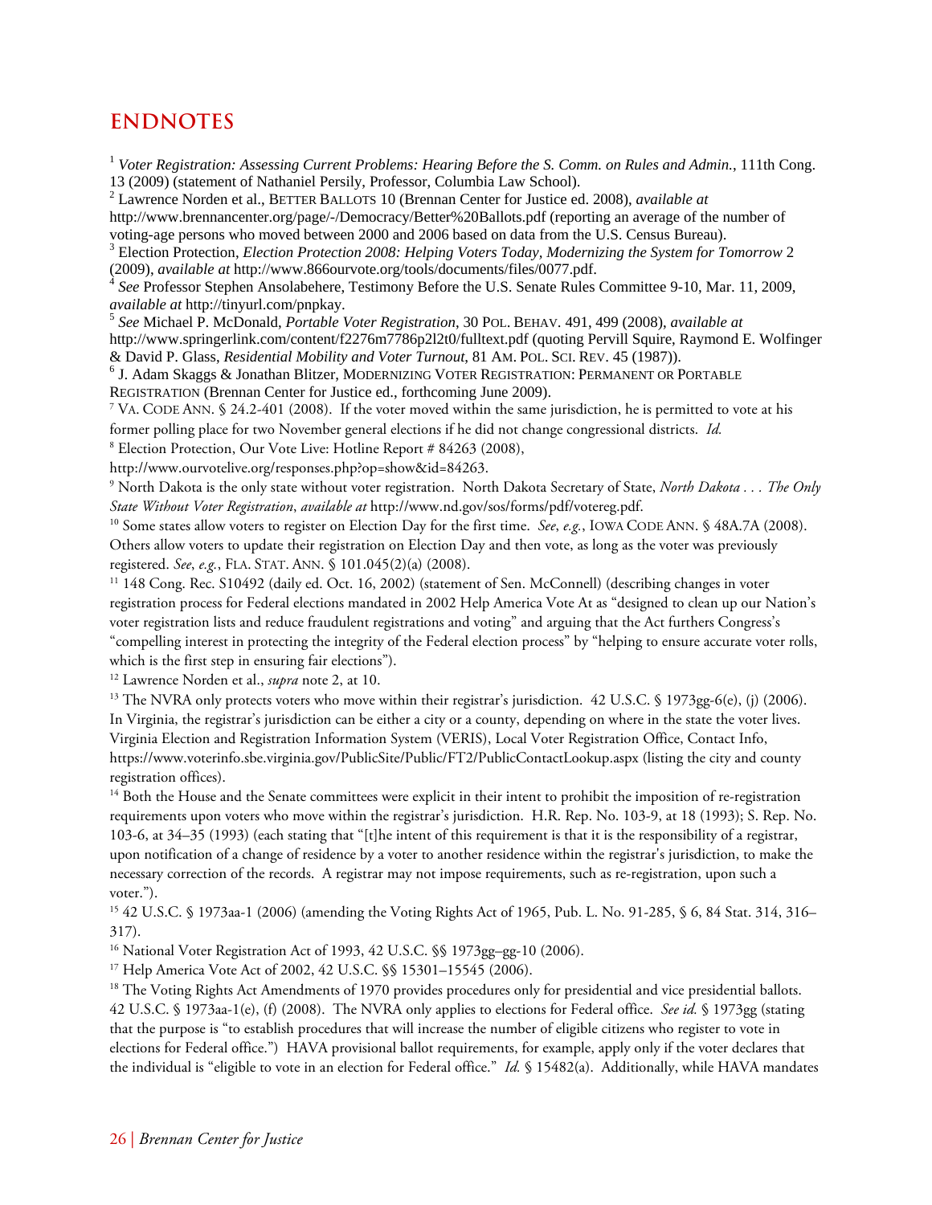## ENDNOTES

[1] *Voter Registration: Assessing Current Problems: Hearing Before the S. Comm. on Rules and Admin.*, 111th Cong. 13 (2009) (statement of Nathaniel Persily, Professor, Columbia Law School).

[2] Lawrence Norden et al., BETTER BALLOTS 10 (Brennan Center for Justice ed. 2008), *available at* http://www.brennancenter.org/page/-/Democracy/Better%20Ballots.pdf (reporting an average of the number of voting-age persons who moved between 2000 and 2006 based on data from the U.S. Census Bureau).

[3] Election Protection, *Election Protection 2008: Helping Voters Today, Modernizing the System for Tomorrow* 2 (2009), *available at* http://www.866ourvote.org/tools/documents/files/0077.pdf.

[4] *See* Professor Stephen Ansolabehere, Testimony Before the U.S. Senate Rules Committee 9-10, Mar. 11, 2009, *available at* http://tinyurl.com/pnpkay.

[5] *See* Michael P. McDonald, *Portable Voter Registration*, 30 POL. BEHAV. 491, 499 (2008), *available at* http://www.springerlink.com/content/f2276m7786p2l2t0/fulltext.pdf (quoting Pervill Squire, Raymond E. Wolfinger & David P. Glass, *Residential Mobility and Voter Turnout*, 81 AM. POL. SCI. REV. 45 (1987)).

[6] J. Adam Skaggs & Jonathan Blitzer, MODERNIZING VOTER REGISTRATION: PERMANENT OR PORTABLE REGISTRATION (Brennan Center for Justice ed., forthcoming June 2009).

[7] VA. CODE ANN. § 24.2-401 (2008). If the voter moved within the same jurisdiction, he is permitted to vote at his former polling place for two November general elections if he did not change congressional districts. *Id.*

[8] Election Protection, Our Vote Live: Hotline Report # 84263 (2008), http://www.ourvotelive.org/responses.php?op=show&id=84263.

[9] North Dakota is the only state without voter registration. North Dakota Secretary of State, *North Dakota . . . The Only State Without Voter Registration*, *available at* http://www.nd.gov/sos/forms/pdf/votereg.pdf.

[10] Some states allow voters to register on Election Day for the first time. *See*, *e.g.*, IOWA CODE ANN. § 48A.7A (2008). Others allow voters to update their registration on Election Day and then vote, as long as the voter was previously registered. *See*, *e.g.*, FLA. STAT. ANN. § 101.045(2)(a) (2008).

[11] 148 Cong. Rec. S10492 (daily ed. Oct. 16, 2002) (statement of Sen. McConnell) (describing changes in voter registration process for Federal elections mandated in 2002 Help America Vote At as "designed to clean up our Nation's voter registration lists and reduce fraudulent registrations and voting" and arguing that the Act furthers Congress's "compelling interest in protecting the integrity of the Federal election process" by "helping to ensure accurate voter rolls, which is the first step in ensuring fair elections").

[12] Lawrence Norden et al., *supra* note 2, at 10.

[13] The NVRA only protects voters who move within their registrar's jurisdiction. 42 U.S.C. § 1973gg-6(e), (j) (2006). In Virginia, the registrar's jurisdiction can be either a city or a county, depending on where in the state the voter lives. Virginia Election and Registration Information System (VERIS), Local Voter Registration Office, Contact Info, https://www.voterinfo.sbe.virginia.gov/PublicSite/Public/FT2/PublicContactLookup.aspx (listing the city and county registration offices).

[14] Both the House and the Senate committees were explicit in their intent to prohibit the imposition of re-registration requirements upon voters who move within the registrar's jurisdiction. H.R. Rep. No. 103-9, at 18 (1993); S. Rep. No. 103-6, at 34–35 (1993) (each stating that "[t]he intent of this requirement is that it is the responsibility of a registrar, upon notification of a change of residence by a voter to another residence within the registrar's jurisdiction, to make the necessary correction of the records. A registrar may not impose requirements, such as re-registration, upon such a voter.").

[15] 42 U.S.C. § 1973aa-1 (2006) (amending the Voting Rights Act of 1965, Pub. L. No. 91-285, § 6, 84 Stat. 314, 316–317).

[16] National Voter Registration Act of 1993, 42 U.S.C. §§ 1973gg–gg-10 (2006).

[17] Help America Vote Act of 2002, 42 U.S.C. §§ 15301–15545 (2006).

[18] The Voting Rights Act Amendments of 1970 provides procedures only for presidential and vice presidential ballots. 42 U.S.C. § 1973aa-1(e), (f) (2008). The NVRA only applies to elections for Federal office. *See id.* § 1973gg (stating that the purpose is "to establish procedures that will increase the number of eligible citizens who register to vote in elections for Federal office.") HAVA provisional ballot requirements, for example, apply only if the voter declares that the individual is "eligible to vote in an election for Federal office." *Id.* § 15482(a). Additionally, while HAVA mandates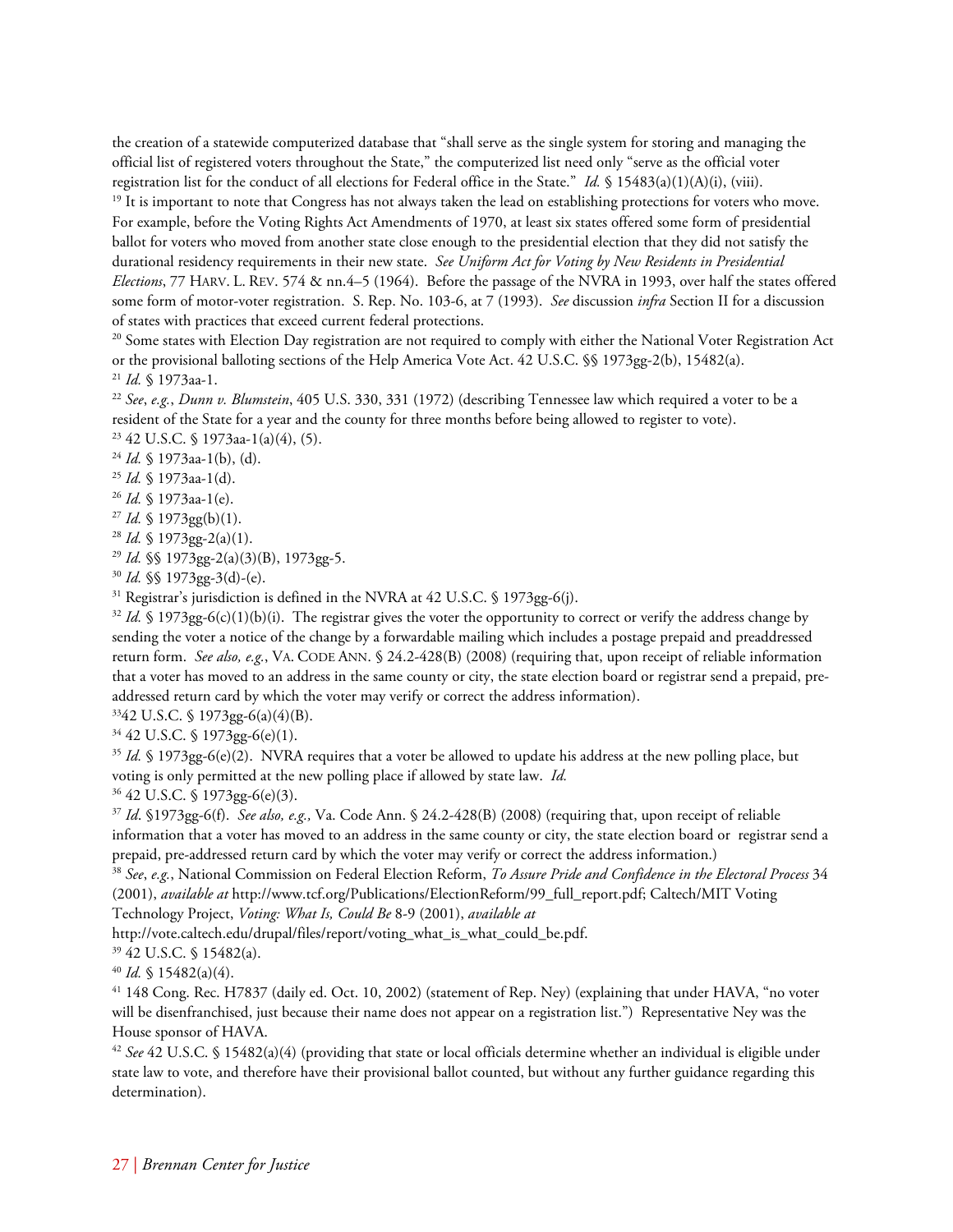the creation of a statewide computerized database that "shall serve as the single system for storing and managing the official list of registered voters throughout the State," the computerized list need only "serve as the official voter registration list for the conduct of all elections for Federal office in the State." *Id.* § 15483(a)(1)(A)(i), (viii).

[19] It is important to note that Congress has not always taken the lead on establishing protections for voters who move. For example, before the Voting Rights Act Amendments of 1970, at least six states offered some form of presidential ballot for voters who moved from another state close enough to the presidential election that they did not satisfy the durational residency requirements in their new state. *See Uniform Act for Voting by New Residents in Presidential Elections*, 77 HARV. L. REV. 574 & nn.4–5 (1964). Before the passage of the NVRA in 1993, over half the states offered some form of motor-voter registration. S. Rep. No. 103-6, at 7 (1993). *See* discussion *infra* Section II for a discussion of states with practices that exceed current federal protections.

[20] Some states with Election Day registration are not required to comply with either the National Voter Registration Act or the provisional balloting sections of the Help America Vote Act. 42 U.S.C. §§ 1973gg-2(b), 15482(a).

[21] *Id.* § 1973aa-1.

[22] *See*, *e.g.*, *Dunn v. Blumstein*, 405 U.S. 330, 331 (1972) (describing Tennessee law which required a voter to be a resident of the State for a year and the county for three months before being allowed to register to vote).

[23] 42 U.S.C. § 1973aa-1(a)(4), (5).

[24] *Id.* § 1973aa-1(b), (d).

[25] *Id.* § 1973aa-1(d).

[26] *Id.* § 1973aa-1(e).

[27] *Id.* § 1973gg(b)(1).

[28] *Id.* § 1973gg-2(a)(1).

[29] *Id.* §§ 1973gg-2(a)(3)(B), 1973gg-5.

[30] *Id.* §§ 1973gg-3(d)-(e).

[31] Registrar's jurisdiction is defined in the NVRA at 42 U.S.C. § 1973gg-6(j).

[32] *Id.* § 1973gg-6(c)(1)(b)(i). The registrar gives the voter the opportunity to correct or verify the address change by sending the voter a notice of the change by a forwardable mailing which includes a postage prepaid and preaddressed return form. *See also, e.g.*, VA. CODE ANN. § 24.2-428(B) (2008) (requiring that, upon receipt of reliable information that a voter has moved to an address in the same county or city, the state election board or registrar send a prepaid, pre-addressed return card by which the voter may verify or correct the address information).

[33] 42 U.S.C. § 1973gg-6(a)(4)(B).

[34] 42 U.S.C. § 1973gg-6(e)(1).

[35] *Id.* § 1973gg-6(e)(2). NVRA requires that a voter be allowed to update his address at the new polling place, but voting is only permitted at the new polling place if allowed by state law. *Id.*

[36] 42 U.S.C. § 1973gg-6(e)(3).

[37] *Id*. §1973gg-6(f). *See also, e.g.,* Va. Code Ann. § 24.2-428(B) (2008) (requiring that, upon receipt of reliable information that a voter has moved to an address in the same county or city, the state election board or registrar send a prepaid, pre-addressed return card by which the voter may verify or correct the address information.)

[38] *See*, *e.g.*, National Commission on Federal Election Reform, *To Assure Pride and Confidence in the Electoral Process* 34 (2001), *available at* http://www.tcf.org/Publications/ElectionReform/99_full_report.pdf; Caltech/MIT Voting Technology Project, *Voting: What Is, Could Be* 8-9 (2001), *available at* http://vote.caltech.edu/drupal/files/report/voting_what_is_what_could_be.pdf.

[39] 42 U.S.C. § 15482(a).

[40] *Id.* § 15482(a)(4).

[41] 148 Cong. Rec. H7837 (daily ed. Oct. 10, 2002) (statement of Rep. Ney) (explaining that under HAVA, "no voter will be disenfranchised, just because their name does not appear on a registration list.") Representative Ney was the House sponsor of HAVA.

[42] *See* 42 U.S.C. § 15482(a)(4) (providing that state or local officials determine whether an individual is eligible under state law to vote, and therefore have their provisional ballot counted, but without any further guidance regarding this determination).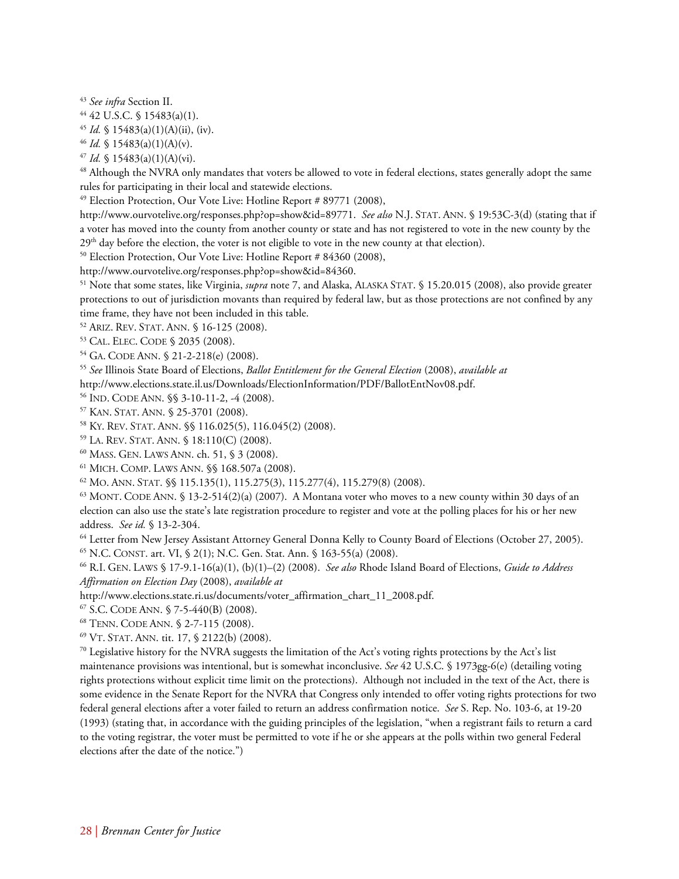[43] *See infra* Section II.

[44] 42 U.S.C. § 15483(a)(1).

[45] *Id.* § 15483(a)(1)(A)(ii), (iv).

[46] *Id.* § 15483(a)(1)(A)(v).

[47] *Id.* § 15483(a)(1)(A)(vi).

[48] Although the NVRA only mandates that voters be allowed to vote in federal elections, states generally adopt the same rules for participating in their local and statewide elections.

[49] Election Protection, Our Vote Live: Hotline Report # 89771 (2008), http://www.ourvotelive.org/responses.php?op=show&id=89771. *See also* N.J. STAT. ANN. § 19:53C-3(d) (stating that if a voter has moved into the county from another county or state and has not registered to vote in the new county by the 29th day before the election, the voter is not eligible to vote in the new county at that election).

[50] Election Protection, Our Vote Live: Hotline Report # 84360 (2008), http://www.ourvotelive.org/responses.php?op=show&id=84360.

[51] Note that some states, like Virginia, *supra* note 7, and Alaska, ALASKA STAT. § 15.20.015 (2008), also provide greater protections to out of jurisdiction movants than required by federal law, but as those protections are not confined by any time frame, they have not been included in this table.

[52] ARIZ. REV. STAT. ANN. § 16-125 (2008).

[53] CAL. ELEC. CODE § 2035 (2008).

[54] GA. CODE ANN. § 21-2-218(e) (2008).

[55] *See* Illinois State Board of Elections, *Ballot Entitlement for the General Election* (2008), *available at* http://www.elections.state.il.us/Downloads/ElectionInformation/PDF/BallotEntNov08.pdf.

[56] IND. CODE ANN. §§ 3-10-11-2, -4 (2008).

[57] KAN. STAT. ANN. § 25-3701 (2008).

[58] KY. REV. STAT. ANN. §§ 116.025(5), 116.045(2) (2008).

[59] LA. REV. STAT. ANN. § 18:110(C) (2008).

[60] MASS. GEN. LAWS ANN. ch. 51, § 3 (2008).

[61] MICH. COMP. LAWS ANN. §§ 168.507a (2008).

[62] MO. ANN. STAT. §§ 115.135(1), 115.275(3), 115.277(4), 115.279(8) (2008).

[63] MONT. CODE ANN. § 13-2-514(2)(a) (2007). A Montana voter who moves to a new county within 30 days of an election can also use the state's late registration procedure to register and vote at the polling places for his or her new address. *See id.* § 13-2-304.

[64] Letter from New Jersey Assistant Attorney General Donna Kelly to County Board of Elections (October 27, 2005).

[65] N.C. CONST. art. VI, § 2(1); N.C. Gen. Stat. Ann. § 163-55(a) (2008).

[66] R.I. GEN. LAWS § 17-9.1-16(a)(1), (b)(1)–(2) (2008). *See also* Rhode Island Board of Elections, *Guide to Address Affirmation on Election Day* (2008), *available at* http://www.elections.state.ri.us/documents/voter_affirmation_chart_11_2008.pdf.

[67] S.C. CODE ANN. § 7-5-440(B) (2008).

[68] TENN. CODE ANN. § 2-7-115 (2008).

[69] VT. STAT. ANN. tit. 17, § 2122(b) (2008).

[70] Legislative history for the NVRA suggests the limitation of the Act's voting rights protections by the Act's list maintenance provisions was intentional, but is somewhat inconclusive. *See* 42 U.S.C. § 1973gg-6(e) (detailing voting rights protections without explicit time limit on the protections). Although not included in the text of the Act, there is some evidence in the Senate Report for the NVRA that Congress only intended to offer voting rights protections for two federal general elections after a voter failed to return an address confirmation notice. *See* S. Rep. No. 103-6, at 19-20 (1993) (stating that, in accordance with the guiding principles of the legislation, "when a registrant fails to return a card to the voting registrar, the voter must be permitted to vote if he or she appears at the polls within two general Federal elections after the date of the notice.")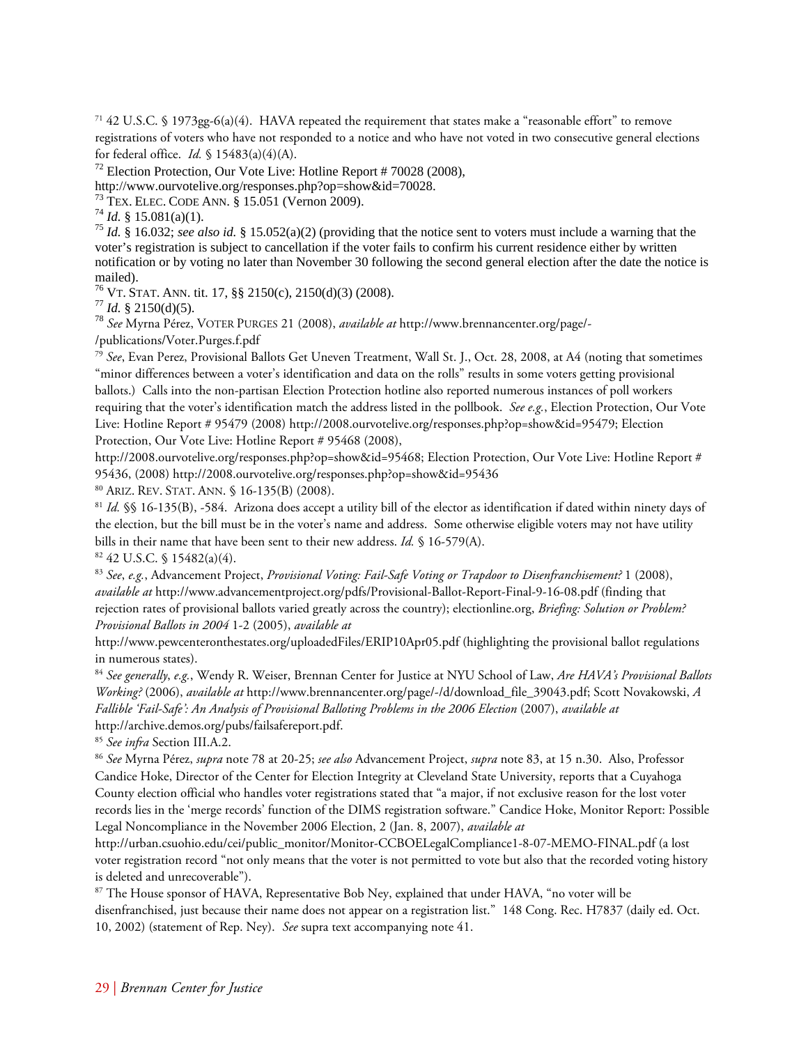[71] 42 U.S.C. § 1973gg-6(a)(4). HAVA repeated the requirement that states make a "reasonable effort" to remove registrations of voters who have not responded to a notice and who have not voted in two consecutive general elections for federal office. *Id.* § 15483(a)(4)(A).

[72] Election Protection, Our Vote Live: Hotline Report # 70028 (2008), http://www.ourvotelive.org/responses.php?op=show&id=70028.

[73] TEX. ELEC. CODE ANN. § 15.051 (Vernon 2009).

[74] *Id.* § 15.081(a)(1).

[75] *Id.* § 16.032; *see also id.* § 15.052(a)(2) (providing that the notice sent to voters must include a warning that the voter's registration is subject to cancellation if the voter fails to confirm his current residence either by written notification or by voting no later than November 30 following the second general election after the date the notice is mailed).

[76] VT. STAT. ANN. tit. 17, §§ 2150(c), 2150(d)(3) (2008).

[77] *Id.* § 2150(d)(5).

[78] *See* Myrna Pérez, VOTER PURGES 21 (2008), *available at* http://www.brennancenter.org/page/-/publications/Voter.Purges.f.pdf

[79] *See*, Evan Perez, Provisional Ballots Get Uneven Treatment, Wall St. J., Oct. 28, 2008, at A4 (noting that sometimes "minor differences between a voter's identification and data on the rolls" results in some voters getting provisional ballots.) Calls into the non-partisan Election Protection hotline also reported numerous instances of poll workers requiring that the voter's identification match the address listed in the pollbook. *See e.g.*, Election Protection, Our Vote Live: Hotline Report # 95479 (2008) http://2008.ourvotelive.org/responses.php?op=show&id=95479; Election Protection, Our Vote Live: Hotline Report # 95468 (2008), http://2008.ourvotelive.org/responses.php?op=show&id=95468; Election Protection, Our Vote Live: Hotline Report # 95436, (2008) http://2008.ourvotelive.org/responses.php?op=show&id=95436

[80] ARIZ. REV. STAT. ANN. § 16-135(B) (2008).

[81] *Id.* §§ 16-135(B), -584. Arizona does accept a utility bill of the elector as identification if dated within ninety days of the election, but the bill must be in the voter's name and address. Some otherwise eligible voters may not have utility bills in their name that have been sent to their new address. *Id.* § 16-579(A).

[82] 42 U.S.C. § 15482(a)(4).

[83] *See*, *e.g.*, Advancement Project, *Provisional Voting: Fail-Safe Voting or Trapdoor to Disenfranchisement?* 1 (2008), *available at* http://www.advancementproject.org/pdfs/Provisional-Ballot-Report-Final-9-16-08.pdf (finding that rejection rates of provisional ballots varied greatly across the country); electionline.org, *Briefing: Solution or Problem? Provisional Ballots in 2004* 1-2 (2005), *available at* http://www.pewcenteronthestates.org/uploadedFiles/ERIP10Apr05.pdf (highlighting the provisional ballot regulations in numerous states).

[84] *See generally*, *e.g.*, Wendy R. Weiser, Brennan Center for Justice at NYU School of Law, *Are HAVA's Provisional Ballots Working?* (2006), *available at* http://www.brennancenter.org/page/-/d/download_file_39043.pdf; Scott Novakowski, *A Fallible 'Fail-Safe': An Analysis of Provisional Balloting Problems in the 2006 Election* (2007), *available at* http://archive.demos.org/pubs/failsafereport.pdf.

[85] *See infra* Section III.A.2.

[86] *See* Myrna Pérez, *supra* note 78 at 20-25; *see also* Advancement Project, *supra* note 83, at 15 n.30. Also, Professor Candice Hoke, Director of the Center for Election Integrity at Cleveland State University, reports that a Cuyahoga County election official who handles voter registrations stated that "a major, if not exclusive reason for the lost voter records lies in the 'merge records' function of the DIMS registration software." Candice Hoke, Monitor Report: Possible Legal Noncompliance in the November 2006 Election, 2 (Jan. 8, 2007), *available at* http://urban.csuohio.edu/cei/public_monitor/Monitor-CCBOELegalCompliance1-8-07-MEMO-FINAL.pdf (a lost voter registration record "not only means that the voter is not permitted to vote but also that the recorded voting history is deleted and unrecoverable").

[87] The House sponsor of HAVA, Representative Bob Ney, explained that under HAVA, "no voter will be disenfranchised, just because their name does not appear on a registration list." 148 Cong. Rec. H7837 (daily ed. Oct. 10, 2002) (statement of Rep. Ney). *See* supra text accompanying note 41.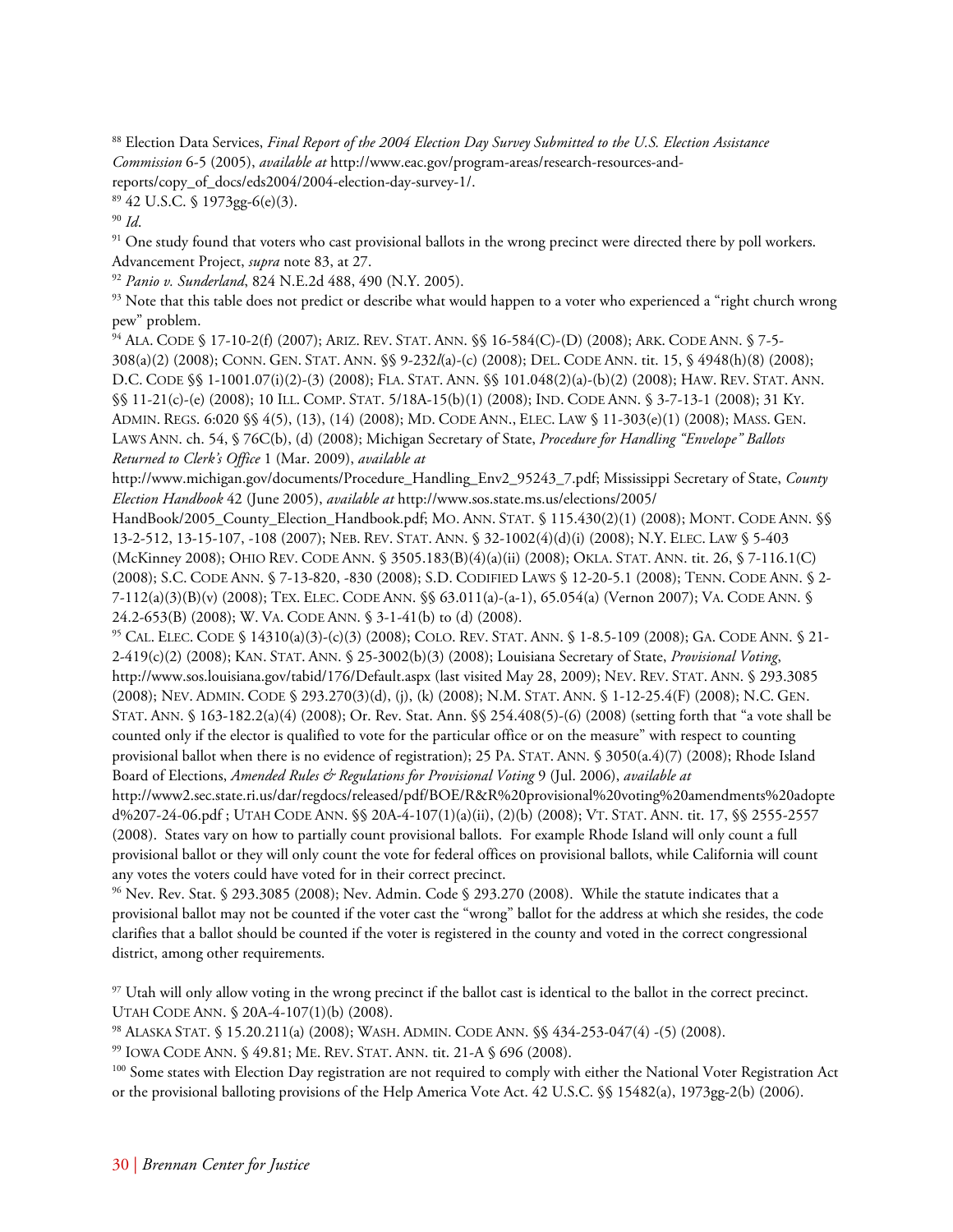[88] Election Data Services, *Final Report of the 2004 Election Day Survey Submitted to the U.S. Election Assistance Commission* 6-5 (2005), *available at* http://www.eac.gov/program-areas/research-resources-and-reports/copy_of_docs/eds2004/2004-election-day-survey-1/.

[89] 42 U.S.C. § 1973gg-6(e)(3).

[90] *Id*.

[91] One study found that voters who cast provisional ballots in the wrong precinct were directed there by poll workers. Advancement Project, *supra* note 83, at 27.

[92] *Panio v. Sunderland*, 824 N.E.2d 488, 490 (N.Y. 2005).

[93] Note that this table does not predict or describe what would happen to a voter who experienced a "right church wrong pew" problem.

[94] ALA. CODE § 17-10-2(f) (2007); ARIZ. REV. STAT. ANN. §§ 16-584(C)-(D) (2008); ARK. CODE ANN. § 7-5-308(a)(2) (2008); CONN. GEN. STAT. ANN. §§ 9-232*l*(a)-(c) (2008); DEL. CODE ANN. tit. 15, § 4948(h)(8) (2008); D.C. CODE §§ 1-1001.07(i)(2)-(3) (2008); FLA. STAT. ANN. §§ 101.048(2)(a)-(b)(2) (2008); HAW. REV. STAT. ANN. §§ 11-21(c)-(e) (2008); 10 ILL. COMP. STAT. 5/18A-15(b)(1) (2008); IND. CODE ANN. § 3-7-13-1 (2008); 31 KY. ADMIN. REGS. 6:020 §§ 4(5), (13), (14) (2008); MD. CODE ANN., ELEC. LAW § 11-303(e)(1) (2008); MASS. GEN. LAWS ANN. ch. 54, § 76C(b), (d) (2008); Michigan Secretary of State, *Procedure for Handling "Envelope" Ballots Returned to Clerk's Office* 1 (Mar. 2009), *available at* http://www.michigan.gov/documents/Procedure_Handling_Env2_95243_7.pdf; Mississippi Secretary of State, *County Election Handbook* 42 (June 2005), *available at* http://www.sos.state.ms.us/elections/2005/HandBook/2005_County_Election_Handbook.pdf; MO. ANN. STAT. § 115.430(2)(1) (2008); MONT. CODE ANN. §§ 13-2-512, 13-15-107, -108 (2007); NEB. REV. STAT. ANN. § 32-1002(4)(d)(i) (2008); N.Y. ELEC. LAW § 5-403 (McKinney 2008); OHIO REV. CODE ANN. § 3505.183(B)(4)(a)(ii) (2008); OKLA. STAT. ANN. tit. 26, § 7-116.1(C) (2008); S.C. CODE ANN. § 7-13-820, -830 (2008); S.D. CODIFIED LAWS § 12-20-5.1 (2008); TENN. CODE ANN. § 2-7-112(a)(3)(B)(v) (2008); TEX. ELEC. CODE ANN. §§ 63.011(a)-(a-1), 65.054(a) (Vernon 2007); VA. CODE ANN. § 24.2-653(B) (2008); W. VA. CODE ANN. § 3-1-41(b) to (d) (2008).

[95] CAL. ELEC. CODE § 14310(a)(3)-(c)(3) (2008); COLO. REV. STAT. ANN. § 1-8.5-109 (2008); GA. CODE ANN. § 21-2-419(c)(2) (2008); KAN. STAT. ANN. § 25-3002(b)(3) (2008); Louisiana Secretary of State, *Provisional Voting*, http://www.sos.louisiana.gov/tabid/176/Default.aspx (last visited May 28, 2009); NEV. REV. STAT. ANN. § 293.3085 (2008); NEV. ADMIN. CODE § 293.270(3)(d), (j), (k) (2008); N.M. STAT. ANN. § 1-12-25.4(F) (2008); N.C. GEN. STAT. ANN. § 163-182.2(a)(4) (2008); Or. Rev. Stat. Ann. §§ 254.408(5)-(6) (2008) (setting forth that "a vote shall be counted only if the elector is qualified to vote for the particular office or on the measure" with respect to counting provisional ballot when there is no evidence of registration); 25 PA. STAT. ANN. § 3050(a.4)(7) (2008); Rhode Island Board of Elections, *Amended Rules & Regulations for Provisional Voting* 9 (Jul. 2006), *available at* http://www2.sec.state.ri.us/dar/regdocs/released/pdf/BOE/R&R%20provisional%20voting%20amendments%20adopted%207-24-06.pdf ; UTAH CODE ANN. §§ 20A-4-107(1)(a)(ii), (2)(b) (2008); VT. STAT. ANN. tit. 17, §§ 2555-2557 (2008). States vary on how to partially count provisional ballots. For example Rhode Island will only count a full provisional ballot or they will only count the vote for federal offices on provisional ballots, while California will count any votes the voters could have voted for in their correct precinct.

[96] Nev. Rev. Stat. § 293.3085 (2008); Nev. Admin. Code § 293.270 (2008). While the statute indicates that a provisional ballot may not be counted if the voter cast the "wrong" ballot for the address at which she resides, the code clarifies that a ballot should be counted if the voter is registered in the county and voted in the correct congressional district, among other requirements.

[97] Utah will only allow voting in the wrong precinct if the ballot cast is identical to the ballot in the correct precinct. UTAH CODE ANN. § 20A-4-107(1)(b) (2008).

[98] ALASKA STAT. § 15.20.211(a) (2008); WASH. ADMIN. CODE ANN. §§ 434-253-047(4) -(5) (2008).

[99] IOWA CODE ANN. § 49.81; ME. REV. STAT. ANN. tit. 21-A § 696 (2008).

[100] Some states with Election Day registration are not required to comply with either the National Voter Registration Act or the provisional balloting provisions of the Help America Vote Act. 42 U.S.C. §§ 15482(a), 1973gg-2(b) (2006).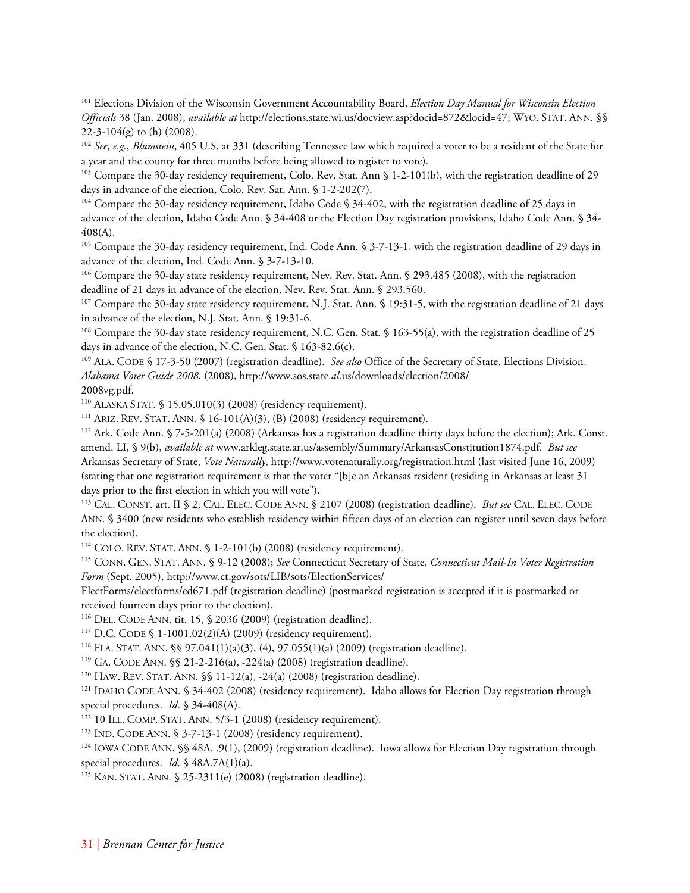[101] Elections Division of the Wisconsin Government Accountability Board, *Election Day Manual for Wisconsin Election Officials* 38 (Jan. 2008), *available at* http://elections.state.wi.us/docview.asp?docid=872&locid=47; WYO. STAT. ANN. §§ 22-3-104(g) to (h) (2008).

[102] *See*, *e.g.*, *Blumstein*, 405 U.S. at 331 (describing Tennessee law which required a voter to be a resident of the State for a year and the county for three months before being allowed to register to vote).

[103] Compare the 30-day residency requirement, Colo. Rev. Stat. Ann § 1-2-101(b), with the registration deadline of 29 days in advance of the election, Colo. Rev. Sat. Ann. § 1-2-202(7).

[104] Compare the 30-day residency requirement, Idaho Code § 34-402, with the registration deadline of 25 days in advance of the election, Idaho Code Ann. § 34-408 or the Election Day registration provisions, Idaho Code Ann. § 34-408(A).

[105] Compare the 30-day residency requirement, Ind. Code Ann. § 3-7-13-1, with the registration deadline of 29 days in advance of the election, Ind. Code Ann. § 3-7-13-10.

[106] Compare the 30-day state residency requirement, Nev. Rev. Stat. Ann. § 293.485 (2008), with the registration deadline of 21 days in advance of the election, Nev. Rev. Stat. Ann. § 293.560.

[107] Compare the 30-day state residency requirement, N.J. Stat. Ann. § 19:31-5, with the registration deadline of 21 days in advance of the election, N.J. Stat. Ann. § 19:31-6.

[108] Compare the 30-day state residency requirement, N.C. Gen. Stat. § 163-55(a), with the registration deadline of 25 days in advance of the election, N.C. Gen. Stat. § 163-82.6(c).

[109] ALA. CODE § 17-3-50 (2007) (registration deadline). *See also* Office of the Secretary of State, Elections Division, *Alabama Voter Guide 2008*, (2008), http://www.sos.state.*al*.us/downloads/election/2008/2008vg.pdf.

[110] ALASKA STAT. § 15.05.010(3) (2008) (residency requirement).

[111] ARIZ. REV. STAT. ANN. § 16-101(A)(3), (B) (2008) (residency requirement).

[112] Ark. Code Ann. § 7-5-201(a) (2008) (Arkansas has a registration deadline thirty days before the election); Ark. Const. amend. LI, § 9(b), *available at* www.arkleg.state.ar.us/assembly/Summary/ArkansasConstitution1874.pdf. *But see* Arkansas Secretary of State, *Vote Naturally*, http://www.votenaturally.org/registration.html (last visited June 16, 2009) (stating that one registration requirement is that the voter "[b]e an Arkansas resident (residing in Arkansas at least 31 days prior to the first election in which you will vote").

[113] CAL. CONST. art. II § 2; CAL. ELEC. CODE ANN. § 2107 (2008) (registration deadline). *But see* CAL. ELEC. CODE ANN. § 3400 (new residents who establish residency within fifteen days of an election can register until seven days before the election).

[114] COLO. REV. STAT. ANN. § 1-2-101(b) (2008) (residency requirement).

[115] CONN. GEN. STAT. ANN. § 9-12 (2008); *See* Connecticut Secretary of State, *Connecticut Mail-In Voter Registration Form* (Sept. 2005), http://www.ct.gov/sots/LIB/sots/ElectionServices/ElectForms/electforms/ed671.pdf (registration deadline) (postmarked registration is accepted if it is postmarked or received fourteen days prior to the election).

[116] DEL. CODE ANN. tit. 15, § 2036 (2009) (registration deadline).

[117] D.C. CODE § 1-1001.02(2)(A) (2009) (residency requirement).

[118] FLA. STAT. ANN. §§ 97.041(1)(a)(3), (4), 97.055(1)(a) (2009) (registration deadline).

[119] GA. CODE ANN. §§ 21-2-216(a), -224(a) (2008) (registration deadline).

[120] HAW. REV. STAT. ANN. §§ 11-12(a), -24(a) (2008) (registration deadline).

[121] IDAHO CODE ANN. § 34-402 (2008) (residency requirement). Idaho allows for Election Day registration through special procedures. *Id*. § 34-408(A).

[122] 10 ILL. COMP. STAT. ANN. 5/3-1 (2008) (residency requirement).

[123] IND. CODE ANN. § 3-7-13-1 (2008) (residency requirement).

[124] IOWA CODE ANN. §§ 48A. .9(1), (2009) (registration deadline). Iowa allows for Election Day registration through special procedures. *Id*. § 48A.7A(1)(a).

[125] KAN. STAT. ANN. § 25-2311(e) (2008) (registration deadline).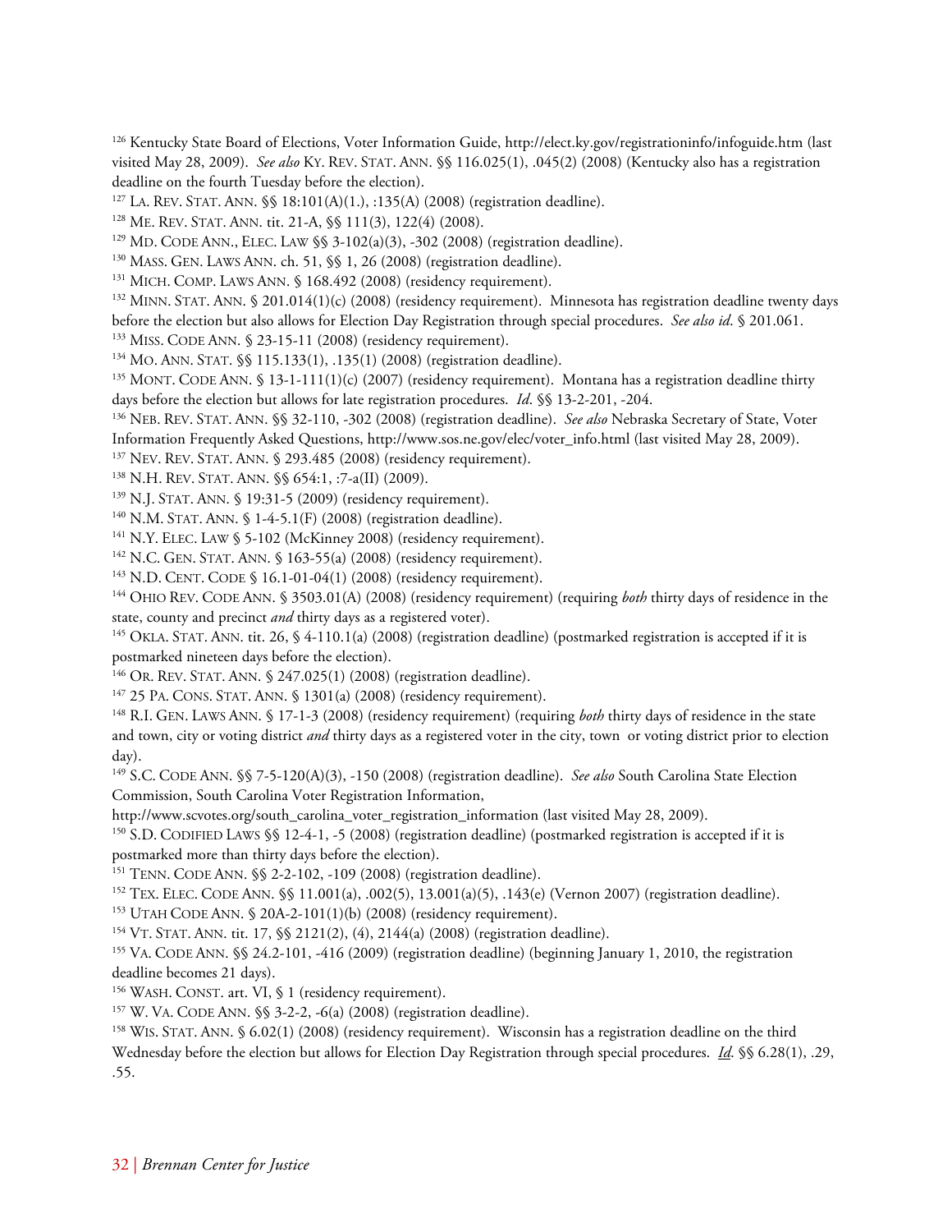[126] Kentucky State Board of Elections, Voter Information Guide, http://elect.ky.gov/registrationinfo/infoguide.htm (last visited May 28, 2009). *See also* KY. REV. STAT. ANN. §§ 116.025(1), .045(2) (2008) (Kentucky also has a registration deadline on the fourth Tuesday before the election).

[127] LA. REV. STAT. ANN. §§ 18:101(A)(1.), :135(A) (2008) (registration deadline).

[128] ME. REV. STAT. ANN. tit. 21-A, §§ 111(3), 122(4) (2008).

[129] MD. CODE ANN., ELEC. LAW §§ 3-102(a)(3), -302 (2008) (registration deadline).

[130] MASS. GEN. LAWS ANN. ch. 51, §§ 1, 26 (2008) (registration deadline).

[131] MICH. COMP. LAWS ANN. § 168.492 (2008) (residency requirement).

[132] MINN. STAT. ANN. § 201.014(1)(c) (2008) (residency requirement). Minnesota has registration deadline twenty days before the election but also allows for Election Day Registration through special procedures. *See also id*. § 201.061.

[133] MISS. CODE ANN. § 23-15-11 (2008) (residency requirement).

[134] MO. ANN. STAT. §§ 115.133(1), .135(1) (2008) (registration deadline).

[135] MONT. CODE ANN. § 13-1-111(1)(c) (2007) (residency requirement). Montana has a registration deadline thirty days before the election but allows for late registration procedures. *Id*. §§ 13-2-201, -204.

[136] NEB. REV. STAT. ANN. §§ 32-110, -302 (2008) (registration deadline). *See also* Nebraska Secretary of State, Voter Information Frequently Asked Questions, http://www.sos.ne.gov/elec/voter_info.html (last visited May 28, 2009).

[137] NEV. REV. STAT. ANN. § 293.485 (2008) (residency requirement).

[138] N.H. REV. STAT. ANN. §§ 654:1, :7-a(II) (2009).

[139] N.J. STAT. ANN. § 19:31-5 (2009) (residency requirement).

[140] N.M. STAT. ANN. § 1-4-5.1(F) (2008) (registration deadline).

[141] N.Y. ELEC. LAW § 5-102 (McKinney 2008) (residency requirement).

[142] N.C. GEN. STAT. ANN. § 163-55(a) (2008) (residency requirement).

[143] N.D. CENT. CODE § 16.1-01-04(1) (2008) (residency requirement).

[144] OHIO REV. CODE ANN. § 3503.01(A) (2008) (residency requirement) (requiring *both* thirty days of residence in the state, county and precinct *and* thirty days as a registered voter).

[145] OKLA. STAT. ANN. tit. 26, § 4-110.1(a) (2008) (registration deadline) (postmarked registration is accepted if it is postmarked nineteen days before the election).

[146] OR. REV. STAT. ANN. § 247.025(1) (2008) (registration deadline).

[147] 25 PA. CONS. STAT. ANN. § 1301(a) (2008) (residency requirement).

[148] R.I. GEN. LAWS ANN. § 17-1-3 (2008) (residency requirement) (requiring *both* thirty days of residence in the state and town, city or voting district *and* thirty days as a registered voter in the city, town or voting district prior to election day).

[149] S.C. CODE ANN. §§ 7-5-120(A)(3), -150 (2008) (registration deadline). *See also* South Carolina State Election Commission, South Carolina Voter Registration Information, http://www.scvotes.org/south_carolina_voter_registration_information (last visited May 28, 2009).

[150] S.D. CODIFIED LAWS §§ 12-4-1, -5 (2008) (registration deadline) (postmarked registration is accepted if it is postmarked more than thirty days before the election).

[151] TENN. CODE ANN. §§ 2-2-102, -109 (2008) (registration deadline).

[152] TEX. ELEC. CODE ANN. §§ 11.001(a), .002(5), 13.001(a)(5), .143(e) (Vernon 2007) (registration deadline).

[153] UTAH CODE ANN. § 20A-2-101(1)(b) (2008) (residency requirement).

[154] VT. STAT. ANN. tit. 17, §§ 2121(2), (4), 2144(a) (2008) (registration deadline).

[155] VA. CODE ANN. §§ 24.2-101, -416 (2009) (registration deadline) (beginning January 1, 2010, the registration deadline becomes 21 days).

[156] WASH. CONST. art. VI, § 1 (residency requirement).

[157] W. VA. CODE ANN. §§ 3-2-2, -6(a) (2008) (registration deadline).

[158] WIS. STAT. ANN. § 6.02(1) (2008) (residency requirement). Wisconsin has a registration deadline on the third Wednesday before the election but allows for Election Day Registration through special procedures. *Id*. §§ 6.28(1), .29, .55.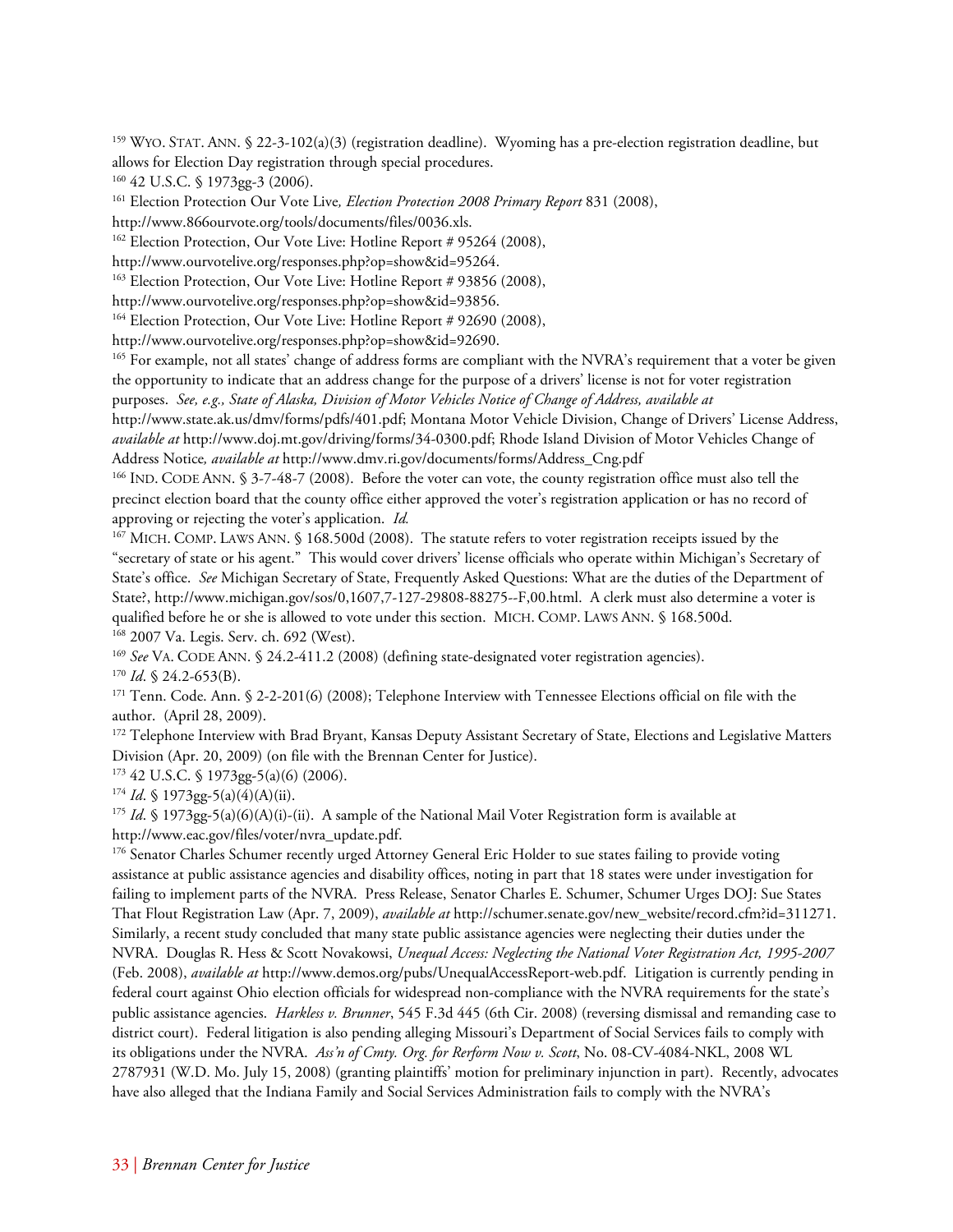[159] WYO. STAT. ANN. § 22-3-102(a)(3) (registration deadline). Wyoming has a pre-election registration deadline, but allows for Election Day registration through special procedures.

[160] 42 U.S.C. § 1973gg-3 (2006).

[161] Election Protection Our Vote Live*, Election Protection 2008 Primary Report* 831 (2008), http://www.866ourvote.org/tools/documents/files/0036.xls.

[162] Election Protection, Our Vote Live: Hotline Report # 95264 (2008), http://www.ourvotelive.org/responses.php?op=show&id=95264.

[163] Election Protection, Our Vote Live: Hotline Report # 93856 (2008), http://www.ourvotelive.org/responses.php?op=show&id=93856.

[164] Election Protection, Our Vote Live: Hotline Report # 92690 (2008), http://www.ourvotelive.org/responses.php?op=show&id=92690.

[165] For example, not all states' change of address forms are compliant with the NVRA's requirement that a voter be given the opportunity to indicate that an address change for the purpose of a drivers' license is not for voter registration purposes. *See, e.g., State of Alaska, Division of Motor Vehicles Notice of Change of Address, available at* http://www.state.ak.us/dmv/forms/pdfs/401.pdf; Montana Motor Vehicle Division, Change of Drivers' License Address, *available at* http://www.doj.mt.gov/driving/forms/34-0300.pdf; Rhode Island Division of Motor Vehicles Change of Address Notice*, available at* http://www.dmv.ri.gov/documents/forms/Address_Cng.pdf

[166] IND. CODE ANN. § 3-7-48-7 (2008). Before the voter can vote, the county registration office must also tell the precinct election board that the county office either approved the voter's registration application or has no record of approving or rejecting the voter's application. *Id.*

[167] MICH. COMP. LAWS ANN. § 168.500d (2008). The statute refers to voter registration receipts issued by the "secretary of state or his agent." This would cover drivers' license officials who operate within Michigan's Secretary of State's office. *See* Michigan Secretary of State, Frequently Asked Questions: What are the duties of the Department of State?, http://www.michigan.gov/sos/0,1607,7-127-29808-88275--F,00.html. A clerk must also determine a voter is qualified before he or she is allowed to vote under this section. MICH. COMP. LAWS ANN. § 168.500d.

[168] 2007 Va. Legis. Serv. ch. 692 (West).

[169] *See* VA. CODE ANN. § 24.2-411.2 (2008) (defining state-designated voter registration agencies).

[170] *Id*. § 24.2-653(B).

[171] Tenn. Code. Ann. § 2-2-201(6) (2008); Telephone Interview with Tennessee Elections official on file with the author. (April 28, 2009).

[172] Telephone Interview with Brad Bryant, Kansas Deputy Assistant Secretary of State, Elections and Legislative Matters Division (Apr. 20, 2009) (on file with the Brennan Center for Justice).

[173] 42 U.S.C. § 1973gg-5(a)(6) (2006).

[174] *Id*. § 1973gg-5(a)(4)(A)(ii).

[175] *Id*. § 1973gg-5(a)(6)(A)(i)-(ii). A sample of the National Mail Voter Registration form is available at http://www.eac.gov/files/voter/nvra_update.pdf.

[176] Senator Charles Schumer recently urged Attorney General Eric Holder to sue states failing to provide voting assistance at public assistance agencies and disability offices, noting in part that 18 states were under investigation for failing to implement parts of the NVRA. Press Release, Senator Charles E. Schumer, Schumer Urges DOJ: Sue States That Flout Registration Law (Apr. 7, 2009), *available at* http://schumer.senate.gov/new_website/record.cfm?id=311271. Similarly, a recent study concluded that many state public assistance agencies were neglecting their duties under the NVRA. Douglas R. Hess & Scott Novakowsi, *Unequal Access: Neglecting the National Voter Registration Act, 1995-2007* (Feb. 2008), *available at* http://www.demos.org/pubs/UnequalAccessReport-web.pdf. Litigation is currently pending in federal court against Ohio election officials for widespread non-compliance with the NVRA requirements for the state's public assistance agencies. *Harkless v. Brunner*, 545 F.3d 445 (6th Cir. 2008) (reversing dismissal and remanding case to district court). Federal litigation is also pending alleging Missouri's Department of Social Services fails to comply with its obligations under the NVRA. *Ass'n of Cmty. Org. for Rerform Now v. Scott*, No. 08-CV-4084-NKL, 2008 WL 2787931 (W.D. Mo. July 15, 2008) (granting plaintiffs' motion for preliminary injunction in part). Recently, advocates have also alleged that the Indiana Family and Social Services Administration fails to comply with the NVRA's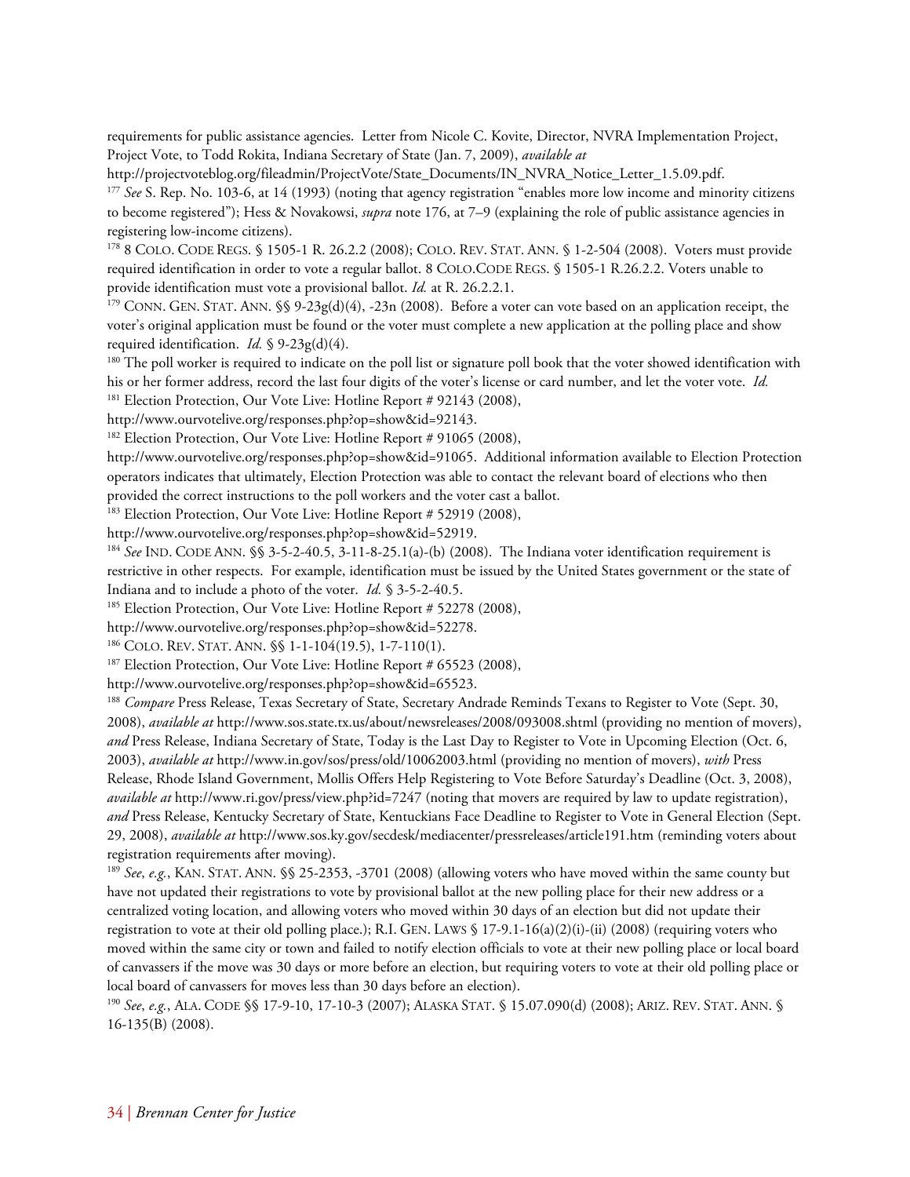requirements for public assistance agencies. Letter from Nicole C. Kovite, Director, NVRA Implementation Project, Project Vote, to Todd Rokita, Indiana Secretary of State (Jan. 7, 2009), *available at* http://projectvoteblog.org/fileadmin/ProjectVote/State_Documents/IN_NVRA_Notice_Letter_1.5.09.pdf.

[177] *See* S. Rep. No. 103-6, at 14 (1993) (noting that agency registration "enables more low income and minority citizens to become registered"); Hess & Novakowsi, *supra* note 176, at 7–9 (explaining the role of public assistance agencies in registering low-income citizens).

[178] 8 COLO. CODE REGS. § 1505-1 R. 26.2.2 (2008); COLO. REV. STAT. ANN. § 1-2-504 (2008). Voters must provide required identification in order to vote a regular ballot. 8 COLO.CODE REGS. § 1505-1 R.26.2.2. Voters unable to provide identification must vote a provisional ballot. *Id.* at R. 26.2.2.1.

[179] CONN. GEN. STAT. ANN. §§ 9-23g(d)(4), -23n (2008). Before a voter can vote based on an application receipt, the voter's original application must be found or the voter must complete a new application at the polling place and show required identification. *Id.* § 9-23g(d)(4).

[180] The poll worker is required to indicate on the poll list or signature poll book that the voter showed identification with his or her former address, record the last four digits of the voter's license or card number, and let the voter vote. *Id.*

[181] Election Protection, Our Vote Live: Hotline Report # 92143 (2008), http://www.ourvotelive.org/responses.php?op=show&id=92143.

[182] Election Protection, Our Vote Live: Hotline Report # 91065 (2008), http://www.ourvotelive.org/responses.php?op=show&id=91065. Additional information available to Election Protection operators indicates that ultimately, Election Protection was able to contact the relevant board of elections who then provided the correct instructions to the poll workers and the voter cast a ballot.

[183] Election Protection, Our Vote Live: Hotline Report # 52919 (2008), http://www.ourvotelive.org/responses.php?op=show&id=52919.

[184] *See* IND. CODE ANN. §§ 3-5-2-40.5, 3-11-8-25.1(a)-(b) (2008). The Indiana voter identification requirement is restrictive in other respects. For example, identification must be issued by the United States government or the state of Indiana and to include a photo of the voter. *Id.* § 3-5-2-40.5.

[185] Election Protection, Our Vote Live: Hotline Report # 52278 (2008), http://www.ourvotelive.org/responses.php?op=show&id=52278.

[186] COLO. REV. STAT. ANN. §§ 1-1-104(19.5), 1-7-110(1).

[187] Election Protection, Our Vote Live: Hotline Report # 65523 (2008), http://www.ourvotelive.org/responses.php?op=show&id=65523.

[188] *Compare* Press Release, Texas Secretary of State, Secretary Andrade Reminds Texans to Register to Vote (Sept. 30, 2008), *available at* http://www.sos.state.tx.us/about/newsreleases/2008/093008.shtml (providing no mention of movers), *and* Press Release, Indiana Secretary of State, Today is the Last Day to Register to Vote in Upcoming Election (Oct. 6, 2003), *available at* http://www.in.gov/sos/press/old/10062003.html (providing no mention of movers), *with* Press Release, Rhode Island Government, Mollis Offers Help Registering to Vote Before Saturday's Deadline (Oct. 3, 2008), *available at* http://www.ri.gov/press/view.php?id=7247 (noting that movers are required by law to update registration), *and* Press Release, Kentucky Secretary of State, Kentuckians Face Deadline to Register to Vote in General Election (Sept. 29, 2008), *available at* http://www.sos.ky.gov/secdesk/mediacenter/pressreleases/article191.htm (reminding voters about registration requirements after moving).

[189] *See*, *e.g.*, KAN. STAT. ANN. §§ 25-2353, -3701 (2008) (allowing voters who have moved within the same county but have not updated their registrations to vote by provisional ballot at the new polling place for their new address or a centralized voting location, and allowing voters who moved within 30 days of an election but did not update their registration to vote at their old polling place.); R.I. GEN. LAWS § 17-9.1-16(a)(2)(i)-(ii) (2008) (requiring voters who moved within the same city or town and failed to notify election officials to vote at their new polling place or local board of canvassers if the move was 30 days or more before an election, but requiring voters to vote at their old polling place or local board of canvassers for moves less than 30 days before an election).

[190] *See*, *e.g.*, ALA. CODE §§ 17-9-10, 17-10-3 (2007); ALASKA STAT. § 15.07.090(d) (2008); ARIZ. REV. STAT. ANN. § 16-135(B) (2008).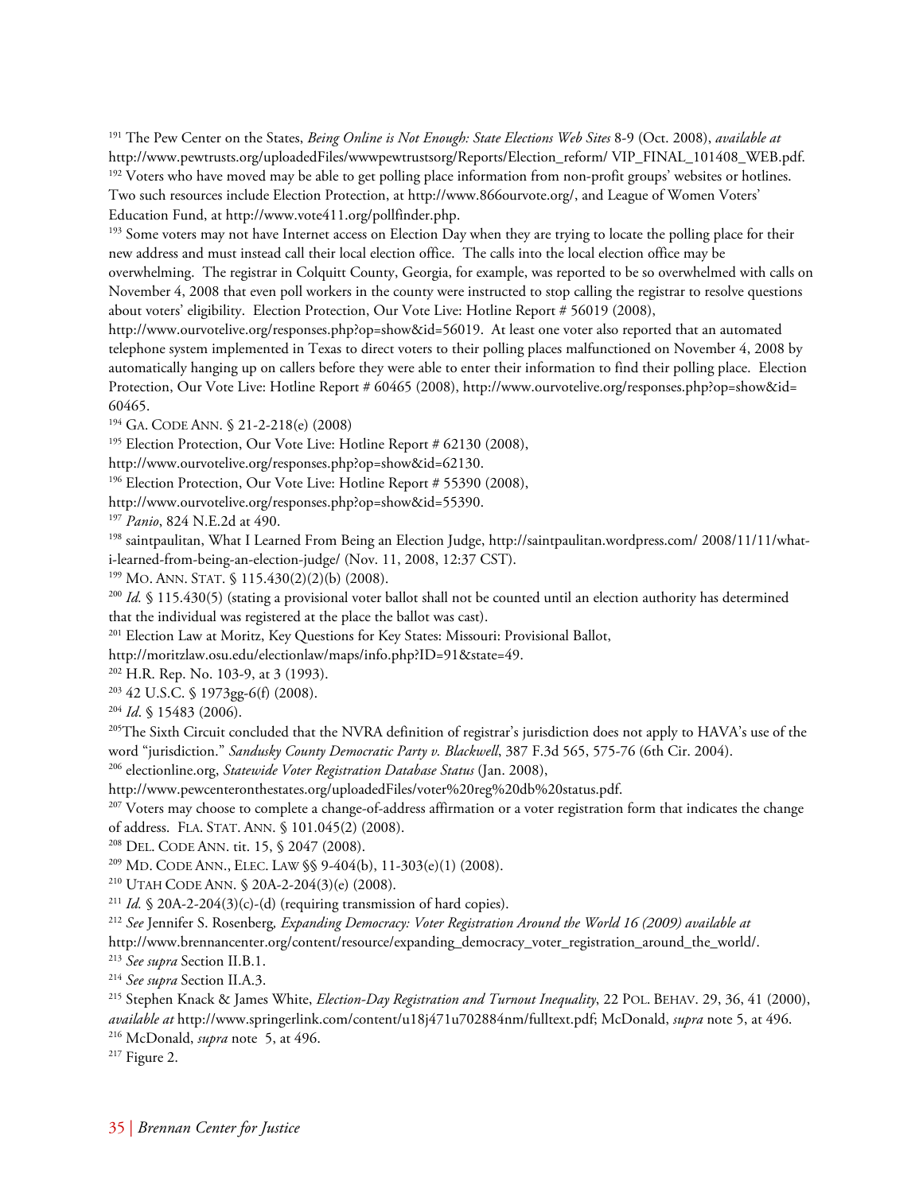[191] The Pew Center on the States, *Being Online is Not Enough: State Elections Web Sites* 8-9 (Oct. 2008), *available at* http://www.pewtrusts.org/uploadedFiles/wwwpewtrustsorg/Reports/Election_reform/ VIP_FINAL_101408_WEB.pdf.

[192] Voters who have moved may be able to get polling place information from non-profit groups' websites or hotlines. Two such resources include Election Protection, at http://www.866ourvote.org/, and League of Women Voters' Education Fund, at http://www.vote411.org/pollfinder.php.

[193] Some voters may not have Internet access on Election Day when they are trying to locate the polling place for their new address and must instead call their local election office. The calls into the local election office may be overwhelming. The registrar in Colquitt County, Georgia, for example, was reported to be so overwhelmed with calls on November 4, 2008 that even poll workers in the county were instructed to stop calling the registrar to resolve questions about voters' eligibility. Election Protection, Our Vote Live: Hotline Report # 56019 (2008), http://www.ourvotelive.org/responses.php?op=show&id=56019. At least one voter also reported that an automated telephone system implemented in Texas to direct voters to their polling places malfunctioned on November 4, 2008 by automatically hanging up on callers before they were able to enter their information to find their polling place. Election Protection, Our Vote Live: Hotline Report # 60465 (2008), http://www.ourvotelive.org/responses.php?op=show&id=60465.

[194] GA. CODE ANN. § 21-2-218(e) (2008)

[195] Election Protection, Our Vote Live: Hotline Report # 62130 (2008), http://www.ourvotelive.org/responses.php?op=show&id=62130.

[196] Election Protection, Our Vote Live: Hotline Report # 55390 (2008), http://www.ourvotelive.org/responses.php?op=show&id=55390.

[197] *Panio*, 824 N.E.2d at 490.

[198] saintpaulitan, What I Learned From Being an Election Judge, http://saintpaulitan.wordpress.com/ 2008/11/11/what-i-learned-from-being-an-election-judge/ (Nov. 11, 2008, 12:37 CST).

[199] MO. ANN. STAT. § 115.430(2)(2)(b) (2008).

[200] *Id.* § 115.430(5) (stating a provisional voter ballot shall not be counted until an election authority has determined that the individual was registered at the place the ballot was cast).

[201] Election Law at Moritz, Key Questions for Key States: Missouri: Provisional Ballot, http://moritzlaw.osu.edu/electionlaw/maps/info.php?ID=91&state=49.

[202] H.R. Rep. No. 103-9, at 3 (1993).

[203] 42 U.S.C. § 1973gg-6(f) (2008).

[204] *Id*. § 15483 (2006).

[205] The Sixth Circuit concluded that the NVRA definition of registrar's jurisdiction does not apply to HAVA's use of the word "jurisdiction." *Sandusky County Democratic Party v. Blackwell*, 387 F.3d 565, 575-76 (6th Cir. 2004).

[206] electionline.org, *Statewide Voter Registration Database Status* (Jan. 2008), http://www.pewcenteronthestates.org/uploadedFiles/voter%20reg%20db%20status.pdf.

[207] Voters may choose to complete a change-of-address affirmation or a voter registration form that indicates the change of address. FLA. STAT. ANN. § 101.045(2) (2008).

[208] DEL. CODE ANN. tit. 15, § 2047 (2008).

[209] MD. CODE ANN., ELEC. LAW §§ 9-404(b), 11-303(e)(1) (2008).

[210] UTAH CODE ANN. § 20A-2-204(3)(e) (2008).

[211] *Id.* § 20A-2-204(3)(c)-(d) (requiring transmission of hard copies).

[212] *See* Jennifer S. Rosenberg, *Expanding Democracy: Voter Registration Around the World 16 (2009) available at* http://www.brennancenter.org/content/resource/expanding_democracy_voter_registration_around_the_world/.

[213] *See supra* Section II.B.1.

[214] *See supra* Section II.A.3.

[215] Stephen Knack & James White, *Election-Day Registration and Turnout Inequality*, 22 POL. BEHAV. 29, 36, 41 (2000), *available at* http://www.springerlink.com/content/u18j471u702884nm/fulltext.pdf; McDonald, *supra* note 5, at 496.

[216] McDonald, *supra* note 5, at 496.

[217] Figure 2.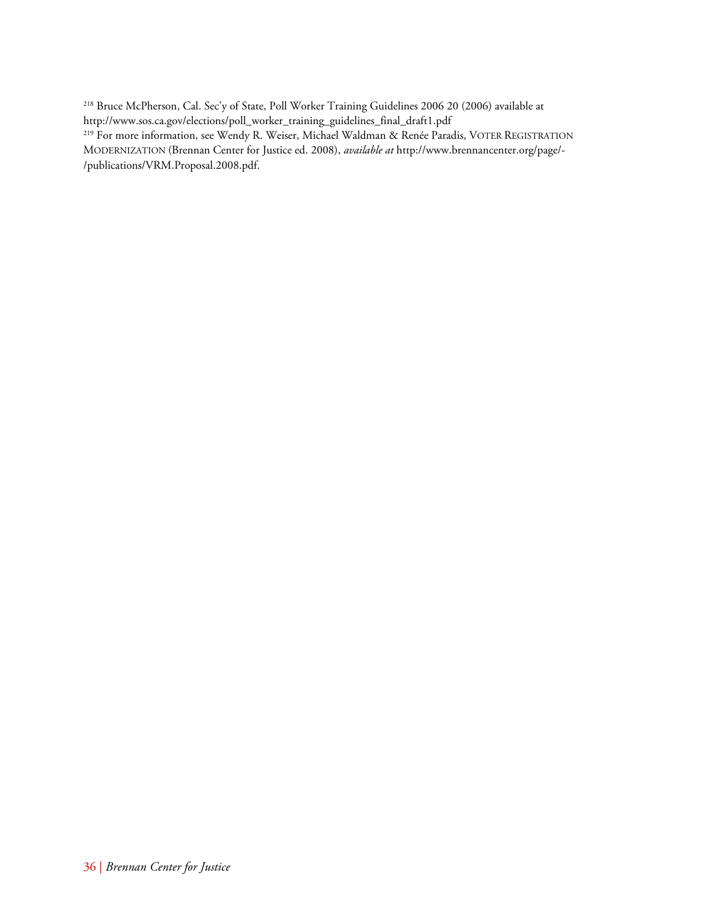[218] Bruce McPherson, Cal. Sec'y of State, Poll Worker Training Guidelines 2006 20 (2006) available at http://www.sos.ca.gov/elections/poll_worker_training_guidelines_final_draft1.pdf

[219] For more information, see Wendy R. Weiser, Michael Waldman & Renée Paradis, VOTER REGISTRATION MODERNIZATION (Brennan Center for Justice ed. 2008), *available at* http://www.brennancenter.org/page/-/publications/VRM.Proposal.2008.pdf.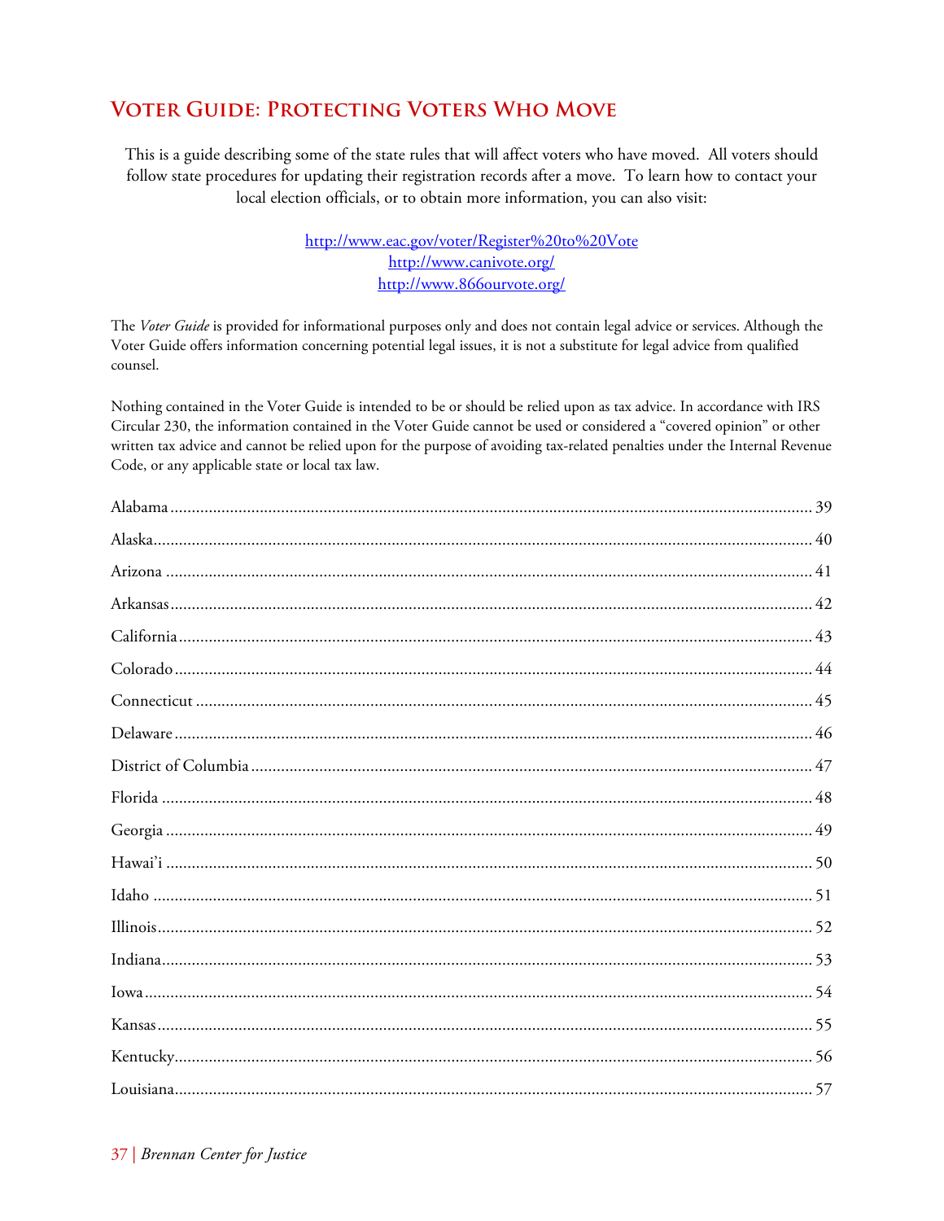# Voter Guide: Protecting Voters Who Move

This is a guide describing some of the state rules that will affect voters who have moved. All voters should follow state procedures for updating their registration records after a move. To learn how to contact your local election officials, or to obtain more information, you can also visit:

http://www.eac.gov/voter/Register%20to%20Vote
http://www.canivote.org/
http://www.866ourvote.org/

The *Voter Guide* is provided for informational purposes only and does not contain legal advice or services. Although the Voter Guide offers information concerning potential legal issues, it is not a substitute for legal advice from qualified counsel.

Nothing contained in the Voter Guide is intended to be or should be relied upon as tax advice. In accordance with IRS Circular 230, the information contained in the Voter Guide cannot be used or considered a "covered opinion" or other written tax advice and cannot be relied upon for the purpose of avoiding tax-related penalties under the Internal Revenue Code, or any applicable state or local tax law.

Alabama ........................................ 39
Alaska ........................................ 40
Arizona ........................................ 41
Arkansas ........................................ 42
California ........................................ 43
Colorado ........................................ 44
Connecticut ........................................ 45
Delaware ........................................ 46
District of Columbia ........................................ 47
Florida ........................................ 48
Georgia ........................................ 49
Hawai'i ........................................ 50
Idaho ........................................ 51
Illinois ........................................ 52
Indiana ........................................ 53
Iowa ........................................ 54
Kansas ........................................ 55
Kentucky ........................................ 56
Louisiana ........................................ 57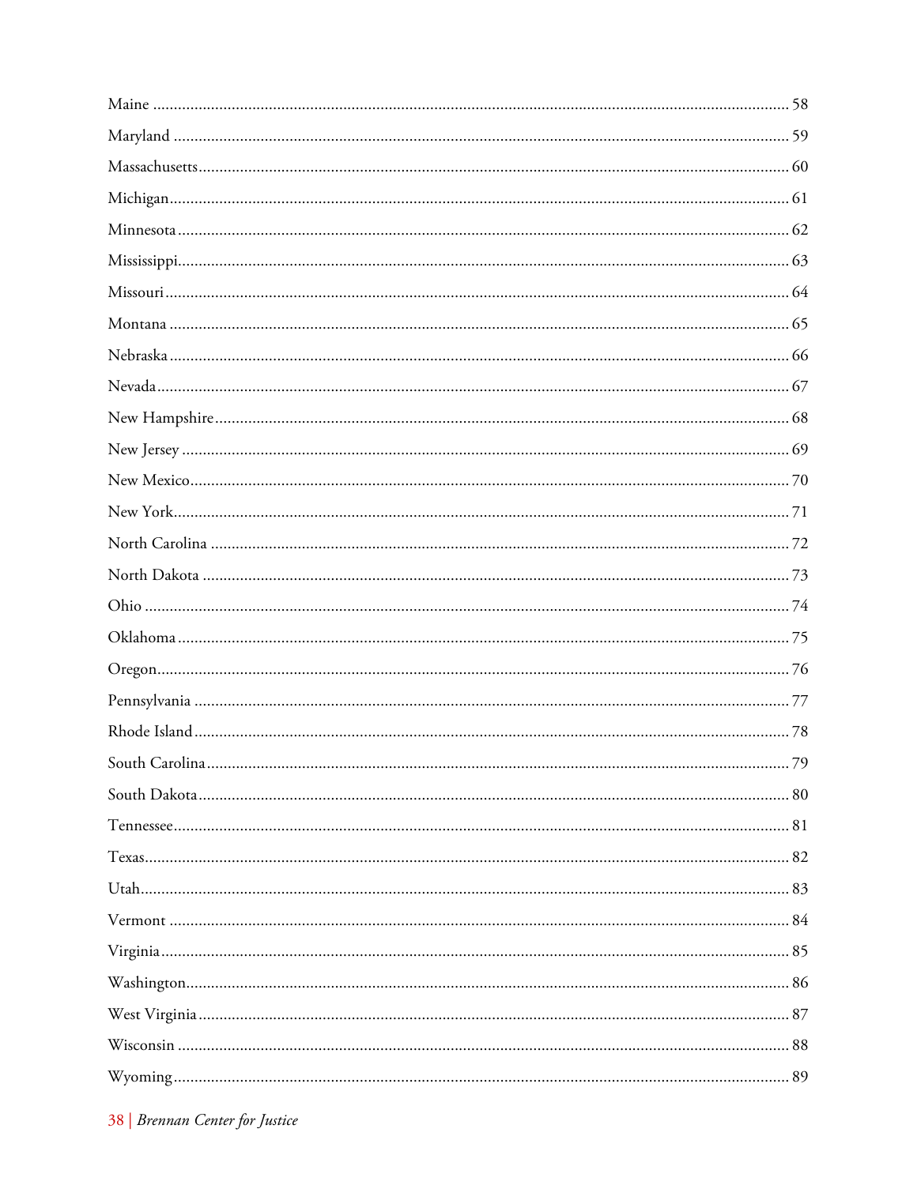Maine ........................................................................................................................................ 58

Maryland .................................................................................................................................. 59

Massachusetts........................................................................................................................... 60

Michigan................................................................................................................................... 61

Minnesota ................................................................................................................................. 62

Mississippi................................................................................................................................. 63

Missouri .................................................................................................................................... 64

Montana ................................................................................................................................... 65

Nebraska ................................................................................................................................... 66

Nevada...................................................................................................................................... 67

New Hampshire ........................................................................................................................ 68

New Jersey ................................................................................................................................ 69

New Mexico.............................................................................................................................. 70

New York.................................................................................................................................. 71

North Carolina ......................................................................................................................... 72

North Dakota ........................................................................................................................... 73

Ohio ......................................................................................................................................... 74

Oklahoma ................................................................................................................................. 75

Oregon...................................................................................................................................... 76

Pennsylvania ............................................................................................................................. 77

Rhode Island............................................................................................................................. 78

South Carolina .......................................................................................................................... 79

South Dakota............................................................................................................................ 80

Tennessee.................................................................................................................................. 81

Texas......................................................................................................................................... 82

Utah.......................................................................................................................................... 83

Vermont ................................................................................................................................... 84

Virginia..................................................................................................................................... 85

Washington............................................................................................................................... 86

West Virginia............................................................................................................................ 87

Wisconsin ................................................................................................................................. 88

Wyoming.................................................................................................................................. 89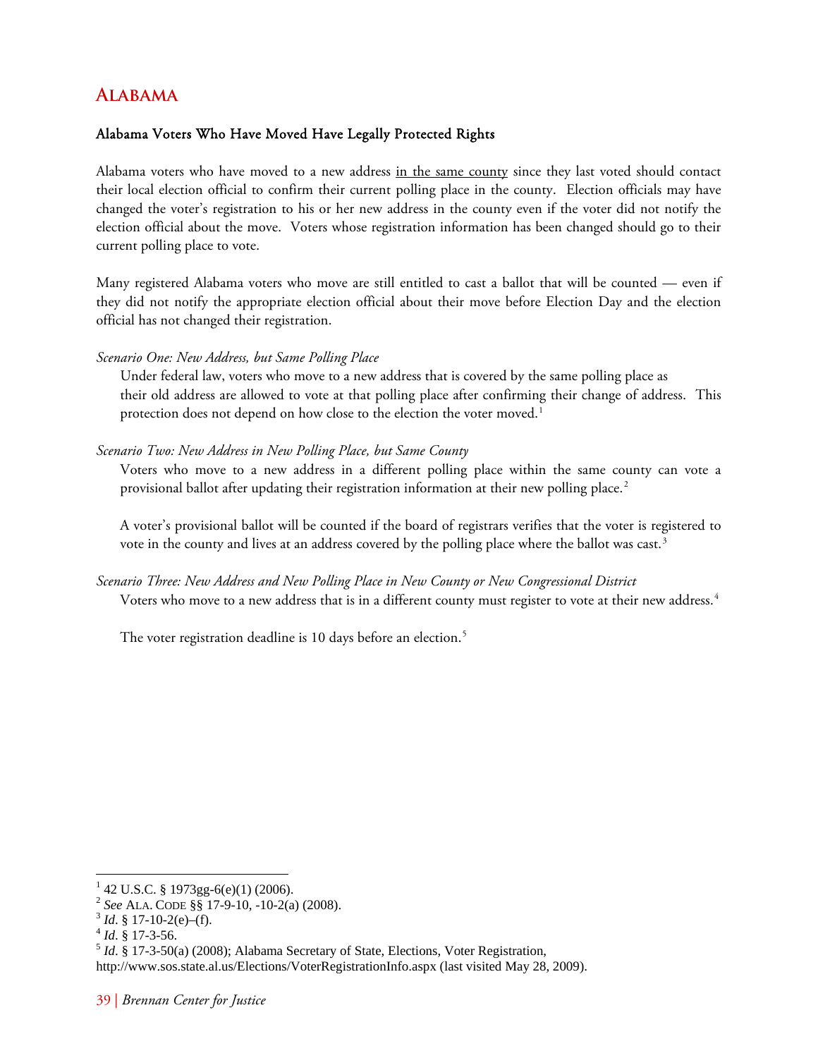## Alabama

### Alabama Voters Who Have Moved Have Legally Protected Rights

Alabama voters who have moved to a new address in the same county since they last voted should contact their local election official to confirm their current polling place in the county. Election officials may have changed the voter's registration to his or her new address in the county even if the voter did not notify the election official about the move. Voters whose registration information has been changed should go to their current polling place to vote.

Many registered Alabama voters who move are still entitled to cast a ballot that will be counted — even if they did not notify the appropriate election official about their move before Election Day and the election official has not changed their registration.

*Scenario One: New Address, but Same Polling Place*

Under federal law, voters who move to a new address that is covered by the same polling place as their old address are allowed to vote at that polling place after confirming their change of address. This protection does not depend on how close to the election the voter moved.[1]

*Scenario Two: New Address in New Polling Place, but Same County*

Voters who move to a new address in a different polling place within the same county can vote a provisional ballot after updating their registration information at their new polling place.[2]

A voter's provisional ballot will be counted if the board of registrars verifies that the voter is registered to vote in the county and lives at an address covered by the polling place where the ballot was cast.[3]

*Scenario Three: New Address and New Polling Place in New County or New Congressional District*

Voters who move to a new address that is in a different county must register to vote at their new address.[4]

The voter registration deadline is 10 days before an election.[5]

---

[1] 42 U.S.C. § 1973gg-6(e)(1) (2006).

[2] *See* ALA. CODE §§ 17-9-10, -10-2(a) (2008).

[3] *Id*. § 17-10-2(e)–(f).

[4] *Id*. § 17-3-56.

[5] *Id*. § 17-3-50(a) (2008); Alabama Secretary of State, Elections, Voter Registration, http://www.sos.state.al.us/Elections/VoterRegistrationInfo.aspx (last visited May 28, 2009).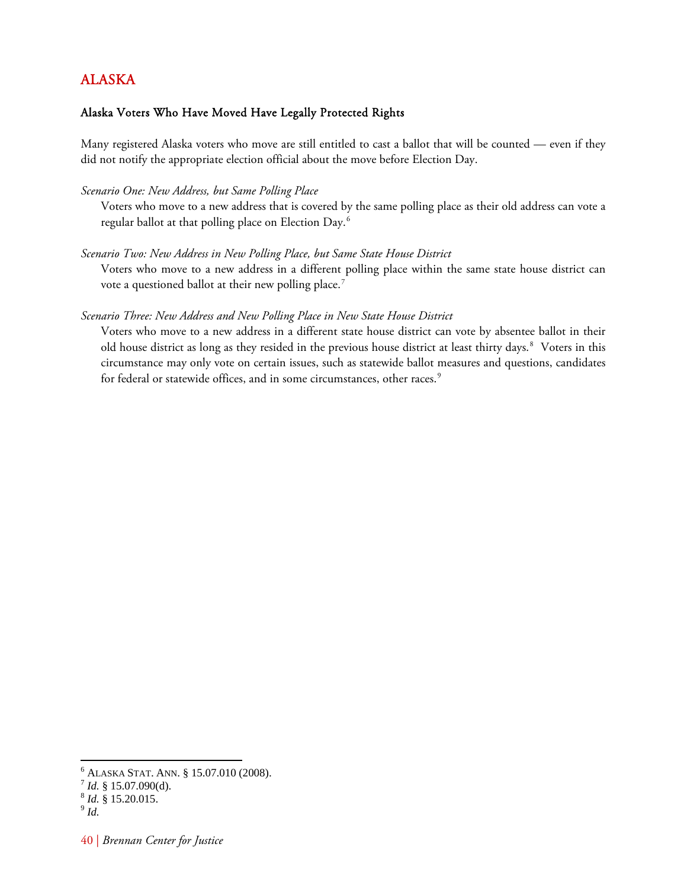# ALASKA

## Alaska Voters Who Have Moved Have Legally Protected Rights

Many registered Alaska voters who move are still entitled to cast a ballot that will be counted — even if they did not notify the appropriate election official about the move before Election Day.

*Scenario One: New Address, but Same Polling Place*

Voters who move to a new address that is covered by the same polling place as their old address can vote a regular ballot at that polling place on Election Day.[6]

*Scenario Two: New Address in New Polling Place, but Same State House District*

Voters who move to a new address in a different polling place within the same state house district can vote a questioned ballot at their new polling place.[7]

*Scenario Three: New Address and New Polling Place in New State House District*

Voters who move to a new address in a different state house district can vote by absentee ballot in their old house district as long as they resided in the previous house district at least thirty days.[8] Voters in this circumstance may only vote on certain issues, such as statewide ballot measures and questions, candidates for federal or statewide offices, and in some circumstances, other races.[9]

---

[6] ALASKA STAT. ANN. § 15.07.010 (2008).
[7] *Id.* § 15.07.090(d).
[8] *Id.* § 15.20.015.
[9] *Id.*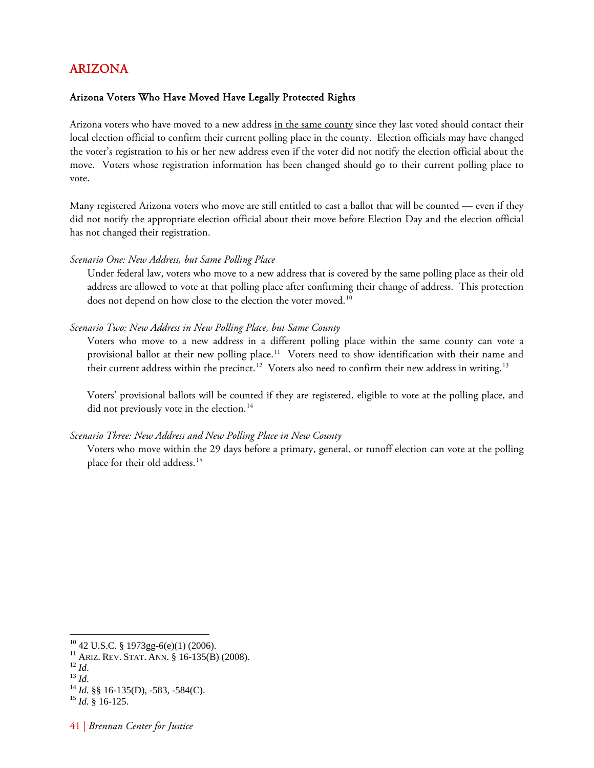## ARIZONA

### Arizona Voters Who Have Moved Have Legally Protected Rights

Arizona voters who have moved to a new address <u>in the same county</u> since they last voted should contact their local election official to confirm their current polling place in the county. Election officials may have changed the voter's registration to his or her new address even if the voter did not notify the election official about the move. Voters whose registration information has been changed should go to their current polling place to vote.

Many registered Arizona voters who move are still entitled to cast a ballot that will be counted — even if they did not notify the appropriate election official about their move before Election Day and the election official has not changed their registration.

*Scenario One: New Address, but Same Polling Place*

Under federal law, voters who move to a new address that is covered by the same polling place as their old address are allowed to vote at that polling place after confirming their change of address. This protection does not depend on how close to the election the voter moved.[10]

*Scenario Two: New Address in New Polling Place, but Same County*

Voters who move to a new address in a different polling place within the same county can vote a provisional ballot at their new polling place.[11] Voters need to show identification with their name and their current address within the precinct.[12] Voters also need to confirm their new address in writing.[13]

Voters' provisional ballots will be counted if they are registered, eligible to vote at the polling place, and did not previously vote in the election.[14]

*Scenario Three: New Address and New Polling Place in New County*

Voters who move within the 29 days before a primary, general, or runoff election can vote at the polling place for their old address.[15]

---

[10] 42 U.S.C. § 1973gg-6(e)(1) (2006).
[11] ARIZ. REV. STAT. ANN. § 16-135(B) (2008).
[12] *Id.*
[13] *Id.*
[14] *Id.* §§ 16-135(D), -583, -584(C).
[15] *Id.* § 16-125.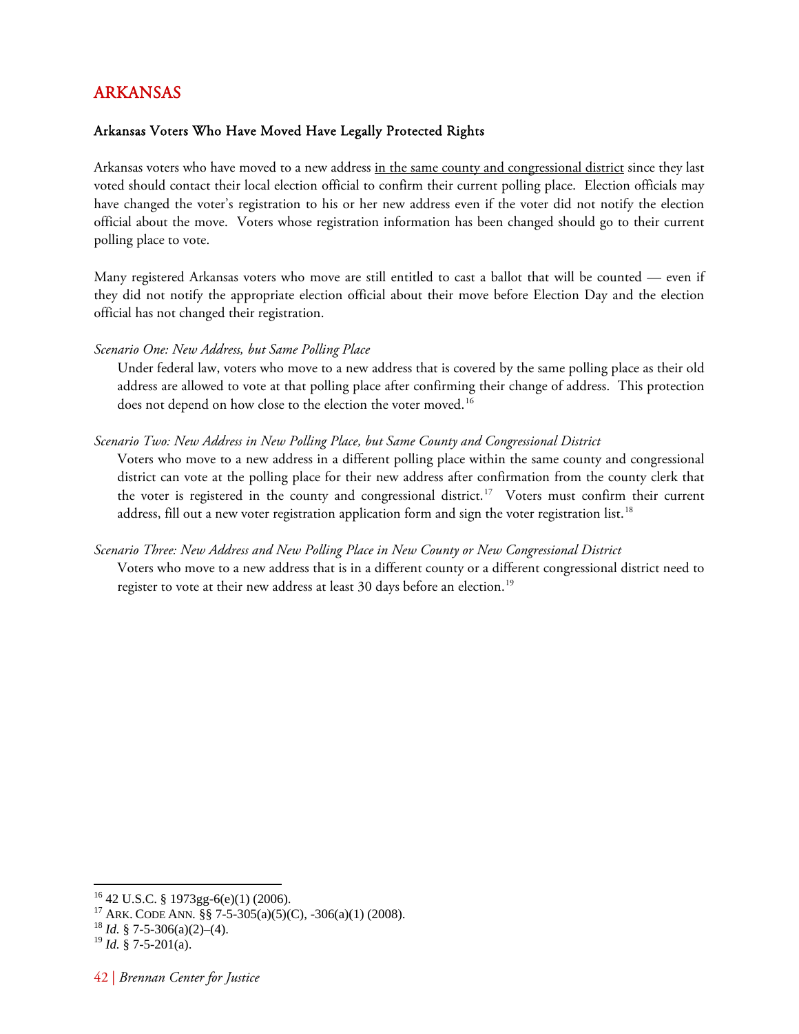# ARKANSAS

## Arkansas Voters Who Have Moved Have Legally Protected Rights

Arkansas voters who have moved to a new address <u>in the same county and congressional district</u> since they last voted should contact their local election official to confirm their current polling place. Election officials may have changed the voter's registration to his or her new address even if the voter did not notify the election official about the move. Voters whose registration information has been changed should go to their current polling place to vote.

Many registered Arkansas voters who move are still entitled to cast a ballot that will be counted — even if they did not notify the appropriate election official about their move before Election Day and the election official has not changed their registration.

*Scenario One: New Address, but Same Polling Place*

Under federal law, voters who move to a new address that is covered by the same polling place as their old address are allowed to vote at that polling place after confirming their change of address. This protection does not depend on how close to the election the voter moved.[16]

*Scenario Two: New Address in New Polling Place, but Same County and Congressional District*

Voters who move to a new address in a different polling place within the same county and congressional district can vote at the polling place for their new address after confirmation from the county clerk that the voter is registered in the county and congressional district.[17] Voters must confirm their current address, fill out a new voter registration application form and sign the voter registration list.[18]

*Scenario Three: New Address and New Polling Place in New County or New Congressional District*

Voters who move to a new address that is in a different county or a different congressional district need to register to vote at their new address at least 30 days before an election.[19]

---

[16] 42 U.S.C. § 1973gg-6(e)(1) (2006).

[17] ARK. CODE ANN. §§ 7-5-305(a)(5)(C), -306(a)(1) (2008).

[18] *Id.* § 7-5-306(a)(2)–(4).

[19] *Id.* § 7-5-201(a).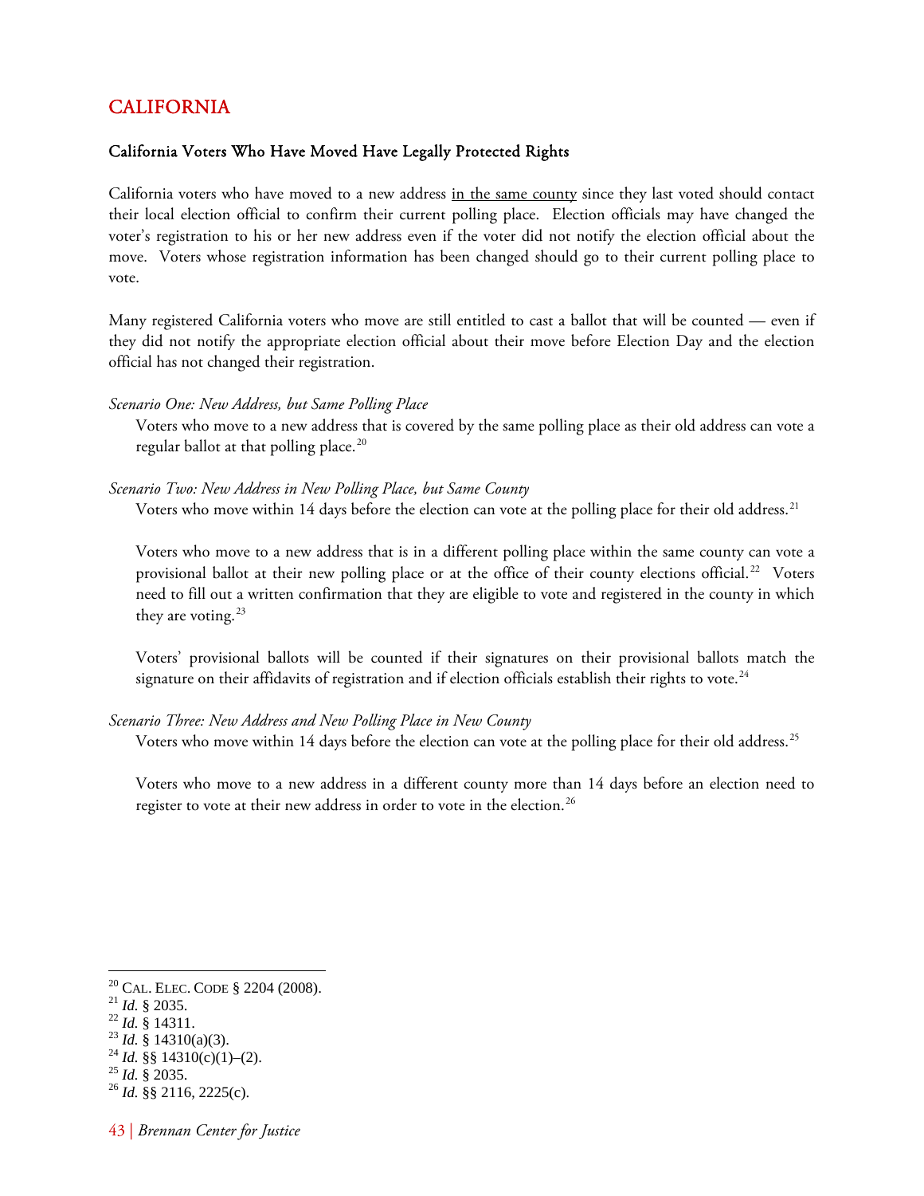## CALIFORNIA

### California Voters Who Have Moved Have Legally Protected Rights

California voters who have moved to a new address <u>in the same county</u> since they last voted should contact their local election official to confirm their current polling place. Election officials may have changed the voter's registration to his or her new address even if the voter did not notify the election official about the move. Voters whose registration information has been changed should go to their current polling place to vote.

Many registered California voters who move are still entitled to cast a ballot that will be counted — even if they did not notify the appropriate election official about their move before Election Day and the election official has not changed their registration.

*Scenario One: New Address, but Same Polling Place*

Voters who move to a new address that is covered by the same polling place as their old address can vote a regular ballot at that polling place.[20]

*Scenario Two: New Address in New Polling Place, but Same County*

Voters who move within 14 days before the election can vote at the polling place for their old address.[21]

Voters who move to a new address that is in a different polling place within the same county can vote a provisional ballot at their new polling place or at the office of their county elections official.[22] Voters need to fill out a written confirmation that they are eligible to vote and registered in the county in which they are voting.[23]

Voters' provisional ballots will be counted if their signatures on their provisional ballots match the signature on their affidavits of registration and if election officials establish their rights to vote.[24]

*Scenario Three: New Address and New Polling Place in New County*

Voters who move within 14 days before the election can vote at the polling place for their old address.[25]

Voters who move to a new address in a different county more than 14 days before an election need to register to vote at their new address in order to vote in the election.[26]

---

[20] CAL. ELEC. CODE § 2204 (2008).
[21] *Id.* § 2035.
[22] *Id.* § 14311.
[23] *Id.* § 14310(a)(3).
[24] *Id.* §§ 14310(c)(1)–(2).
[25] *Id.* § 2035.
[26] *Id.* §§ 2116, 2225(c).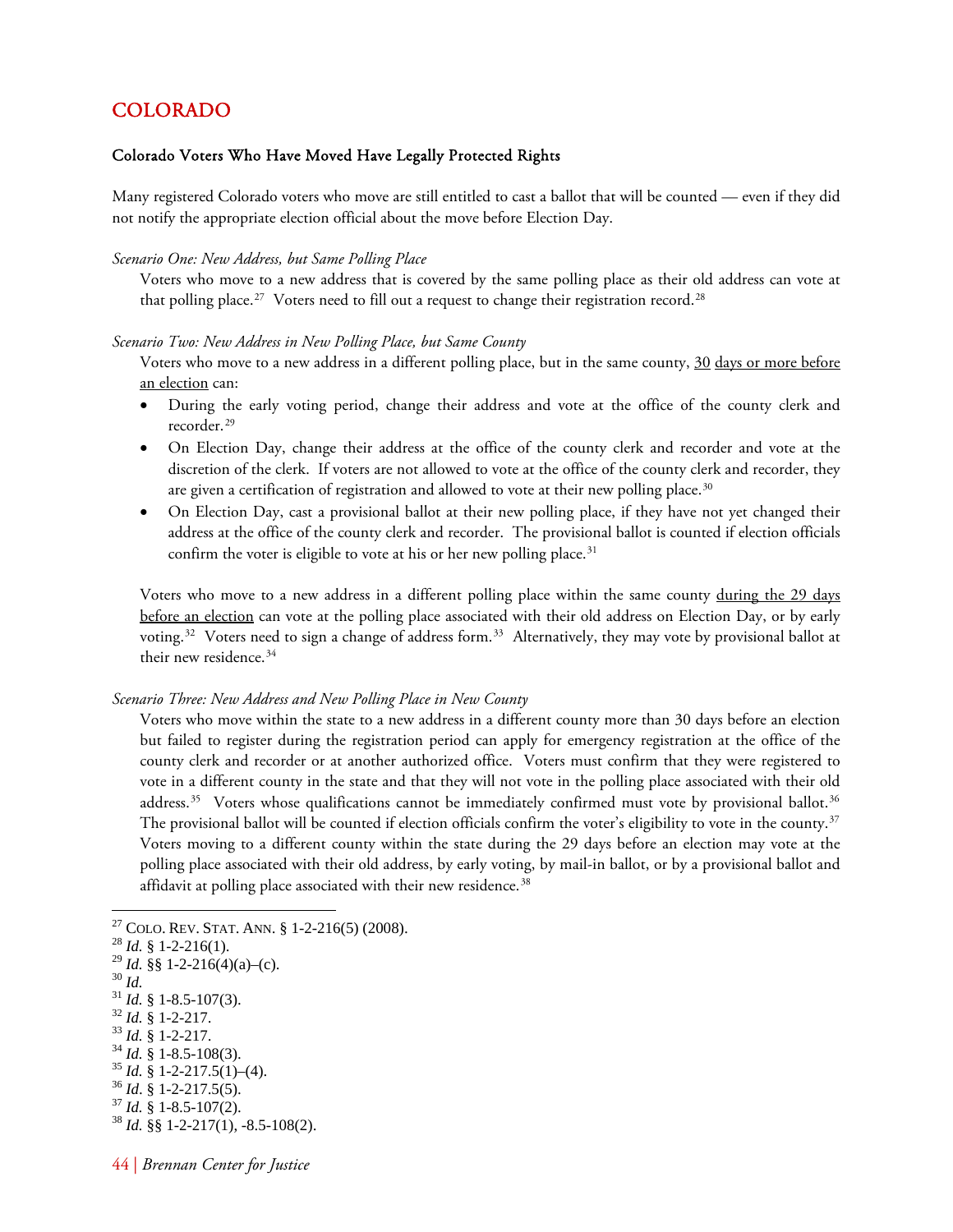# COLORADO

### Colorado Voters Who Have Moved Have Legally Protected Rights

Many registered Colorado voters who move are still entitled to cast a ballot that will be counted — even if they did not notify the appropriate election official about the move before Election Day.

*Scenario One: New Address, but Same Polling Place*

Voters who move to a new address that is covered by the same polling place as their old address can vote at that polling place.[27] Voters need to fill out a request to change their registration record.[28]

*Scenario Two: New Address in New Polling Place, but Same County*

Voters who move to a new address in a different polling place, but in the same county, <u>30 days or more before an election</u> can:

- During the early voting period, change their address and vote at the office of the county clerk and recorder.[29]
- On Election Day, change their address at the office of the county clerk and recorder and vote at the discretion of the clerk. If voters are not allowed to vote at the office of the county clerk and recorder, they are given a certification of registration and allowed to vote at their new polling place.[30]
- On Election Day, cast a provisional ballot at their new polling place, if they have not yet changed their address at the office of the county clerk and recorder. The provisional ballot is counted if election officials confirm the voter is eligible to vote at his or her new polling place.[31]

Voters who move to a new address in a different polling place within the same county <u>during the 29 days before an election</u> can vote at the polling place associated with their old address on Election Day, or by early voting.[32] Voters need to sign a change of address form.[33] Alternatively, they may vote by provisional ballot at their new residence.[34]

*Scenario Three: New Address and New Polling Place in New County*

Voters who move within the state to a new address in a different county more than 30 days before an election but failed to register during the registration period can apply for emergency registration at the office of the county clerk and recorder or at another authorized office. Voters must confirm that they were registered to vote in a different county in the state and that they will not vote in the polling place associated with their old address.[35] Voters whose qualifications cannot be immediately confirmed must vote by provisional ballot.[36] The provisional ballot will be counted if election officials confirm the voter's eligibility to vote in the county.[37] Voters moving to a different county within the state during the 29 days before an election may vote at the polling place associated with their old address, by early voting, by mail-in ballot, or by a provisional ballot and affidavit at polling place associated with their new residence.[38]

---

[27] COLO. REV. STAT. ANN. § 1-2-216(5) (2008).
[28] *Id.* § 1-2-216(1).
[29] *Id.* §§ 1-2-216(4)(a)–(c).
[30] *Id.*
[31] *Id.* § 1-8.5-107(3).
[32] *Id.* § 1-2-217.
[33] *Id.* § 1-2-217.
[34] *Id.* § 1-8.5-108(3).
[35] *Id.* § 1-2-217.5(1)–(4).
[36] *Id.* § 1-2-217.5(5).
[37] *Id.* § 1-8.5-107(2).
[38] *Id.* §§ 1-2-217(1), -8.5-108(2).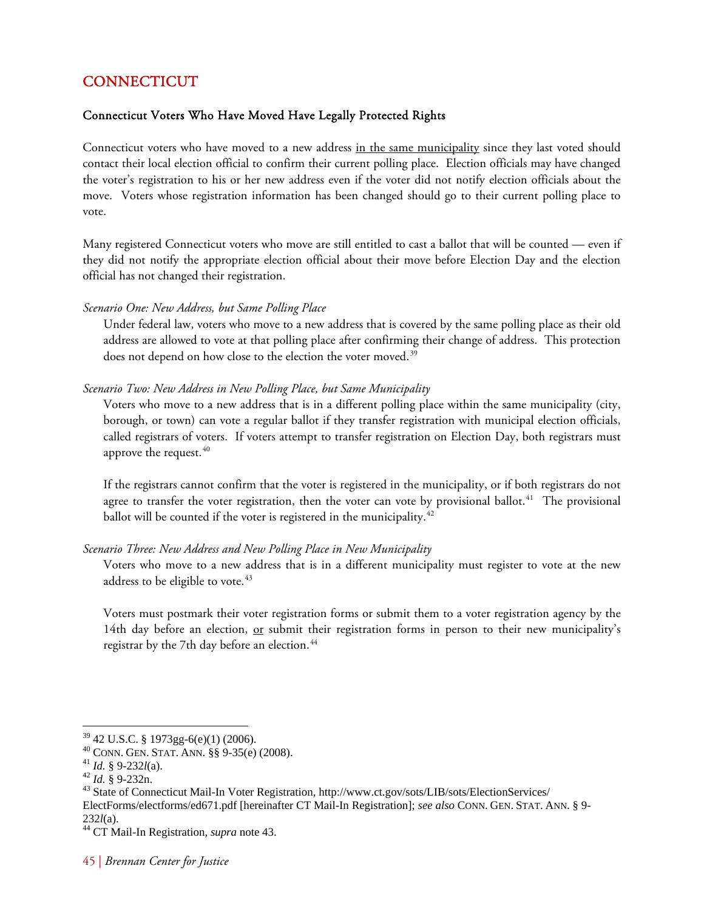## CONNECTICUT

### Connecticut Voters Who Have Moved Have Legally Protected Rights

Connecticut voters who have moved to a new address <u>in the same municipality</u> since they last voted should contact their local election official to confirm their current polling place. Election officials may have changed the voter's registration to his or her new address even if the voter did not notify election officials about the move. Voters whose registration information has been changed should go to their current polling place to vote.

Many registered Connecticut voters who move are still entitled to cast a ballot that will be counted — even if they did not notify the appropriate election official about their move before Election Day and the election official has not changed their registration.

*Scenario One: New Address, but Same Polling Place*

> Under federal law, voters who move to a new address that is covered by the same polling place as their old address are allowed to vote at that polling place after confirming their change of address. This protection does not depend on how close to the election the voter moved.[39]

*Scenario Two: New Address in New Polling Place, but Same Municipality*

> Voters who move to a new address that is in a different polling place within the same municipality (city, borough, or town) can vote a regular ballot if they transfer registration with municipal election officials, called registrars of voters. If voters attempt to transfer registration on Election Day, both registrars must approve the request.[40]
>
> If the registrars cannot confirm that the voter is registered in the municipality, or if both registrars do not agree to transfer the voter registration, then the voter can vote by provisional ballot.[41] The provisional ballot will be counted if the voter is registered in the municipality.[42]

*Scenario Three: New Address and New Polling Place in New Municipality*

> Voters who move to a new address that is in a different municipality must register to vote at the new address to be eligible to vote.[43]
>
> Voters must postmark their voter registration forms or submit them to a voter registration agency by the 14th day before an election, <u>or</u> submit their registration forms in person to their new municipality's registrar by the 7th day before an election.[44]

---

[39] 42 U.S.C. § 1973gg-6(e)(1) (2006).

[40] CONN. GEN. STAT. ANN. §§ 9-35(e) (2008).

[41] *Id.* § 9-232*l*(a).

[42] *Id.* § 9-232n.

[43] State of Connecticut Mail-In Voter Registration, http://www.ct.gov/sots/LIB/sots/ElectionServices/ElectForms/electforms/ed671.pdf [hereinafter CT Mail-In Registration]; *see also* CONN. GEN. STAT. ANN. § 9-232*l*(a).

[44] CT Mail-In Registration, *supra* note 43.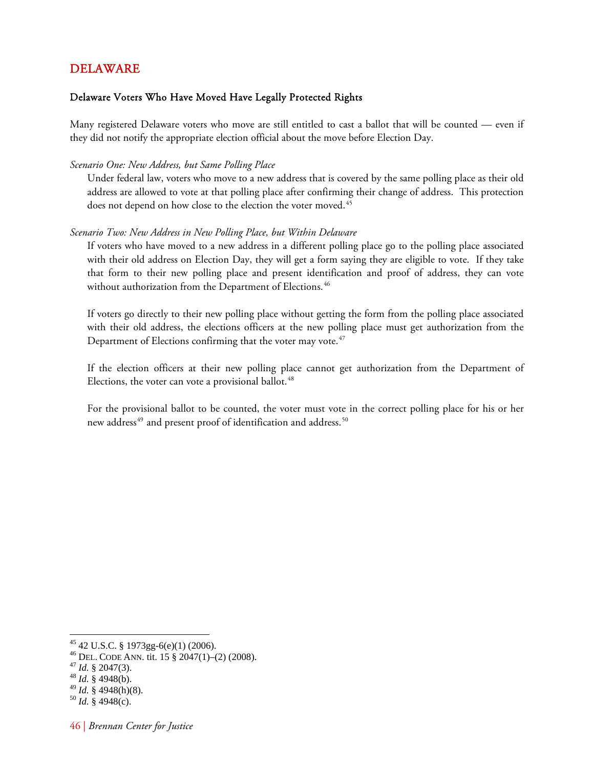# DELAWARE

## Delaware Voters Who Have Moved Have Legally Protected Rights

Many registered Delaware voters who move are still entitled to cast a ballot that will be counted — even if they did not notify the appropriate election official about the move before Election Day.

*Scenario One: New Address, but Same Polling Place*

Under federal law, voters who move to a new address that is covered by the same polling place as their old address are allowed to vote at that polling place after confirming their change of address. This protection does not depend on how close to the election the voter moved.[45]

*Scenario Two: New Address in New Polling Place, but Within Delaware*

If voters who have moved to a new address in a different polling place go to the polling place associated with their old address on Election Day, they will get a form saying they are eligible to vote. If they take that form to their new polling place and present identification and proof of address, they can vote without authorization from the Department of Elections.[46]

If voters go directly to their new polling place without getting the form from the polling place associated with their old address, the elections officers at the new polling place must get authorization from the Department of Elections confirming that the voter may vote.[47]

If the election officers at their new polling place cannot get authorization from the Department of Elections, the voter can vote a provisional ballot.[48]

For the provisional ballot to be counted, the voter must vote in the correct polling place for his or her new address[49] and present proof of identification and address.[50]

---

[45] 42 U.S.C. § 1973gg-6(e)(1) (2006).

[46] DEL. CODE ANN. tit. 15 § 2047(1)–(2) (2008).

[47] *Id.* § 2047(3).

[48] *Id.* § 4948(b).

[49] *Id.* § 4948(h)(8).

[50] *Id.* § 4948(c).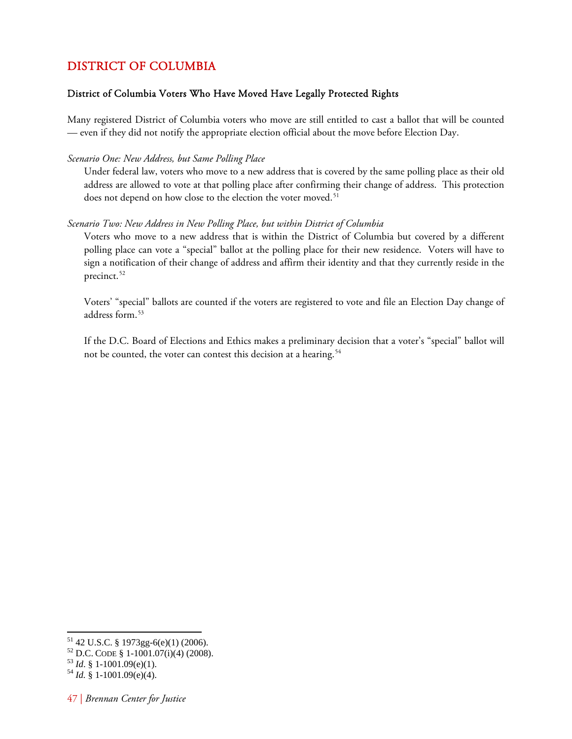# DISTRICT OF COLUMBIA

### District of Columbia Voters Who Have Moved Have Legally Protected Rights

Many registered District of Columbia voters who move are still entitled to cast a ballot that will be counted — even if they did not notify the appropriate election official about the move before Election Day.

*Scenario One: New Address, but Same Polling Place*

Under federal law, voters who move to a new address that is covered by the same polling place as their old address are allowed to vote at that polling place after confirming their change of address. This protection does not depend on how close to the election the voter moved.[51]

*Scenario Two: New Address in New Polling Place, but within District of Columbia*

Voters who move to a new address that is within the District of Columbia but covered by a different polling place can vote a "special" ballot at the polling place for their new residence. Voters will have to sign a notification of their change of address and affirm their identity and that they currently reside in the precinct.[52]

Voters' "special" ballots are counted if the voters are registered to vote and file an Election Day change of address form.[53]

If the D.C. Board of Elections and Ethics makes a preliminary decision that a voter's "special" ballot will not be counted, the voter can contest this decision at a hearing.[54]

---

[51] 42 U.S.C. § 1973gg-6(e)(1) (2006).

[52] D.C. CODE § 1-1001.07(i)(4) (2008).

[53] *Id.* § 1-1001.09(e)(1).

[54] *Id.* § 1-1001.09(e)(4).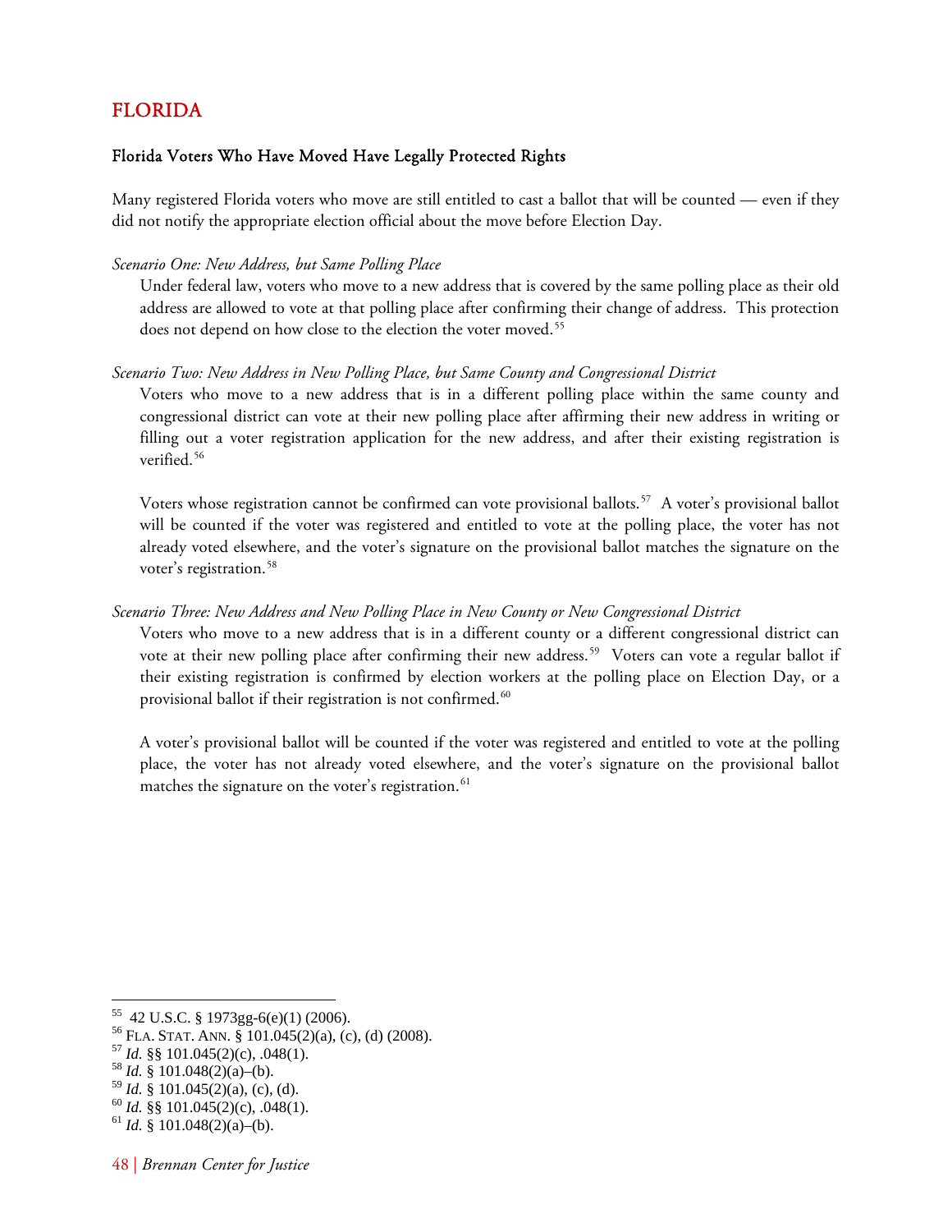## FLORIDA

### Florida Voters Who Have Moved Have Legally Protected Rights

Many registered Florida voters who move are still entitled to cast a ballot that will be counted — even if they did not notify the appropriate election official about the move before Election Day.

*Scenario One: New Address, but Same Polling Place*

Under federal law, voters who move to a new address that is covered by the same polling place as their old address are allowed to vote at that polling place after confirming their change of address. This protection does not depend on how close to the election the voter moved.[55]

*Scenario Two: New Address in New Polling Place, but Same County and Congressional District*

Voters who move to a new address that is in a different polling place within the same county and congressional district can vote at their new polling place after affirming their new address in writing or filling out a voter registration application for the new address, and after their existing registration is verified.[56]

Voters whose registration cannot be confirmed can vote provisional ballots.[57] A voter's provisional ballot will be counted if the voter was registered and entitled to vote at the polling place, the voter has not already voted elsewhere, and the voter's signature on the provisional ballot matches the signature on the voter's registration.[58]

*Scenario Three: New Address and New Polling Place in New County or New Congressional District*

Voters who move to a new address that is in a different county or a different congressional district can vote at their new polling place after confirming their new address.[59] Voters can vote a regular ballot if their existing registration is confirmed by election workers at the polling place on Election Day, or a provisional ballot if their registration is not confirmed.[60]

A voter's provisional ballot will be counted if the voter was registered and entitled to vote at the polling place, the voter has not already voted elsewhere, and the voter's signature on the provisional ballot matches the signature on the voter's registration.[61]

---

[55] 42 U.S.C. § 1973gg-6(e)(1) (2006).
[56] FLA. STAT. ANN. § 101.045(2)(a), (c), (d) (2008).
[57] *Id.* §§ 101.045(2)(c), .048(1).
[58] *Id.* § 101.048(2)(a)–(b).
[59] *Id.* § 101.045(2)(a), (c), (d).
[60] *Id.* §§ 101.045(2)(c), .048(1).
[61] *Id.* § 101.048(2)(a)–(b).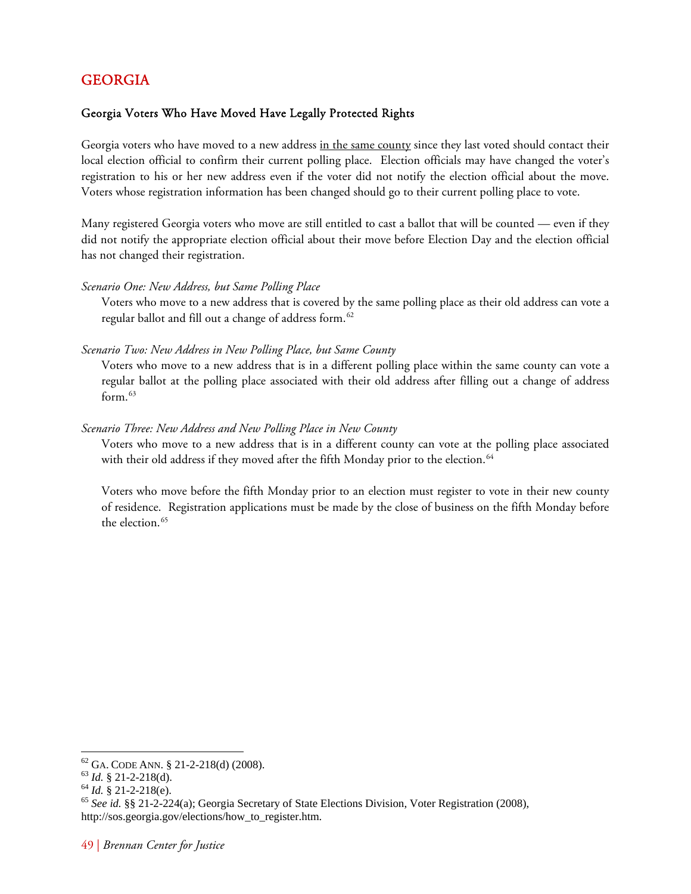# GEORGIA

### Georgia Voters Who Have Moved Have Legally Protected Rights

Georgia voters who have moved to a new address in the same county since they last voted should contact their local election official to confirm their current polling place. Election officials may have changed the voter's registration to his or her new address even if the voter did not notify the election official about the move. Voters whose registration information has been changed should go to their current polling place to vote.

Many registered Georgia voters who move are still entitled to cast a ballot that will be counted — even if they did not notify the appropriate election official about their move before Election Day and the election official has not changed their registration.

*Scenario One: New Address, but Same Polling Place*

Voters who move to a new address that is covered by the same polling place as their old address can vote a regular ballot and fill out a change of address form.[62]

*Scenario Two: New Address in New Polling Place, but Same County*

Voters who move to a new address that is in a different polling place within the same county can vote a regular ballot at the polling place associated with their old address after filling out a change of address form.[63]

*Scenario Three: New Address and New Polling Place in New County*

Voters who move to a new address that is in a different county can vote at the polling place associated with their old address if they moved after the fifth Monday prior to the election.[64]

Voters who move before the fifth Monday prior to an election must register to vote in their new county of residence. Registration applications must be made by the close of business on the fifth Monday before the election.[65]

---

[62] GA. CODE ANN. § 21-2-218(d) (2008).
[63] *Id.* § 21-2-218(d).
[64] *Id.* § 21-2-218(e).
[65] *See id.* §§ 21-2-224(a); Georgia Secretary of State Elections Division, Voter Registration (2008), http://sos.georgia.gov/elections/how_to_register.htm.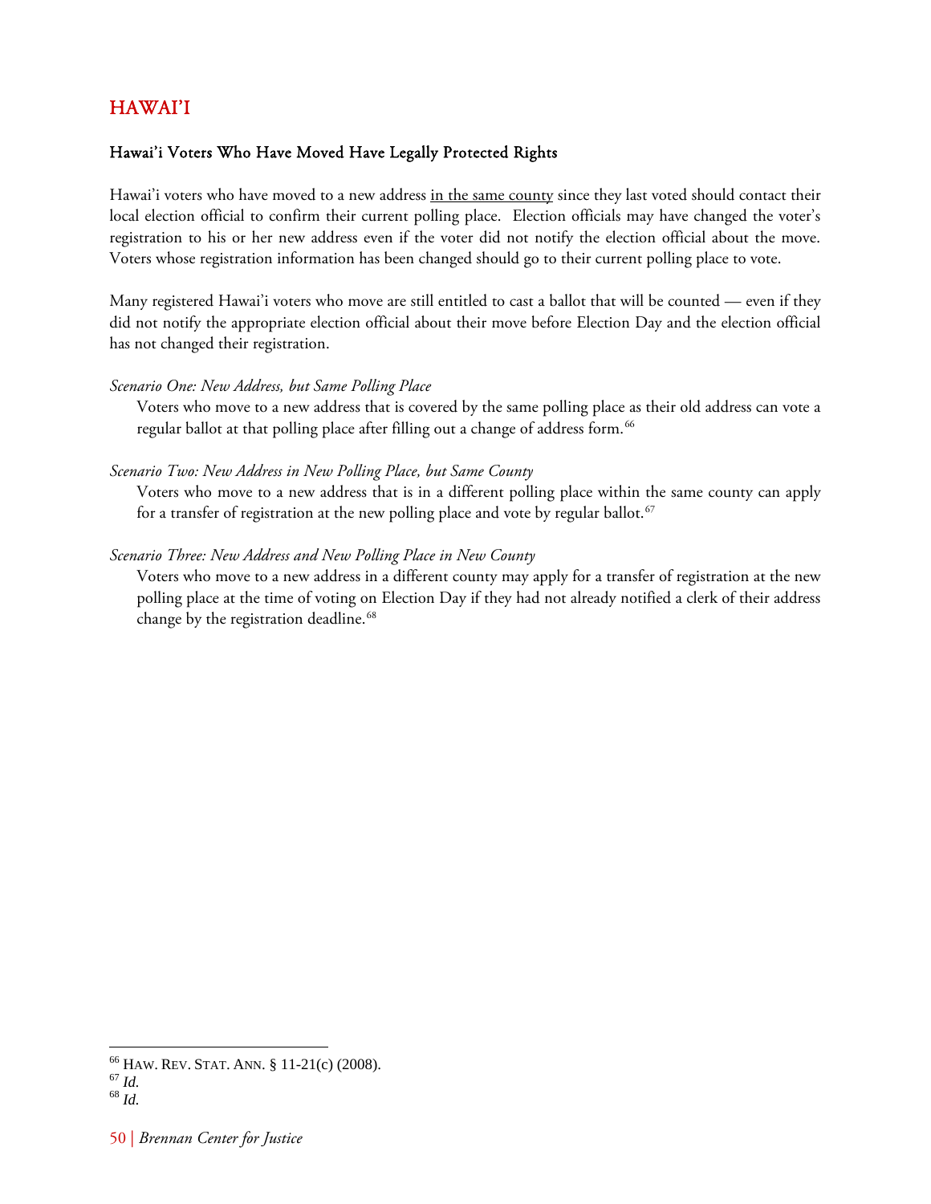# HAWAI'I

## Hawai'i Voters Who Have Moved Have Legally Protected Rights

Hawai'i voters who have moved to a new address <u>in the same county</u> since they last voted should contact their local election official to confirm their current polling place. Election officials may have changed the voter's registration to his or her new address even if the voter did not notify the election official about the move. Voters whose registration information has been changed should go to their current polling place to vote.

Many registered Hawai'i voters who move are still entitled to cast a ballot that will be counted — even if they did not notify the appropriate election official about their move before Election Day and the election official has not changed their registration.

*Scenario One: New Address, but Same Polling Place*

> Voters who move to a new address that is covered by the same polling place as their old address can vote a regular ballot at that polling place after filling out a change of address form.[66]

*Scenario Two: New Address in New Polling Place, but Same County*

> Voters who move to a new address that is in a different polling place within the same county can apply for a transfer of registration at the new polling place and vote by regular ballot.[67]

*Scenario Three: New Address and New Polling Place in New County*

> Voters who move to a new address in a different county may apply for a transfer of registration at the new polling place at the time of voting on Election Day if they had not already notified a clerk of their address change by the registration deadline.[68]

---

[66] HAW. REV. STAT. ANN. § 11-21(c) (2008).
[67] *Id.*
[68] *Id.*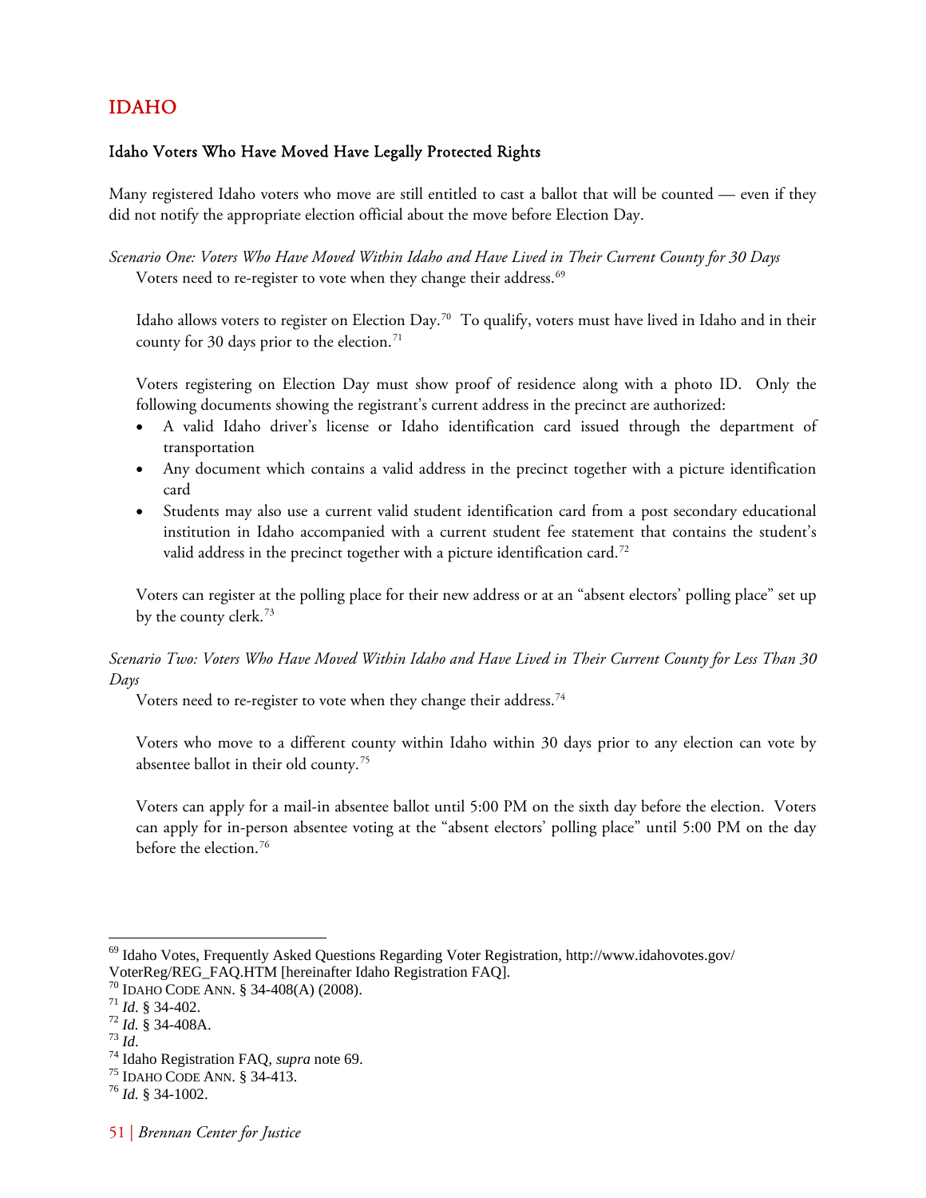## IDAHO

### Idaho Voters Who Have Moved Have Legally Protected Rights

Many registered Idaho voters who move are still entitled to cast a ballot that will be counted — even if they did not notify the appropriate election official about the move before Election Day.

*Scenario One: Voters Who Have Moved Within Idaho and Have Lived in Their Current County for 30 Days*

Voters need to re-register to vote when they change their address.[69]

Idaho allows voters to register on Election Day.[70] To qualify, voters must have lived in Idaho and in their county for 30 days prior to the election.[71]

Voters registering on Election Day must show proof of residence along with a photo ID. Only the following documents showing the registrant's current address in the precinct are authorized:

- A valid Idaho driver's license or Idaho identification card issued through the department of transportation
- Any document which contains a valid address in the precinct together with a picture identification card
- Students may also use a current valid student identification card from a post secondary educational institution in Idaho accompanied with a current student fee statement that contains the student's valid address in the precinct together with a picture identification card.[72]

Voters can register at the polling place for their new address or at an "absent electors' polling place" set up by the county clerk.[73]

*Scenario Two: Voters Who Have Moved Within Idaho and Have Lived in Their Current County for Less Than 30 Days*

Voters need to re-register to vote when they change their address.[74]

Voters who move to a different county within Idaho within 30 days prior to any election can vote by absentee ballot in their old county.[75]

Voters can apply for a mail-in absentee ballot until 5:00 PM on the sixth day before the election. Voters can apply for in-person absentee voting at the "absent electors' polling place" until 5:00 PM on the day before the election.[76]

---

[69] Idaho Votes, Frequently Asked Questions Regarding Voter Registration, http://www.idahovotes.gov/VoterReg/REG_FAQ.HTM [hereinafter Idaho Registration FAQ].
[70] IDAHO CODE ANN. § 34-408(A) (2008).
[71] *Id.* § 34-402.
[72] *Id.* § 34-408A.
[73] *Id.*
[74] Idaho Registration FAQ, *supra* note 69.
[75] IDAHO CODE ANN. § 34-413.
[76] *Id.* § 34-1002.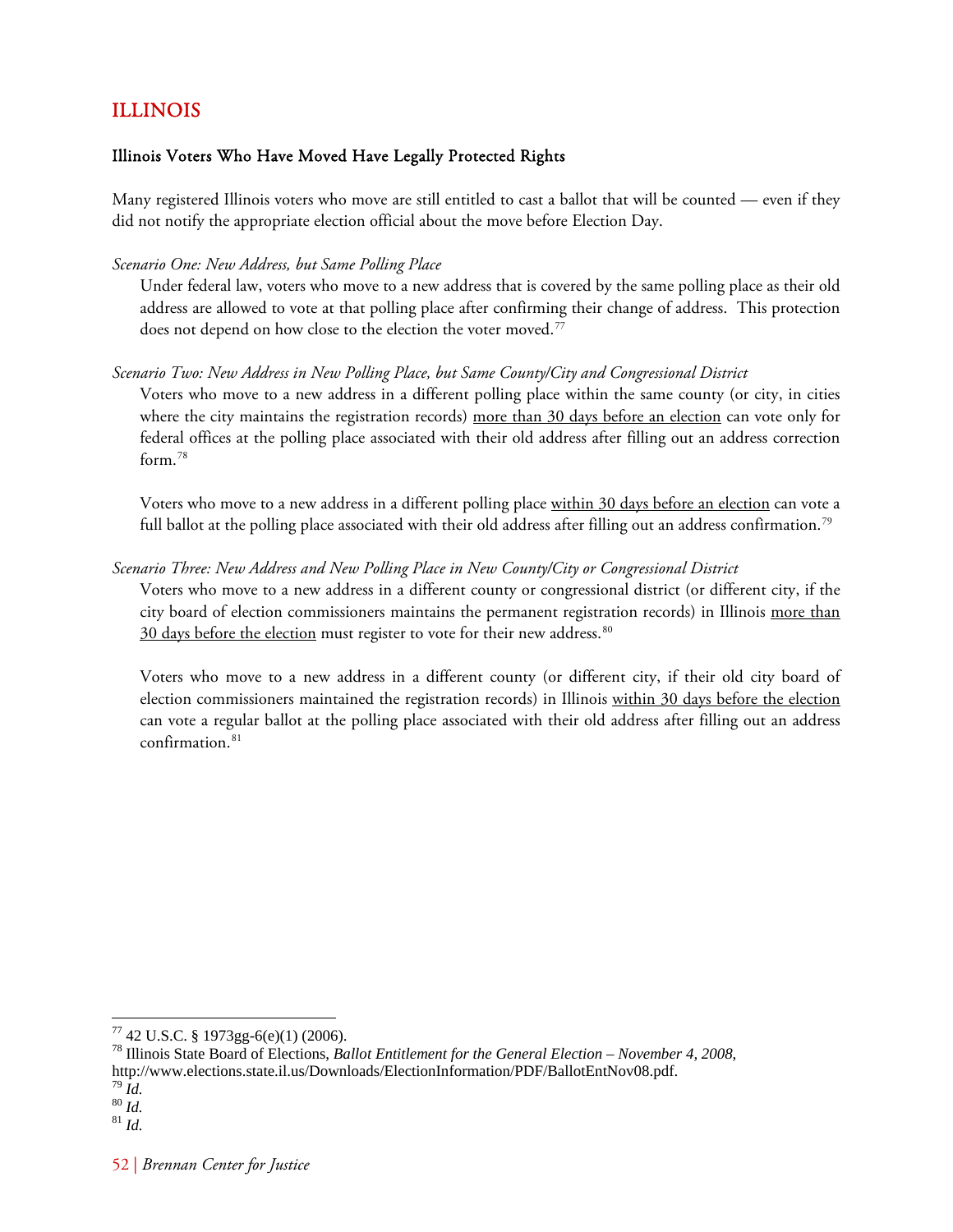## ILLINOIS

### Illinois Voters Who Have Moved Have Legally Protected Rights

Many registered Illinois voters who move are still entitled to cast a ballot that will be counted — even if they did not notify the appropriate election official about the move before Election Day.

*Scenario One: New Address, but Same Polling Place*

Under federal law, voters who move to a new address that is covered by the same polling place as their old address are allowed to vote at that polling place after confirming their change of address. This protection does not depend on how close to the election the voter moved.[77]

*Scenario Two: New Address in New Polling Place, but Same County/City and Congressional District*

Voters who move to a new address in a different polling place within the same county (or city, in cities where the city maintains the registration records) more than 30 days before an election can vote only for federal offices at the polling place associated with their old address after filling out an address correction form.[78]

Voters who move to a new address in a different polling place within 30 days before an election can vote a full ballot at the polling place associated with their old address after filling out an address confirmation.[79]

*Scenario Three: New Address and New Polling Place in New County/City or Congressional District*

Voters who move to a new address in a different county or congressional district (or different city, if the city board of election commissioners maintains the permanent registration records) in Illinois more than 30 days before the election must register to vote for their new address.[80]

Voters who move to a new address in a different county (or different city, if their old city board of election commissioners maintained the registration records) in Illinois within 30 days before the election can vote a regular ballot at the polling place associated with their old address after filling out an address confirmation.[81]

---

[77] 42 U.S.C. § 1973gg-6(e)(1) (2006).

[78] Illinois State Board of Elections, *Ballot Entitlement for the General Election – November 4, 2008*, http://www.elections.state.il.us/Downloads/ElectionInformation/PDF/BallotEntNov08.pdf.

[79] *Id.*

[80] *Id.*

[81] *Id.*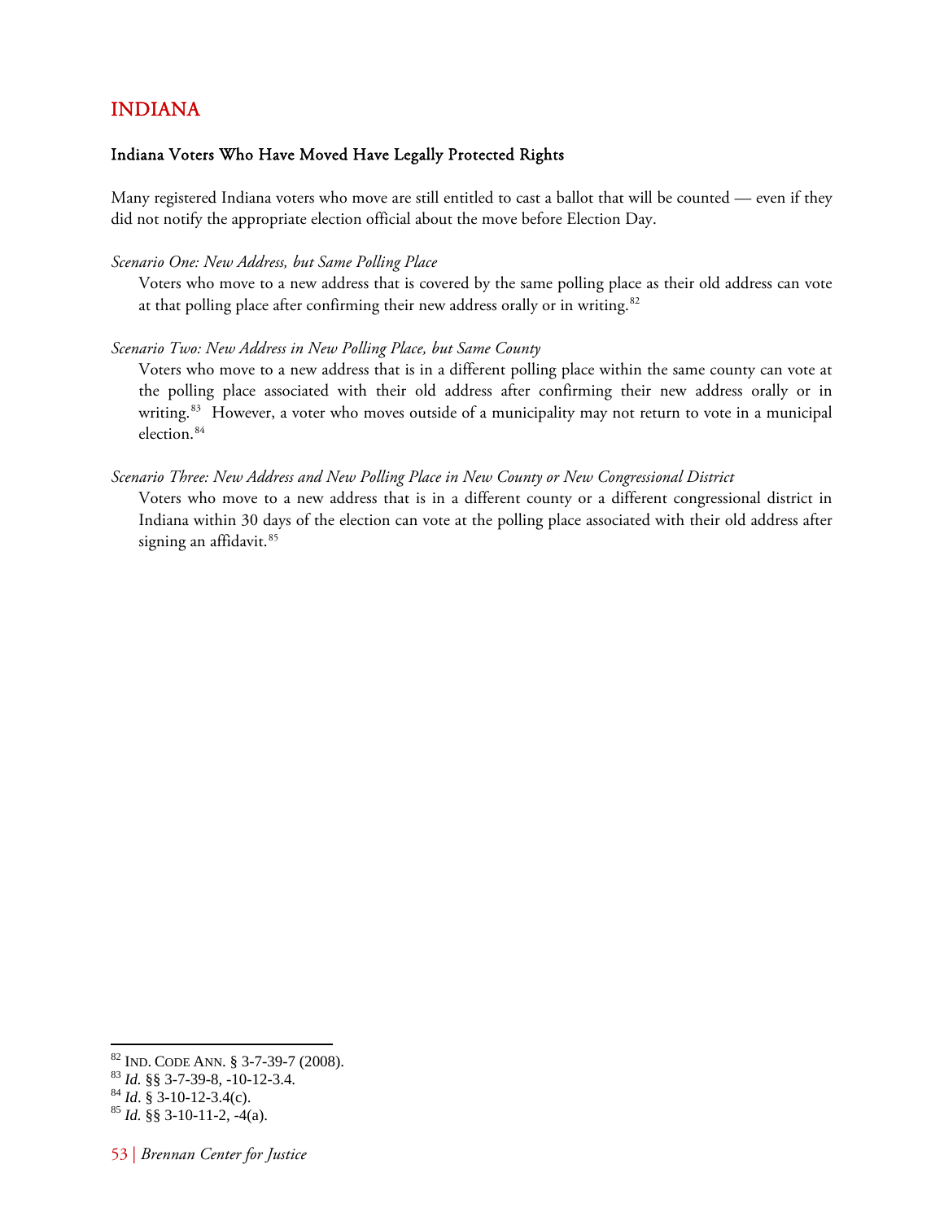# INDIANA

## Indiana Voters Who Have Moved Have Legally Protected Rights

Many registered Indiana voters who move are still entitled to cast a ballot that will be counted — even if they did not notify the appropriate election official about the move before Election Day.

*Scenario One: New Address, but Same Polling Place*

Voters who move to a new address that is covered by the same polling place as their old address can vote at that polling place after confirming their new address orally or in writing.[82]

*Scenario Two: New Address in New Polling Place, but Same County*

Voters who move to a new address that is in a different polling place within the same county can vote at the polling place associated with their old address after confirming their new address orally or in writing.[83] However, a voter who moves outside of a municipality may not return to vote in a municipal election.[84]

*Scenario Three: New Address and New Polling Place in New County or New Congressional District*

Voters who move to a new address that is in a different county or a different congressional district in Indiana within 30 days of the election can vote at the polling place associated with their old address after signing an affidavit.[85]

---

[82] IND. CODE ANN. § 3-7-39-7 (2008).
[83] *Id.* §§ 3-7-39-8, -10-12-3.4.
[84] *Id*. § 3-10-12-3.4(c).
[85] *Id.* §§ 3-10-11-2, -4(a).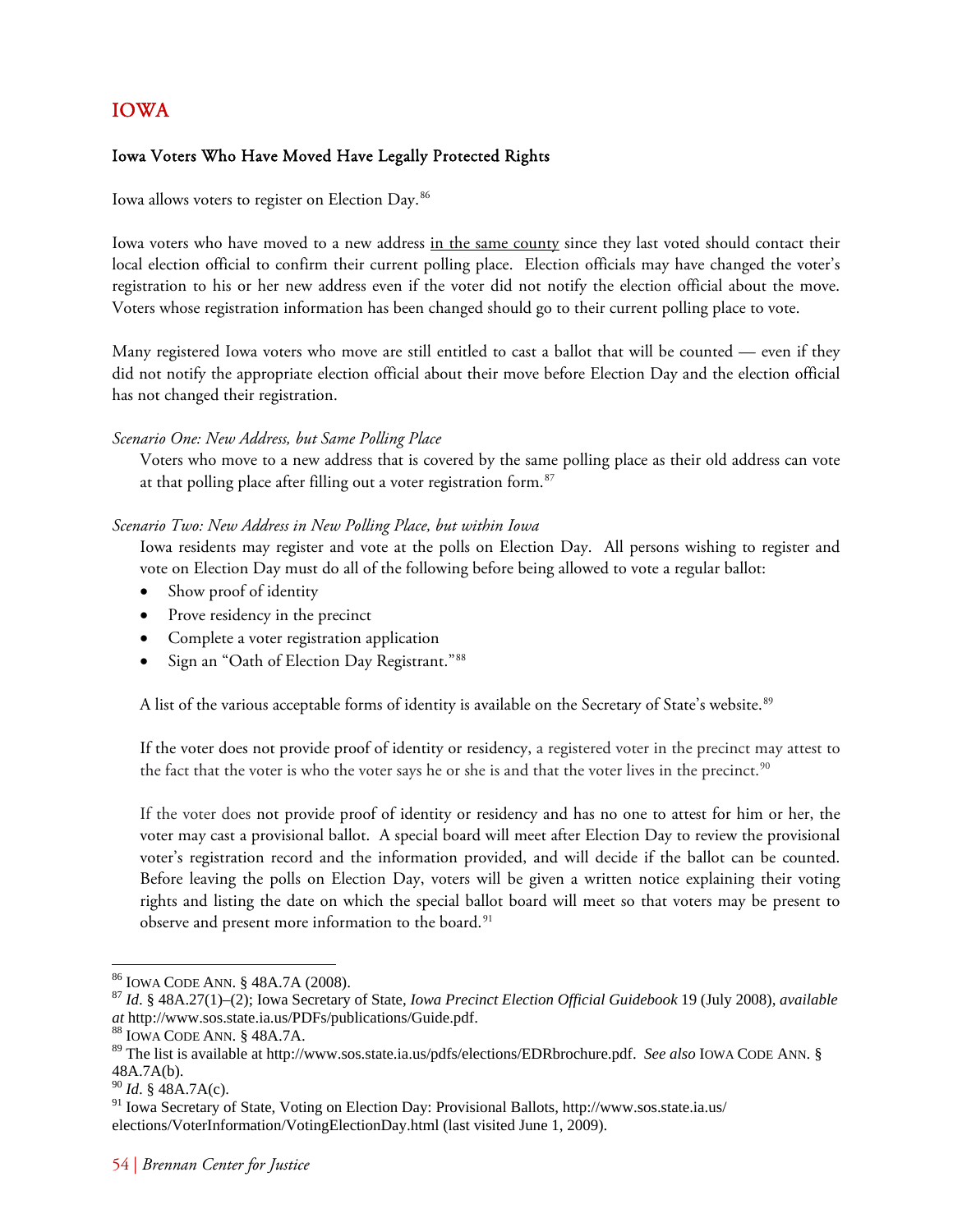# IOWA

## Iowa Voters Who Have Moved Have Legally Protected Rights

Iowa allows voters to register on Election Day.[86]

Iowa voters who have moved to a new address in the same county since they last voted should contact their local election official to confirm their current polling place. Election officials may have changed the voter's registration to his or her new address even if the voter did not notify the election official about the move. Voters whose registration information has been changed should go to their current polling place to vote.

Many registered Iowa voters who move are still entitled to cast a ballot that will be counted — even if they did not notify the appropriate election official about their move before Election Day and the election official has not changed their registration.

*Scenario One: New Address, but Same Polling Place*

Voters who move to a new address that is covered by the same polling place as their old address can vote at that polling place after filling out a voter registration form.[87]

*Scenario Two: New Address in New Polling Place, but within Iowa*

Iowa residents may register and vote at the polls on Election Day. All persons wishing to register and vote on Election Day must do all of the following before being allowed to vote a regular ballot:

- Show proof of identity
- Prove residency in the precinct
- Complete a voter registration application
- Sign an "Oath of Election Day Registrant."[88]

A list of the various acceptable forms of identity is available on the Secretary of State's website.[89]

If the voter does not provide proof of identity or residency, a registered voter in the precinct may attest to the fact that the voter is who the voter says he or she is and that the voter lives in the precinct.[90]

If the voter does not provide proof of identity or residency and has no one to attest for him or her, the voter may cast a provisional ballot. A special board will meet after Election Day to review the provisional voter's registration record and the information provided, and will decide if the ballot can be counted. Before leaving the polls on Election Day, voters will be given a written notice explaining their voting rights and listing the date on which the special ballot board will meet so that voters may be present to observe and present more information to the board.[91]

---

[86] IOWA CODE ANN. § 48A.7A (2008).

[87] *Id*. § 48A.27(1)–(2); Iowa Secretary of State, *Iowa Precinct Election Official Guidebook* 19 (July 2008), *available at* http://www.sos.state.ia.us/PDFs/publications/Guide.pdf.

[88] IOWA CODE ANN. § 48A.7A.

[89] The list is available at http://www.sos.state.ia.us/pdfs/elections/EDRbrochure.pdf. *See also* IOWA CODE ANN. § 48A.7A(b).

[90] *Id*. § 48A.7A(c).

[91] Iowa Secretary of State, Voting on Election Day: Provisional Ballots, http://www.sos.state.ia.us/elections/VoterInformation/VotingElectionDay.html (last visited June 1, 2009).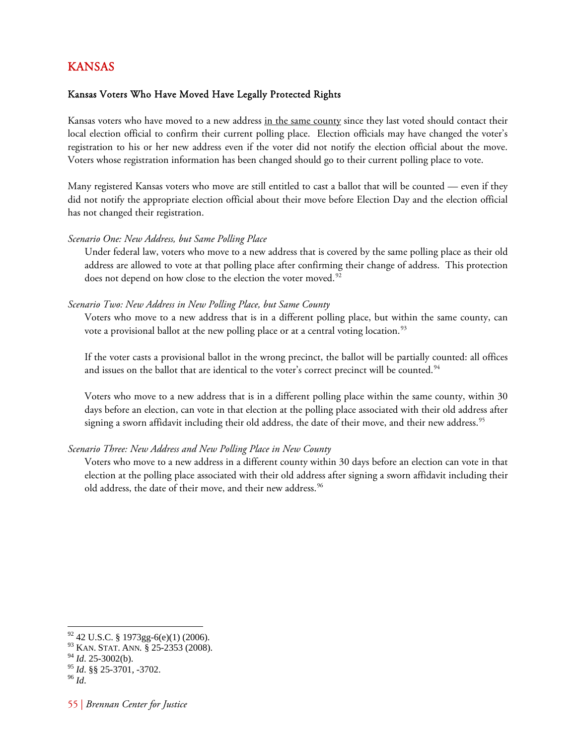# KANSAS

### Kansas Voters Who Have Moved Have Legally Protected Rights

Kansas voters who have moved to a new address <u>in the same county</u> since they last voted should contact their local election official to confirm their current polling place. Election officials may have changed the voter's registration to his or her new address even if the voter did not notify the election official about the move. Voters whose registration information has been changed should go to their current polling place to vote.

Many registered Kansas voters who move are still entitled to cast a ballot that will be counted — even if they did not notify the appropriate election official about their move before Election Day and the election official has not changed their registration.

*Scenario One: New Address, but Same Polling Place*

Under federal law, voters who move to a new address that is covered by the same polling place as their old address are allowed to vote at that polling place after confirming their change of address. This protection does not depend on how close to the election the voter moved.[92]

*Scenario Two: New Address in New Polling Place, but Same County*

Voters who move to a new address that is in a different polling place, but within the same county, can vote a provisional ballot at the new polling place or at a central voting location.[93]

If the voter casts a provisional ballot in the wrong precinct, the ballot will be partially counted: all offices and issues on the ballot that are identical to the voter's correct precinct will be counted.[94]

Voters who move to a new address that is in a different polling place within the same county, within 30 days before an election, can vote in that election at the polling place associated with their old address after signing a sworn affidavit including their old address, the date of their move, and their new address.[95]

*Scenario Three: New Address and New Polling Place in New County*

Voters who move to a new address in a different county within 30 days before an election can vote in that election at the polling place associated with their old address after signing a sworn affidavit including their old address, the date of their move, and their new address.[96]

---

[92] 42 U.S.C. § 1973gg-6(e)(1) (2006).
[93] KAN. STAT. ANN. § 25-2353 (2008).
[94] *Id*. 25-3002(b).
[95] *Id*. §§ 25-3701, -3702.
[96] *Id*.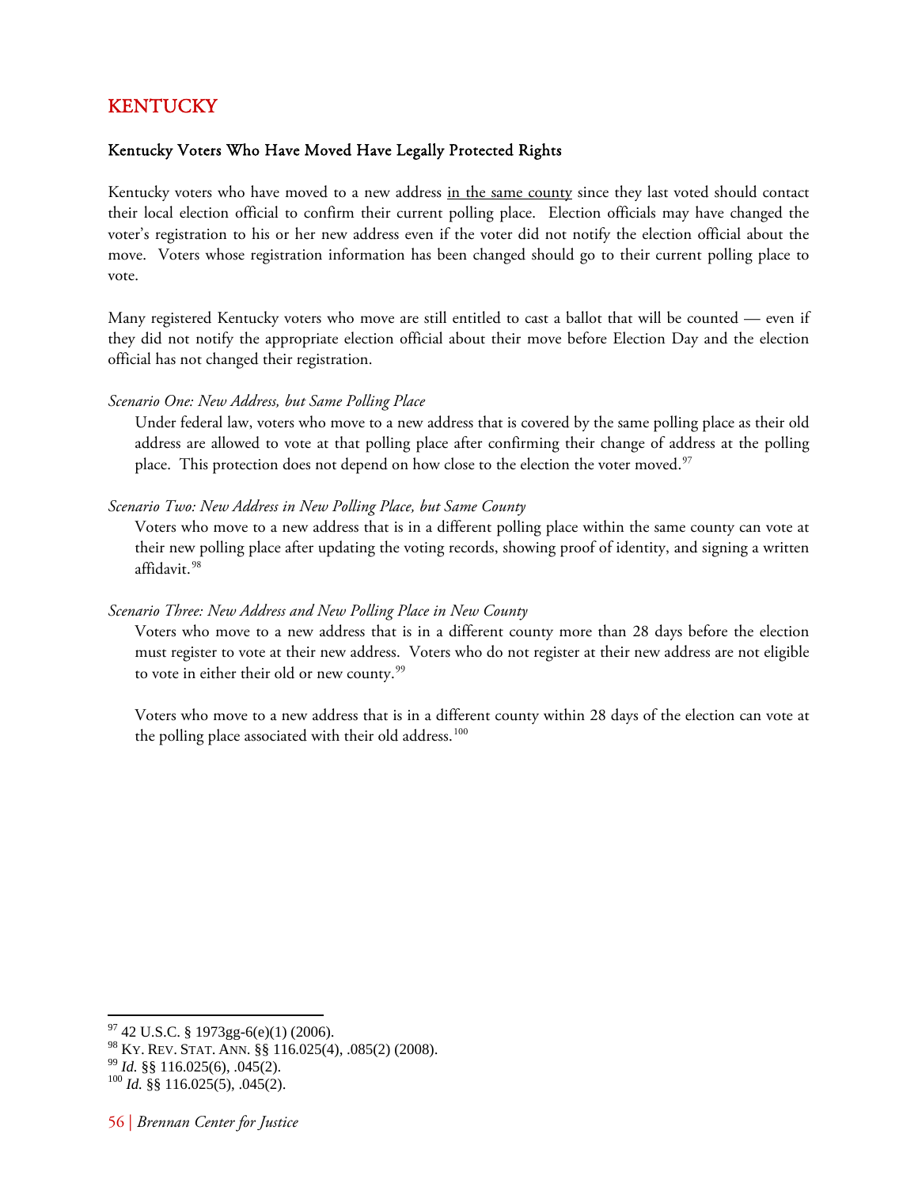# KENTUCKY

## Kentucky Voters Who Have Moved Have Legally Protected Rights

Kentucky voters who have moved to a new address in the same county since they last voted should contact their local election official to confirm their current polling place. Election officials may have changed the voter's registration to his or her new address even if the voter did not notify the election official about the move. Voters whose registration information has been changed should go to their current polling place to vote.

Many registered Kentucky voters who move are still entitled to cast a ballot that will be counted — even if they did not notify the appropriate election official about their move before Election Day and the election official has not changed their registration.

*Scenario One: New Address, but Same Polling Place*

Under federal law, voters who move to a new address that is covered by the same polling place as their old address are allowed to vote at that polling place after confirming their change of address at the polling place. This protection does not depend on how close to the election the voter moved.[97]

*Scenario Two: New Address in New Polling Place, but Same County*

Voters who move to a new address that is in a different polling place within the same county can vote at their new polling place after updating the voting records, showing proof of identity, and signing a written affidavit.[98]

*Scenario Three: New Address and New Polling Place in New County*

Voters who move to a new address that is in a different county more than 28 days before the election must register to vote at their new address. Voters who do not register at their new address are not eligible to vote in either their old or new county.[99]

Voters who move to a new address that is in a different county within 28 days of the election can vote at the polling place associated with their old address.[100]

---

[97] 42 U.S.C. § 1973gg-6(e)(1) (2006).

[98] KY. REV. STAT. ANN. §§ 116.025(4), .085(2) (2008).

[99] *Id.* §§ 116.025(6), .045(2).

[100] *Id.* §§ 116.025(5), .045(2).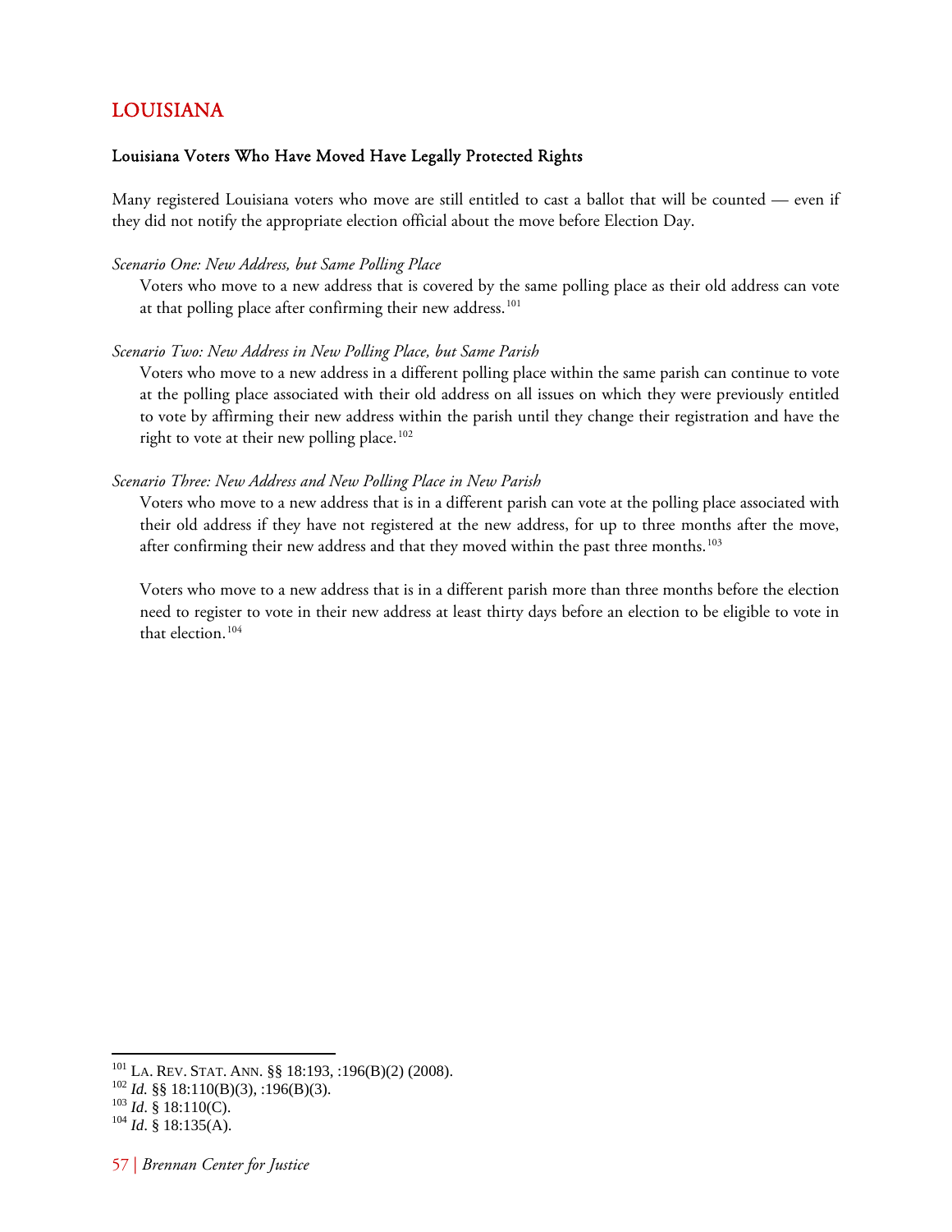## LOUISIANA

### Louisiana Voters Who Have Moved Have Legally Protected Rights

Many registered Louisiana voters who move are still entitled to cast a ballot that will be counted — even if they did not notify the appropriate election official about the move before Election Day.

*Scenario One: New Address, but Same Polling Place*

Voters who move to a new address that is covered by the same polling place as their old address can vote at that polling place after confirming their new address.[101]

*Scenario Two: New Address in New Polling Place, but Same Parish*

Voters who move to a new address in a different polling place within the same parish can continue to vote at the polling place associated with their old address on all issues on which they were previously entitled to vote by affirming their new address within the parish until they change their registration and have the right to vote at their new polling place.[102]

*Scenario Three: New Address and New Polling Place in New Parish*

Voters who move to a new address that is in a different parish can vote at the polling place associated with their old address if they have not registered at the new address, for up to three months after the move, after confirming their new address and that they moved within the past three months.[103]

Voters who move to a new address that is in a different parish more than three months before the election need to register to vote in their new address at least thirty days before an election to be eligible to vote in that election.[104]

---

[101] LA. REV. STAT. ANN. §§ 18:193, :196(B)(2) (2008).
[102] *Id.* §§ 18:110(B)(3), :196(B)(3).
[103] *Id*. § 18:110(C).
[104] *Id*. § 18:135(A).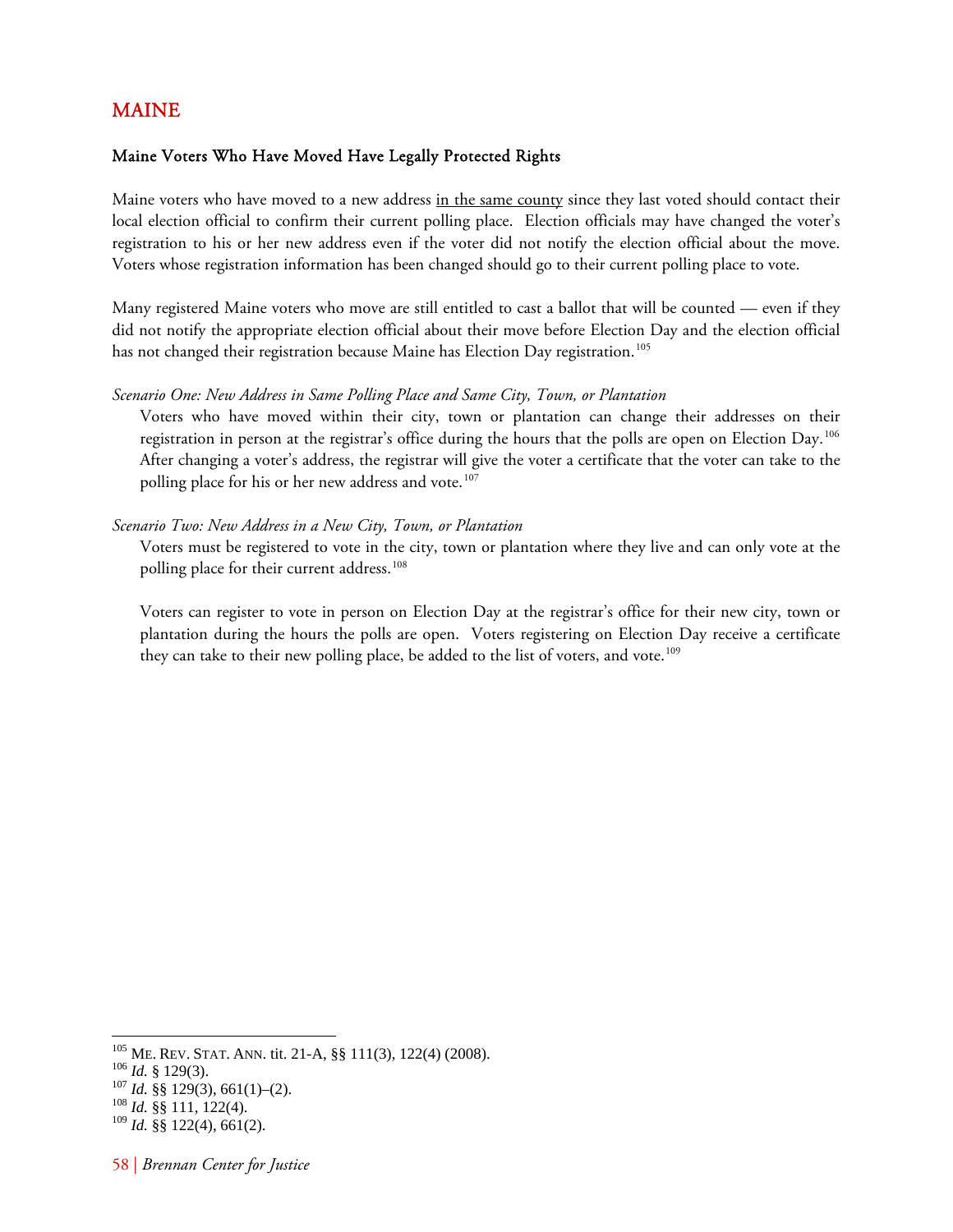# MAINE

## Maine Voters Who Have Moved Have Legally Protected Rights

Maine voters who have moved to a new address <u>in the same county</u> since they last voted should contact their local election official to confirm their current polling place. Election officials may have changed the voter's registration to his or her new address even if the voter did not notify the election official about the move. Voters whose registration information has been changed should go to their current polling place to vote.

Many registered Maine voters who move are still entitled to cast a ballot that will be counted — even if they did not notify the appropriate election official about their move before Election Day and the election official has not changed their registration because Maine has Election Day registration.[105]

*Scenario One: New Address in Same Polling Place and Same City, Town, or Plantation*

Voters who have moved within their city, town or plantation can change their addresses on their registration in person at the registrar's office during the hours that the polls are open on Election Day.[106] After changing a voter's address, the registrar will give the voter a certificate that the voter can take to the polling place for his or her new address and vote.[107]

*Scenario Two: New Address in a New City, Town, or Plantation*

Voters must be registered to vote in the city, town or plantation where they live and can only vote at the polling place for their current address.[108]

Voters can register to vote in person on Election Day at the registrar's office for their new city, town or plantation during the hours the polls are open. Voters registering on Election Day receive a certificate they can take to their new polling place, be added to the list of voters, and vote.[109]

---

[105] ME. REV. STAT. ANN. tit. 21-A, §§ 111(3), 122(4) (2008).
[106] *Id.* § 129(3).
[107] *Id.* §§ 129(3), 661(1)–(2).
[108] *Id.* §§ 111, 122(4).
[109] *Id.* §§ 122(4), 661(2).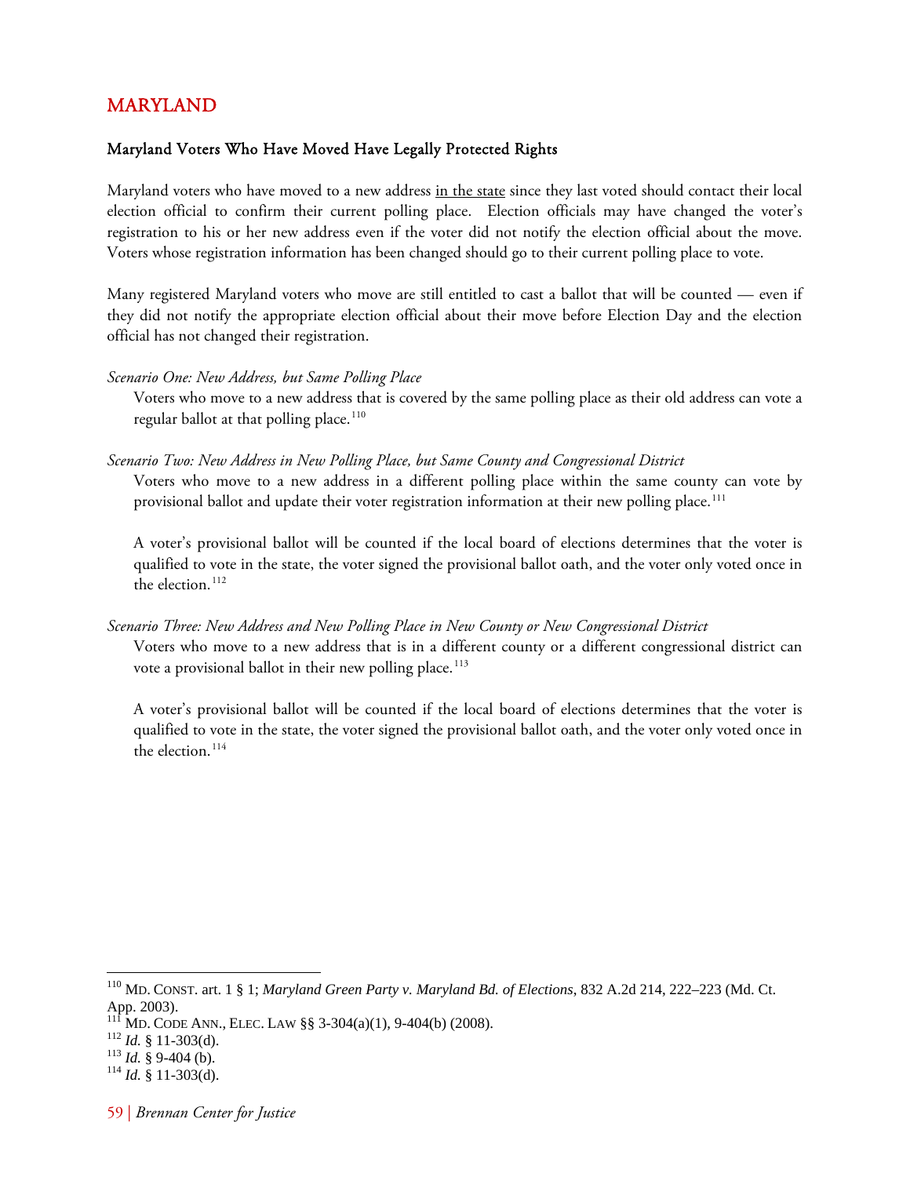## MARYLAND

### Maryland Voters Who Have Moved Have Legally Protected Rights

Maryland voters who have moved to a new address <u>in the state</u> since they last voted should contact their local election official to confirm their current polling place. Election officials may have changed the voter's registration to his or her new address even if the voter did not notify the election official about the move. Voters whose registration information has been changed should go to their current polling place to vote.

Many registered Maryland voters who move are still entitled to cast a ballot that will be counted — even if they did not notify the appropriate election official about their move before Election Day and the election official has not changed their registration.

*Scenario One: New Address, but Same Polling Place*

Voters who move to a new address that is covered by the same polling place as their old address can vote a regular ballot at that polling place.[110]

*Scenario Two: New Address in New Polling Place, but Same County and Congressional District*

Voters who move to a new address in a different polling place within the same county can vote by provisional ballot and update their voter registration information at their new polling place.[111]

A voter's provisional ballot will be counted if the local board of elections determines that the voter is qualified to vote in the state, the voter signed the provisional ballot oath, and the voter only voted once in the election.[112]

*Scenario Three: New Address and New Polling Place in New County or New Congressional District*

Voters who move to a new address that is in a different county or a different congressional district can vote a provisional ballot in their new polling place.[113]

A voter's provisional ballot will be counted if the local board of elections determines that the voter is qualified to vote in the state, the voter signed the provisional ballot oath, and the voter only voted once in the election.[114]

---

[110] MD. CONST. art. 1 § 1; *Maryland Green Party v. Maryland Bd. of Elections*, 832 A.2d 214, 222–223 (Md. Ct. App. 2003).

[111] MD. CODE ANN., ELEC. LAW §§ 3-304(a)(1), 9-404(b) (2008).

[112] *Id.* § 11-303(d).

[113] *Id.* § 9-404 (b).

[114] *Id.* § 11-303(d).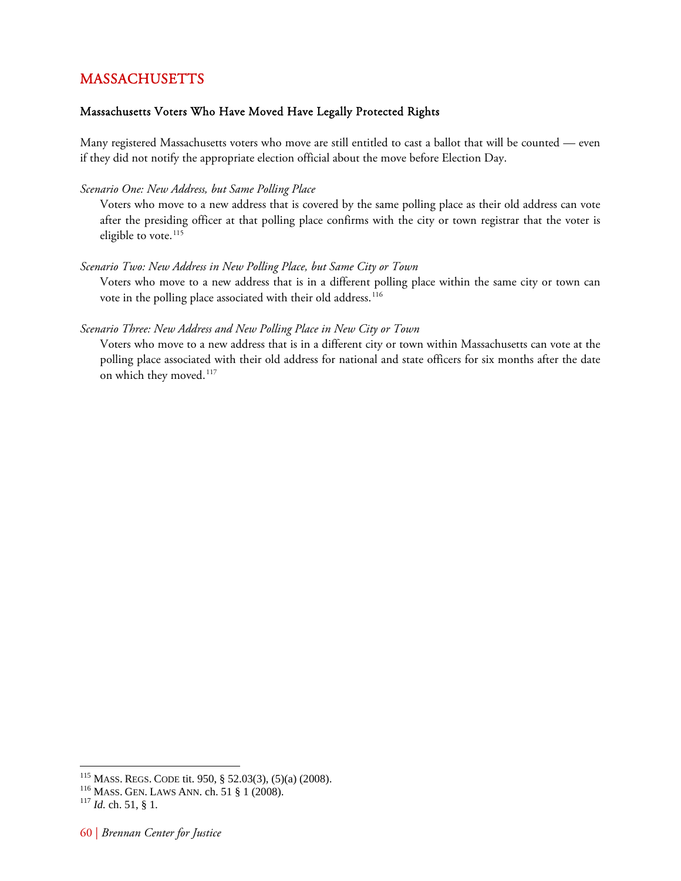## MASSACHUSETTS

### Massachusetts Voters Who Have Moved Have Legally Protected Rights

Many registered Massachusetts voters who move are still entitled to cast a ballot that will be counted — even if they did not notify the appropriate election official about the move before Election Day.

*Scenario One: New Address, but Same Polling Place*

Voters who move to a new address that is covered by the same polling place as their old address can vote after the presiding officer at that polling place confirms with the city or town registrar that the voter is eligible to vote.[115]

*Scenario Two: New Address in New Polling Place, but Same City or Town*

Voters who move to a new address that is in a different polling place within the same city or town can vote in the polling place associated with their old address.[116]

*Scenario Three: New Address and New Polling Place in New City or Town*

Voters who move to a new address that is in a different city or town within Massachusetts can vote at the polling place associated with their old address for national and state officers for six months after the date on which they moved.[117]

---

[115] MASS. REGS. CODE tit. 950, § 52.03(3), (5)(a) (2008).
[116] MASS. GEN. LAWS ANN. ch. 51 § 1 (2008).
[117] *Id.* ch. 51, § 1.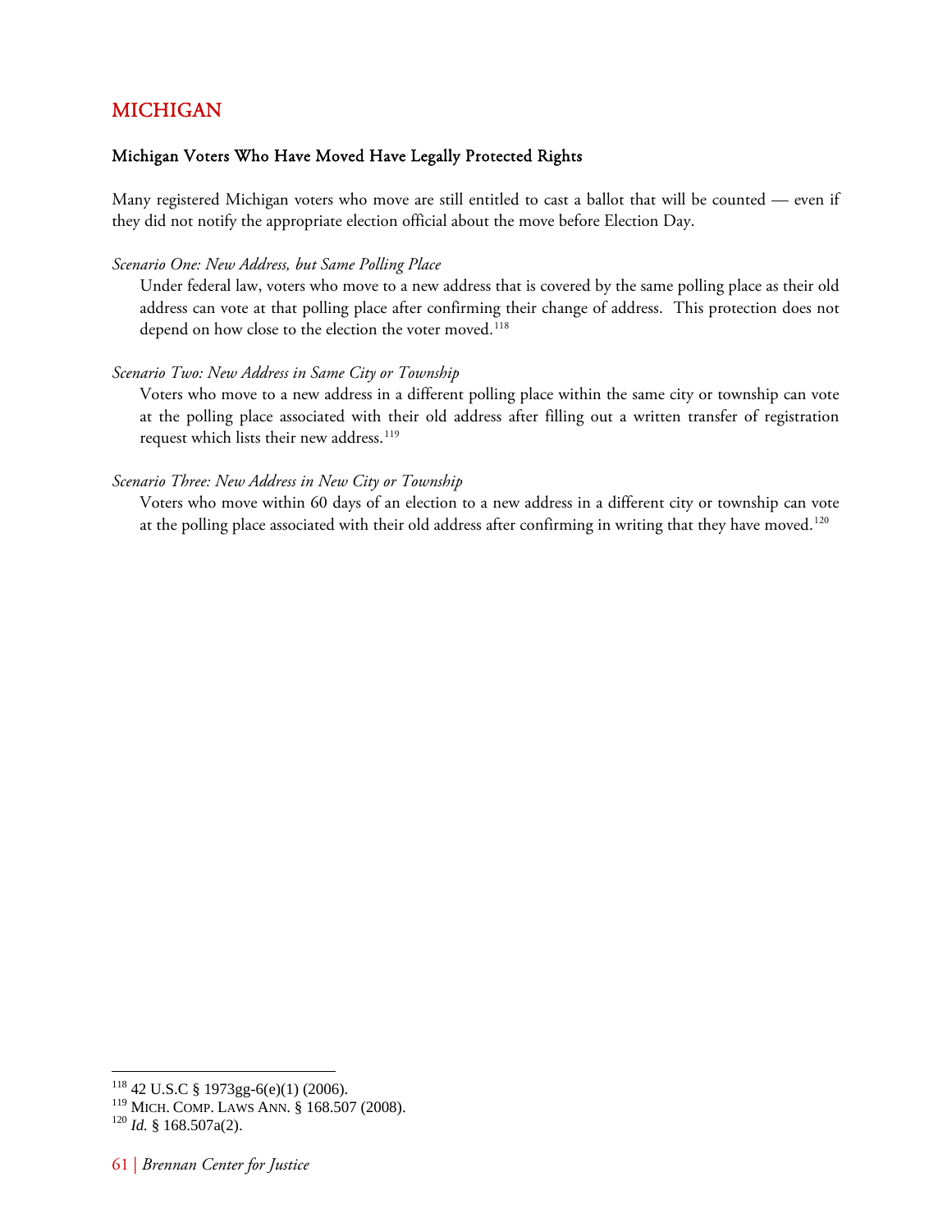## MICHIGAN

### Michigan Voters Who Have Moved Have Legally Protected Rights

Many registered Michigan voters who move are still entitled to cast a ballot that will be counted — even if they did not notify the appropriate election official about the move before Election Day.

*Scenario One: New Address, but Same Polling Place*

Under federal law, voters who move to a new address that is covered by the same polling place as their old address can vote at that polling place after confirming their change of address. This protection does not depend on how close to the election the voter moved.[118]

*Scenario Two: New Address in Same City or Township*

Voters who move to a new address in a different polling place within the same city or township can vote at the polling place associated with their old address after filling out a written transfer of registration request which lists their new address.[119]

*Scenario Three: New Address in New City or Township*

Voters who move within 60 days of an election to a new address in a different city or township can vote at the polling place associated with their old address after confirming in writing that they have moved.[120]

---

[118] 42 U.S.C § 1973gg-6(e)(1) (2006).
[119] MICH. COMP. LAWS ANN. § 168.507 (2008).
[120] *Id.* § 168.507a(2).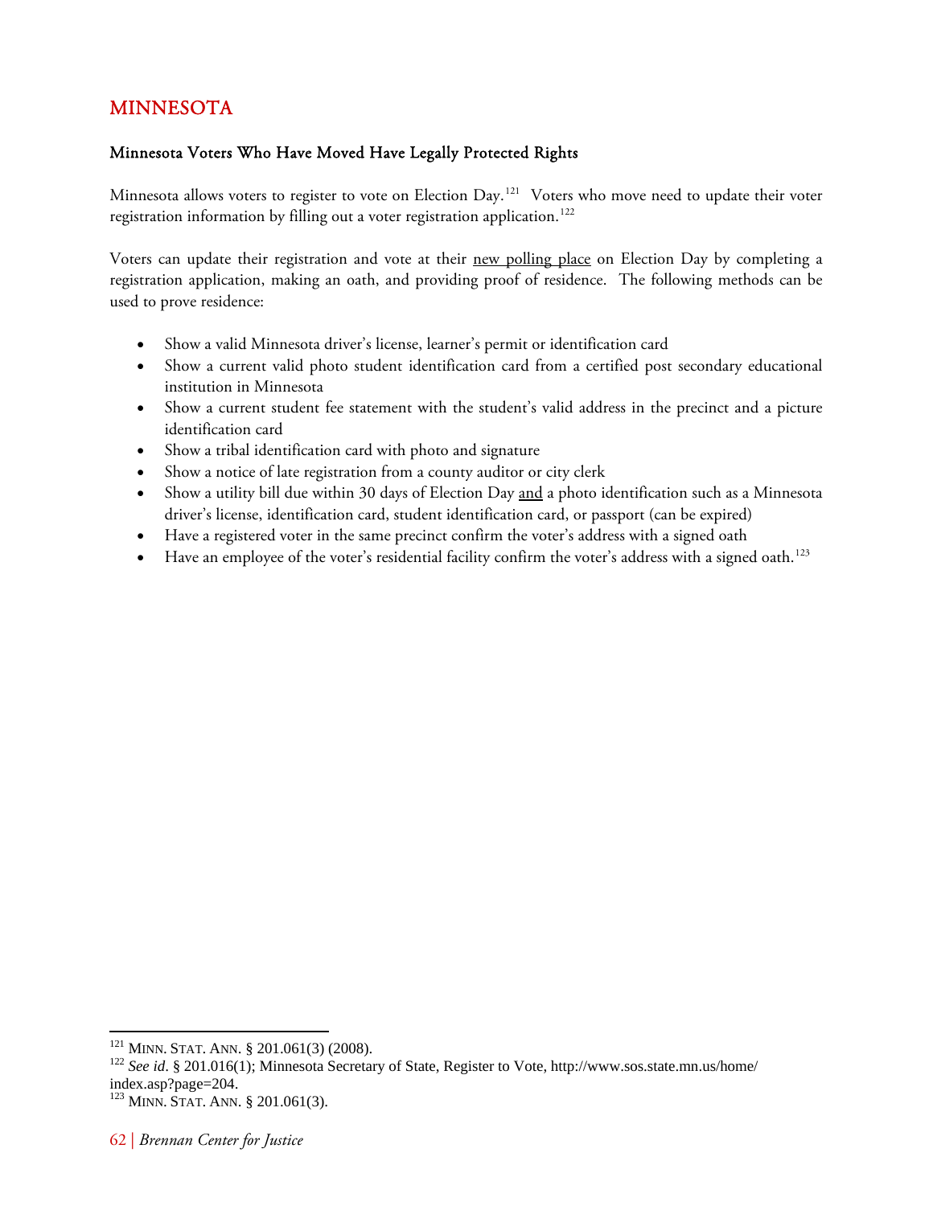# MINNESOTA

### Minnesota Voters Who Have Moved Have Legally Protected Rights

Minnesota allows voters to register to vote on Election Day.[121] Voters who move need to update their voter registration information by filling out a voter registration application.[122]

Voters can update their registration and vote at their <u>new polling place</u> on Election Day by completing a registration application, making an oath, and providing proof of residence. The following methods can be used to prove residence:

- Show a valid Minnesota driver's license, learner's permit or identification card
- Show a current valid photo student identification card from a certified post secondary educational institution in Minnesota
- Show a current student fee statement with the student's valid address in the precinct and a picture identification card
- Show a tribal identification card with photo and signature
- Show a notice of late registration from a county auditor or city clerk
- Show a utility bill due within 30 days of Election Day <u>and</u> a photo identification such as a Minnesota driver's license, identification card, student identification card, or passport (can be expired)
- Have a registered voter in the same precinct confirm the voter's address with a signed oath
- Have an employee of the voter's residential facility confirm the voter's address with a signed oath.[123]

---

[121] MINN. STAT. ANN. § 201.061(3) (2008).

[122] *See id.* § 201.016(1); Minnesota Secretary of State, Register to Vote, http://www.sos.state.mn.us/home/index.asp?page=204.

[123] MINN. STAT. ANN. § 201.061(3).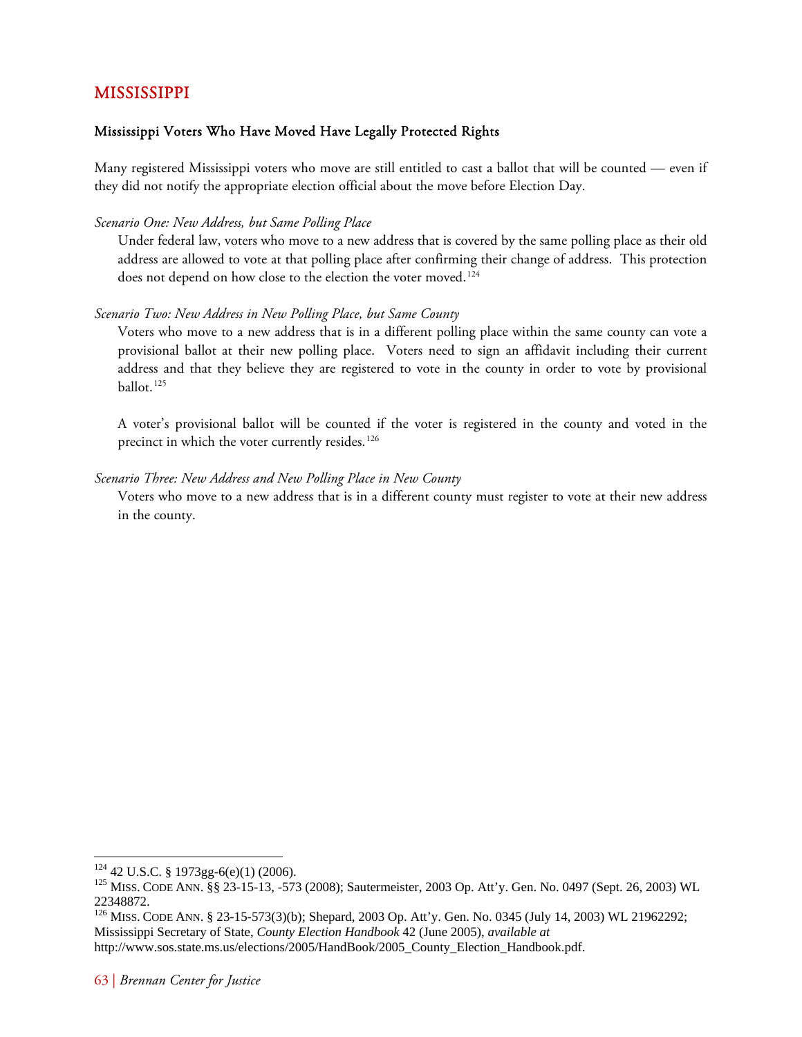## MISSISSIPPI

### Mississippi Voters Who Have Moved Have Legally Protected Rights

Many registered Mississippi voters who move are still entitled to cast a ballot that will be counted — even if they did not notify the appropriate election official about the move before Election Day.

*Scenario One: New Address, but Same Polling Place*

Under federal law, voters who move to a new address that is covered by the same polling place as their old address are allowed to vote at that polling place after confirming their change of address. This protection does not depend on how close to the election the voter moved.[124]

*Scenario Two: New Address in New Polling Place, but Same County*

Voters who move to a new address that is in a different polling place within the same county can vote a provisional ballot at their new polling place. Voters need to sign an affidavit including their current address and that they believe they are registered to vote in the county in order to vote by provisional ballot.[125]

A voter's provisional ballot will be counted if the voter is registered in the county and voted in the precinct in which the voter currently resides.[126]

*Scenario Three: New Address and New Polling Place in New County*

Voters who move to a new address that is in a different county must register to vote at their new address in the county.

---

[124] 42 U.S.C. § 1973gg-6(e)(1) (2006).

[125] MISS. CODE ANN. §§ 23-15-13, -573 (2008); Sautermeister, 2003 Op. Att'y. Gen. No. 0497 (Sept. 26, 2003) WL 22348872.

[126] MISS. CODE ANN. § 23-15-573(3)(b); Shepard, 2003 Op. Att'y. Gen. No. 0345 (July 14, 2003) WL 21962292; Mississippi Secretary of State, *County Election Handbook* 42 (June 2005), *available at* http://www.sos.state.ms.us/elections/2005/HandBook/2005_County_Election_Handbook.pdf.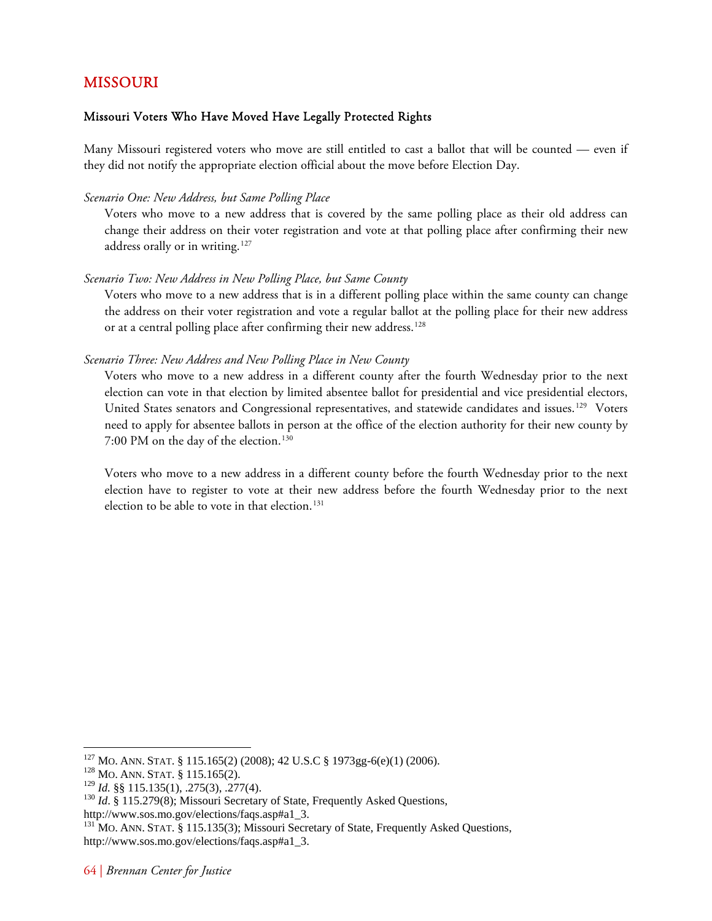## MISSOURI

### Missouri Voters Who Have Moved Have Legally Protected Rights

Many Missouri registered voters who move are still entitled to cast a ballot that will be counted — even if they did not notify the appropriate election official about the move before Election Day.

*Scenario One: New Address, but Same Polling Place*

Voters who move to a new address that is covered by the same polling place as their old address can change their address on their voter registration and vote at that polling place after confirming their new address orally or in writing.[127]

*Scenario Two: New Address in New Polling Place, but Same County*

Voters who move to a new address that is in a different polling place within the same county can change the address on their voter registration and vote a regular ballot at the polling place for their new address or at a central polling place after confirming their new address.[128]

*Scenario Three: New Address and New Polling Place in New County*

Voters who move to a new address in a different county after the fourth Wednesday prior to the next election can vote in that election by limited absentee ballot for presidential and vice presidential electors, United States senators and Congressional representatives, and statewide candidates and issues.[129] Voters need to apply for absentee ballots in person at the office of the election authority for their new county by 7:00 PM on the day of the election.[130]

Voters who move to a new address in a different county before the fourth Wednesday prior to the next election have to register to vote at their new address before the fourth Wednesday prior to the next election to be able to vote in that election.[131]

---

[127] MO. ANN. STAT. § 115.165(2) (2008); 42 U.S.C § 1973gg-6(e)(1) (2006).
[128] MO. ANN. STAT. § 115.165(2).
[129] *Id.* §§ 115.135(1), .275(3), .277(4).
[130] *Id*. § 115.279(8); Missouri Secretary of State, Frequently Asked Questions, http://www.sos.mo.gov/elections/faqs.asp#a1_3.
[131] MO. ANN. STAT. § 115.135(3); Missouri Secretary of State, Frequently Asked Questions, http://www.sos.mo.gov/elections/faqs.asp#a1_3.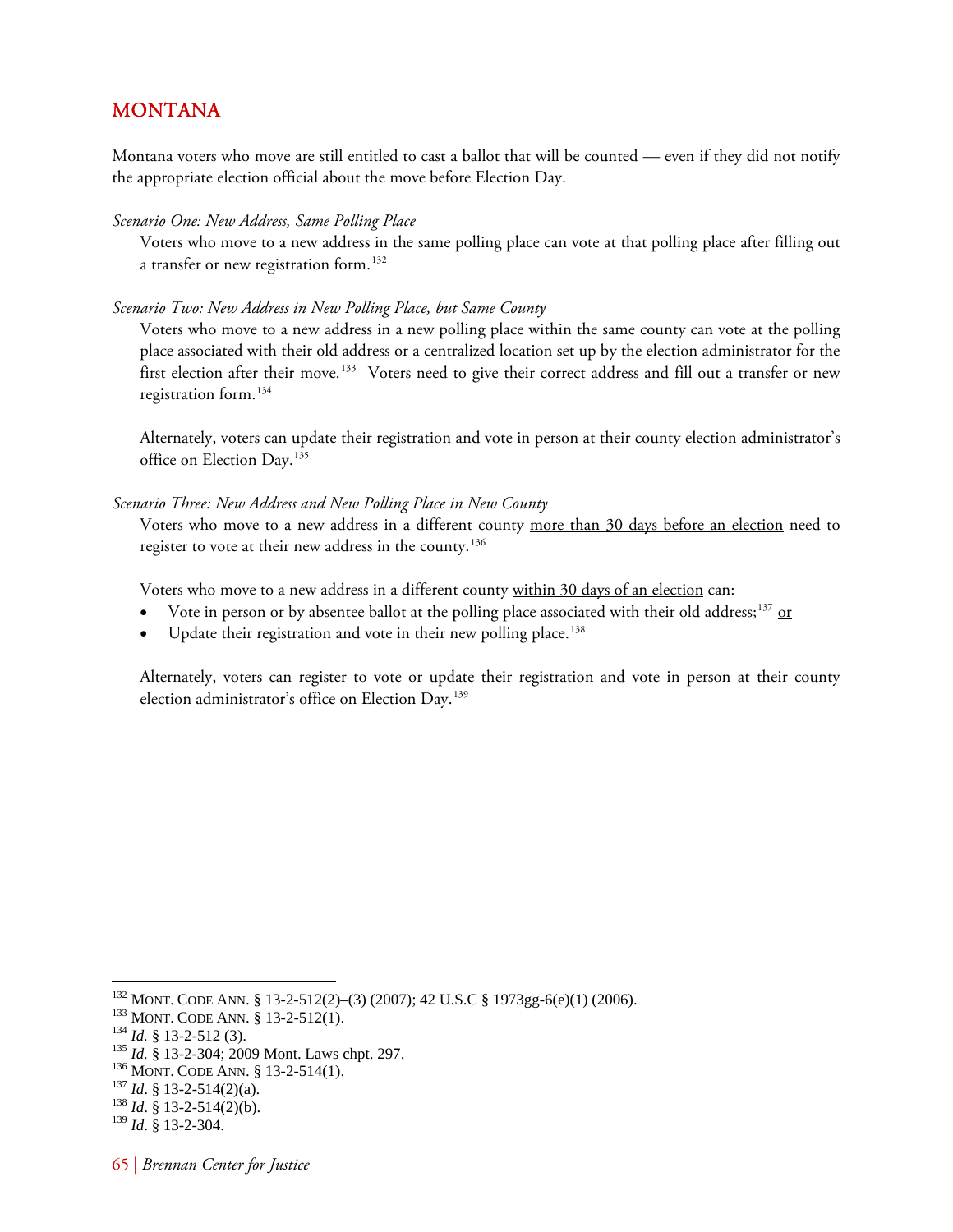## MONTANA

Montana voters who move are still entitled to cast a ballot that will be counted — even if they did not notify the appropriate election official about the move before Election Day.

*Scenario One: New Address, Same Polling Place*

Voters who move to a new address in the same polling place can vote at that polling place after filling out a transfer or new registration form.[132]

*Scenario Two: New Address in New Polling Place, but Same County*

Voters who move to a new address in a new polling place within the same county can vote at the polling place associated with their old address or a centralized location set up by the election administrator for the first election after their move.[133] Voters need to give their correct address and fill out a transfer or new registration form.[134]

Alternately, voters can update their registration and vote in person at their county election administrator's office on Election Day.[135]

*Scenario Three: New Address and New Polling Place in New County*

Voters who move to a new address in a different county <u>more than 30 days before an election</u> need to register to vote at their new address in the county.[136]

Voters who move to a new address in a different county <u>within 30 days of an election</u> can:

- Vote in person or by absentee ballot at the polling place associated with their old address;[137] <u>or</u>
- Update their registration and vote in their new polling place.[138]

Alternately, voters can register to vote or update their registration and vote in person at their county election administrator's office on Election Day.[139]

---

[132] MONT. CODE ANN. § 13-2-512(2)–(3) (2007); 42 U.S.C § 1973gg-6(e)(1) (2006).
[133] MONT. CODE ANN. § 13-2-512(1).
[134] *Id.* § 13-2-512 (3).
[135] *Id.* § 13-2-304; 2009 Mont. Laws chpt. 297.
[136] MONT. CODE ANN. § 13-2-514(1).
[137] *Id*. § 13-2-514(2)(a).
[138] *Id*. § 13-2-514(2)(b).
[139] *Id*. § 13-2-304.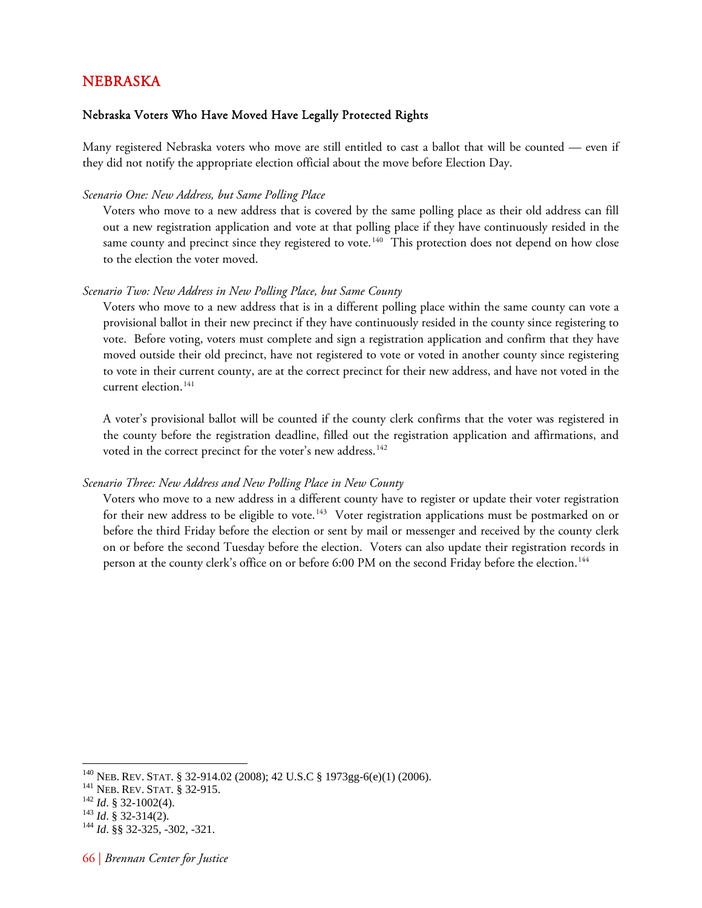## NEBRASKA

### Nebraska Voters Who Have Moved Have Legally Protected Rights

Many registered Nebraska voters who move are still entitled to cast a ballot that will be counted — even if they did not notify the appropriate election official about the move before Election Day.

*Scenario One: New Address, but Same Polling Place*

Voters who move to a new address that is covered by the same polling place as their old address can fill out a new registration application and vote at that polling place if they have continuously resided in the same county and precinct since they registered to vote.[140] This protection does not depend on how close to the election the voter moved.

*Scenario Two: New Address in New Polling Place, but Same County*

Voters who move to a new address that is in a different polling place within the same county can vote a provisional ballot in their new precinct if they have continuously resided in the county since registering to vote. Before voting, voters must complete and sign a registration application and confirm that they have moved outside their old precinct, have not registered to vote or voted in another county since registering to vote in their current county, are at the correct precinct for their new address, and have not voted in the current election.[141]

A voter's provisional ballot will be counted if the county clerk confirms that the voter was registered in the county before the registration deadline, filled out the registration application and affirmations, and voted in the correct precinct for the voter's new address.[142]

*Scenario Three: New Address and New Polling Place in New County*

Voters who move to a new address in a different county have to register or update their voter registration for their new address to be eligible to vote.[143] Voter registration applications must be postmarked on or before the third Friday before the election or sent by mail or messenger and received by the county clerk on or before the second Tuesday before the election. Voters can also update their registration records in person at the county clerk's office on or before 6:00 PM on the second Friday before the election.[144]

---

[140] NEB. REV. STAT. § 32-914.02 (2008); 42 U.S.C § 1973gg-6(e)(1) (2006).
[141] NEB. REV. STAT. § 32-915.
[142] *Id*. § 32-1002(4).
[143] *Id*. § 32-314(2).
[144] *Id*. §§ 32-325, -302, -321.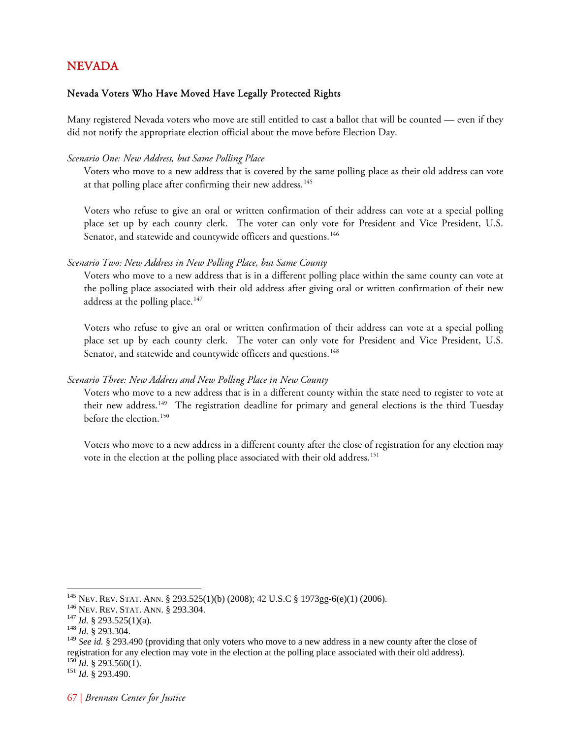# NEVADA

## Nevada Voters Who Have Moved Have Legally Protected Rights

Many registered Nevada voters who move are still entitled to cast a ballot that will be counted — even if they did not notify the appropriate election official about the move before Election Day.

*Scenario One: New Address, but Same Polling Place*

Voters who move to a new address that is covered by the same polling place as their old address can vote at that polling place after confirming their new address.[145]

Voters who refuse to give an oral or written confirmation of their address can vote at a special polling place set up by each county clerk. The voter can only vote for President and Vice President, U.S. Senator, and statewide and countywide officers and questions.[146]

*Scenario Two: New Address in New Polling Place, but Same County*

Voters who move to a new address that is in a different polling place within the same county can vote at the polling place associated with their old address after giving oral or written confirmation of their new address at the polling place.[147]

Voters who refuse to give an oral or written confirmation of their address can vote at a special polling place set up by each county clerk. The voter can only vote for President and Vice President, U.S. Senator, and statewide and countywide officers and questions.[148]

*Scenario Three: New Address and New Polling Place in New County*

Voters who move to a new address that is in a different county within the state need to register to vote at their new address.[149] The registration deadline for primary and general elections is the third Tuesday before the election.[150]

Voters who move to a new address in a different county after the close of registration for any election may vote in the election at the polling place associated with their old address.[151]

---

[145] NEV. REV. STAT. ANN. § 293.525(1)(b) (2008); 42 U.S.C § 1973gg-6(e)(1) (2006).
[146] NEV. REV. STAT. ANN. § 293.304.
[147] *Id.* § 293.525(1)(a).
[148] *Id.* § 293.304.
[149] *See id.* § 293.490 (providing that only voters who move to a new address in a new county after the close of registration for any election may vote in the election at the polling place associated with their old address).
[150] *Id.* § 293.560(1).
[151] *Id.* § 293.490.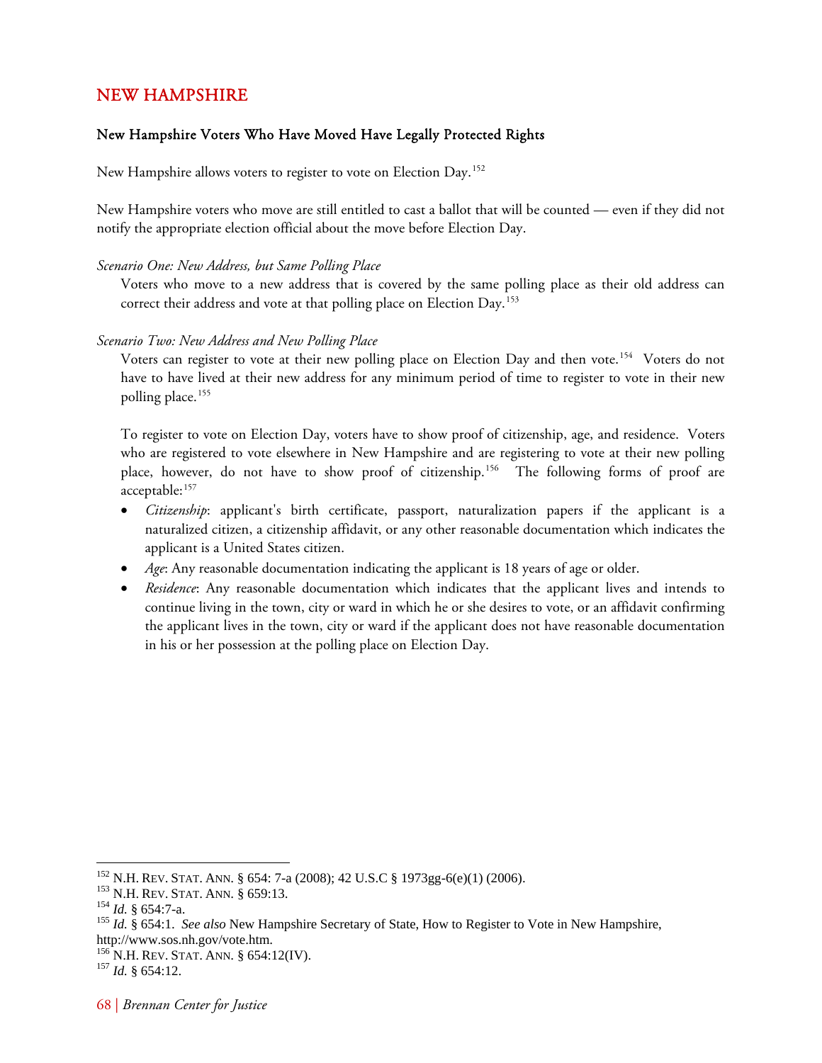## NEW HAMPSHIRE

### New Hampshire Voters Who Have Moved Have Legally Protected Rights

New Hampshire allows voters to register to vote on Election Day.[152]

New Hampshire voters who move are still entitled to cast a ballot that will be counted — even if they did not notify the appropriate election official about the move before Election Day.

*Scenario One: New Address, but Same Polling Place*

Voters who move to a new address that is covered by the same polling place as their old address can correct their address and vote at that polling place on Election Day.[153]

*Scenario Two: New Address and New Polling Place*

Voters can register to vote at their new polling place on Election Day and then vote.[154] Voters do not have to have lived at their new address for any minimum period of time to register to vote in their new polling place.[155]

To register to vote on Election Day, voters have to show proof of citizenship, age, and residence. Voters who are registered to vote elsewhere in New Hampshire and are registering to vote at their new polling place, however, do not have to show proof of citizenship.[156] The following forms of proof are acceptable:[157]

- *Citizenship*: applicant's birth certificate, passport, naturalization papers if the applicant is a naturalized citizen, a citizenship affidavit, or any other reasonable documentation which indicates the applicant is a United States citizen.
- *Age*: Any reasonable documentation indicating the applicant is 18 years of age or older.
- *Residence*: Any reasonable documentation which indicates that the applicant lives and intends to continue living in the town, city or ward in which he or she desires to vote, or an affidavit confirming the applicant lives in the town, city or ward if the applicant does not have reasonable documentation in his or her possession at the polling place on Election Day.

---

[152] N.H. REV. STAT. ANN. § 654: 7-a (2008); 42 U.S.C § 1973gg-6(e)(1) (2006).
[153] N.H. REV. STAT. ANN. § 659:13.
[154] *Id.* § 654:7-a.
[155] *Id.* § 654:1. *See also* New Hampshire Secretary of State, How to Register to Vote in New Hampshire, http://www.sos.nh.gov/vote.htm.
[156] N.H. REV. STAT. ANN. § 654:12(IV).
[157] *Id.* § 654:12.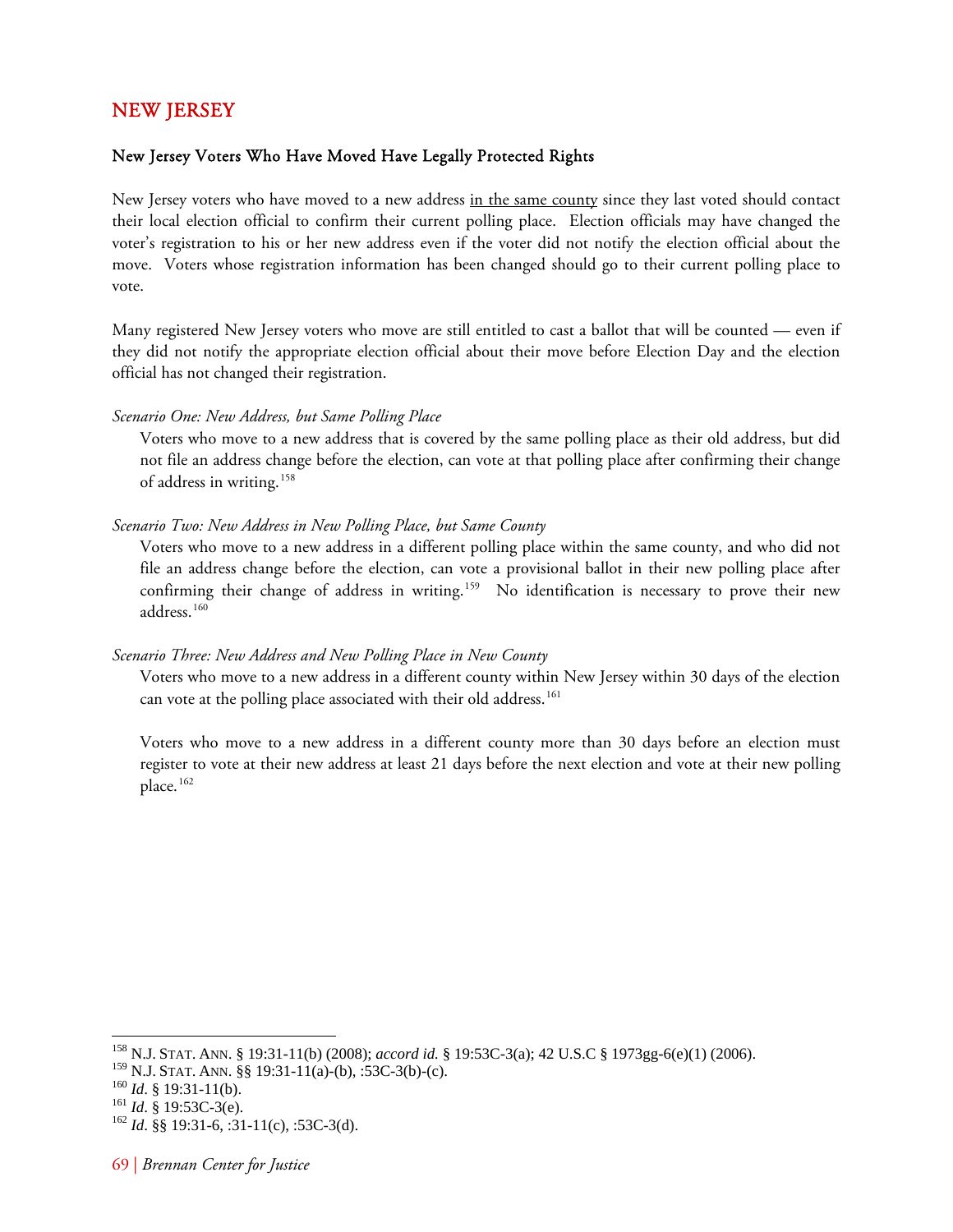## NEW JERSEY

### New Jersey Voters Who Have Moved Have Legally Protected Rights

New Jersey voters who have moved to a new address <u>in the same county</u> since they last voted should contact their local election official to confirm their current polling place. Election officials may have changed the voter's registration to his or her new address even if the voter did not notify the election official about the move. Voters whose registration information has been changed should go to their current polling place to vote.

Many registered New Jersey voters who move are still entitled to cast a ballot that will be counted — even if they did not notify the appropriate election official about their move before Election Day and the election official has not changed their registration.

*Scenario One: New Address, but Same Polling Place*

Voters who move to a new address that is covered by the same polling place as their old address, but did not file an address change before the election, can vote at that polling place after confirming their change of address in writing.[158]

*Scenario Two: New Address in New Polling Place, but Same County*

Voters who move to a new address in a different polling place within the same county, and who did not file an address change before the election, can vote a provisional ballot in their new polling place after confirming their change of address in writing.[159] No identification is necessary to prove their new address.[160]

*Scenario Three: New Address and New Polling Place in New County*

Voters who move to a new address in a different county within New Jersey within 30 days of the election can vote at the polling place associated with their old address.[161]

Voters who move to a new address in a different county more than 30 days before an election must register to vote at their new address at least 21 days before the next election and vote at their new polling place.[162]

---

[158] N.J. STAT. ANN. § 19:31-11(b) (2008); *accord id.* § 19:53C-3(a); 42 U.S.C § 1973gg-6(e)(1) (2006).
[159] N.J. STAT. ANN. §§ 19:31-11(a)-(b), :53C-3(b)-(c).
[160] *Id*. § 19:31-11(b).
[161] *Id*. § 19:53C-3(e).
[162] *Id*. §§ 19:31-6, :31-11(c), :53C-3(d).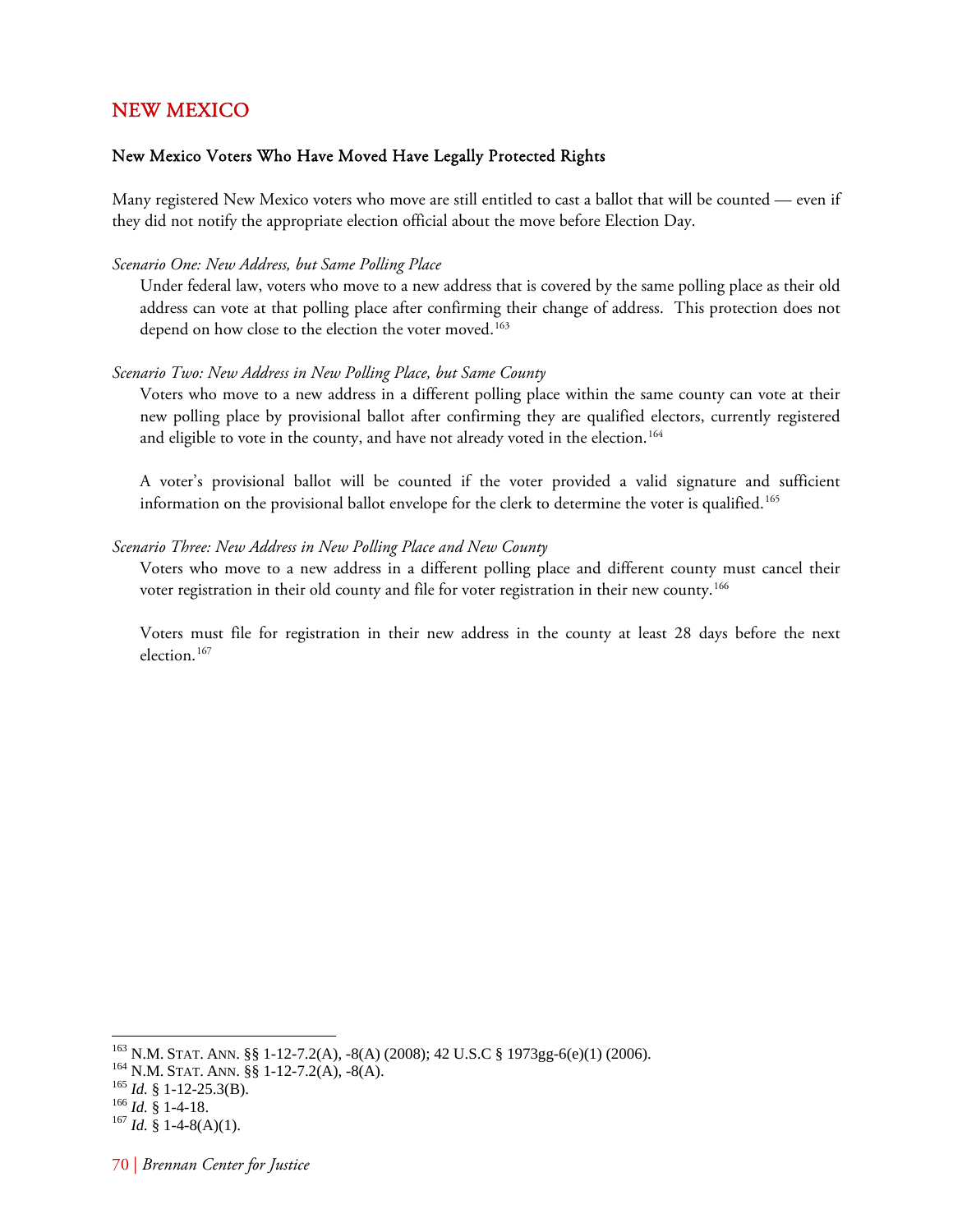## NEW MEXICO

### New Mexico Voters Who Have Moved Have Legally Protected Rights

Many registered New Mexico voters who move are still entitled to cast a ballot that will be counted — even if they did not notify the appropriate election official about the move before Election Day.

*Scenario One: New Address, but Same Polling Place*

Under federal law, voters who move to a new address that is covered by the same polling place as their old address can vote at that polling place after confirming their change of address. This protection does not depend on how close to the election the voter moved.[163]

*Scenario Two: New Address in New Polling Place, but Same County*

Voters who move to a new address in a different polling place within the same county can vote at their new polling place by provisional ballot after confirming they are qualified electors, currently registered and eligible to vote in the county, and have not already voted in the election.[164]

A voter's provisional ballot will be counted if the voter provided a valid signature and sufficient information on the provisional ballot envelope for the clerk to determine the voter is qualified.[165]

*Scenario Three: New Address in New Polling Place and New County*

Voters who move to a new address in a different polling place and different county must cancel their voter registration in their old county and file for voter registration in their new county.[166]

Voters must file for registration in their new address in the county at least 28 days before the next election.[167]

---

[163] N.M. STAT. ANN. §§ 1-12-7.2(A), -8(A) (2008); 42 U.S.C § 1973gg-6(e)(1) (2006).
[164] N.M. STAT. ANN. §§ 1-12-7.2(A), -8(A).
[165] *Id.* § 1-12-25.3(B).
[166] *Id.* § 1-4-18.
[167] *Id.* § 1-4-8(A)(1).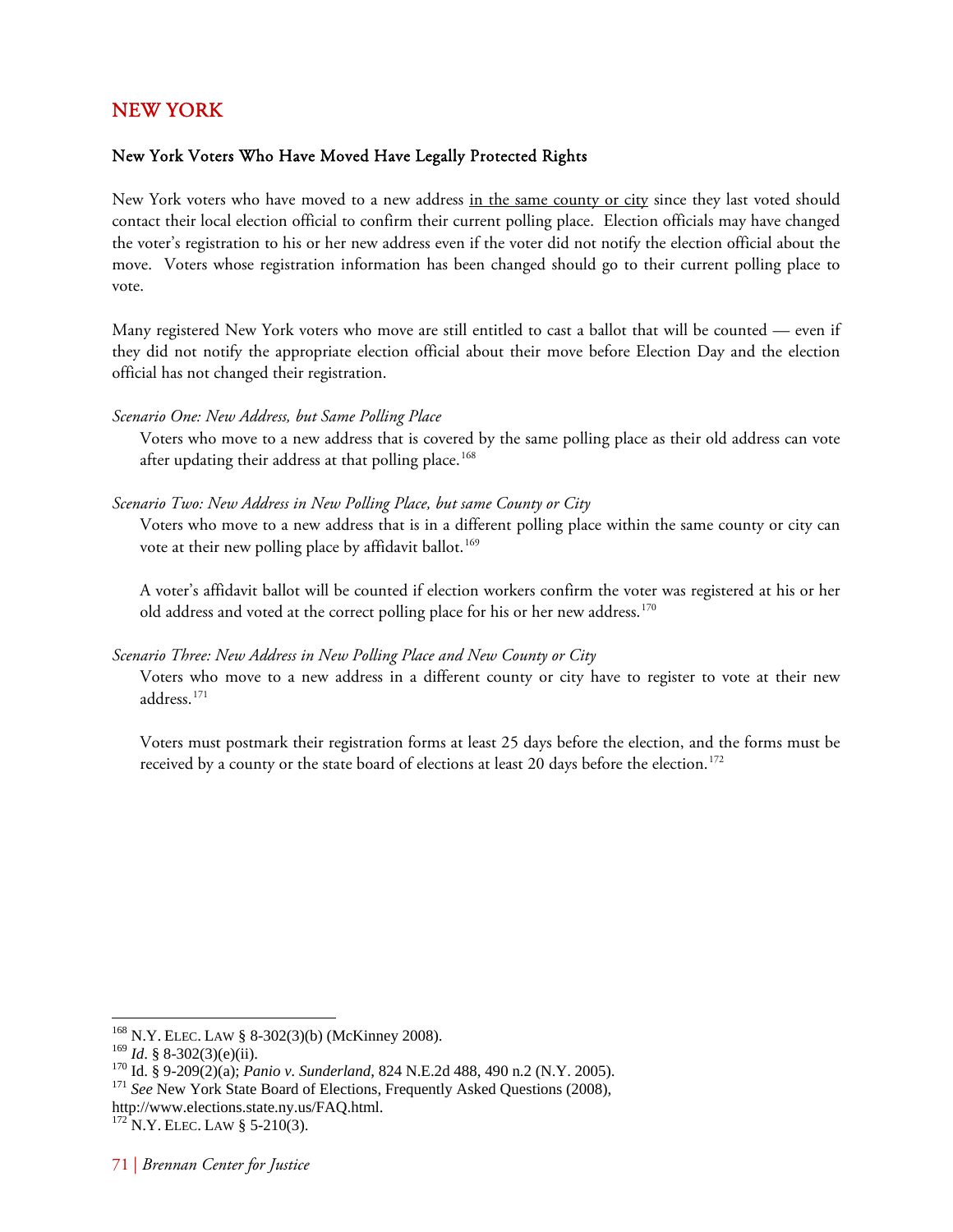## NEW YORK

### New York Voters Who Have Moved Have Legally Protected Rights

New York voters who have moved to a new address <u>in the same county or city</u> since they last voted should contact their local election official to confirm their current polling place. Election officials may have changed the voter's registration to his or her new address even if the voter did not notify the election official about the move. Voters whose registration information has been changed should go to their current polling place to vote.

Many registered New York voters who move are still entitled to cast a ballot that will be counted — even if they did not notify the appropriate election official about their move before Election Day and the election official has not changed their registration.

*Scenario One: New Address, but Same Polling Place*

Voters who move to a new address that is covered by the same polling place as their old address can vote after updating their address at that polling place.[168]

*Scenario Two: New Address in New Polling Place, but same County or City*

Voters who move to a new address that is in a different polling place within the same county or city can vote at their new polling place by affidavit ballot.[169]

A voter's affidavit ballot will be counted if election workers confirm the voter was registered at his or her old address and voted at the correct polling place for his or her new address.[170]

*Scenario Three: New Address in New Polling Place and New County or City*

Voters who move to a new address in a different county or city have to register to vote at their new address.[171]

Voters must postmark their registration forms at least 25 days before the election, and the forms must be received by a county or the state board of elections at least 20 days before the election.[172]

---

[168] N.Y. ELEC. LAW § 8-302(3)(b) (McKinney 2008).
[169] *Id*. § 8-302(3)(e)(ii).
[170] Id. § 9-209(2)(a); *Panio v. Sunderland*, 824 N.E.2d 488, 490 n.2 (N.Y. 2005).
[171] *See* New York State Board of Elections, Frequently Asked Questions (2008), http://www.elections.state.ny.us/FAQ.html.
[172] N.Y. ELEC. LAW § 5-210(3).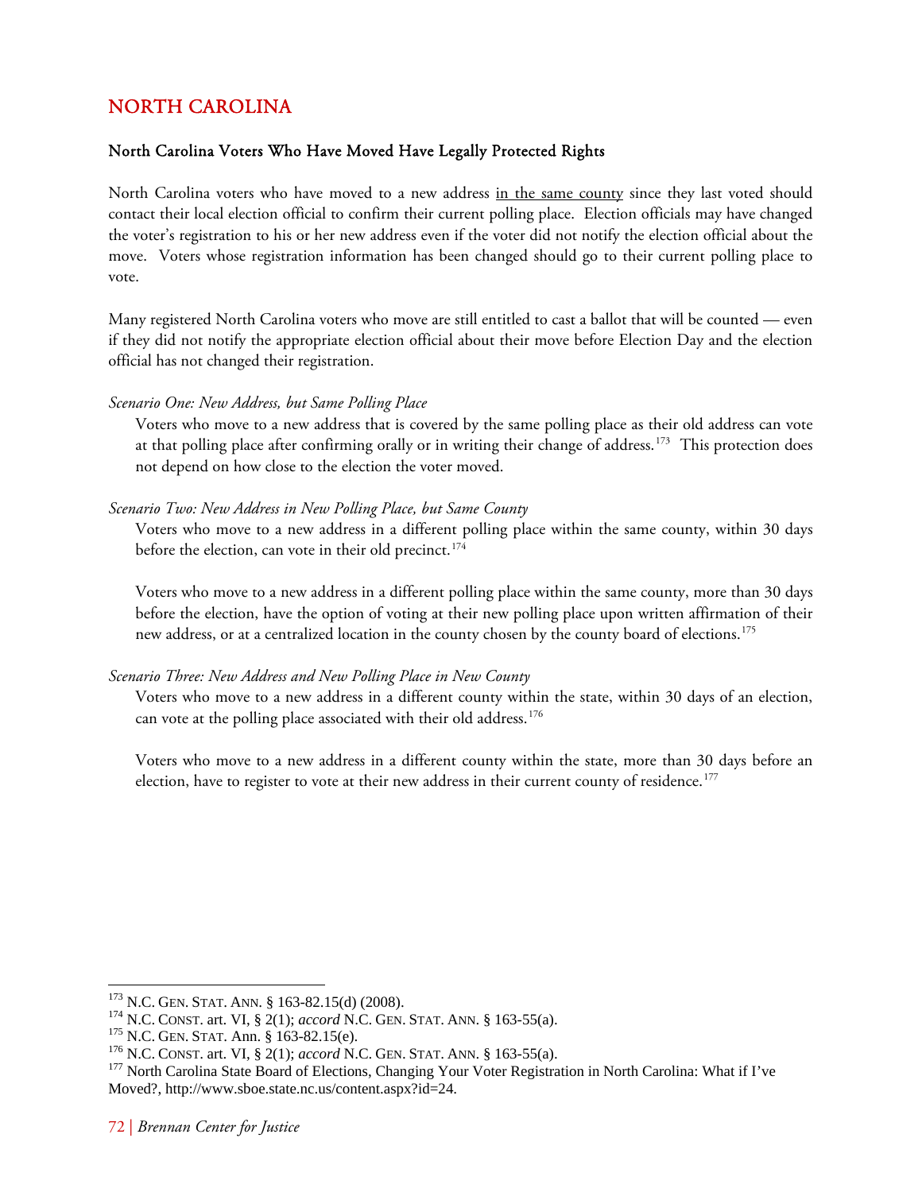# NORTH CAROLINA

## North Carolina Voters Who Have Moved Have Legally Protected Rights

North Carolina voters who have moved to a new address in the same county since they last voted should contact their local election official to confirm their current polling place. Election officials may have changed the voter's registration to his or her new address even if the voter did not notify the election official about the move. Voters whose registration information has been changed should go to their current polling place to vote.

Many registered North Carolina voters who move are still entitled to cast a ballot that will be counted — even if they did not notify the appropriate election official about their move before Election Day and the election official has not changed their registration.

*Scenario One: New Address, but Same Polling Place*

Voters who move to a new address that is covered by the same polling place as their old address can vote at that polling place after confirming orally or in writing their change of address.[173] This protection does not depend on how close to the election the voter moved.

*Scenario Two: New Address in New Polling Place, but Same County*

Voters who move to a new address in a different polling place within the same county, within 30 days before the election, can vote in their old precinct.[174]

Voters who move to a new address in a different polling place within the same county, more than 30 days before the election, have the option of voting at their new polling place upon written affirmation of their new address, or at a centralized location in the county chosen by the county board of elections.[175]

*Scenario Three: New Address and New Polling Place in New County*

Voters who move to a new address in a different county within the state, within 30 days of an election, can vote at the polling place associated with their old address.[176]

Voters who move to a new address in a different county within the state, more than 30 days before an election, have to register to vote at their new address in their current county of residence.[177]

---

[173] N.C. GEN. STAT. ANN. § 163-82.15(d) (2008).
[174] N.C. CONST. art. VI, § 2(1); *accord* N.C. GEN. STAT. ANN. § 163-55(a).
[175] N.C. GEN. STAT. Ann. § 163-82.15(e).
[176] N.C. CONST. art. VI, § 2(1); *accord* N.C. GEN. STAT. ANN. § 163-55(a).
[177] North Carolina State Board of Elections, Changing Your Voter Registration in North Carolina: What if I've Moved?, http://www.sboe.state.nc.us/content.aspx?id=24.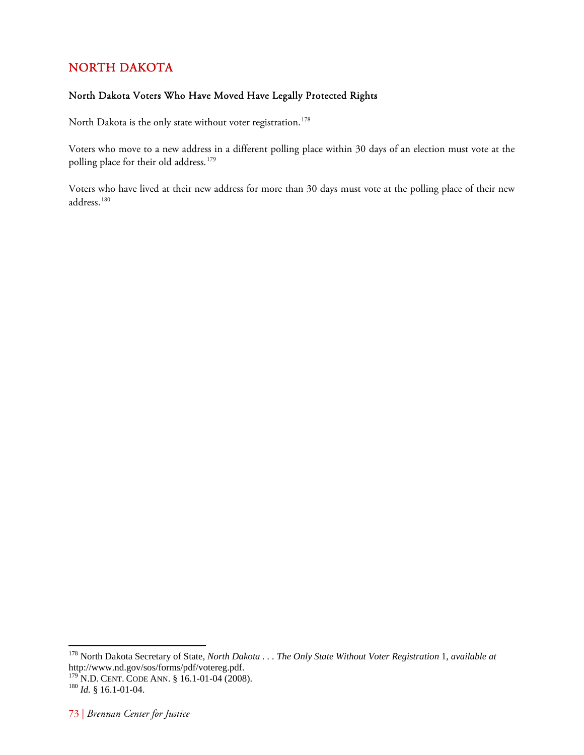## NORTH DAKOTA

### North Dakota Voters Who Have Moved Have Legally Protected Rights

North Dakota is the only state without voter registration.[178]

Voters who move to a new address in a different polling place within 30 days of an election must vote at the polling place for their old address.[179]

Voters who have lived at their new address for more than 30 days must vote at the polling place of their new address.[180]

---

[178] North Dakota Secretary of State, *North Dakota . . . The Only State Without Voter Registration* 1, *available at* http://www.nd.gov/sos/forms/pdf/votereg.pdf.

[179] N.D. CENT. CODE ANN. § 16.1-01-04 (2008).

[180] *Id.* § 16.1-01-04.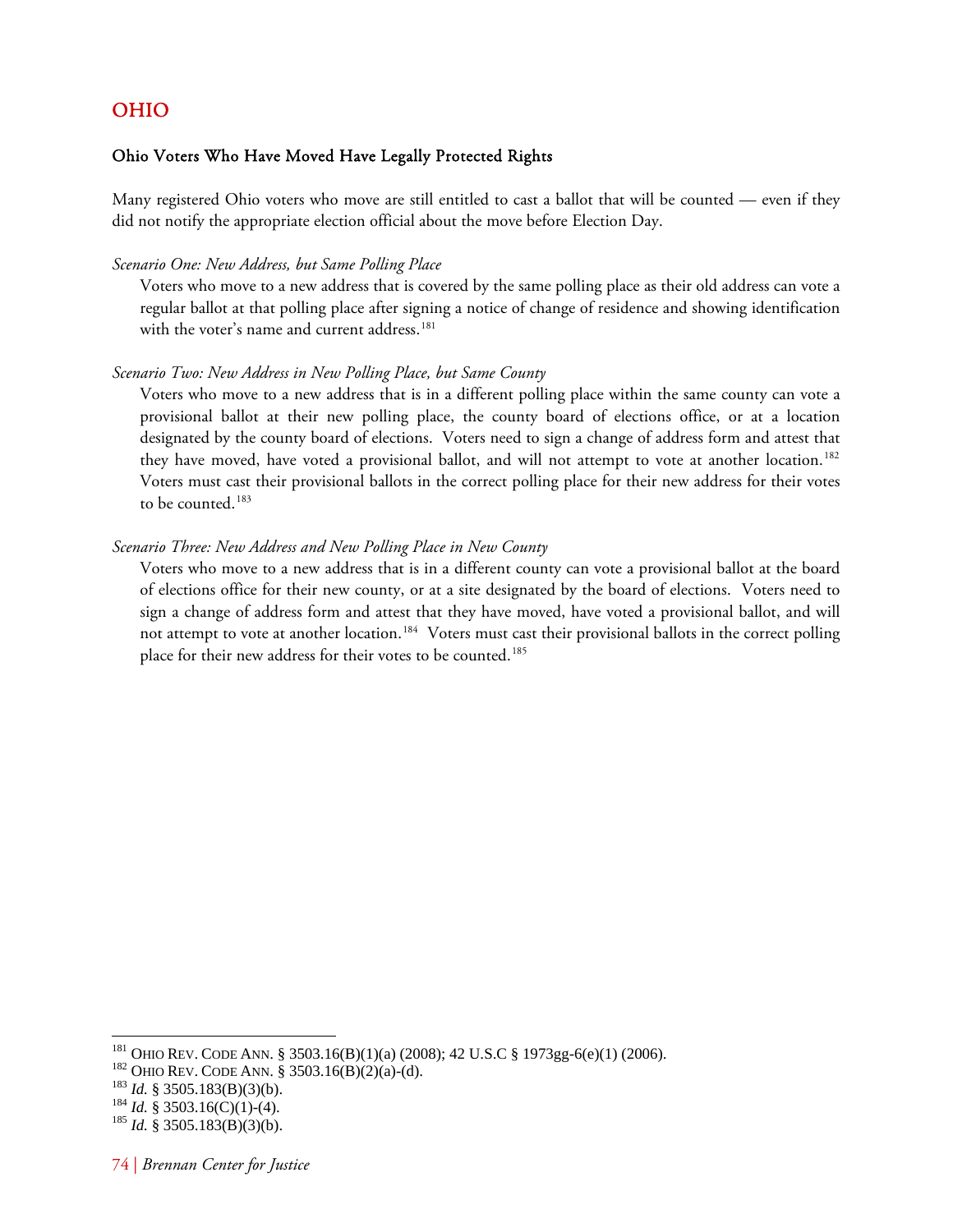## OHIO

### Ohio Voters Who Have Moved Have Legally Protected Rights

Many registered Ohio voters who move are still entitled to cast a ballot that will be counted — even if they did not notify the appropriate election official about the move before Election Day.

*Scenario One: New Address, but Same Polling Place*

Voters who move to a new address that is covered by the same polling place as their old address can vote a regular ballot at that polling place after signing a notice of change of residence and showing identification with the voter's name and current address.[181]

*Scenario Two: New Address in New Polling Place, but Same County*

Voters who move to a new address that is in a different polling place within the same county can vote a provisional ballot at their new polling place, the county board of elections office, or at a location designated by the county board of elections. Voters need to sign a change of address form and attest that they have moved, have voted a provisional ballot, and will not attempt to vote at another location.[182] Voters must cast their provisional ballots in the correct polling place for their new address for their votes to be counted.[183]

*Scenario Three: New Address and New Polling Place in New County*

Voters who move to a new address that is in a different county can vote a provisional ballot at the board of elections office for their new county, or at a site designated by the board of elections. Voters need to sign a change of address form and attest that they have moved, have voted a provisional ballot, and will not attempt to vote at another location.[184] Voters must cast their provisional ballots in the correct polling place for their new address for their votes to be counted.[185]

---

[181] OHIO REV. CODE ANN. § 3503.16(B)(1)(a) (2008); 42 U.S.C § 1973gg-6(e)(1) (2006).
[182] OHIO REV. CODE ANN. § 3503.16(B)(2)(a)-(d).
[183] *Id.* § 3505.183(B)(3)(b).
[184] *Id.* § 3503.16(C)(1)-(4).
[185] *Id.* § 3505.183(B)(3)(b).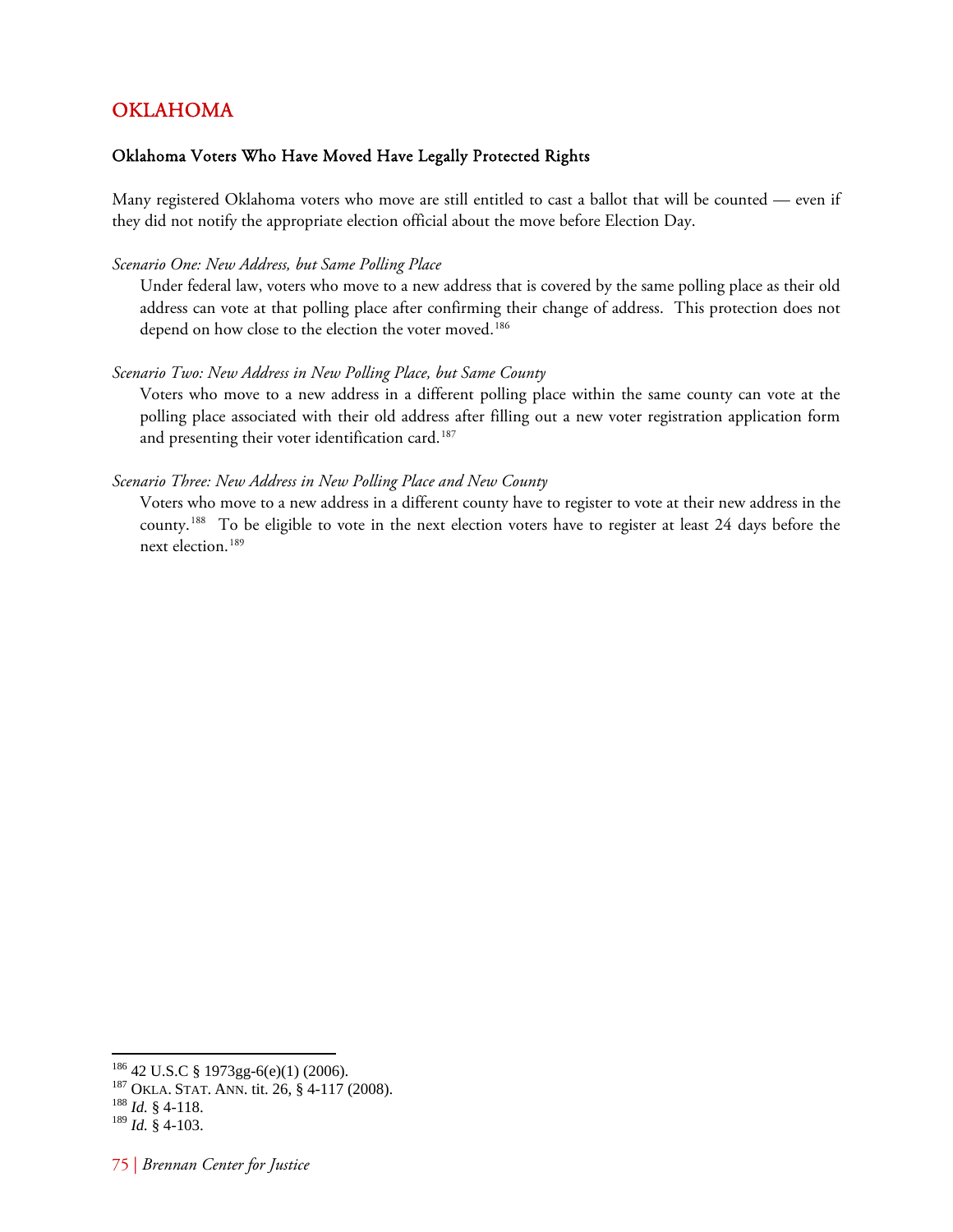## OKLAHOMA

### Oklahoma Voters Who Have Moved Have Legally Protected Rights

Many registered Oklahoma voters who move are still entitled to cast a ballot that will be counted — even if they did not notify the appropriate election official about the move before Election Day.

*Scenario One: New Address, but Same Polling Place*

Under federal law, voters who move to a new address that is covered by the same polling place as their old address can vote at that polling place after confirming their change of address. This protection does not depend on how close to the election the voter moved.[186]

*Scenario Two: New Address in New Polling Place, but Same County*

Voters who move to a new address in a different polling place within the same county can vote at the polling place associated with their old address after filling out a new voter registration application form and presenting their voter identification card.[187]

*Scenario Three: New Address in New Polling Place and New County*

Voters who move to a new address in a different county have to register to vote at their new address in the county.[188] To be eligible to vote in the next election voters have to register at least 24 days before the next election.[189]

---

[186] 42 U.S.C § 1973gg-6(e)(1) (2006).
[187] OKLA. STAT. ANN. tit. 26, § 4-117 (2008).
[188] *Id.* § 4-118.
[189] *Id.* § 4-103.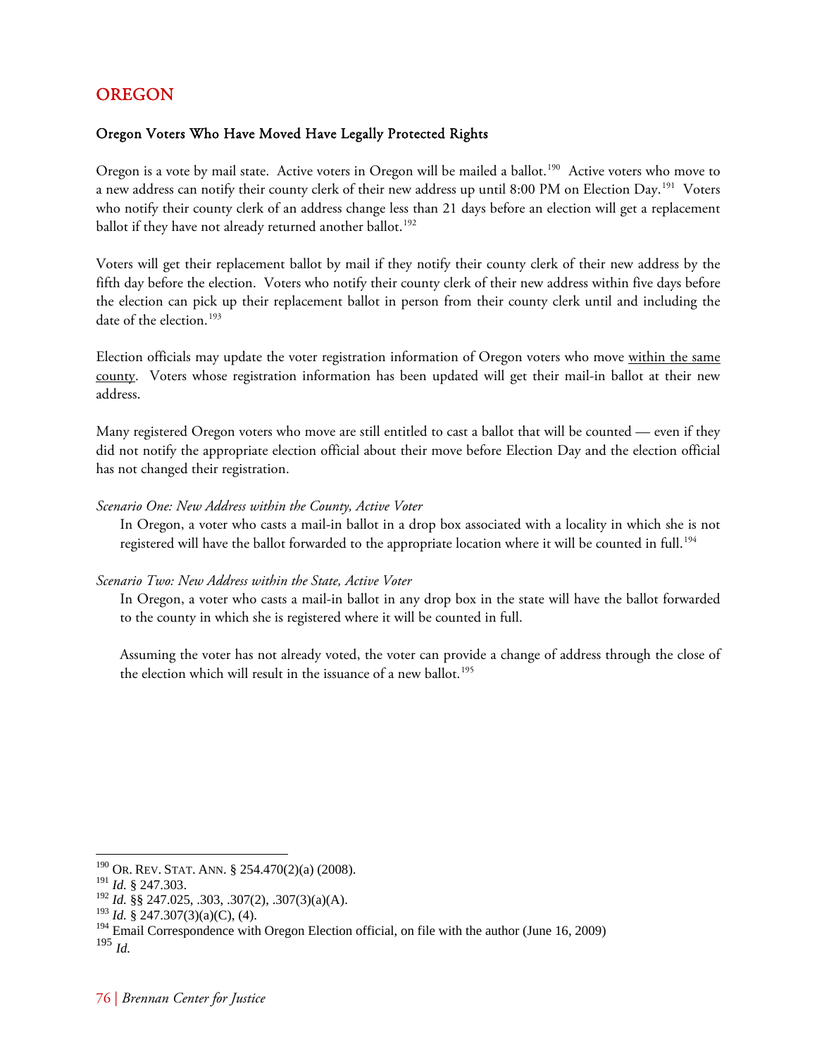## OREGON

### Oregon Voters Who Have Moved Have Legally Protected Rights

Oregon is a vote by mail state. Active voters in Oregon will be mailed a ballot.[190] Active voters who move to a new address can notify their county clerk of their new address up until 8:00 PM on Election Day.[191] Voters who notify their county clerk of an address change less than 21 days before an election will get a replacement ballot if they have not already returned another ballot.[192]

Voters will get their replacement ballot by mail if they notify their county clerk of their new address by the fifth day before the election. Voters who notify their county clerk of their new address within five days before the election can pick up their replacement ballot in person from their county clerk until and including the date of the election.[193]

Election officials may update the voter registration information of Oregon voters who move <u>within the same county</u>. Voters whose registration information has been updated will get their mail-in ballot at their new address.

Many registered Oregon voters who move are still entitled to cast a ballot that will be counted — even if they did not notify the appropriate election official about their move before Election Day and the election official has not changed their registration.

*Scenario One: New Address within the County, Active Voter*

In Oregon, a voter who casts a mail-in ballot in a drop box associated with a locality in which she is not registered will have the ballot forwarded to the appropriate location where it will be counted in full.[194]

*Scenario Two: New Address within the State, Active Voter*

In Oregon, a voter who casts a mail-in ballot in any drop box in the state will have the ballot forwarded to the county in which she is registered where it will be counted in full.

Assuming the voter has not already voted, the voter can provide a change of address through the close of the election which will result in the issuance of a new ballot.[195]

---

[190] OR. REV. STAT. ANN. § 254.470(2)(a) (2008).
[191] *Id.* § 247.303.
[192] *Id.* §§ 247.025, .303, .307(2), .307(3)(a)(A).
[193] *Id.* § 247.307(3)(a)(C), (4).
[194] Email Correspondence with Oregon Election official, on file with the author (June 16, 2009)
[195] *Id.*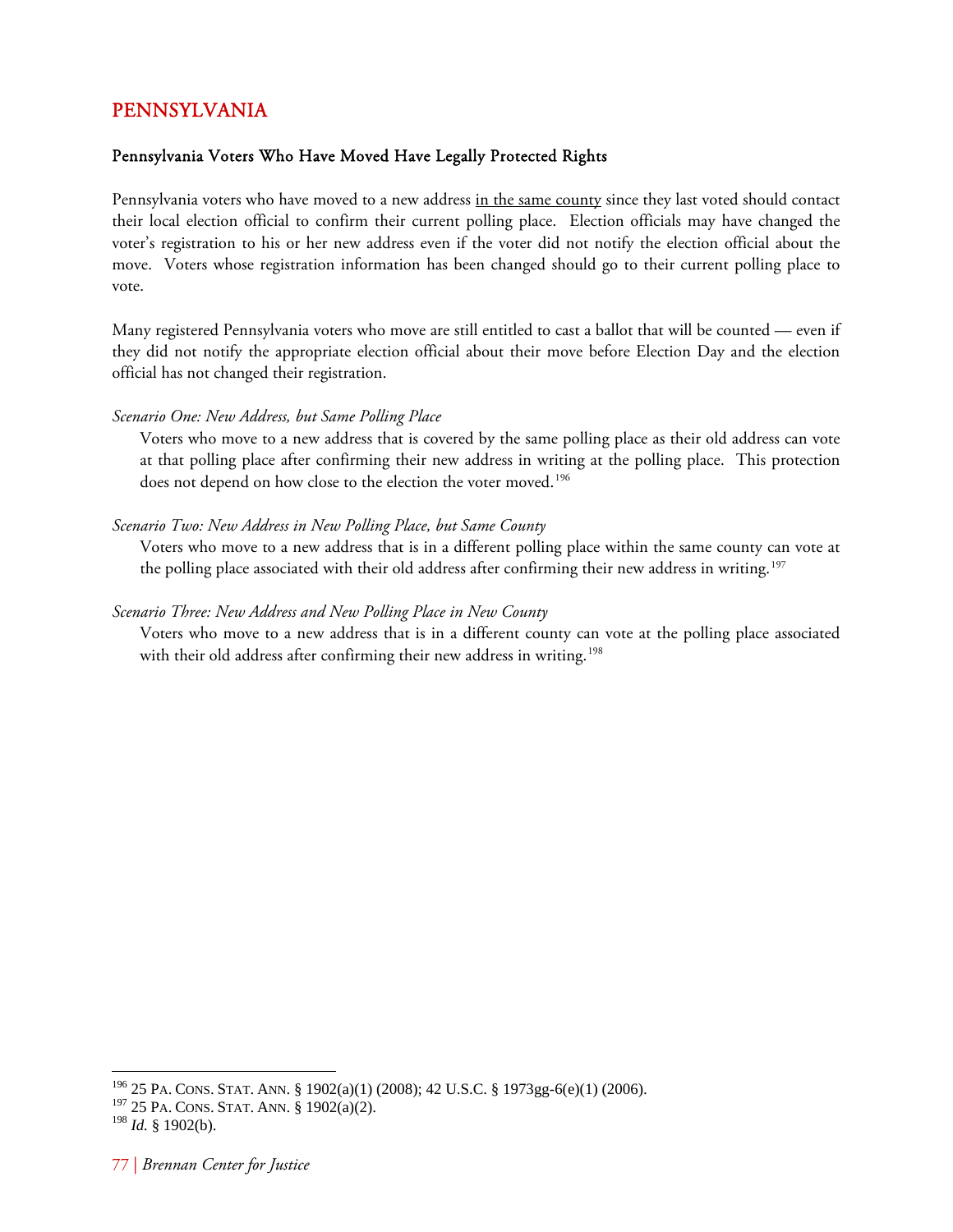# PENNSYLVANIA

## Pennsylvania Voters Who Have Moved Have Legally Protected Rights

Pennsylvania voters who have moved to a new address <u>in the same county</u> since they last voted should contact their local election official to confirm their current polling place. Election officials may have changed the voter's registration to his or her new address even if the voter did not notify the election official about the move. Voters whose registration information has been changed should go to their current polling place to vote.

Many registered Pennsylvania voters who move are still entitled to cast a ballot that will be counted — even if they did not notify the appropriate election official about their move before Election Day and the election official has not changed their registration.

*Scenario One: New Address, but Same Polling Place*

Voters who move to a new address that is covered by the same polling place as their old address can vote at that polling place after confirming their new address in writing at the polling place. This protection does not depend on how close to the election the voter moved.[196]

*Scenario Two: New Address in New Polling Place, but Same County*

Voters who move to a new address that is in a different polling place within the same county can vote at the polling place associated with their old address after confirming their new address in writing.[197]

*Scenario Three: New Address and New Polling Place in New County*

Voters who move to a new address that is in a different county can vote at the polling place associated with their old address after confirming their new address in writing.[198]

---

[196] 25 PA. CONS. STAT. ANN. § 1902(a)(1) (2008); 42 U.S.C. § 1973gg-6(e)(1) (2006).
[197] 25 PA. CONS. STAT. ANN. § 1902(a)(2).
[198] *Id.* § 1902(b).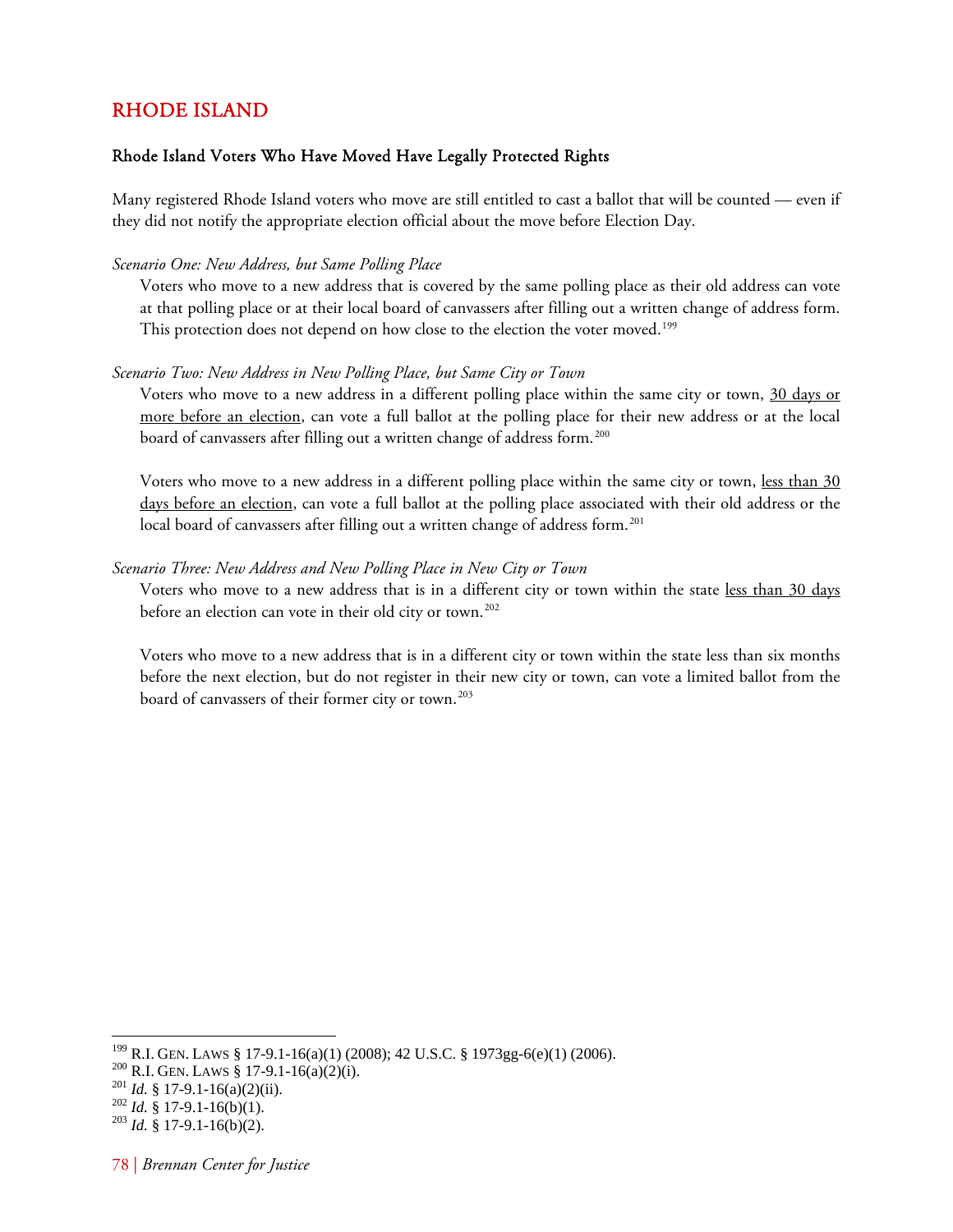## RHODE ISLAND

### Rhode Island Voters Who Have Moved Have Legally Protected Rights

Many registered Rhode Island voters who move are still entitled to cast a ballot that will be counted — even if they did not notify the appropriate election official about the move before Election Day.

*Scenario One: New Address, but Same Polling Place*

Voters who move to a new address that is covered by the same polling place as their old address can vote at that polling place or at their local board of canvassers after filling out a written change of address form. This protection does not depend on how close to the election the voter moved.[199]

*Scenario Two: New Address in New Polling Place, but Same City or Town*

Voters who move to a new address in a different polling place within the same city or town, <u>30 days or more before an election</u>, can vote a full ballot at the polling place for their new address or at the local board of canvassers after filling out a written change of address form.[200]

Voters who move to a new address in a different polling place within the same city or town, <u>less than 30 days before an election</u>, can vote a full ballot at the polling place associated with their old address or the local board of canvassers after filling out a written change of address form.[201]

*Scenario Three: New Address and New Polling Place in New City or Town*

Voters who move to a new address that is in a different city or town within the state <u>less than 30 days</u> before an election can vote in their old city or town.[202]

Voters who move to a new address that is in a different city or town within the state less than six months before the next election, but do not register in their new city or town, can vote a limited ballot from the board of canvassers of their former city or town.[203]

---

[199] R.I. GEN. LAWS § 17-9.1-16(a)(1) (2008); 42 U.S.C. § 1973gg-6(e)(1) (2006).

[200] R.I. GEN. LAWS § 17-9.1-16(a)(2)(i).

[201] *Id.* § 17-9.1-16(a)(2)(ii).

[202] *Id.* § 17-9.1-16(b)(1).

[203] *Id.* § 17-9.1-16(b)(2).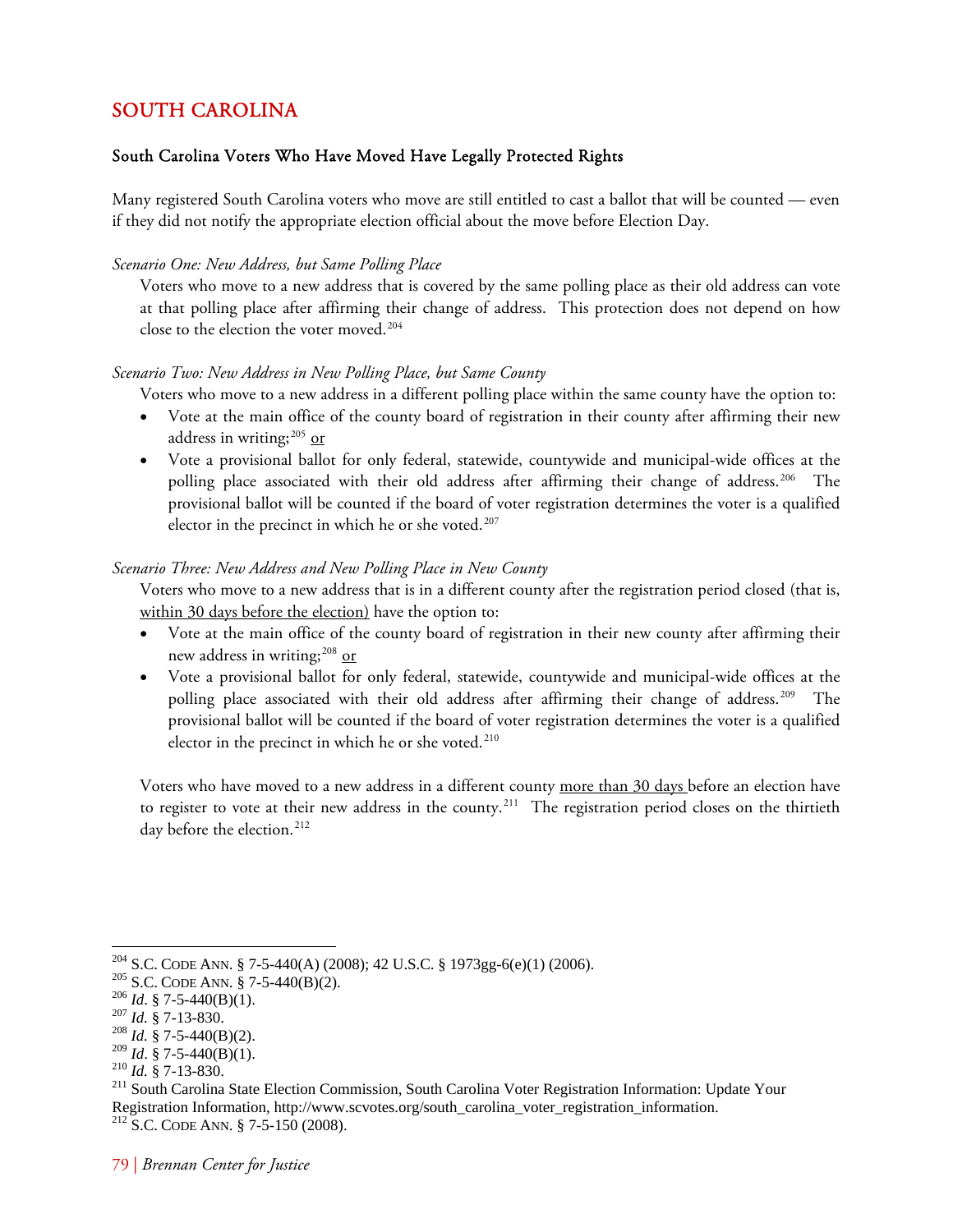## SOUTH CAROLINA

### South Carolina Voters Who Have Moved Have Legally Protected Rights

Many registered South Carolina voters who move are still entitled to cast a ballot that will be counted — even if they did not notify the appropriate election official about the move before Election Day.

*Scenario One: New Address, but Same Polling Place*

Voters who move to a new address that is covered by the same polling place as their old address can vote at that polling place after affirming their change of address. This protection does not depend on how close to the election the voter moved.[204]

*Scenario Two: New Address in New Polling Place, but Same County*

Voters who move to a new address in a different polling place within the same county have the option to:

- Vote at the main office of the county board of registration in their county after affirming their new address in writing;[205] <u>or</u>
- Vote a provisional ballot for only federal, statewide, countywide and municipal-wide offices at the polling place associated with their old address after affirming their change of address.[206] The provisional ballot will be counted if the board of voter registration determines the voter is a qualified elector in the precinct in which he or she voted.[207]

*Scenario Three: New Address and New Polling Place in New County*

Voters who move to a new address that is in a different county after the registration period closed (that is, <u>within 30 days before the election)</u> have the option to:

- Vote at the main office of the county board of registration in their new county after affirming their new address in writing;[208] <u>or</u>
- Vote a provisional ballot for only federal, statewide, countywide and municipal-wide offices at the polling place associated with their old address after affirming their change of address.[209] The provisional ballot will be counted if the board of voter registration determines the voter is a qualified elector in the precinct in which he or she voted.[210]

Voters who have moved to a new address in a different county <u>more than 30 days</u> before an election have to register to vote at their new address in the county.[211] The registration period closes on the thirtieth day before the election.[212]

---

[204] S.C. CODE ANN. § 7-5-440(A) (2008); 42 U.S.C. § 1973gg-6(e)(1) (2006).
[205] S.C. CODE ANN. § 7-5-440(B)(2).
[206] *Id*. § 7-5-440(B)(1).
[207] *Id.* § 7-13-830.
[208] *Id.* § 7-5-440(B)(2).
[209] *Id*. § 7-5-440(B)(1).
[210] *Id.* § 7-13-830.
[211] South Carolina State Election Commission, South Carolina Voter Registration Information: Update Your Registration Information, http://www.scvotes.org/south_carolina_voter_registration_information.
[212] S.C. CODE ANN. § 7-5-150 (2008).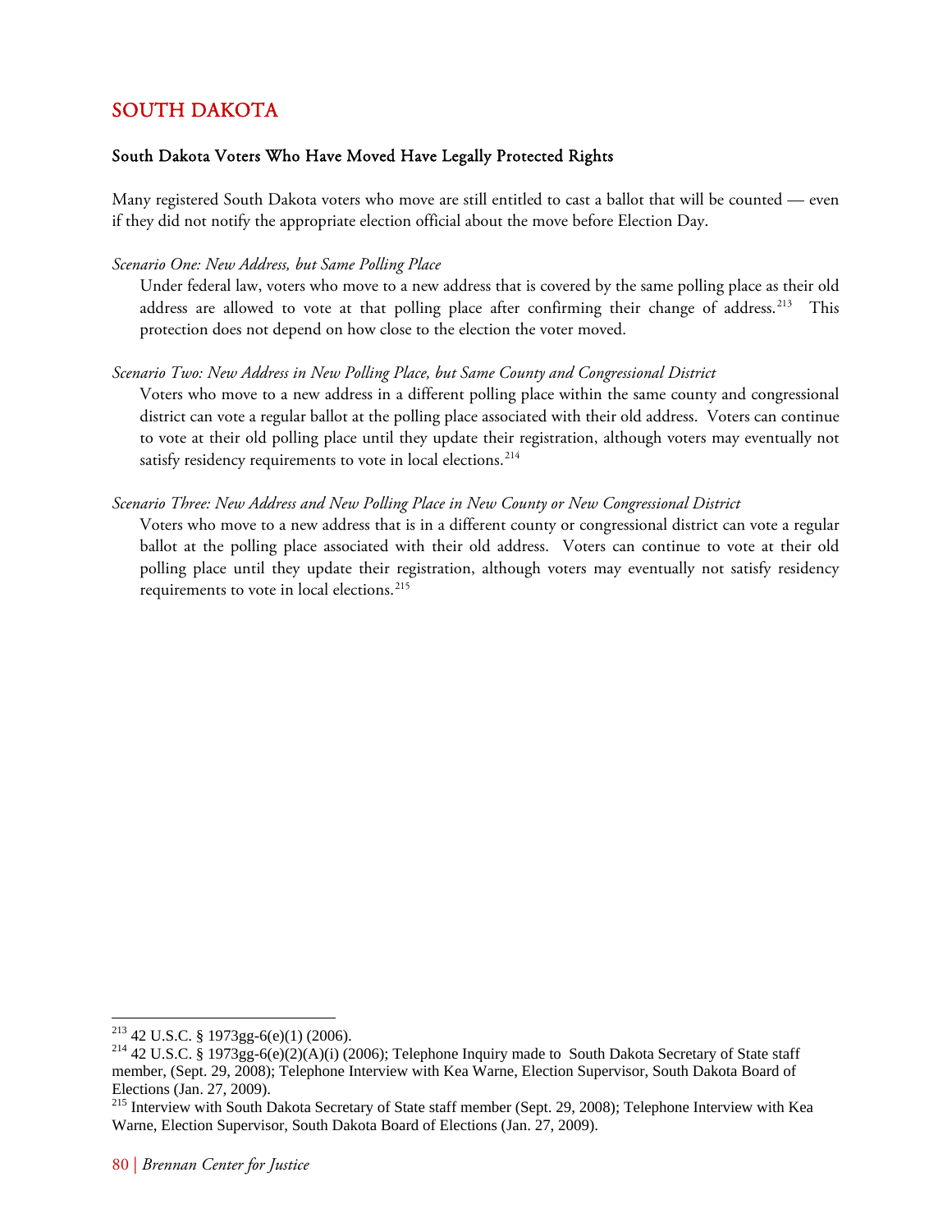## SOUTH DAKOTA

### South Dakota Voters Who Have Moved Have Legally Protected Rights

Many registered South Dakota voters who move are still entitled to cast a ballot that will be counted — even if they did not notify the appropriate election official about the move before Election Day.

*Scenario One: New Address, but Same Polling Place*

Under federal law, voters who move to a new address that is covered by the same polling place as their old address are allowed to vote at that polling place after confirming their change of address.[213] This protection does not depend on how close to the election the voter moved.

*Scenario Two: New Address in New Polling Place, but Same County and Congressional District*

Voters who move to a new address in a different polling place within the same county and congressional district can vote a regular ballot at the polling place associated with their old address. Voters can continue to vote at their old polling place until they update their registration, although voters may eventually not satisfy residency requirements to vote in local elections.[214]

*Scenario Three: New Address and New Polling Place in New County or New Congressional District*

Voters who move to a new address that is in a different county or congressional district can vote a regular ballot at the polling place associated with their old address. Voters can continue to vote at their old polling place until they update their registration, although voters may eventually not satisfy residency requirements to vote in local elections.[215]

---

[213] 42 U.S.C. § 1973gg-6(e)(1) (2006).

[214] 42 U.S.C. § 1973gg-6(e)(2)(A)(i) (2006); Telephone Inquiry made to South Dakota Secretary of State staff member, (Sept. 29, 2008); Telephone Interview with Kea Warne, Election Supervisor, South Dakota Board of Elections (Jan. 27, 2009).

[215] Interview with South Dakota Secretary of State staff member (Sept. 29, 2008); Telephone Interview with Kea Warne, Election Supervisor, South Dakota Board of Elections (Jan. 27, 2009).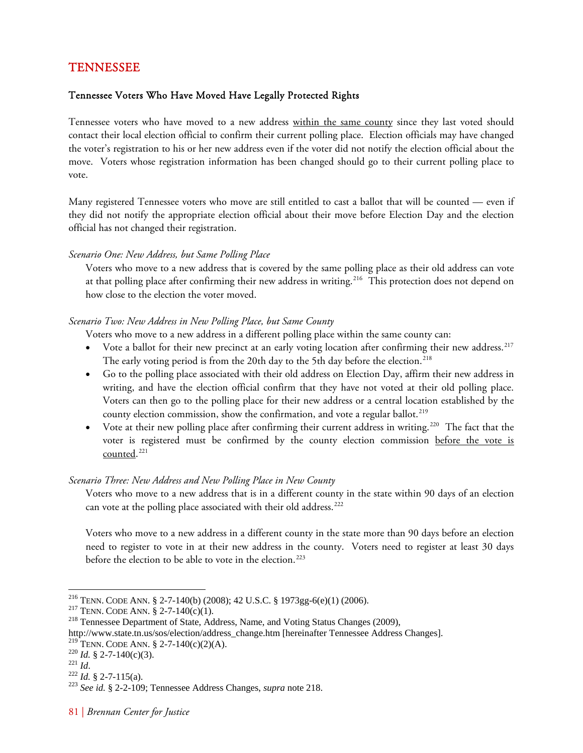# TENNESSEE

## Tennessee Voters Who Have Moved Have Legally Protected Rights

Tennessee voters who have moved to a new address within the same county since they last voted should contact their local election official to confirm their current polling place. Election officials may have changed the voter's registration to his or her new address even if the voter did not notify the election official about the move. Voters whose registration information has been changed should go to their current polling place to vote.

Many registered Tennessee voters who move are still entitled to cast a ballot that will be counted — even if they did not notify the appropriate election official about their move before Election Day and the election official has not changed their registration.

*Scenario One: New Address, but Same Polling Place*

Voters who move to a new address that is covered by the same polling place as their old address can vote at that polling place after confirming their new address in writing.[216] This protection does not depend on how close to the election the voter moved.

*Scenario Two: New Address in New Polling Place, but Same County*

Voters who move to a new address in a different polling place within the same county can:

- Vote a ballot for their new precinct at an early voting location after confirming their new address.[217] The early voting period is from the 20th day to the 5th day before the election.[218]
- Go to the polling place associated with their old address on Election Day, affirm their new address in writing, and have the election official confirm that they have not voted at their old polling place. Voters can then go to the polling place for their new address or a central location established by the county election commission, show the confirmation, and vote a regular ballot.[219]
- Vote at their new polling place after confirming their current address in writing.[220] The fact that the voter is registered must be confirmed by the county election commission before the vote is counted.[221]

*Scenario Three: New Address and New Polling Place in New County*

Voters who move to a new address that is in a different county in the state within 90 days of an election can vote at the polling place associated with their old address.[222]

Voters who move to a new address in a different county in the state more than 90 days before an election need to register to vote in at their new address in the county. Voters need to register at least 30 days before the election to be able to vote in the election.[223]

---

[216] TENN. CODE ANN. § 2-7-140(b) (2008); 42 U.S.C. § 1973gg-6(e)(1) (2006).
[217] TENN. CODE ANN. § 2-7-140(c)(1).
[218] Tennessee Department of State, Address, Name, and Voting Status Changes (2009), http://www.state.tn.us/sos/election/address_change.htm [hereinafter Tennessee Address Changes].
[219] TENN. CODE ANN. § 2-7-140(c)(2)(A).
[220] *Id.* § 2-7-140(c)(3).
[221] *Id.*
[222] *Id.* § 2-7-115(a).
[223] *See id.* § 2-2-109; Tennessee Address Changes, *supra* note 218.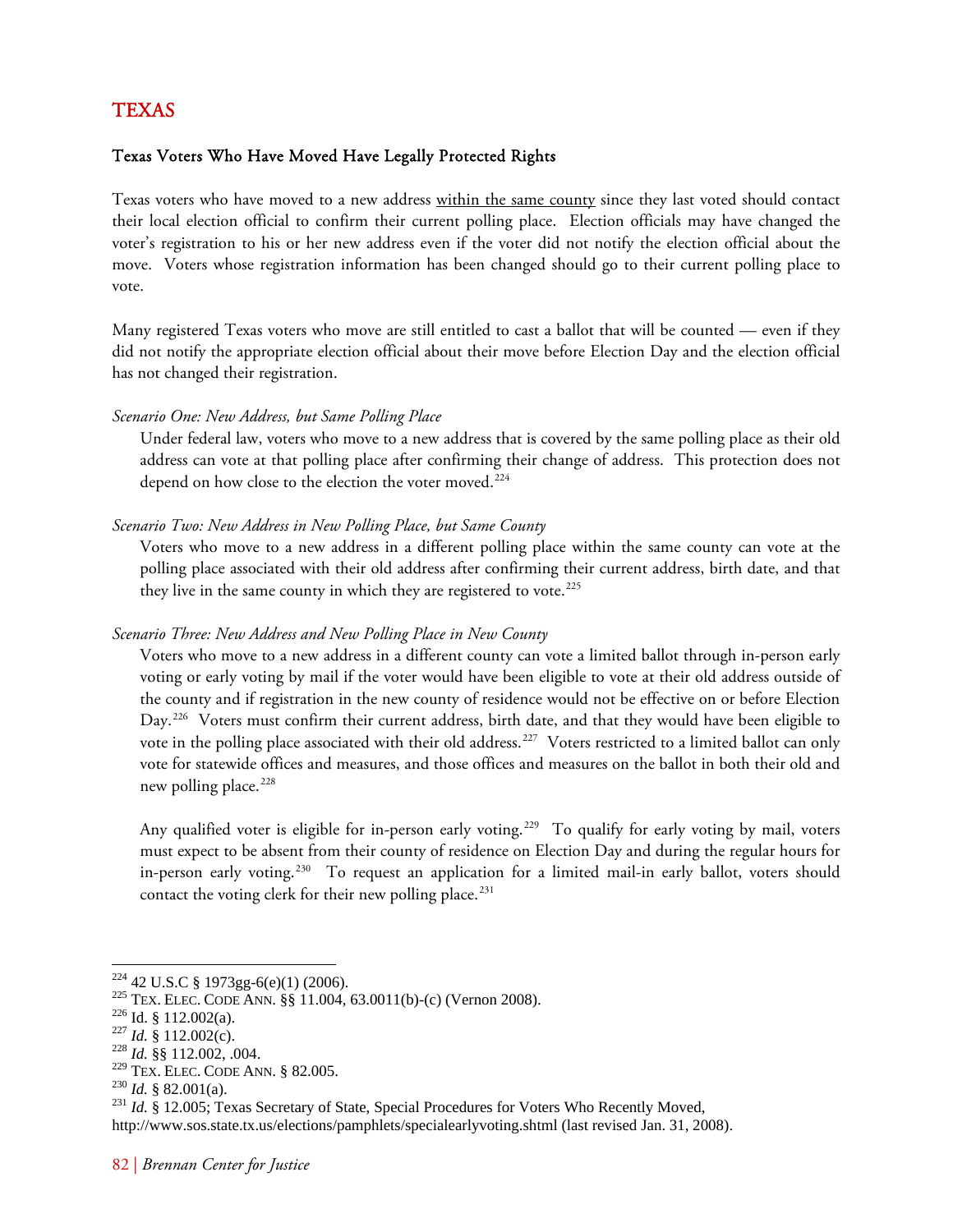# TEXAS

## Texas Voters Who Have Moved Have Legally Protected Rights

Texas voters who have moved to a new address within the same county since they last voted should contact their local election official to confirm their current polling place. Election officials may have changed the voter's registration to his or her new address even if the voter did not notify the election official about the move. Voters whose registration information has been changed should go to their current polling place to vote.

Many registered Texas voters who move are still entitled to cast a ballot that will be counted — even if they did not notify the appropriate election official about their move before Election Day and the election official has not changed their registration.

*Scenario One: New Address, but Same Polling Place*

Under federal law, voters who move to a new address that is covered by the same polling place as their old address can vote at that polling place after confirming their change of address. This protection does not depend on how close to the election the voter moved.[224]

*Scenario Two: New Address in New Polling Place, but Same County*

Voters who move to a new address in a different polling place within the same county can vote at the polling place associated with their old address after confirming their current address, birth date, and that they live in the same county in which they are registered to vote.[225]

*Scenario Three: New Address and New Polling Place in New County*

Voters who move to a new address in a different county can vote a limited ballot through in-person early voting or early voting by mail if the voter would have been eligible to vote at their old address outside of the county and if registration in the new county of residence would not be effective on or before Election Day.[226] Voters must confirm their current address, birth date, and that they would have been eligible to vote in the polling place associated with their old address.[227] Voters restricted to a limited ballot can only vote for statewide offices and measures, and those offices and measures on the ballot in both their old and new polling place.[228]

Any qualified voter is eligible for in-person early voting.[229] To qualify for early voting by mail, voters must expect to be absent from their county of residence on Election Day and during the regular hours for in-person early voting.[230] To request an application for a limited mail-in early ballot, voters should contact the voting clerk for their new polling place.[231]

---

[224] 42 U.S.C § 1973gg-6(e)(1) (2006).

[225] TEX. ELEC. CODE ANN. §§ 11.004, 63.0011(b)-(c) (Vernon 2008).

[226] Id. § 112.002(a).

[227] *Id.* § 112.002(c).

[228] *Id.* §§ 112.002, .004.

[229] TEX. ELEC. CODE ANN. § 82.005.

[230] *Id.* § 82.001(a).

[231] *Id.* § 12.005; Texas Secretary of State, Special Procedures for Voters Who Recently Moved, http://www.sos.state.tx.us/elections/pamphlets/specialearlyvoting.shtml (last revised Jan. 31, 2008).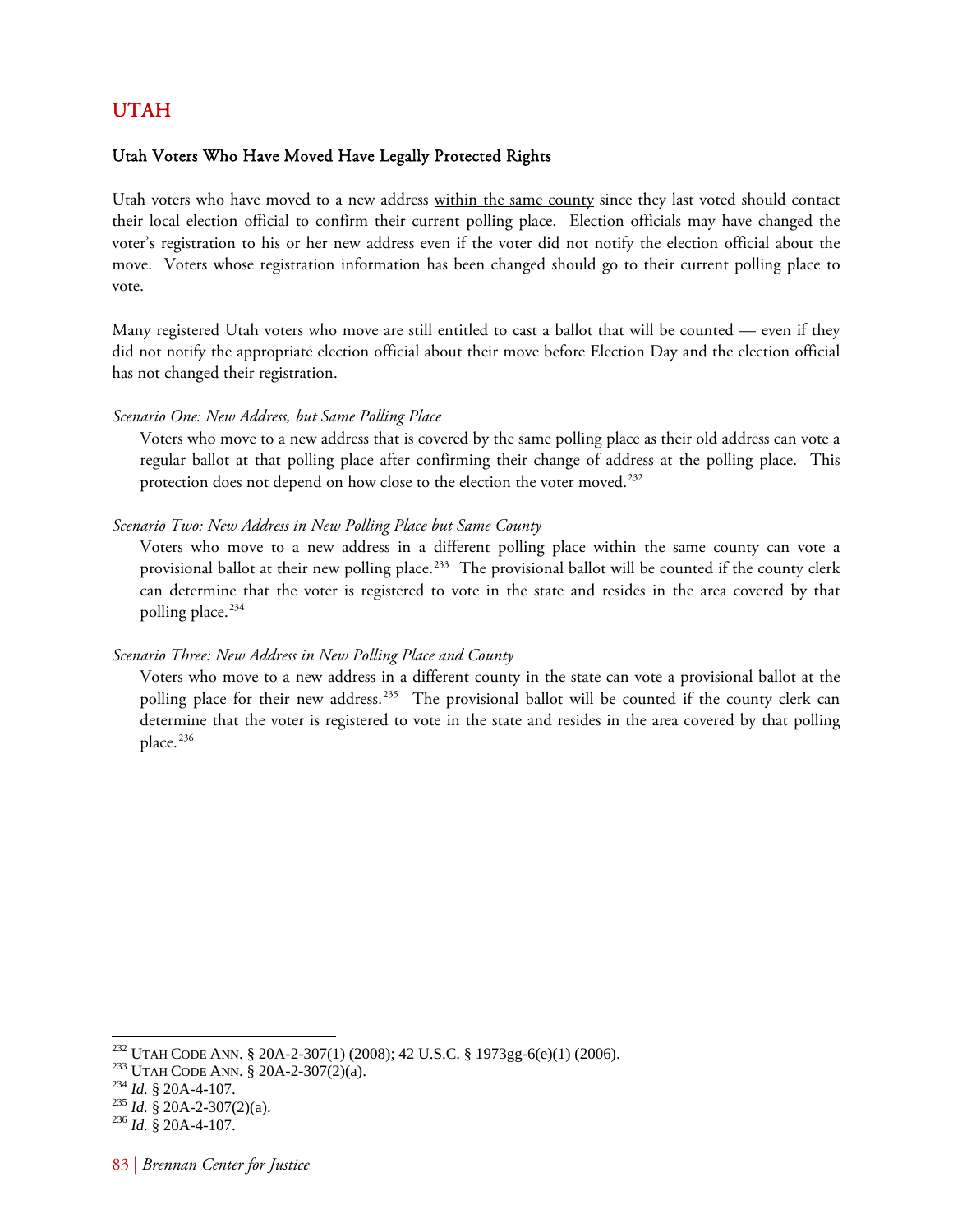## UTAH

### Utah Voters Who Have Moved Have Legally Protected Rights

Utah voters who have moved to a new address within the same county since they last voted should contact their local election official to confirm their current polling place. Election officials may have changed the voter's registration to his or her new address even if the voter did not notify the election official about the move. Voters whose registration information has been changed should go to their current polling place to vote.

Many registered Utah voters who move are still entitled to cast a ballot that will be counted — even if they did not notify the appropriate election official about their move before Election Day and the election official has not changed their registration.

*Scenario One: New Address, but Same Polling Place*

Voters who move to a new address that is covered by the same polling place as their old address can vote a regular ballot at that polling place after confirming their change of address at the polling place. This protection does not depend on how close to the election the voter moved.[232]

*Scenario Two: New Address in New Polling Place but Same County*

Voters who move to a new address in a different polling place within the same county can vote a provisional ballot at their new polling place.[233] The provisional ballot will be counted if the county clerk can determine that the voter is registered to vote in the state and resides in the area covered by that polling place.[234]

*Scenario Three: New Address in New Polling Place and County*

Voters who move to a new address in a different county in the state can vote a provisional ballot at the polling place for their new address.[235] The provisional ballot will be counted if the county clerk can determine that the voter is registered to vote in the state and resides in the area covered by that polling place.[236]

---

[232] UTAH CODE ANN. § 20A-2-307(1) (2008); 42 U.S.C. § 1973gg-6(e)(1) (2006).
[233] UTAH CODE ANN. § 20A-2-307(2)(a).
[234] *Id.* § 20A-4-107.
[235] *Id.* § 20A-2-307(2)(a).
[236] *Id.* § 20A-4-107.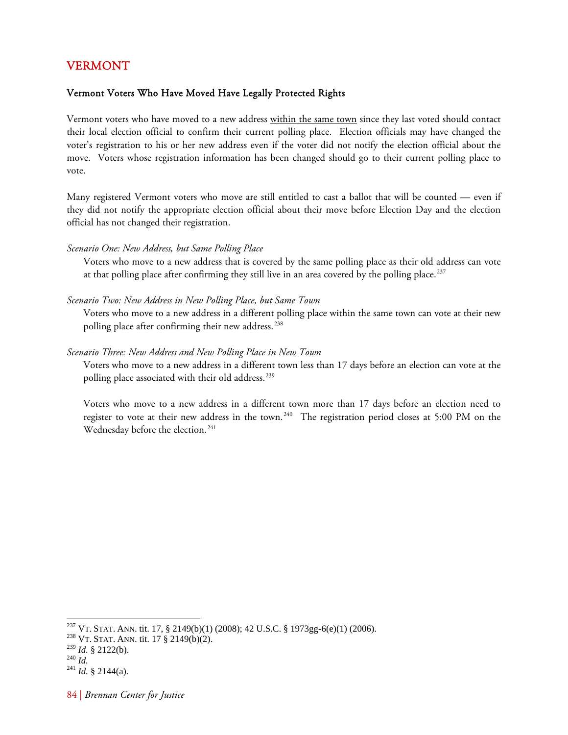## VERMONT

### Vermont Voters Who Have Moved Have Legally Protected Rights

Vermont voters who have moved to a new address within the same town since they last voted should contact their local election official to confirm their current polling place. Election officials may have changed the voter's registration to his or her new address even if the voter did not notify the election official about the move. Voters whose registration information has been changed should go to their current polling place to vote.

Many registered Vermont voters who move are still entitled to cast a ballot that will be counted — even if they did not notify the appropriate election official about their move before Election Day and the election official has not changed their registration.

*Scenario One: New Address, but Same Polling Place*

Voters who move to a new address that is covered by the same polling place as their old address can vote at that polling place after confirming they still live in an area covered by the polling place.[237]

*Scenario Two: New Address in New Polling Place, but Same Town*

Voters who move to a new address in a different polling place within the same town can vote at their new polling place after confirming their new address.[238]

*Scenario Three: New Address and New Polling Place in New Town*

Voters who move to a new address in a different town less than 17 days before an election can vote at the polling place associated with their old address.[239]

Voters who move to a new address in a different town more than 17 days before an election need to register to vote at their new address in the town.[240] The registration period closes at 5:00 PM on the Wednesday before the election.[241]

---

[237] VT. STAT. ANN. tit. 17, § 2149(b)(1) (2008); 42 U.S.C. § 1973gg-6(e)(1) (2006).
[238] VT. STAT. ANN. tit. 17 § 2149(b)(2).
[239] *Id.* § 2122(b).
[240] *Id.*
[241] *Id.* § 2144(a).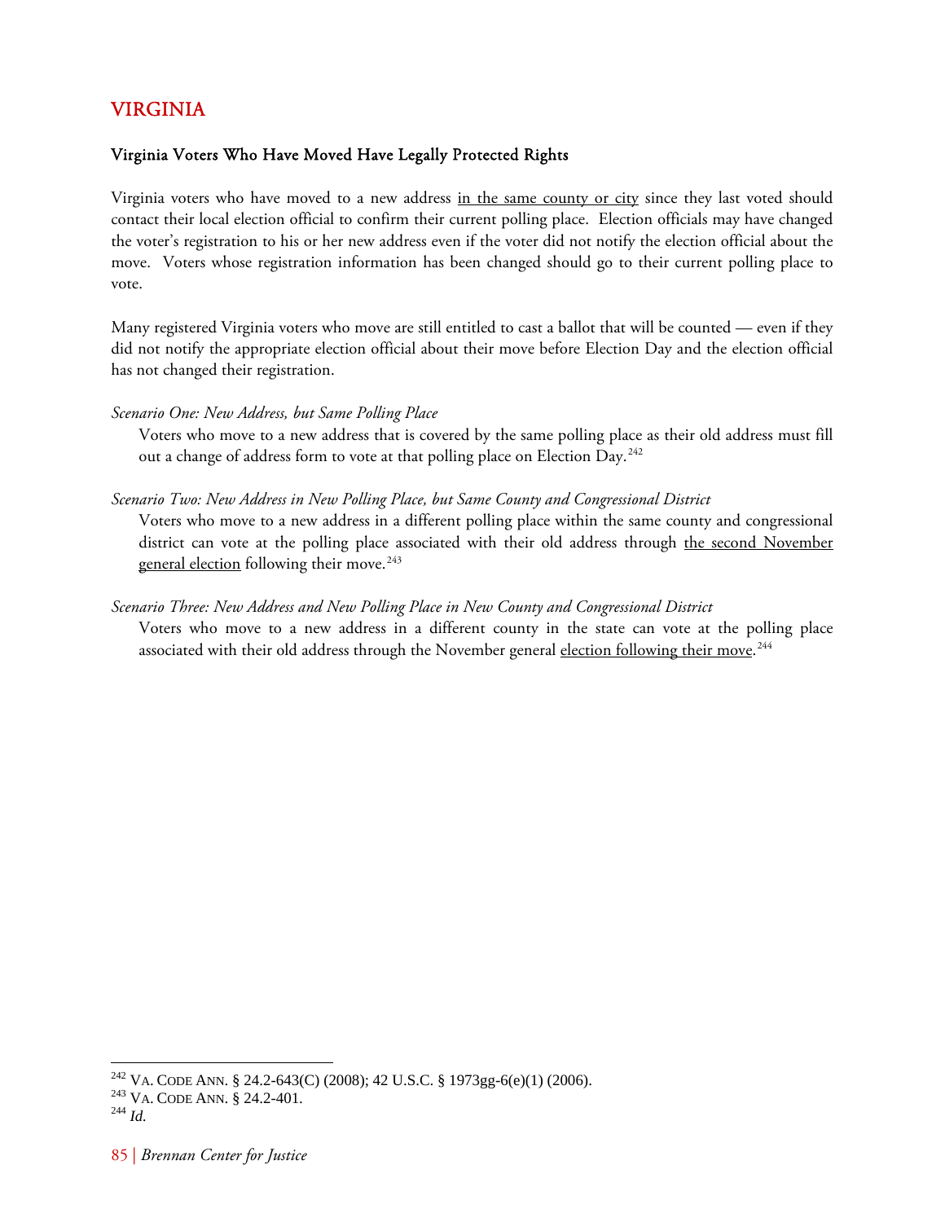# VIRGINIA

## Virginia Voters Who Have Moved Have Legally Protected Rights

Virginia voters who have moved to a new address in the same county or city since they last voted should contact their local election official to confirm their current polling place. Election officials may have changed the voter's registration to his or her new address even if the voter did not notify the election official about the move. Voters whose registration information has been changed should go to their current polling place to vote.

Many registered Virginia voters who move are still entitled to cast a ballot that will be counted — even if they did not notify the appropriate election official about their move before Election Day and the election official has not changed their registration.

*Scenario One: New Address, but Same Polling Place*

Voters who move to a new address that is covered by the same polling place as their old address must fill out a change of address form to vote at that polling place on Election Day.[242]

*Scenario Two: New Address in New Polling Place, but Same County and Congressional District*

Voters who move to a new address in a different polling place within the same county and congressional district can vote at the polling place associated with their old address through the second November general election following their move.[243]

*Scenario Three: New Address and New Polling Place in New County and Congressional District*

Voters who move to a new address in a different county in the state can vote at the polling place associated with their old address through the November general election following their move.[244]

---

[242] VA. CODE ANN. § 24.2-643(C) (2008); 42 U.S.C. § 1973gg-6(e)(1) (2006).
[243] VA. CODE ANN. § 24.2-401.
[244] *Id.*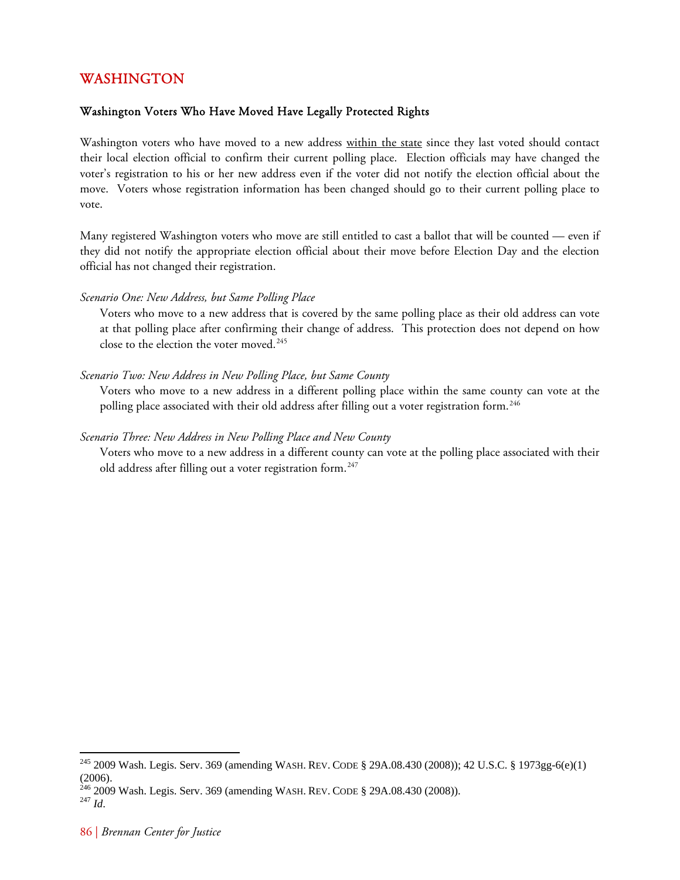# WASHINGTON

## Washington Voters Who Have Moved Have Legally Protected Rights

Washington voters who have moved to a new address <u>within the state</u> since they last voted should contact their local election official to confirm their current polling place. Election officials may have changed the voter's registration to his or her new address even if the voter did not notify the election official about the move. Voters whose registration information has been changed should go to their current polling place to vote.

Many registered Washington voters who move are still entitled to cast a ballot that will be counted — even if they did not notify the appropriate election official about their move before Election Day and the election official has not changed their registration.

*Scenario One: New Address, but Same Polling Place*

Voters who move to a new address that is covered by the same polling place as their old address can vote at that polling place after confirming their change of address. This protection does not depend on how close to the election the voter moved.[245]

*Scenario Two: New Address in New Polling Place, but Same County*

Voters who move to a new address in a different polling place within the same county can vote at the polling place associated with their old address after filling out a voter registration form.[246]

*Scenario Three: New Address in New Polling Place and New County*

Voters who move to a new address in a different county can vote at the polling place associated with their old address after filling out a voter registration form.[247]

---

[245] 2009 Wash. Legis. Serv. 369 (amending WASH. REV. CODE § 29A.08.430 (2008)); 42 U.S.C. § 1973gg-6(e)(1) (2006).

[246] 2009 Wash. Legis. Serv. 369 (amending WASH. REV. CODE § 29A.08.430 (2008)).

[247] *Id*.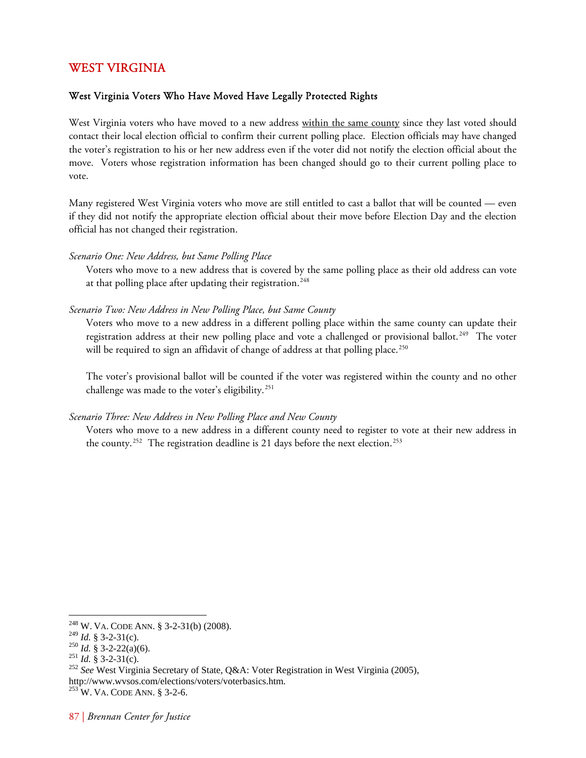## WEST VIRGINIA

### West Virginia Voters Who Have Moved Have Legally Protected Rights

West Virginia voters who have moved to a new address within the same county since they last voted should contact their local election official to confirm their current polling place. Election officials may have changed the voter's registration to his or her new address even if the voter did not notify the election official about the move. Voters whose registration information has been changed should go to their current polling place to vote.

Many registered West Virginia voters who move are still entitled to cast a ballot that will be counted — even if they did not notify the appropriate election official about their move before Election Day and the election official has not changed their registration.

*Scenario One: New Address, but Same Polling Place*

Voters who move to a new address that is covered by the same polling place as their old address can vote at that polling place after updating their registration.[248]

*Scenario Two: New Address in New Polling Place, but Same County*

Voters who move to a new address in a different polling place within the same county can update their registration address at their new polling place and vote a challenged or provisional ballot.[249] The voter will be required to sign an affidavit of change of address at that polling place.[250]

The voter's provisional ballot will be counted if the voter was registered within the county and no other challenge was made to the voter's eligibility.[251]

*Scenario Three: New Address in New Polling Place and New County*

Voters who move to a new address in a different county need to register to vote at their new address in the county.[252] The registration deadline is 21 days before the next election.[253]

---

[248] W. VA. CODE ANN. § 3-2-31(b) (2008).
[249] *Id.* § 3-2-31(c).
[250] *Id.* § 3-2-22(a)(6).
[251] *Id.* § 3-2-31(c).
[252] *See* West Virginia Secretary of State, Q&A: Voter Registration in West Virginia (2005), http://www.wvsos.com/elections/voters/voterbasics.htm.
[253] W. VA. CODE ANN. § 3-2-6.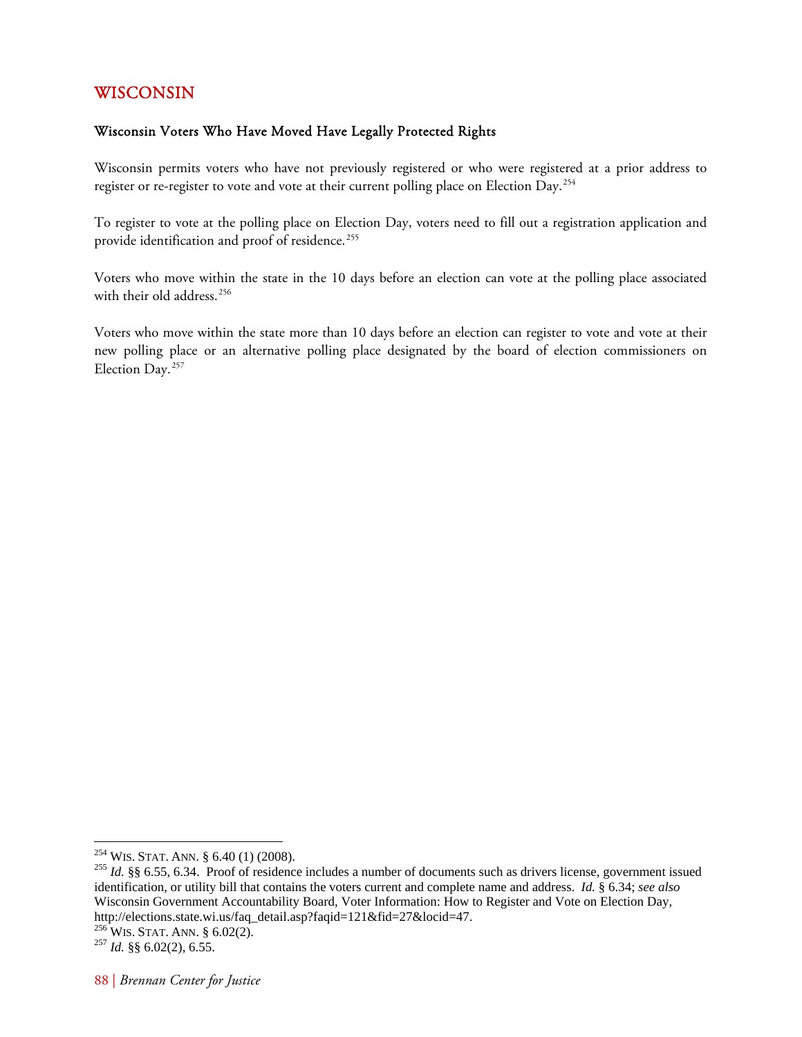# WISCONSIN

### Wisconsin Voters Who Have Moved Have Legally Protected Rights

Wisconsin permits voters who have not previously registered or who were registered at a prior address to register or re-register to vote and vote at their current polling place on Election Day.[254]

To register to vote at the polling place on Election Day, voters need to fill out a registration application and provide identification and proof of residence.[255]

Voters who move within the state in the 10 days before an election can vote at the polling place associated with their old address.[256]

Voters who move within the state more than 10 days before an election can register to vote and vote at their new polling place or an alternative polling place designated by the board of election commissioners on Election Day.[257]

---

[254] WIS. STAT. ANN. § 6.40 (1) (2008).
[255] *Id.* §§ 6.55, 6.34. Proof of residence includes a number of documents such as drivers license, government issued identification, or utility bill that contains the voters current and complete name and address. *Id.* § 6.34; *see also* Wisconsin Government Accountability Board, Voter Information: How to Register and Vote on Election Day, http://elections.state.wi.us/faq_detail.asp?faqid=121&fid=27&locid=47.
[256] WIS. STAT. ANN. § 6.02(2).
[257] *Id.* §§ 6.02(2), 6.55.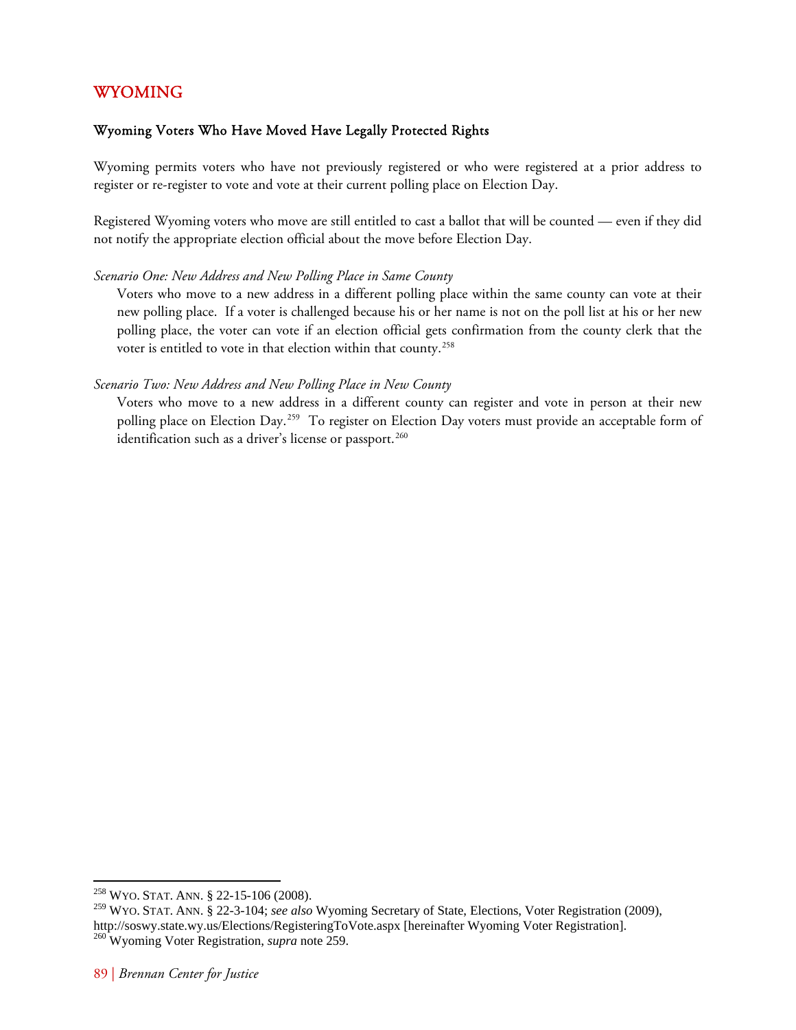## WYOMING

### Wyoming Voters Who Have Moved Have Legally Protected Rights

Wyoming permits voters who have not previously registered or who were registered at a prior address to register or re-register to vote and vote at their current polling place on Election Day.

Registered Wyoming voters who move are still entitled to cast a ballot that will be counted — even if they did not notify the appropriate election official about the move before Election Day.

*Scenario One: New Address and New Polling Place in Same County*

Voters who move to a new address in a different polling place within the same county can vote at their new polling place. If a voter is challenged because his or her name is not on the poll list at his or her new polling place, the voter can vote if an election official gets confirmation from the county clerk that the voter is entitled to vote in that election within that county.[258]

*Scenario Two: New Address and New Polling Place in New County*

Voters who move to a new address in a different county can register and vote in person at their new polling place on Election Day.[259] To register on Election Day voters must provide an acceptable form of identification such as a driver's license or passport.[260]

---

[258] WYO. STAT. ANN. § 22-15-106 (2008).

[259] WYO. STAT. ANN. § 22-3-104; *see also* Wyoming Secretary of State, Elections, Voter Registration (2009), http://soswy.state.wy.us/Elections/RegisteringToVote.aspx [hereinafter Wyoming Voter Registration].

[260] Wyoming Voter Registration, *supra* note 259.